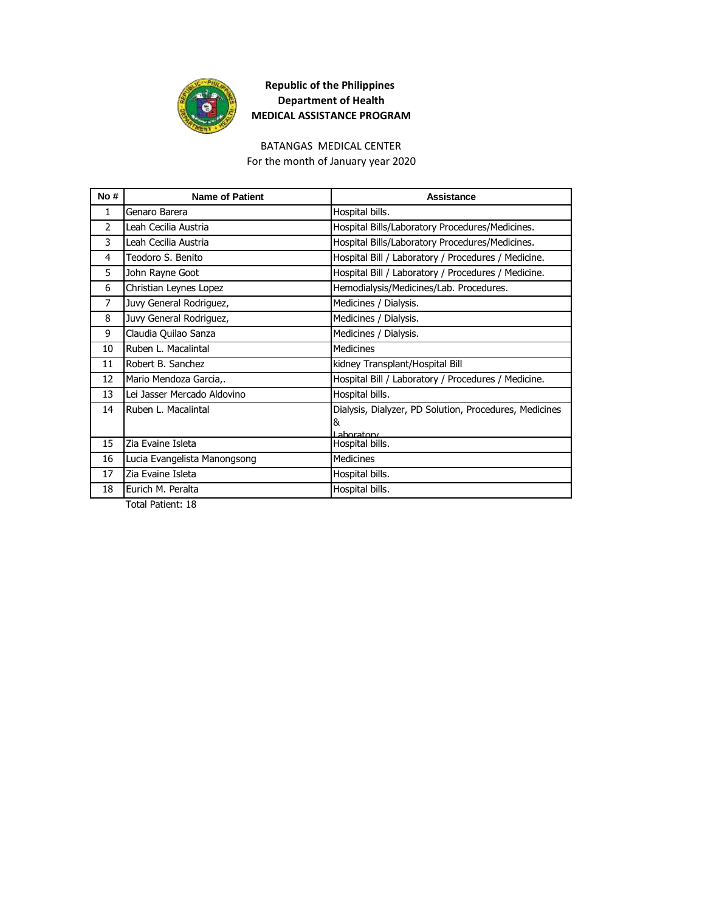**Republic of the Philippines**
**Department of Health**
**MEDICAL ASSISTANCE PROGRAM**

BATANGAS MEDICAL CENTER
For the month of January year 2020

| No # | Name of Patient | Assistance |
|---|---|---|
| 1 | Genaro Barera | Hospital bills. |
| 2 | Leah Cecilia Austria | Hospital Bills/Laboratory Procedures/Medicines. |
| 3 | Leah Cecilia Austria | Hospital Bills/Laboratory Procedures/Medicines. |
| 4 | Teodoro S. Benito | Hospital Bill / Laboratory / Procedures / Medicine. |
| 5 | John Rayne Goot | Hospital Bill / Laboratory / Procedures / Medicine. |
| 6 | Christian Leynes Lopez | Hemodialysis/Medicines/Lab. Procedures. |
| 7 | Juvy General Rodriguez, | Medicines / Dialysis. |
| 8 | Juvy General Rodriguez, | Medicines / Dialysis. |
| 9 | Claudia Quilao Sanza | Medicines / Dialysis. |
| 10 | Ruben L. Macalintal | Medicines |
| 11 | Robert B. Sanchez | kidney Transplant/Hospital Bill |
| 12 | Mario Mendoza Garcia,. | Hospital Bill / Laboratory / Procedures / Medicine. |
| 13 | Lei Jasser Mercado Aldovino | Hospital bills. |
| 14 | Ruben L. Macalintal | Dialysis, Dialyzer, PD Solution, Procedures, Medicines & Laboratory |
| 15 | Zia Evaine Isleta | Hospital bills. |
| 16 | Lucia Evangelista Manongsong | Medicines |
| 17 | Zia Evaine Isleta | Hospital bills. |
| 18 | Eurich M. Peralta | Hospital bills. |

Total Patient: 18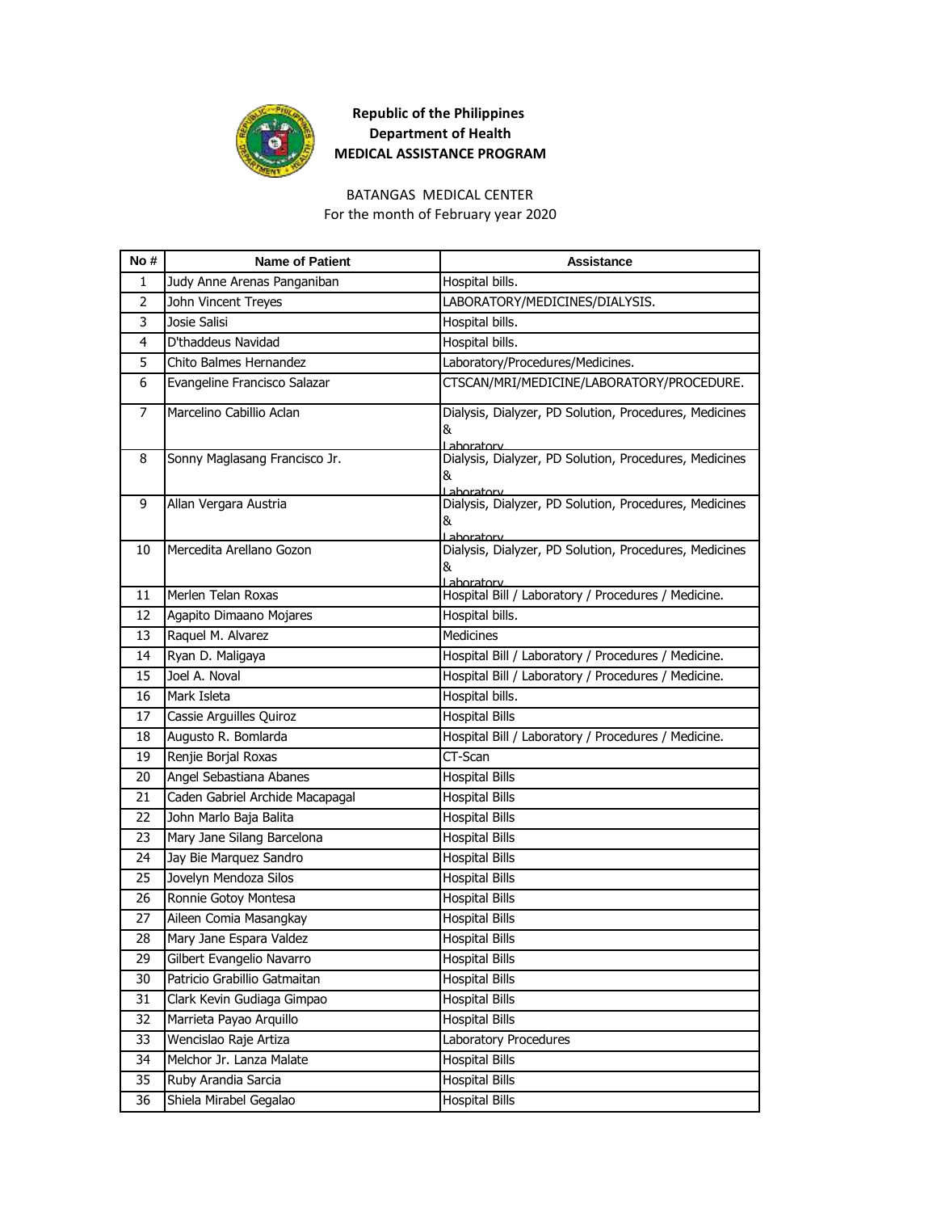**Republic of the Philippines**
**Department of Health**
**MEDICAL ASSISTANCE PROGRAM**

BATANGAS MEDICAL CENTER
For the month of February year 2020

| No # | Name of Patient | Assistance |
|---|---|---|
| 1 | Judy Anne Arenas Panganiban | Hospital bills. |
| 2 | John Vincent Treyes | LABORATORY/MEDICINES/DIALYSIS. |
| 3 | Josie Salisi | Hospital bills. |
| 4 | D'thaddeus Navidad | Hospital bills. |
| 5 | Chito Balmes Hernandez | Laboratory/Procedures/Medicines. |
| 6 | Evangeline Francisco Salazar | CTSCAN/MRI/MEDICINE/LABORATORY/PROCEDURE. |
| 7 | Marcelino Cabillio Aclan | Dialysis, Dialyzer, PD Solution, Procedures, Medicines & Laboratory |
| 8 | Sonny Maglasang Francisco Jr. | Dialysis, Dialyzer, PD Solution, Procedures, Medicines & Laboratory |
| 9 | Allan Vergara Austria | Dialysis, Dialyzer, PD Solution, Procedures, Medicines & Laboratory |
| 10 | Mercedita Arellano Gozon | Dialysis, Dialyzer, PD Solution, Procedures, Medicines & Laboratory |
| 11 | Merlen Telan Roxas | Hospital Bill / Laboratory / Procedures / Medicine. |
| 12 | Agapito Dimaano Mojares | Hospital bills. |
| 13 | Raquel M. Alvarez | Medicines |
| 14 | Ryan D. Maligaya | Hospital Bill / Laboratory / Procedures / Medicine. |
| 15 | Joel A. Noval | Hospital Bill / Laboratory / Procedures / Medicine. |
| 16 | Mark Isleta | Hospital bills. |
| 17 | Cassie Arguilles Quiroz | Hospital Bills |
| 18 | Augusto R. Bomlarda | Hospital Bill / Laboratory / Procedures / Medicine. |
| 19 | Renjie Borjal Roxas | CT-Scan |
| 20 | Angel Sebastiana Abanes | Hospital Bills |
| 21 | Caden Gabriel Archide Macapagal | Hospital Bills |
| 22 | John Marlo Baja Balita | Hospital Bills |
| 23 | Mary Jane Silang Barcelona | Hospital Bills |
| 24 | Jay Bie Marquez Sandro | Hospital Bills |
| 25 | Jovelyn Mendoza Silos | Hospital Bills |
| 26 | Ronnie Gotoy Montesa | Hospital Bills |
| 27 | Aileen Comia Masangkay | Hospital Bills |
| 28 | Mary Jane Espara Valdez | Hospital Bills |
| 29 | Gilbert Evangelio Navarro | Hospital Bills |
| 30 | Patricio Grabillio Gatmaitan | Hospital Bills |
| 31 | Clark Kevin Gudiaga Gimpao | Hospital Bills |
| 32 | Marrieta Payao Arquillo | Hospital Bills |
| 33 | Wencislao Raje Artiza | Laboratory Procedures |
| 34 | Melchor Jr. Lanza Malate | Hospital Bills |
| 35 | Ruby Arandia Sarcia | Hospital Bills |
| 36 | Shiela Mirabel Gegalao | Hospital Bills |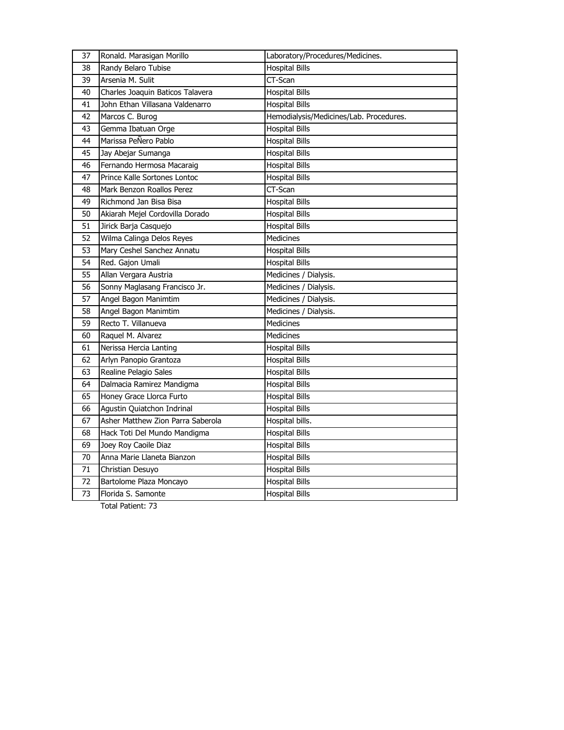| 37 | Ronald. Marasigan Morillo | Laboratory/Procedures/Medicines. |
|---|---|---|
| 38 | Randy Belaro Tubise | Hospital Bills |
| 39 | Arsenia M. Sulit | CT-Scan |
| 40 | Charles Joaquin Baticos Talavera | Hospital Bills |
| 41 | John Ethan Villasana Valdenarro | Hospital Bills |
| 42 | Marcos C. Burog | Hemodialysis/Medicines/Lab. Procedures. |
| 43 | Gemma Ibatuan Orge | Hospital Bills |
| 44 | Marissa PeÑero Pablo | Hospital Bills |
| 45 | Jay Abejar Sumanga | Hospital Bills |
| 46 | Fernando Hermosa Macaraig | Hospital Bills |
| 47 | Prince Kalle Sortones Lontoc | Hospital Bills |
| 48 | Mark Benzon Roallos Perez | CT-Scan |
| 49 | Richmond Jan Bisa Bisa | Hospital Bills |
| 50 | Akiarah Mejel Cordovilla Dorado | Hospital Bills |
| 51 | Jirick Barja Casquejo | Hospital Bills |
| 52 | Wilma Calinga Delos Reyes | Medicines |
| 53 | Mary Ceshel Sanchez Annatu | Hospital Bills |
| 54 | Red. Gajon Umali | Hospital Bills |
| 55 | Allan Vergara Austria | Medicines / Dialysis. |
| 56 | Sonny Maglasang Francisco Jr. | Medicines / Dialysis. |
| 57 | Angel Bagon Manimtim | Medicines / Dialysis. |
| 58 | Angel Bagon Manimtim | Medicines / Dialysis. |
| 59 | Recto T. Villanueva | Medicines |
| 60 | Raquel M. Alvarez | Medicines |
| 61 | Nerissa Hercia Lanting | Hospital Bills |
| 62 | Arlyn Panopio Grantoza | Hospital Bills |
| 63 | Realine Pelagio Sales | Hospital Bills |
| 64 | Dalmacia Ramirez Mandigma | Hospital Bills |
| 65 | Honey Grace Llorca Furto | Hospital Bills |
| 66 | Agustin Quiatchon Indrinal | Hospital Bills |
| 67 | Asher Matthew Zion Parra Saberola | Hospital bills. |
| 68 | Hack Toti Del Mundo Mandigma | Hospital Bills |
| 69 | Joey Roy Caoile Diaz | Hospital Bills |
| 70 | Anna Marie Llaneta Bianzon | Hospital Bills |
| 71 | Christian Desuyo | Hospital Bills |
| 72 | Bartolome Plaza Moncayo | Hospital Bills |
| 73 | Florida S. Samonte | Hospital Bills |

Total Patient: 73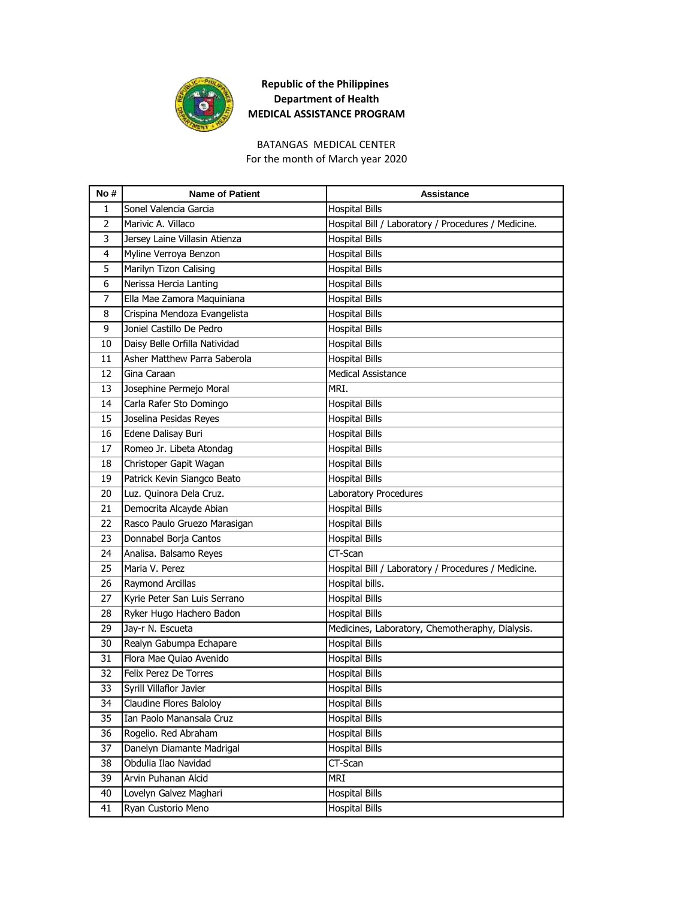**Republic of the Philippines**
**Department of Health**
**MEDICAL ASSISTANCE PROGRAM**

BATANGAS MEDICAL CENTER
For the month of March year 2020

| No # | Name of Patient | Assistance |
|---|---|---|
| 1 | Sonel Valencia Garcia | Hospital Bills |
| 2 | Marivic A. Villaco | Hospital Bill / Laboratory / Procedures / Medicine. |
| 3 | Jersey Laine Villasin Atienza | Hospital Bills |
| 4 | Myline Verroya Benzon | Hospital Bills |
| 5 | Marilyn Tizon Calising | Hospital Bills |
| 6 | Nerissa Hercia Lanting | Hospital Bills |
| 7 | Ella Mae Zamora Maquiniana | Hospital Bills |
| 8 | Crispina Mendoza Evangelista | Hospital Bills |
| 9 | Joniel Castillo De Pedro | Hospital Bills |
| 10 | Daisy Belle Orfilla Natividad | Hospital Bills |
| 11 | Asher Matthew Parra Saberola | Hospital Bills |
| 12 | Gina Caraan | Medical Assistance |
| 13 | Josephine Permejo Moral | MRI. |
| 14 | Carla Rafer Sto Domingo | Hospital Bills |
| 15 | Joselina Pesidas Reyes | Hospital Bills |
| 16 | Edene Dalisay Buri | Hospital Bills |
| 17 | Romeo Jr. Libeta Atondag | Hospital Bills |
| 18 | Christoper Gapit Wagan | Hospital Bills |
| 19 | Patrick Kevin Siangco Beato | Hospital Bills |
| 20 | Luz. Quinora Dela Cruz. | Laboratory Procedures |
| 21 | Democrita Alcayde Abian | Hospital Bills |
| 22 | Rasco Paulo Gruezo Marasigan | Hospital Bills |
| 23 | Donnabel Borja Cantos | Hospital Bills |
| 24 | Analisa. Balsamo Reyes | CT-Scan |
| 25 | Maria V. Perez | Hospital Bill / Laboratory / Procedures / Medicine. |
| 26 | Raymond Arcillas | Hospital bills. |
| 27 | Kyrie Peter San Luis Serrano | Hospital Bills |
| 28 | Ryker Hugo Hachero Badon | Hospital Bills |
| 29 | Jay-r N. Escueta | Medicines, Laboratory, Chemotheraphy, Dialysis. |
| 30 | Realyn Gabumpa Echapare | Hospital Bills |
| 31 | Flora Mae Quiao Avenido | Hospital Bills |
| 32 | Felix Perez De Torres | Hospital Bills |
| 33 | Syrill Villaflor Javier | Hospital Bills |
| 34 | Claudine Flores Baloloy | Hospital Bills |
| 35 | Ian Paolo Manansala Cruz | Hospital Bills |
| 36 | Rogelio. Red Abraham | Hospital Bills |
| 37 | Danelyn Diamante Madrigal | Hospital Bills |
| 38 | Obdulia Ilao Navidad | CT-Scan |
| 39 | Arvin Puhanan Alcid | MRI |
| 40 | Lovelyn Galvez Maghari | Hospital Bills |
| 41 | Ryan Custorio Meno | Hospital Bills |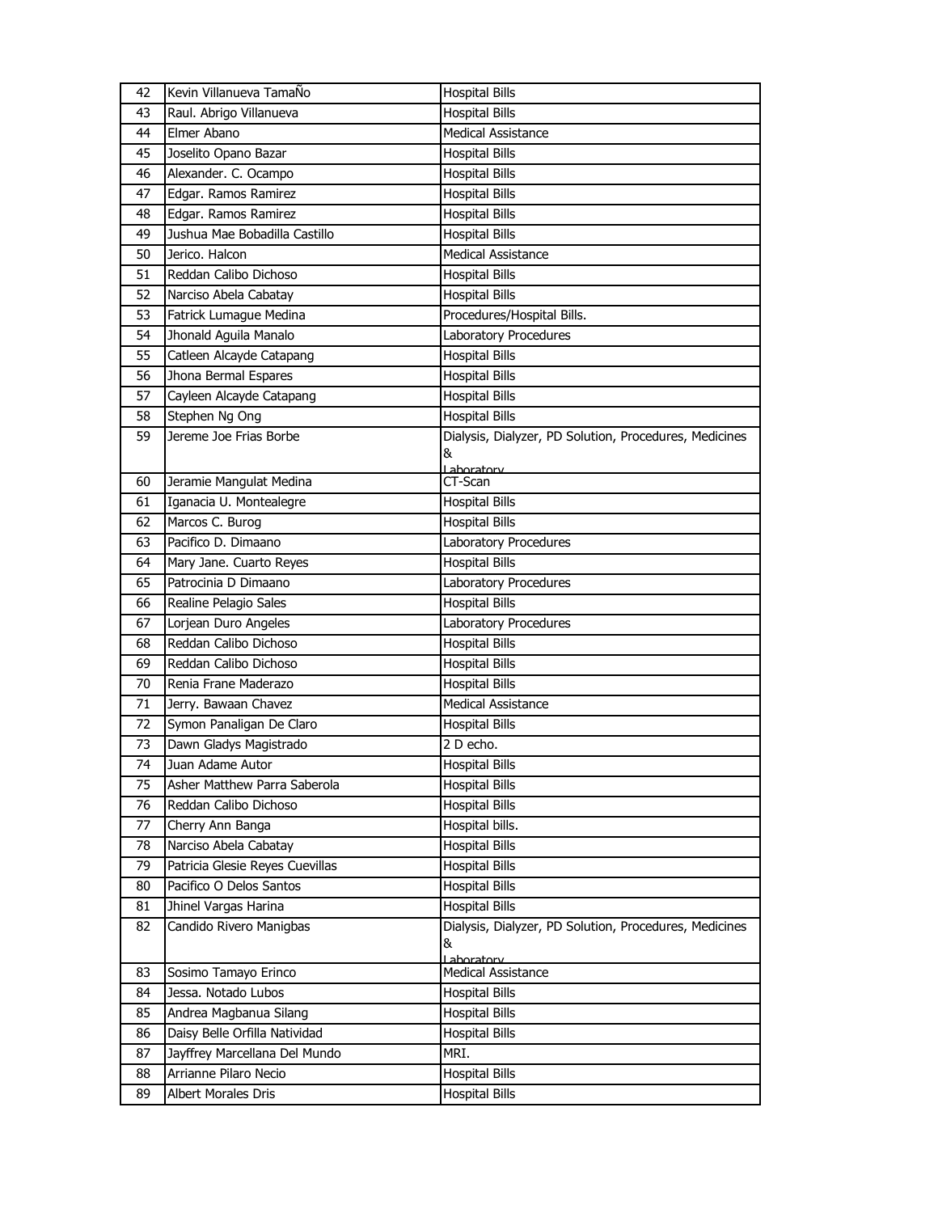| 42 | Kevin Villanueva TamaÑo | Hospital Bills |
|---|---|---|
| 43 | Raul. Abrigo Villanueva | Hospital Bills |
| 44 | Elmer Abano | Medical Assistance |
| 45 | Joselito Opano Bazar | Hospital Bills |
| 46 | Alexander. C. Ocampo | Hospital Bills |
| 47 | Edgar. Ramos Ramirez | Hospital Bills |
| 48 | Edgar. Ramos Ramirez | Hospital Bills |
| 49 | Jushua Mae Bobadilla Castillo | Hospital Bills |
| 50 | Jerico. Halcon | Medical Assistance |
| 51 | Reddan Calibo Dichoso | Hospital Bills |
| 52 | Narciso Abela Cabatay | Hospital Bills |
| 53 | Fatrick Lumague Medina | Procedures/Hospital Bills. |
| 54 | Jhonald Aguila Manalo | Laboratory Procedures |
| 55 | Catleen Alcayde Catapang | Hospital Bills |
| 56 | Jhona Bermal Espares | Hospital Bills |
| 57 | Cayleen Alcayde Catapang | Hospital Bills |
| 58 | Stephen Ng Ong | Hospital Bills |
| 59 | Jereme Joe Frias Borbe | Dialysis, Dialyzer, PD Solution, Procedures, Medicines & Laboratory |
| 60 | Jeramie Mangulat Medina | CT-Scan |
| 61 | Iganacia U. Montealegre | Hospital Bills |
| 62 | Marcos C. Burog | Hospital Bills |
| 63 | Pacifico D. Dimaano | Laboratory Procedures |
| 64 | Mary Jane. Cuarto Reyes | Hospital Bills |
| 65 | Patrocinia D Dimaano | Laboratory Procedures |
| 66 | Realine Pelagio Sales | Hospital Bills |
| 67 | Lorjean Duro Angeles | Laboratory Procedures |
| 68 | Reddan Calibo Dichoso | Hospital Bills |
| 69 | Reddan Calibo Dichoso | Hospital Bills |
| 70 | Renia Frane Maderazo | Hospital Bills |
| 71 | Jerry. Bawaan Chavez | Medical Assistance |
| 72 | Symon Panaligan De Claro | Hospital Bills |
| 73 | Dawn Gladys Magistrado | 2 D echo. |
| 74 | Juan Adame Autor | Hospital Bills |
| 75 | Asher Matthew Parra Saberola | Hospital Bills |
| 76 | Reddan Calibo Dichoso | Hospital Bills |
| 77 | Cherry Ann Banga | Hospital bills. |
| 78 | Narciso Abela Cabatay | Hospital Bills |
| 79 | Patricia Glesie Reyes Cuevillas | Hospital Bills |
| 80 | Pacifico O Delos Santos | Hospital Bills |
| 81 | Jhinel Vargas Harina | Hospital Bills |
| 82 | Candido Rivero Manigbas | Dialysis, Dialyzer, PD Solution, Procedures, Medicines & Laboratory |
| 83 | Sosimo Tamayo Erinco | Medical Assistance |
| 84 | Jessa. Notado Lubos | Hospital Bills |
| 85 | Andrea Magbanua Silang | Hospital Bills |
| 86 | Daisy Belle Orfilla Natividad | Hospital Bills |
| 87 | Jayffrey Marcellana Del Mundo | MRI. |
| 88 | Arrianne Pilaro Necio | Hospital Bills |
| 89 | Albert Morales Dris | Hospital Bills |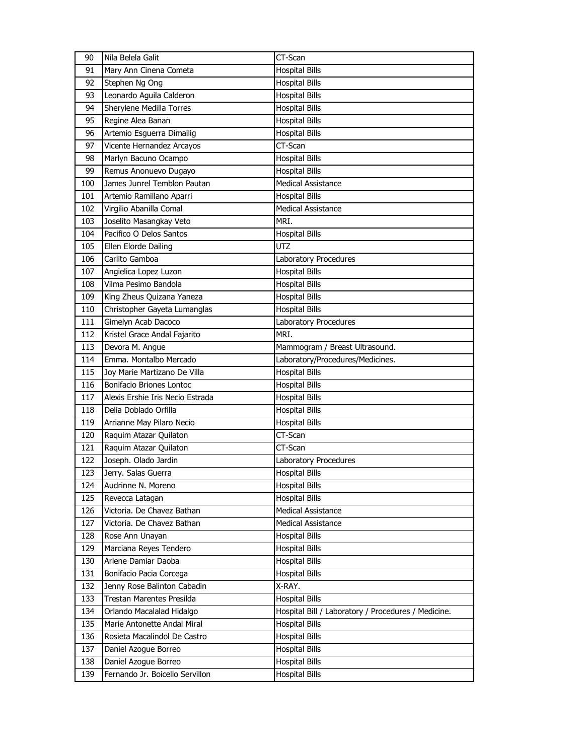| 90 | Nila Belela Galit | CT-Scan |
|---|---|---|
| 91 | Mary Ann Cinena Cometa | Hospital Bills |
| 92 | Stephen Ng Ong | Hospital Bills |
| 93 | Leonardo Aguila Calderon | Hospital Bills |
| 94 | Sherylene Medilla Torres | Hospital Bills |
| 95 | Regine Alea Banan | Hospital Bills |
| 96 | Artemio Esguerra Dimailig | Hospital Bills |
| 97 | Vicente Hernandez Arcayos | CT-Scan |
| 98 | Marlyn Bacuno Ocampo | Hospital Bills |
| 99 | Remus Anonuevo Dugayo | Hospital Bills |
| 100 | James Junrel Temblon Pautan | Medical Assistance |
| 101 | Artemio Ramillano Aparri | Hospital Bills |
| 102 | Virgilio Abanilla Comal | Medical Assistance |
| 103 | Joselito Masangkay Veto | MRI. |
| 104 | Pacifico O Delos Santos | Hospital Bills |
| 105 | Ellen Elorde Dailing | UTZ |
| 106 | Carlito Gamboa | Laboratory Procedures |
| 107 | Angielica Lopez Luzon | Hospital Bills |
| 108 | Vilma Pesimo Bandola | Hospital Bills |
| 109 | King Zheus Quizana Yaneza | Hospital Bills |
| 110 | Christopher Gayeta Lumanglas | Hospital Bills |
| 111 | Gimelyn Acab Dacoco | Laboratory Procedures |
| 112 | Kristel Grace Andal Fajarito | MRI. |
| 113 | Devora M. Angue | Mammogram / Breast Ultrasound. |
| 114 | Emma. Montalbo Mercado | Laboratory/Procedures/Medicines. |
| 115 | Joy Marie Martizano De Villa | Hospital Bills |
| 116 | Bonifacio Briones Lontoc | Hospital Bills |
| 117 | Alexis Ershie Iris Necio Estrada | Hospital Bills |
| 118 | Delia Doblado Orfilla | Hospital Bills |
| 119 | Arrianne May Pilaro Necio | Hospital Bills |
| 120 | Raquim Atazar Quilaton | CT-Scan |
| 121 | Raquim Atazar Quilaton | CT-Scan |
| 122 | Joseph. Olado Jardin | Laboratory Procedures |
| 123 | Jerry. Salas Guerra | Hospital Bills |
| 124 | Audrinne N. Moreno | Hospital Bills |
| 125 | Revecca Latagan | Hospital Bills |
| 126 | Victoria. De Chavez Bathan | Medical Assistance |
| 127 | Victoria. De Chavez Bathan | Medical Assistance |
| 128 | Rose Ann Unayan | Hospital Bills |
| 129 | Marciana Reyes Tendero | Hospital Bills |
| 130 | Arlene Damiar Daoba | Hospital Bills |
| 131 | Bonifacio Pacia Corcega | Hospital Bills |
| 132 | Jenny Rose Balinton Cabadin | X-RAY. |
| 133 | Trestan Marentes Presilda | Hospital Bills |
| 134 | Orlando Macalalad Hidalgo | Hospital Bill / Laboratory / Procedures / Medicine. |
| 135 | Marie Antonette Andal Miral | Hospital Bills |
| 136 | Rosieta Macalindol De Castro | Hospital Bills |
| 137 | Daniel Azogue Borreo | Hospital Bills |
| 138 | Daniel Azogue Borreo | Hospital Bills |
| 139 | Fernando Jr. Boicello Servillon | Hospital Bills |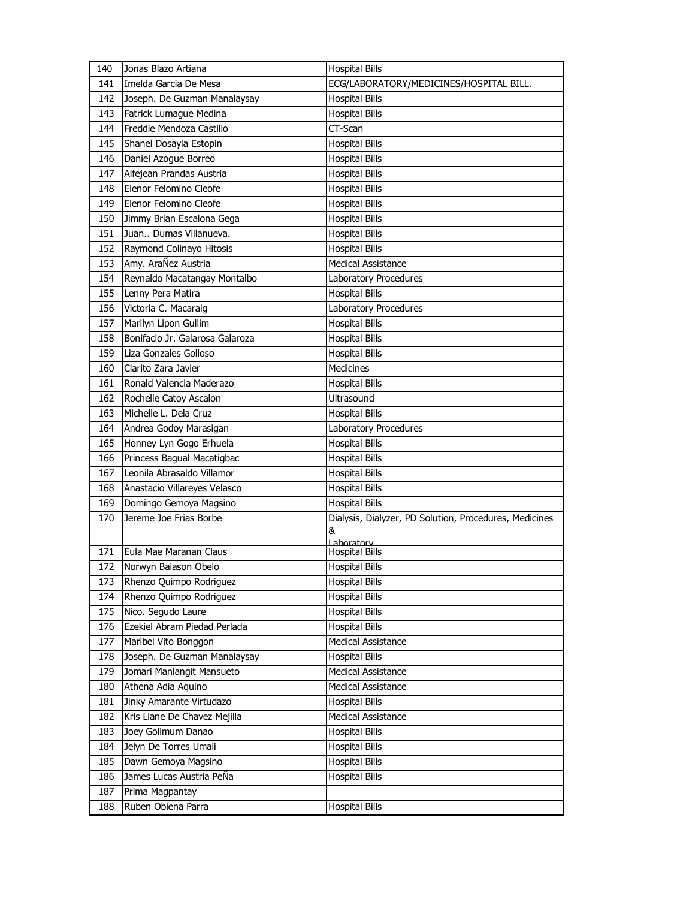| 140 | Jonas Blazo Artiana | Hospital Bills |
|---|---|---|
| 141 | Imelda Garcia De Mesa | ECG/LABORATORY/MEDICINES/HOSPITAL BILL. |
| 142 | Joseph. De Guzman Manalaysay | Hospital Bills |
| 143 | Fatrick Lumague Medina | Hospital Bills |
| 144 | Freddie Mendoza Castillo | CT-Scan |
| 145 | Shanel Dosayla Estopin | Hospital Bills |
| 146 | Daniel Azogue Borreo | Hospital Bills |
| 147 | Alfejean Prandas Austria | Hospital Bills |
| 148 | Elenor Felomino Cleofe | Hospital Bills |
| 149 | Elenor Felomino Cleofe | Hospital Bills |
| 150 | Jimmy Brian Escalona Gega | Hospital Bills |
| 151 | Juan.. Dumas Villanueva. | Hospital Bills |
| 152 | Raymond Colinayo Hitosis | Hospital Bills |
| 153 | Amy. AraÑez Austria | Medical Assistance |
| 154 | Reynaldo Macatangay Montalbo | Laboratory Procedures |
| 155 | Lenny Pera Matira | Hospital Bills |
| 156 | Victoria C. Macaraig | Laboratory Procedures |
| 157 | Marilyn Lipon Gullim | Hospital Bills |
| 158 | Bonifacio Jr. Galarosa Galaroza | Hospital Bills |
| 159 | Liza Gonzales Golloso | Hospital Bills |
| 160 | Clarito Zara Javier | Medicines |
| 161 | Ronald Valencia Maderazo | Hospital Bills |
| 162 | Rochelle Catoy Ascalon | Ultrasound |
| 163 | Michelle L. Dela Cruz | Hospital Bills |
| 164 | Andrea Godoy Marasigan | Laboratory Procedures |
| 165 | Honney Lyn Gogo Erhuela | Hospital Bills |
| 166 | Princess Bagual Macatigbac | Hospital Bills |
| 167 | Leonila Abrasaldo Villamor | Hospital Bills |
| 168 | Anastacio Villareyes Velasco | Hospital Bills |
| 169 | Domingo Gemoya Magsino | Hospital Bills |
| 170 | Jereme Joe Frias Borbe | Dialysis, Dialyzer, PD Solution, Procedures, Medicines & Laboratory |
| 171 | Eula Mae Maranan Claus | Hospital Bills |
| 172 | Norwyn Balason Obelo | Hospital Bills |
| 173 | Rhenzo Quimpo Rodriguez | Hospital Bills |
| 174 | Rhenzo Quimpo Rodriguez | Hospital Bills |
| 175 | Nico. Segudo Laure | Hospital Bills |
| 176 | Ezekiel Abram Piedad Perlada | Hospital Bills |
| 177 | Maribel Vito Bonggon | Medical Assistance |
| 178 | Joseph. De Guzman Manalaysay | Hospital Bills |
| 179 | Jomari Manlangit Mansueto | Medical Assistance |
| 180 | Athena Adia Aquino | Medical Assistance |
| 181 | Jinky Amarante Virtudazo | Hospital Bills |
| 182 | Kris Liane De Chavez Mejilla | Medical Assistance |
| 183 | Joey Golimum Danao | Hospital Bills |
| 184 | Jelyn De Torres Umali | Hospital Bills |
| 185 | Dawn Gemoya Magsino | Hospital Bills |
| 186 | James Lucas Austria PeÑa | Hospital Bills |
| 187 | Prima Magpantay | |
| 188 | Ruben Obiena Parra | Hospital Bills |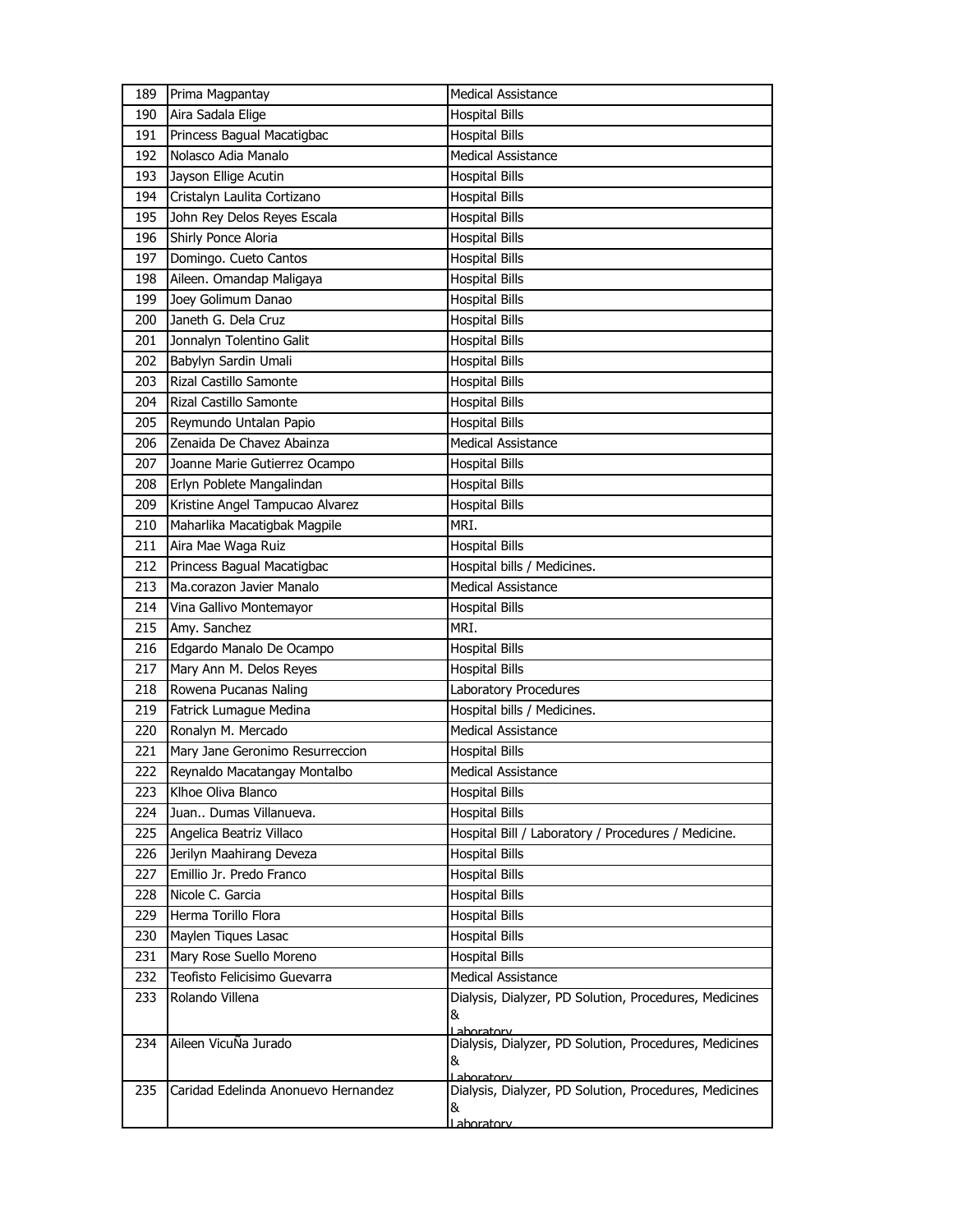| 189 | Prima Magpantay | Medical Assistance |
|---|---|---|
| 190 | Aira Sadala Elige | Hospital Bills |
| 191 | Princess Bagual Macatigbac | Hospital Bills |
| 192 | Nolasco Adia Manalo | Medical Assistance |
| 193 | Jayson Ellige Acutin | Hospital Bills |
| 194 | Cristalyn Laulita Cortizano | Hospital Bills |
| 195 | John Rey Delos Reyes Escala | Hospital Bills |
| 196 | Shirly Ponce Aloria | Hospital Bills |
| 197 | Domingo. Cueto Cantos | Hospital Bills |
| 198 | Aileen. Omandap Maligaya | Hospital Bills |
| 199 | Joey Golimum Danao | Hospital Bills |
| 200 | Janeth G. Dela Cruz | Hospital Bills |
| 201 | Jonnalyn Tolentino Galit | Hospital Bills |
| 202 | Babylyn Sardin Umali | Hospital Bills |
| 203 | Rizal Castillo Samonte | Hospital Bills |
| 204 | Rizal Castillo Samonte | Hospital Bills |
| 205 | Reymundo Untalan Papio | Hospital Bills |
| 206 | Zenaida De Chavez Abainza | Medical Assistance |
| 207 | Joanne Marie Gutierrez Ocampo | Hospital Bills |
| 208 | Erlyn Poblete Mangalindan | Hospital Bills |
| 209 | Kristine Angel Tampucao Alvarez | Hospital Bills |
| 210 | Maharlika Macatigbak Magpile | MRI. |
| 211 | Aira Mae Waga Ruiz | Hospital Bills |
| 212 | Princess Bagual Macatigbac | Hospital bills / Medicines. |
| 213 | Ma.corazon Javier Manalo | Medical Assistance |
| 214 | Vina Gallivo Montemayor | Hospital Bills |
| 215 | Amy. Sanchez | MRI. |
| 216 | Edgardo Manalo De Ocampo | Hospital Bills |
| 217 | Mary Ann M. Delos Reyes | Hospital Bills |
| 218 | Rowena Pucanas Naling | Laboratory Procedures |
| 219 | Fatrick Lumague Medina | Hospital bills / Medicines. |
| 220 | Ronalyn M. Mercado | Medical Assistance |
| 221 | Mary Jane Geronimo Resurreccion | Hospital Bills |
| 222 | Reynaldo Macatangay Montalbo | Medical Assistance |
| 223 | Klhoe Oliva Blanco | Hospital Bills |
| 224 | Juan.. Dumas Villanueva. | Hospital Bills |
| 225 | Angelica Beatriz Villaco | Hospital Bill / Laboratory / Procedures / Medicine. |
| 226 | Jerilyn Maahirang Deveza | Hospital Bills |
| 227 | Emillio Jr. Predo Franco | Hospital Bills |
| 228 | Nicole C. Garcia | Hospital Bills |
| 229 | Herma Torillo Flora | Hospital Bills |
| 230 | Maylen Tiques Lasac | Hospital Bills |
| 231 | Mary Rose Suello Moreno | Hospital Bills |
| 232 | Teofisto Felicisimo Guevarra | Medical Assistance |
| 233 | Rolando Villena | Dialysis, Dialyzer, PD Solution, Procedures, Medicines & Laboratory |
| 234 | Aileen VicuÑa Jurado | Dialysis, Dialyzer, PD Solution, Procedures, Medicines & Laboratory |
| 235 | Caridad Edelinda Anonuevo Hernandez | Dialysis, Dialyzer, PD Solution, Procedures, Medicines & Laboratory |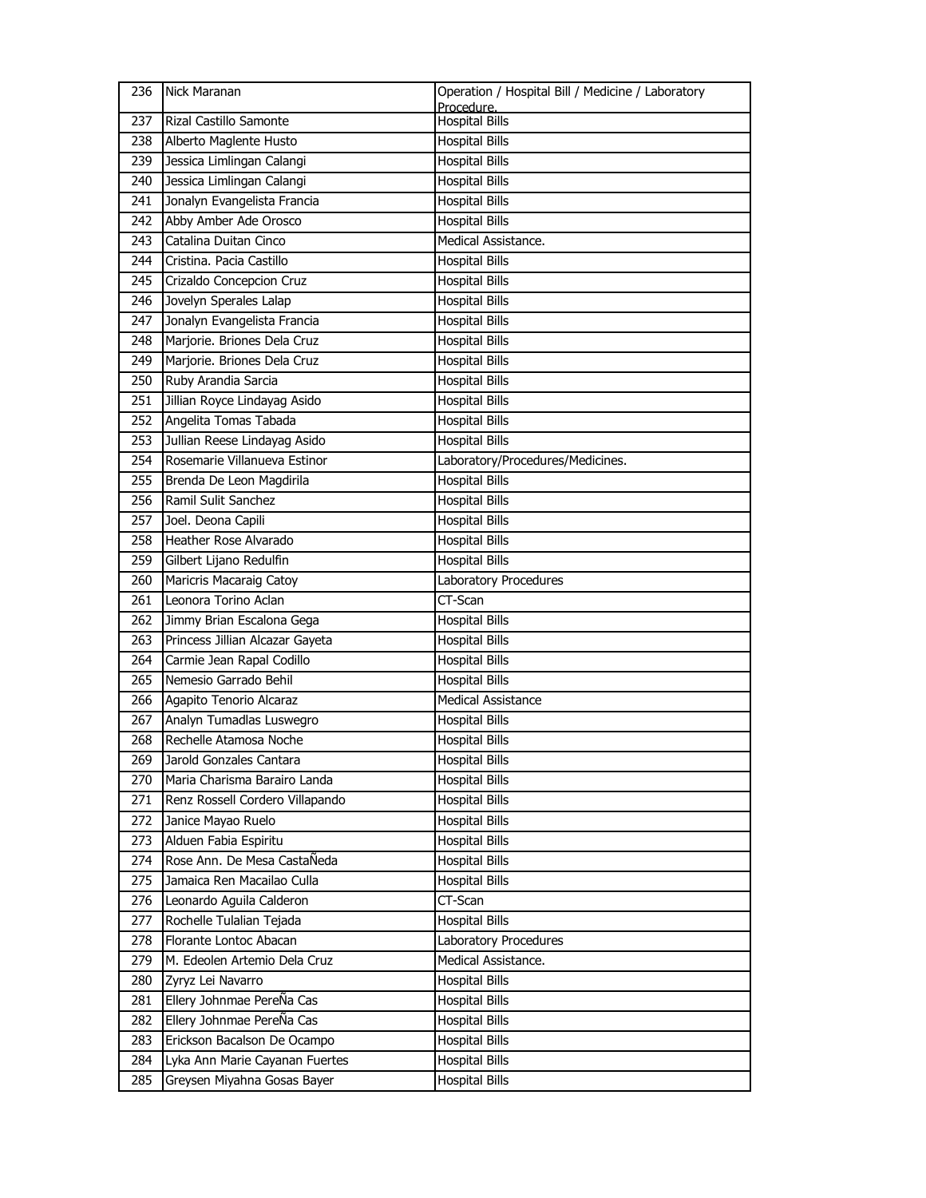| 236 | Nick Maranan | Operation / Hospital Bill / Medicine / Laboratory Procedure. |
|---|---|---|
| 237 | Rizal Castillo Samonte | Hospital Bills |
| 238 | Alberto Maglente Husto | Hospital Bills |
| 239 | Jessica Limlingan Calangi | Hospital Bills |
| 240 | Jessica Limlingan Calangi | Hospital Bills |
| 241 | Jonalyn Evangelista Francia | Hospital Bills |
| 242 | Abby Amber Ade Orosco | Hospital Bills |
| 243 | Catalina Duitan Cinco | Medical Assistance. |
| 244 | Cristina. Pacia Castillo | Hospital Bills |
| 245 | Crizaldo Concepcion Cruz | Hospital Bills |
| 246 | Jovelyn Sperales Lalap | Hospital Bills |
| 247 | Jonalyn Evangelista Francia | Hospital Bills |
| 248 | Marjorie. Briones Dela Cruz | Hospital Bills |
| 249 | Marjorie. Briones Dela Cruz | Hospital Bills |
| 250 | Ruby Arandia Sarcia | Hospital Bills |
| 251 | Jillian Royce Lindayag Asido | Hospital Bills |
| 252 | Angelita Tomas Tabada | Hospital Bills |
| 253 | Jullian Reese Lindayag Asido | Hospital Bills |
| 254 | Rosemarie Villanueva Estinor | Laboratory/Procedures/Medicines. |
| 255 | Brenda De Leon Magdirila | Hospital Bills |
| 256 | Ramil Sulit Sanchez | Hospital Bills |
| 257 | Joel. Deona Capili | Hospital Bills |
| 258 | Heather Rose Alvarado | Hospital Bills |
| 259 | Gilbert Lijano Redulfin | Hospital Bills |
| 260 | Maricris Macaraig Catoy | Laboratory Procedures |
| 261 | Leonora Torino Aclan | CT-Scan |
| 262 | Jimmy Brian Escalona Gega | Hospital Bills |
| 263 | Princess Jillian Alcazar Gayeta | Hospital Bills |
| 264 | Carmie Jean Rapal Codillo | Hospital Bills |
| 265 | Nemesio Garrado Behil | Hospital Bills |
| 266 | Agapito Tenorio Alcaraz | Medical Assistance |
| 267 | Analyn Tumadlas Luswegro | Hospital Bills |
| 268 | Rechelle Atamosa Noche | Hospital Bills |
| 269 | Jarold Gonzales Cantara | Hospital Bills |
| 270 | Maria Charisma Barairo Landa | Hospital Bills |
| 271 | Renz Rossell Cordero Villapando | Hospital Bills |
| 272 | Janice Mayao Ruelo | Hospital Bills |
| 273 | Alduen Fabia Espiritu | Hospital Bills |
| 274 | Rose Ann. De Mesa CastaÑeda | Hospital Bills |
| 275 | Jamaica Ren Macailao Culla | Hospital Bills |
| 276 | Leonardo Aguila Calderon | CT-Scan |
| 277 | Rochelle Tulalian Tejada | Hospital Bills |
| 278 | Florante Lontoc Abacan | Laboratory Procedures |
| 279 | M. Edeolen Artemio Dela Cruz | Medical Assistance. |
| 280 | Zyryz Lei Navarro | Hospital Bills |
| 281 | Ellery Johnmae PereÑa Cas | Hospital Bills |
| 282 | Ellery Johnmae PereÑa Cas | Hospital Bills |
| 283 | Erickson Bacalson De Ocampo | Hospital Bills |
| 284 | Lyka Ann Marie Cayanan Fuertes | Hospital Bills |
| 285 | Greysen Miyahna Gosas Bayer | Hospital Bills |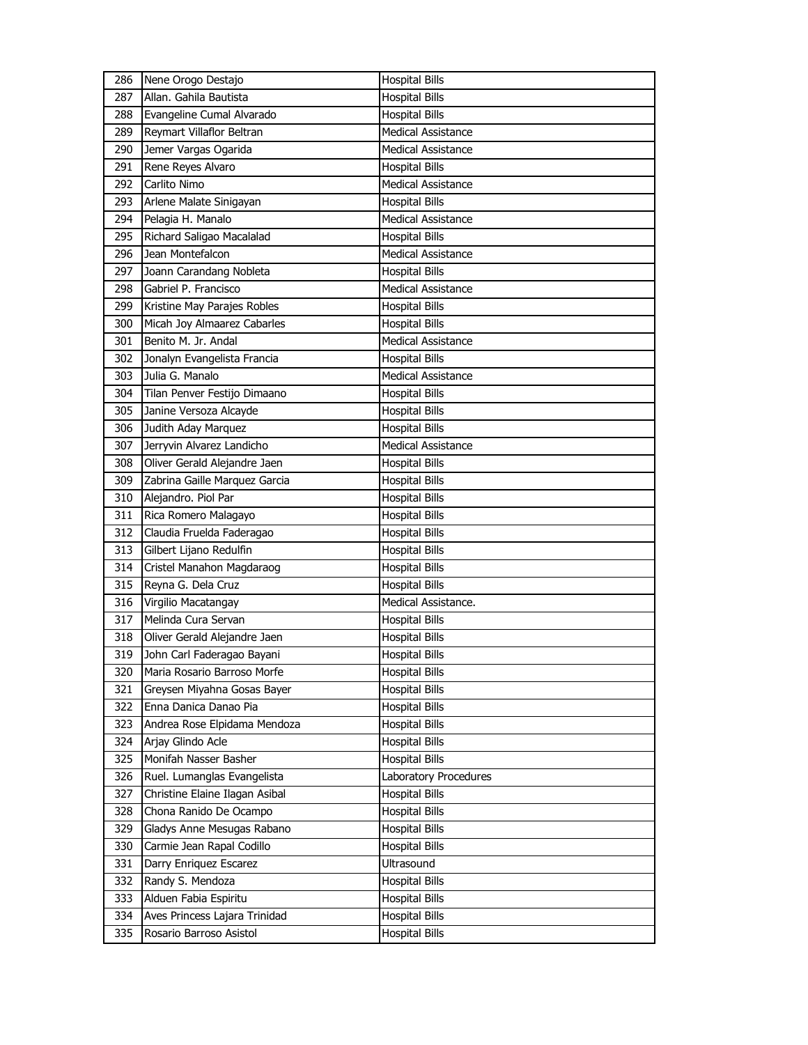| 286 | Nene Orogo Destajo | Hospital Bills |
|---|---|---|
| 287 | Allan. Gahila Bautista | Hospital Bills |
| 288 | Evangeline Cumal Alvarado | Hospital Bills |
| 289 | Reymart Villaflor Beltran | Medical Assistance |
| 290 | Jemer Vargas Ogarida | Medical Assistance |
| 291 | Rene Reyes Alvaro | Hospital Bills |
| 292 | Carlito Nimo | Medical Assistance |
| 293 | Arlene Malate Sinigayan | Hospital Bills |
| 294 | Pelagia H. Manalo | Medical Assistance |
| 295 | Richard Saligao Macalalad | Hospital Bills |
| 296 | Jean Montefalcon | Medical Assistance |
| 297 | Joann Carandang Nobleta | Hospital Bills |
| 298 | Gabriel P. Francisco | Medical Assistance |
| 299 | Kristine May Parajes Robles | Hospital Bills |
| 300 | Micah Joy Almaarez Cabarles | Hospital Bills |
| 301 | Benito M. Jr. Andal | Medical Assistance |
| 302 | Jonalyn Evangelista Francia | Hospital Bills |
| 303 | Julia G. Manalo | Medical Assistance |
| 304 | Tilan Penver Festijo Dimaano | Hospital Bills |
| 305 | Janine Versoza Alcayde | Hospital Bills |
| 306 | Judith Aday Marquez | Hospital Bills |
| 307 | Jerryvin Alvarez Landicho | Medical Assistance |
| 308 | Oliver Gerald Alejandre Jaen | Hospital Bills |
| 309 | Zabrina Gaille Marquez Garcia | Hospital Bills |
| 310 | Alejandro. Piol Par | Hospital Bills |
| 311 | Rica Romero Malagayo | Hospital Bills |
| 312 | Claudia Fruelda Faderagao | Hospital Bills |
| 313 | Gilbert Lijano Redulfin | Hospital Bills |
| 314 | Cristel Manahon Magdaraog | Hospital Bills |
| 315 | Reyna G. Dela Cruz | Hospital Bills |
| 316 | Virgilio Macatangay | Medical Assistance. |
| 317 | Melinda Cura Servan | Hospital Bills |
| 318 | Oliver Gerald Alejandre Jaen | Hospital Bills |
| 319 | John Carl Faderagao Bayani | Hospital Bills |
| 320 | Maria Rosario Barroso Morfe | Hospital Bills |
| 321 | Greysen Miyahna Gosas Bayer | Hospital Bills |
| 322 | Enna Danica Danao Pia | Hospital Bills |
| 323 | Andrea Rose Elpidama Mendoza | Hospital Bills |
| 324 | Arjay Glindo Acle | Hospital Bills |
| 325 | Monifah Nasser Basher | Hospital Bills |
| 326 | Ruel. Lumanglas Evangelista | Laboratory Procedures |
| 327 | Christine Elaine Ilagan Asibal | Hospital Bills |
| 328 | Chona Ranido De Ocampo | Hospital Bills |
| 329 | Gladys Anne Mesugas Rabano | Hospital Bills |
| 330 | Carmie Jean Rapal Codillo | Hospital Bills |
| 331 | Darry Enriquez Escarez | Ultrasound |
| 332 | Randy S. Mendoza | Hospital Bills |
| 333 | Alduen Fabia Espiritu | Hospital Bills |
| 334 | Aves Princess Lajara Trinidad | Hospital Bills |
| 335 | Rosario Barroso Asistol | Hospital Bills |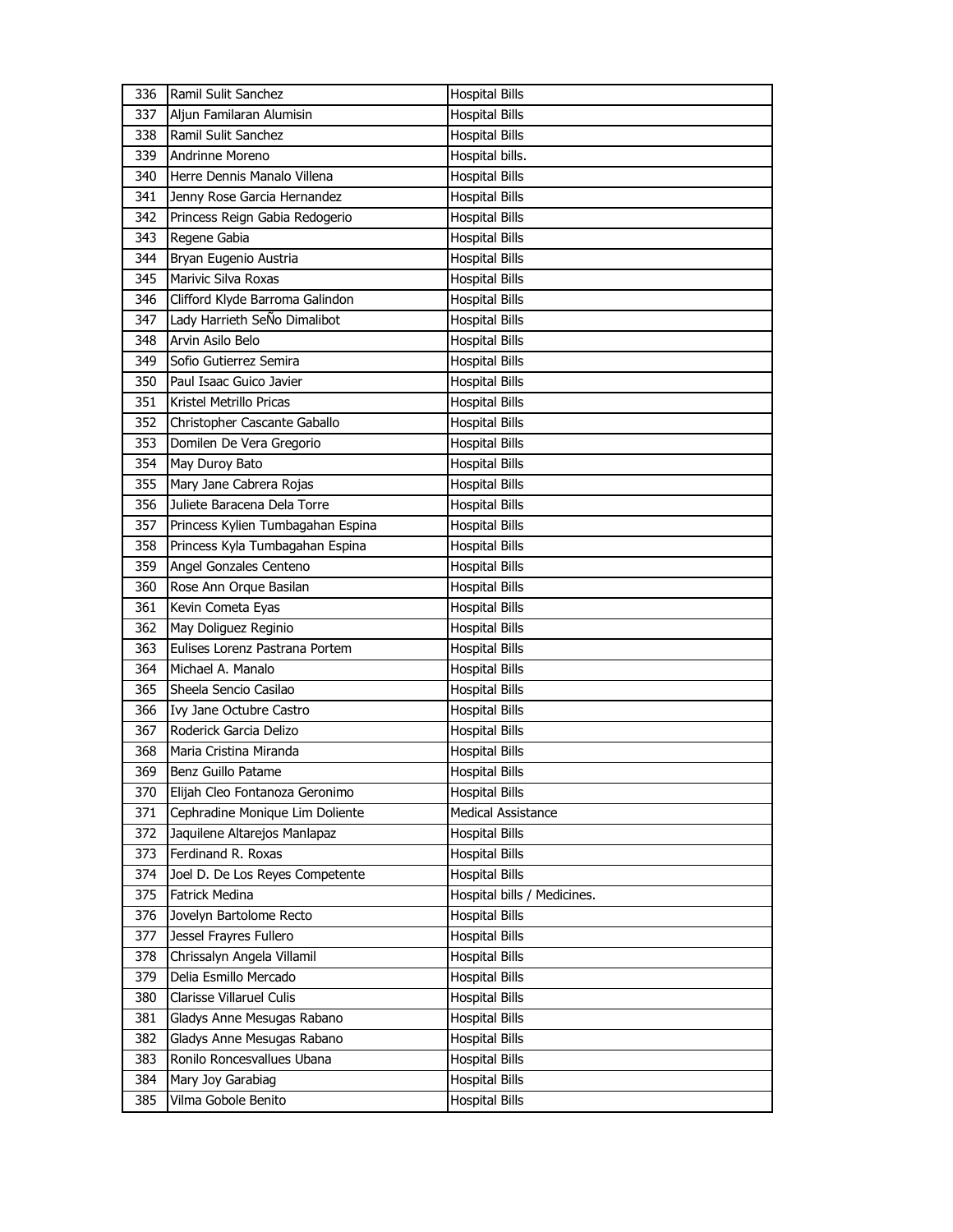| | | |
|---|---|---|
| 336 | Ramil Sulit Sanchez | Hospital Bills |
| 337 | Aljun Familaran Alumisin | Hospital Bills |
| 338 | Ramil Sulit Sanchez | Hospital Bills |
| 339 | Andrinne Moreno | Hospital bills. |
| 340 | Herre Dennis Manalo Villena | Hospital Bills |
| 341 | Jenny Rose Garcia Hernandez | Hospital Bills |
| 342 | Princess Reign Gabia Redogerio | Hospital Bills |
| 343 | Regene Gabia | Hospital Bills |
| 344 | Bryan Eugenio Austria | Hospital Bills |
| 345 | Marivic Silva Roxas | Hospital Bills |
| 346 | Clifford Klyde Barroma Galindon | Hospital Bills |
| 347 | Lady Harrieth SeÑo Dimalibot | Hospital Bills |
| 348 | Arvin Asilo Belo | Hospital Bills |
| 349 | Sofio Gutierrez Semira | Hospital Bills |
| 350 | Paul Isaac Guico Javier | Hospital Bills |
| 351 | Kristel Metrillo Pricas | Hospital Bills |
| 352 | Christopher Cascante Gaballo | Hospital Bills |
| 353 | Domilen De Vera Gregorio | Hospital Bills |
| 354 | May Duroy Bato | Hospital Bills |
| 355 | Mary Jane Cabrera Rojas | Hospital Bills |
| 356 | Juliete Baracena Dela Torre | Hospital Bills |
| 357 | Princess Kylien Tumbagahan Espina | Hospital Bills |
| 358 | Princess Kyla Tumbagahan Espina | Hospital Bills |
| 359 | Angel Gonzales Centeno | Hospital Bills |
| 360 | Rose Ann Orque Basilan | Hospital Bills |
| 361 | Kevin Cometa Eyas | Hospital Bills |
| 362 | May Doliguez Reginio | Hospital Bills |
| 363 | Eulises Lorenz Pastrana Portem | Hospital Bills |
| 364 | Michael A. Manalo | Hospital Bills |
| 365 | Sheela Sencio Casilao | Hospital Bills |
| 366 | Ivy Jane Octubre Castro | Hospital Bills |
| 367 | Roderick Garcia Delizo | Hospital Bills |
| 368 | Maria Cristina Miranda | Hospital Bills |
| 369 | Benz Guillo Patame | Hospital Bills |
| 370 | Elijah Cleo Fontanoza Geronimo | Hospital Bills |
| 371 | Cephradine Monique Lim Doliente | Medical Assistance |
| 372 | Jaquilene Altarejos Manlapaz | Hospital Bills |
| 373 | Ferdinand R. Roxas | Hospital Bills |
| 374 | Joel D. De Los Reyes Competente | Hospital Bills |
| 375 | Fatrick Medina | Hospital bills / Medicines. |
| 376 | Jovelyn Bartolome Recto | Hospital Bills |
| 377 | Jessel Frayres Fullero | Hospital Bills |
| 378 | Chrissalyn Angela Villamil | Hospital Bills |
| 379 | Delia Esmillo Mercado | Hospital Bills |
| 380 | Clarisse Villaruel Culis | Hospital Bills |
| 381 | Gladys Anne Mesugas Rabano | Hospital Bills |
| 382 | Gladys Anne Mesugas Rabano | Hospital Bills |
| 383 | Ronilo Roncesvallues Ubana | Hospital Bills |
| 384 | Mary Joy Garabiag | Hospital Bills |
| 385 | Vilma Gobole Benito | Hospital Bills |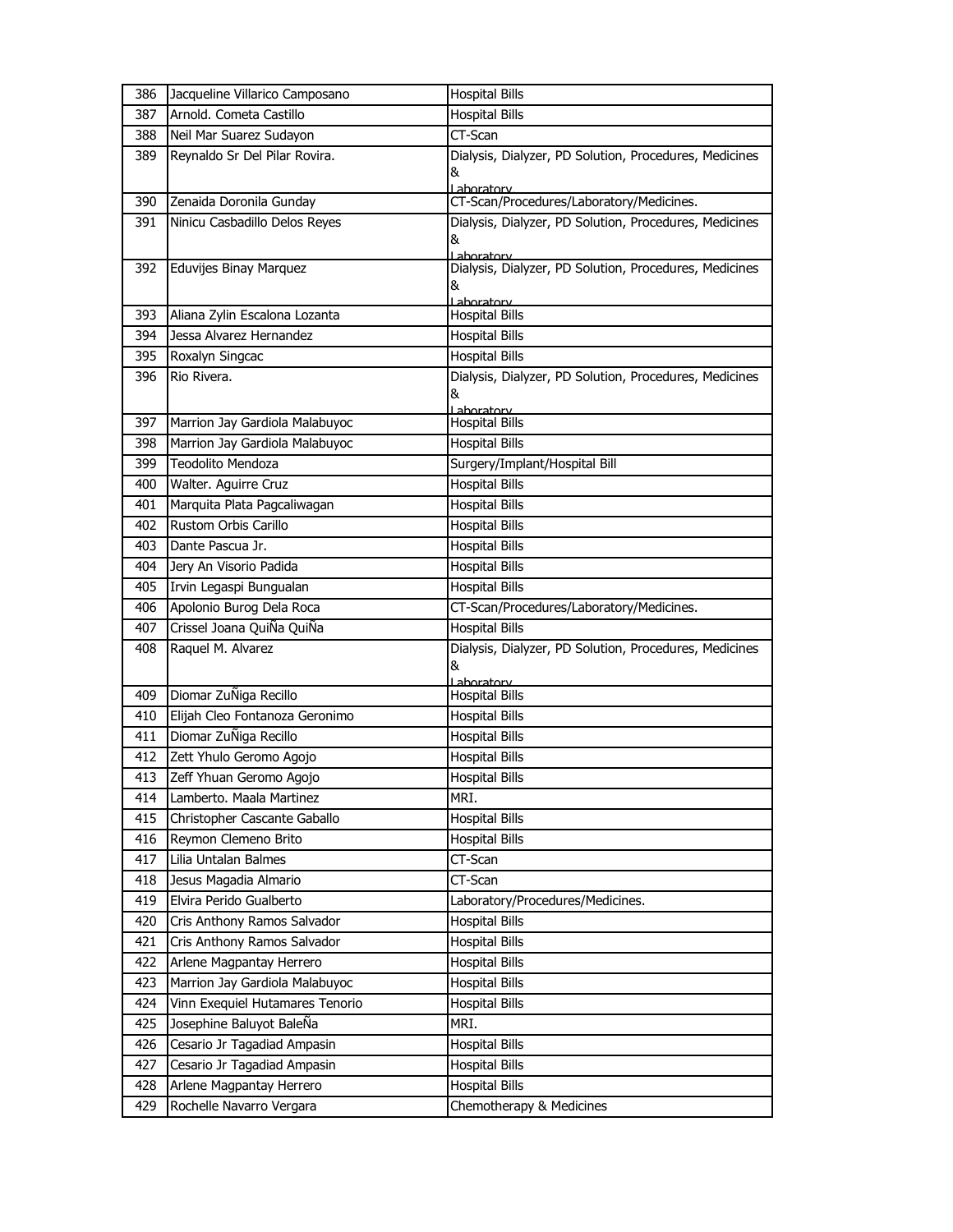| | | |
|---|---|---|
| 386 | Jacqueline Villarico Camposano | Hospital Bills |
| 387 | Arnold. Cometa Castillo | Hospital Bills |
| 388 | Neil Mar Suarez Sudayon | CT-Scan |
| 389 | Reynaldo Sr Del Pilar Rovira. | Dialysis, Dialyzer, PD Solution, Procedures, Medicines & Laboratory |
| 390 | Zenaida Doronila Gunday | CT-Scan/Procedures/Laboratory/Medicines. |
| 391 | Ninicu Casbadillo Delos Reyes | Dialysis, Dialyzer, PD Solution, Procedures, Medicines & Laboratory |
| 392 | Eduvijes Binay Marquez | Dialysis, Dialyzer, PD Solution, Procedures, Medicines & Laboratory |
| 393 | Aliana Zylin Escalona Lozanta | Hospital Bills |
| 394 | Jessa Alvarez Hernandez | Hospital Bills |
| 395 | Roxalyn Singcac | Hospital Bills |
| 396 | Rio Rivera. | Dialysis, Dialyzer, PD Solution, Procedures, Medicines & Laboratory |
| 397 | Marrion Jay Gardiola Malabuyoc | Hospital Bills |
| 398 | Marrion Jay Gardiola Malabuyoc | Hospital Bills |
| 399 | Teodolito Mendoza | Surgery/Implant/Hospital Bill |
| 400 | Walter. Aguirre Cruz | Hospital Bills |
| 401 | Marquita Plata Pagcaliwagan | Hospital Bills |
| 402 | Rustom Orbis Carillo | Hospital Bills |
| 403 | Dante Pascua Jr. | Hospital Bills |
| 404 | Jery An Visorio Padida | Hospital Bills |
| 405 | Irvin Legaspi Bungualan | Hospital Bills |
| 406 | Apolonio Burog Dela Roca | CT-Scan/Procedures/Laboratory/Medicines. |
| 407 | Crissel Joana QuiÑa QuiÑa | Hospital Bills |
| 408 | Raquel M. Alvarez | Dialysis, Dialyzer, PD Solution, Procedures, Medicines & Laboratory |
| 409 | Diomar ZuÑiga Recillo | Hospital Bills |
| 410 | Elijah Cleo Fontanoza Geronimo | Hospital Bills |
| 411 | Diomar ZuÑiga Recillo | Hospital Bills |
| 412 | Zett Yhulo Geromo Agojo | Hospital Bills |
| 413 | Zeff Yhuan Geromo Agojo | Hospital Bills |
| 414 | Lamberto. Maala Martinez | MRI. |
| 415 | Christopher Cascante Gaballo | Hospital Bills |
| 416 | Reymon Clemeno Brito | Hospital Bills |
| 417 | Lilia Untalan Balmes | CT-Scan |
| 418 | Jesus Magadia Almario | CT-Scan |
| 419 | Elvira Perido Gualberto | Laboratory/Procedures/Medicines. |
| 420 | Cris Anthony Ramos Salvador | Hospital Bills |
| 421 | Cris Anthony Ramos Salvador | Hospital Bills |
| 422 | Arlene Magpantay Herrero | Hospital Bills |
| 423 | Marrion Jay Gardiola Malabuyoc | Hospital Bills |
| 424 | Vinn Exequiel Hutamares Tenorio | Hospital Bills |
| 425 | Josephine Baluyot BaleÑa | MRI. |
| 426 | Cesario Jr Tagadiad Ampasin | Hospital Bills |
| 427 | Cesario Jr Tagadiad Ampasin | Hospital Bills |
| 428 | Arlene Magpantay Herrero | Hospital Bills |
| 429 | Rochelle Navarro Vergara | Chemotherapy & Medicines |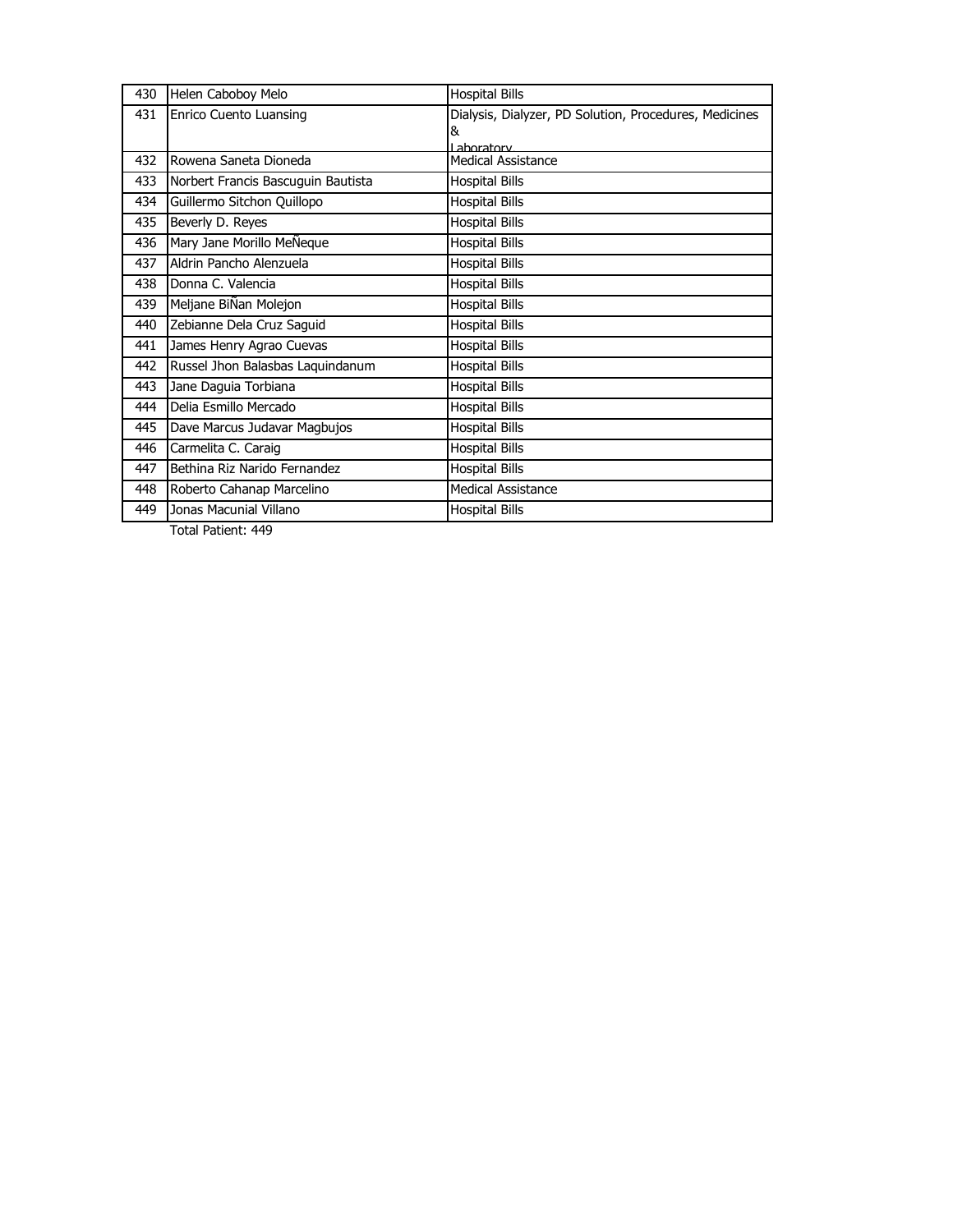| 430 | Helen Caboboy Melo | Hospital Bills |
|---|---|---|
| 431 | Enrico Cuento Luansing | Dialysis, Dialyzer, PD Solution, Procedures, Medicines & Laboratory |
| 432 | Rowena Saneta Dioneda | Medical Assistance |
| 433 | Norbert Francis Bascuguin Bautista | Hospital Bills |
| 434 | Guillermo Sitchon Quillopo | Hospital Bills |
| 435 | Beverly D. Reyes | Hospital Bills |
| 436 | Mary Jane Morillo MeÑeque | Hospital Bills |
| 437 | Aldrin Pancho Alenzuela | Hospital Bills |
| 438 | Donna C. Valencia | Hospital Bills |
| 439 | Meljane BiÑan Molejon | Hospital Bills |
| 440 | Zebianne Dela Cruz Saguid | Hospital Bills |
| 441 | James Henry Agrao Cuevas | Hospital Bills |
| 442 | Russel Jhon Balasbas Laquindanum | Hospital Bills |
| 443 | Jane Daguia Torbiana | Hospital Bills |
| 444 | Delia Esmillo Mercado | Hospital Bills |
| 445 | Dave Marcus Judavar Magbujos | Hospital Bills |
| 446 | Carmelita C. Caraig | Hospital Bills |
| 447 | Bethina Riz Narido Fernandez | Hospital Bills |
| 448 | Roberto Cahanap Marcelino | Medical Assistance |
| 449 | Jonas Macunial Villano | Hospital Bills |

Total Patient: 449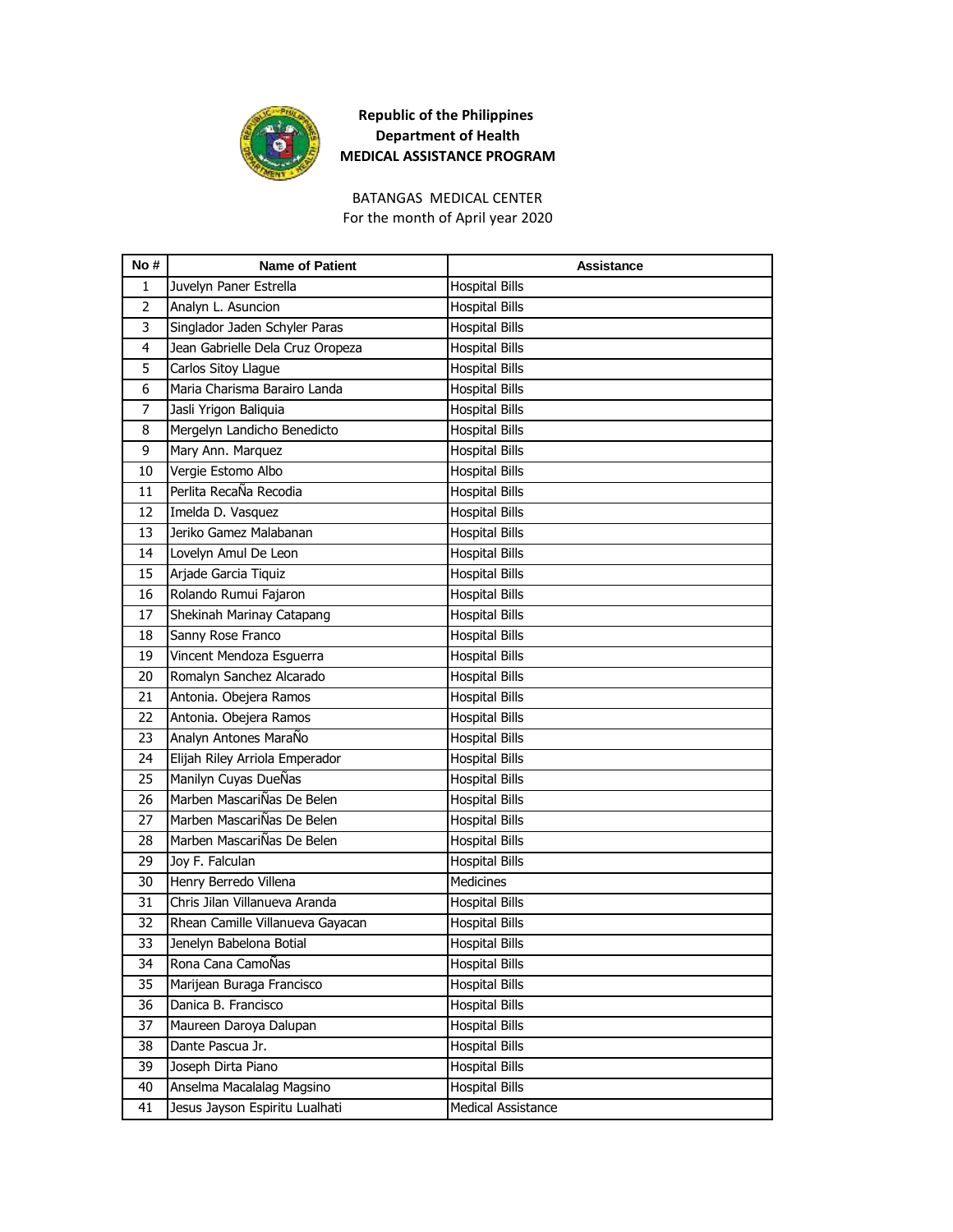**Republic of the Philippines**
**Department of Health**
**MEDICAL ASSISTANCE PROGRAM**

BATANGAS MEDICAL CENTER
For the month of April year 2020

| No # | Name of Patient | Assistance |
|---|---|---|
| 1 | Juvelyn Paner Estrella | Hospital Bills |
| 2 | Analyn L. Asuncion | Hospital Bills |
| 3 | Singlador Jaden Schyler Paras | Hospital Bills |
| 4 | Jean Gabrielle Dela Cruz Oropeza | Hospital Bills |
| 5 | Carlos Sitoy Llague | Hospital Bills |
| 6 | Maria Charisma Barairo Landa | Hospital Bills |
| 7 | Jasli Yrigon Baliquia | Hospital Bills |
| 8 | Mergelyn Landicho Benedicto | Hospital Bills |
| 9 | Mary Ann. Marquez | Hospital Bills |
| 10 | Vergie Estomo Albo | Hospital Bills |
| 11 | Perlita RecaÑa Recodia | Hospital Bills |
| 12 | Imelda D. Vasquez | Hospital Bills |
| 13 | Jeriko Gamez Malabanan | Hospital Bills |
| 14 | Lovelyn Amul De Leon | Hospital Bills |
| 15 | Arjade Garcia Tiquiz | Hospital Bills |
| 16 | Rolando Rumui Fajaron | Hospital Bills |
| 17 | Shekinah Marinay Catapang | Hospital Bills |
| 18 | Sanny Rose Franco | Hospital Bills |
| 19 | Vincent Mendoza Esguerra | Hospital Bills |
| 20 | Romalyn Sanchez Alcarado | Hospital Bills |
| 21 | Antonia. Obejera Ramos | Hospital Bills |
| 22 | Antonia. Obejera Ramos | Hospital Bills |
| 23 | Analyn Antones MaraÑo | Hospital Bills |
| 24 | Elijah Riley Arriola Emperador | Hospital Bills |
| 25 | Manilyn Cuyas DueÑas | Hospital Bills |
| 26 | Marben MascariÑas De Belen | Hospital Bills |
| 27 | Marben MascariÑas De Belen | Hospital Bills |
| 28 | Marben MascariÑas De Belen | Hospital Bills |
| 29 | Joy F. Falculan | Hospital Bills |
| 30 | Henry Berredo Villena | Medicines |
| 31 | Chris Jilan Villanueva Aranda | Hospital Bills |
| 32 | Rhean Camille Villanueva Gayacan | Hospital Bills |
| 33 | Jenelyn Babelona Botial | Hospital Bills |
| 34 | Rona Cana CamoÑas | Hospital Bills |
| 35 | Marijean Buraga Francisco | Hospital Bills |
| 36 | Danica B. Francisco | Hospital Bills |
| 37 | Maureen Daroya Dalupan | Hospital Bills |
| 38 | Dante Pascua Jr. | Hospital Bills |
| 39 | Joseph Dirta Piano | Hospital Bills |
| 40 | Anselma Macalalag Magsino | Hospital Bills |
| 41 | Jesus Jayson Espiritu Lualhati | Medical Assistance |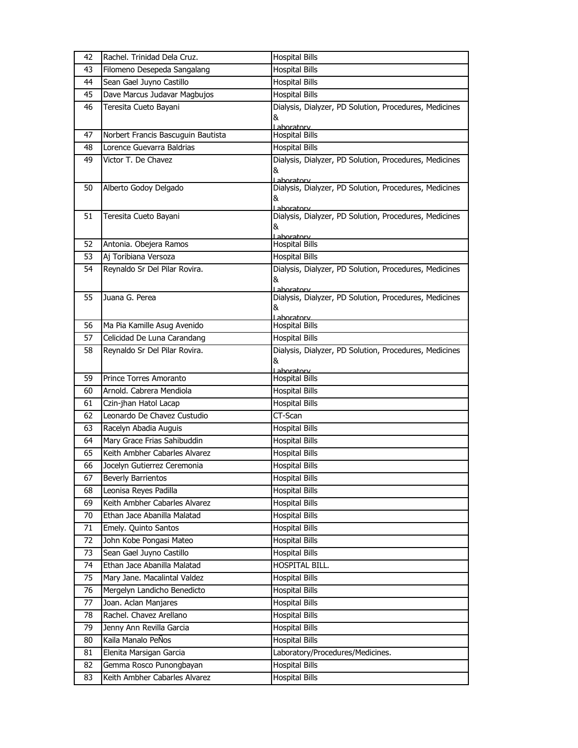| 42 | Rachel. Trinidad Dela Cruz. | Hospital Bills |
|---|---|---|
| 43 | Filomeno Desepeda Sangalang | Hospital Bills |
| 44 | Sean Gael Juyno Castillo | Hospital Bills |
| 45 | Dave Marcus Judavar Magbujos | Hospital Bills |
| 46 | Teresita Cueto Bayani | Dialysis, Dialyzer, PD Solution, Procedures, Medicines & Laboratory |
| 47 | Norbert Francis Bascuguin Bautista | Hospital Bills |
| 48 | Lorence Guevarra Baldrias | Hospital Bills |
| 49 | Victor T. De Chavez | Dialysis, Dialyzer, PD Solution, Procedures, Medicines & Laboratory |
| 50 | Alberto Godoy Delgado | Dialysis, Dialyzer, PD Solution, Procedures, Medicines & Laboratory |
| 51 | Teresita Cueto Bayani | Dialysis, Dialyzer, PD Solution, Procedures, Medicines & Laboratory |
| 52 | Antonia. Obejera Ramos | Hospital Bills |
| 53 | Aj Toribiana Versoza | Hospital Bills |
| 54 | Reynaldo Sr Del Pilar Rovira. | Dialysis, Dialyzer, PD Solution, Procedures, Medicines & Laboratory |
| 55 | Juana G. Perea | Dialysis, Dialyzer, PD Solution, Procedures, Medicines & Laboratory |
| 56 | Ma Pia Kamille Asug Avenido | Hospital Bills |
| 57 | Celicidad De Luna Carandang | Hospital Bills |
| 58 | Reynaldo Sr Del Pilar Rovira. | Dialysis, Dialyzer, PD Solution, Procedures, Medicines & Laboratory |
| 59 | Prince Torres Amoranto | Hospital Bills |
| 60 | Arnold. Cabrera Mendiola | Hospital Bills |
| 61 | Czin-jhan Hatol Lacap | Hospital Bills |
| 62 | Leonardo De Chavez Custudio | CT-Scan |
| 63 | Racelyn Abadia Auguis | Hospital Bills |
| 64 | Mary Grace Frias Sahibuddin | Hospital Bills |
| 65 | Keith Ambher Cabarles Alvarez | Hospital Bills |
| 66 | Jocelyn Gutierrez Ceremonia | Hospital Bills |
| 67 | Beverly Barrientos | Hospital Bills |
| 68 | Leonisa Reyes Padilla | Hospital Bills |
| 69 | Keith Ambher Cabarles Alvarez | Hospital Bills |
| 70 | Ethan Jace Abanilla Malatad | Hospital Bills |
| 71 | Emely. Quinto Santos | Hospital Bills |
| 72 | John Kobe Pongasi Mateo | Hospital Bills |
| 73 | Sean Gael Juyno Castillo | Hospital Bills |
| 74 | Ethan Jace Abanilla Malatad | HOSPITAL BILL. |
| 75 | Mary Jane. Macalintal Valdez | Hospital Bills |
| 76 | Mergelyn Landicho Benedicto | Hospital Bills |
| 77 | Joan. Aclan Manjares | Hospital Bills |
| 78 | Rachel. Chavez Arellano | Hospital Bills |
| 79 | Jenny Ann Revilla Garcia | Hospital Bills |
| 80 | Kaila Manalo PeÑos | Hospital Bills |
| 81 | Elenita Marsigan Garcia | Laboratory/Procedures/Medicines. |
| 82 | Gemma Rosco Punongbayan | Hospital Bills |
| 83 | Keith Ambher Cabarles Alvarez | Hospital Bills |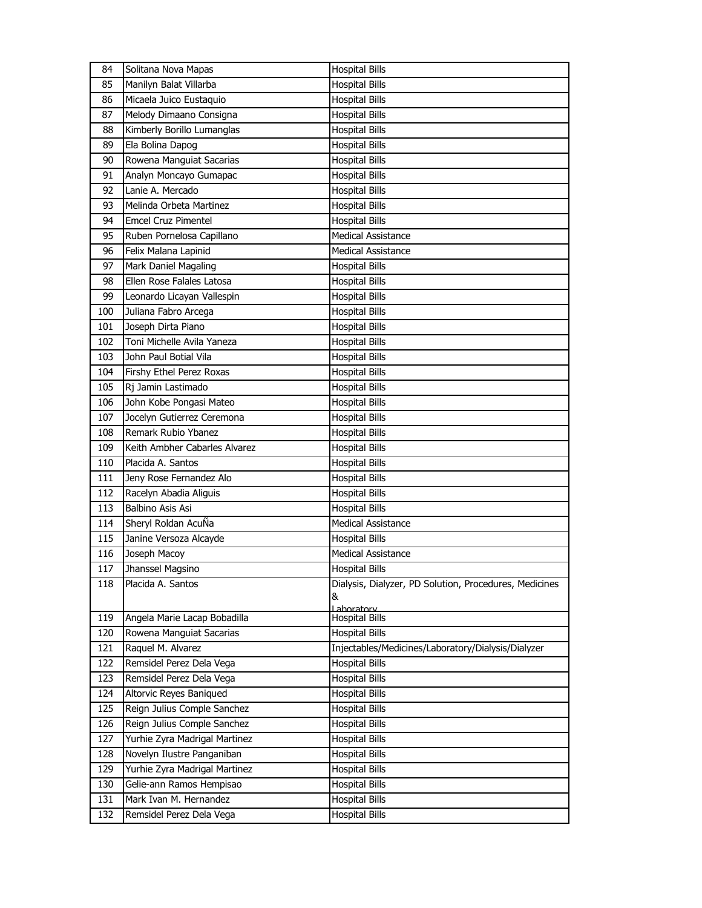| 84 | Solitana Nova Mapas | Hospital Bills |
|---|---|---|
| 85 | Manilyn Balat Villarba | Hospital Bills |
| 86 | Micaela Juico Eustaquio | Hospital Bills |
| 87 | Melody Dimaano Consigna | Hospital Bills |
| 88 | Kimberly Borillo Lumanglas | Hospital Bills |
| 89 | Ela Bolina Dapog | Hospital Bills |
| 90 | Rowena Manguiat Sacarias | Hospital Bills |
| 91 | Analyn Moncayo Gumapac | Hospital Bills |
| 92 | Lanie A. Mercado | Hospital Bills |
| 93 | Melinda Orbeta Martinez | Hospital Bills |
| 94 | Emcel Cruz Pimentel | Hospital Bills |
| 95 | Ruben Pornelosa Capillano | Medical Assistance |
| 96 | Felix Malana Lapinid | Medical Assistance |
| 97 | Mark Daniel Magaling | Hospital Bills |
| 98 | Ellen Rose Falales Latosa | Hospital Bills |
| 99 | Leonardo Licayan Vallespin | Hospital Bills |
| 100 | Juliana Fabro Arcega | Hospital Bills |
| 101 | Joseph Dirta Piano | Hospital Bills |
| 102 | Toni Michelle Avila Yaneza | Hospital Bills |
| 103 | John Paul Botial Vila | Hospital Bills |
| 104 | Firshy Ethel Perez Roxas | Hospital Bills |
| 105 | Rj Jamin Lastimado | Hospital Bills |
| 106 | John Kobe Pongasi Mateo | Hospital Bills |
| 107 | Jocelyn Gutierrez Ceremona | Hospital Bills |
| 108 | Remark Rubio Ybanez | Hospital Bills |
| 109 | Keith Ambher Cabarles Alvarez | Hospital Bills |
| 110 | Placida A. Santos | Hospital Bills |
| 111 | Jeny Rose Fernandez Alo | Hospital Bills |
| 112 | Racelyn Abadia Aliguis | Hospital Bills |
| 113 | Balbino Asis Asi | Hospital Bills |
| 114 | Sheryl Roldan AcuÑa | Medical Assistance |
| 115 | Janine Versoza Alcayde | Hospital Bills |
| 116 | Joseph Macoy | Medical Assistance |
| 117 | Jhanssel Magsino | Hospital Bills |
| 118 | Placida A. Santos | Dialysis, Dialyzer, PD Solution, Procedures, Medicines & Laboratory |
| 119 | Angela Marie Lacap Bobadilla | Hospital Bills |
| 120 | Rowena Manguiat Sacarias | Hospital Bills |
| 121 | Raquel M. Alvarez | Injectables/Medicines/Laboratory/Dialysis/Dialyzer |
| 122 | Remsidel Perez Dela Vega | Hospital Bills |
| 123 | Remsidel Perez Dela Vega | Hospital Bills |
| 124 | Altorvic Reyes Baniqued | Hospital Bills |
| 125 | Reign Julius Comple Sanchez | Hospital Bills |
| 126 | Reign Julius Comple Sanchez | Hospital Bills |
| 127 | Yurhie Zyra Madrigal Martinez | Hospital Bills |
| 128 | Novelyn Ilustre Panganiban | Hospital Bills |
| 129 | Yurhie Zyra Madrigal Martinez | Hospital Bills |
| 130 | Gelie-ann Ramos Hempisao | Hospital Bills |
| 131 | Mark Ivan M. Hernandez | Hospital Bills |
| 132 | Remsidel Perez Dela Vega | Hospital Bills |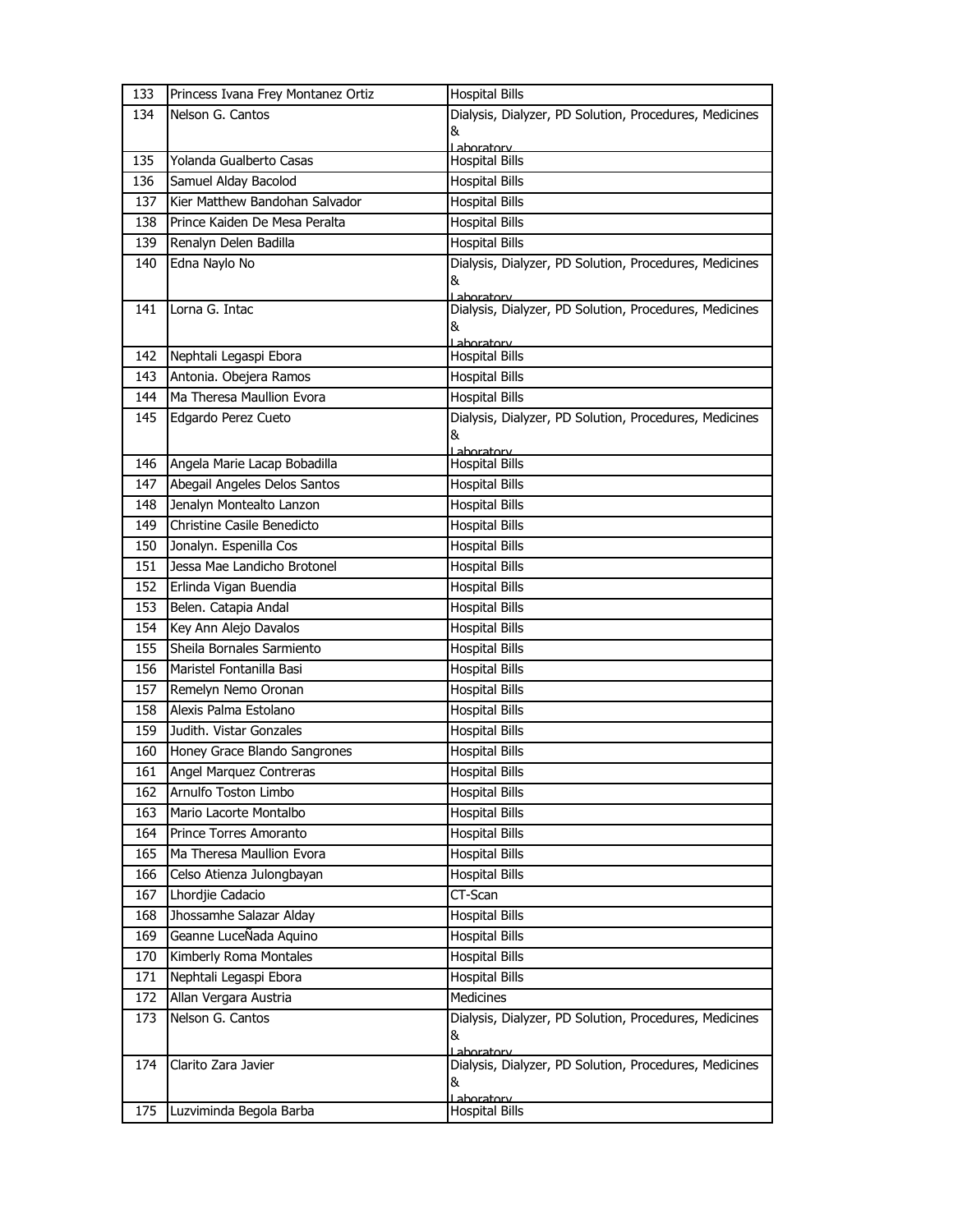| 133 | Princess Ivana Frey Montanez Ortiz | Hospital Bills |
|---|---|---|
| 134 | Nelson G. Cantos | Dialysis, Dialyzer, PD Solution, Procedures, Medicines & Laboratory |
| 135 | Yolanda Gualberto Casas | Hospital Bills |
| 136 | Samuel Alday Bacolod | Hospital Bills |
| 137 | Kier Matthew Bandohan Salvador | Hospital Bills |
| 138 | Prince Kaiden De Mesa Peralta | Hospital Bills |
| 139 | Renalyn Delen Badilla | Hospital Bills |
| 140 | Edna Naylo No | Dialysis, Dialyzer, PD Solution, Procedures, Medicines & Laboratory |
| 141 | Lorna G. Intac | Dialysis, Dialyzer, PD Solution, Procedures, Medicines & Laboratory |
| 142 | Nephtali Legaspi Ebora | Hospital Bills |
| 143 | Antonia. Obejera Ramos | Hospital Bills |
| 144 | Ma Theresa Maullion Evora | Hospital Bills |
| 145 | Edgardo Perez Cueto | Dialysis, Dialyzer, PD Solution, Procedures, Medicines & Laboratory |
| 146 | Angela Marie Lacap Bobadilla | Hospital Bills |
| 147 | Abegail Angeles Delos Santos | Hospital Bills |
| 148 | Jenalyn Montealto Lanzon | Hospital Bills |
| 149 | Christine Casile Benedicto | Hospital Bills |
| 150 | Jonalyn. Espenilla Cos | Hospital Bills |
| 151 | Jessa Mae Landicho Brotonel | Hospital Bills |
| 152 | Erlinda Vigan Buendia | Hospital Bills |
| 153 | Belen. Catapia Andal | Hospital Bills |
| 154 | Key Ann Alejo Davalos | Hospital Bills |
| 155 | Sheila Bornales Sarmiento | Hospital Bills |
| 156 | Maristel Fontanilla Basi | Hospital Bills |
| 157 | Remelyn Nemo Oronan | Hospital Bills |
| 158 | Alexis Palma Estolano | Hospital Bills |
| 159 | Judith. Vistar Gonzales | Hospital Bills |
| 160 | Honey Grace Blando Sangrones | Hospital Bills |
| 161 | Angel Marquez Contreras | Hospital Bills |
| 162 | Arnulfo Toston Limbo | Hospital Bills |
| 163 | Mario Lacorte Montalbo | Hospital Bills |
| 164 | Prince Torres Amoranto | Hospital Bills |
| 165 | Ma Theresa Maullion Evora | Hospital Bills |
| 166 | Celso Atienza Julongbayan | Hospital Bills |
| 167 | Lhordjie Cadacio | CT-Scan |
| 168 | Jhossamhe Salazar Alday | Hospital Bills |
| 169 | Geanne LuceÑada Aquino | Hospital Bills |
| 170 | Kimberly Roma Montales | Hospital Bills |
| 171 | Nephtali Legaspi Ebora | Hospital Bills |
| 172 | Allan Vergara Austria | Medicines |
| 173 | Nelson G. Cantos | Dialysis, Dialyzer, PD Solution, Procedures, Medicines & Laboratory |
| 174 | Clarito Zara Javier | Dialysis, Dialyzer, PD Solution, Procedures, Medicines & Laboratory |
| 175 | Luzviminda Begola Barba | Hospital Bills |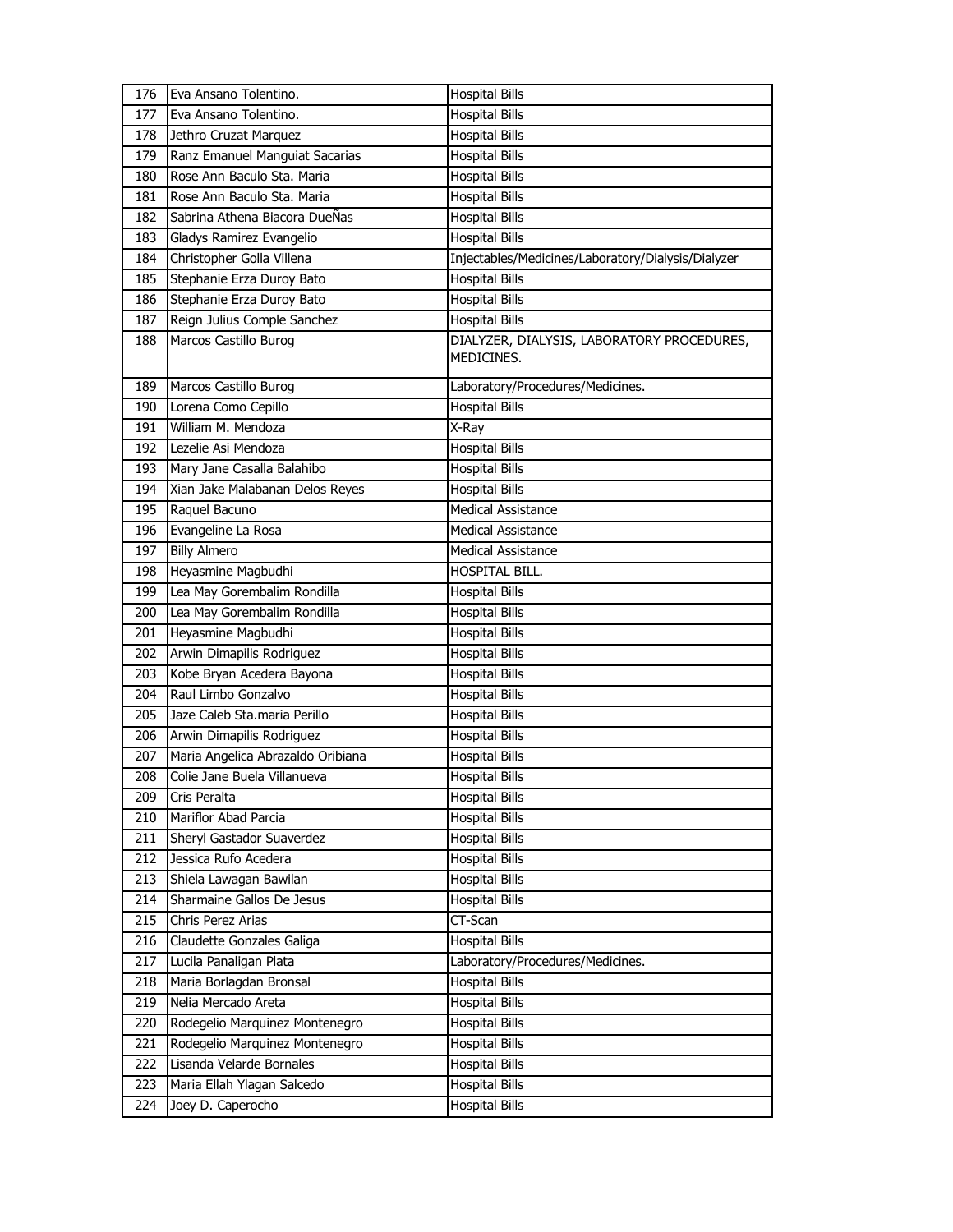| 176 | Eva Ansano Tolentino. | Hospital Bills |
|---|---|---|
| 177 | Eva Ansano Tolentino. | Hospital Bills |
| 178 | Jethro Cruzat Marquez | Hospital Bills |
| 179 | Ranz Emanuel Manguiat Sacarias | Hospital Bills |
| 180 | Rose Ann Baculo Sta. Maria | Hospital Bills |
| 181 | Rose Ann Baculo Sta. Maria | Hospital Bills |
| 182 | Sabrina Athena Biacora DueÑas | Hospital Bills |
| 183 | Gladys Ramirez Evangelio | Hospital Bills |
| 184 | Christopher Golla Villena | Injectables/Medicines/Laboratory/Dialysis/Dialyzer |
| 185 | Stephanie Erza Duroy Bato | Hospital Bills |
| 186 | Stephanie Erza Duroy Bato | Hospital Bills |
| 187 | Reign Julius Comple Sanchez | Hospital Bills |
| 188 | Marcos Castillo Burog | DIALYZER, DIALYSIS, LABORATORY PROCEDURES, MEDICINES. |
| 189 | Marcos Castillo Burog | Laboratory/Procedures/Medicines. |
| 190 | Lorena Como Cepillo | Hospital Bills |
| 191 | William M. Mendoza | X-Ray |
| 192 | Lezelie Asi Mendoza | Hospital Bills |
| 193 | Mary Jane Casalla Balahibo | Hospital Bills |
| 194 | Xian Jake Malabanan Delos Reyes | Hospital Bills |
| 195 | Raquel Bacuno | Medical Assistance |
| 196 | Evangeline La Rosa | Medical Assistance |
| 197 | Billy Almero | Medical Assistance |
| 198 | Heyasmine Magbudhi | HOSPITAL BILL. |
| 199 | Lea May Gorembalim Rondilla | Hospital Bills |
| 200 | Lea May Gorembalim Rondilla | Hospital Bills |
| 201 | Heyasmine Magbudhi | Hospital Bills |
| 202 | Arwin Dimapilis Rodriguez | Hospital Bills |
| 203 | Kobe Bryan Acedera Bayona | Hospital Bills |
| 204 | Raul Limbo Gonzalvo | Hospital Bills |
| 205 | Jaze Caleb Sta.maria Perillo | Hospital Bills |
| 206 | Arwin Dimapilis Rodriguez | Hospital Bills |
| 207 | Maria Angelica Abrazaldo Oribiana | Hospital Bills |
| 208 | Colie Jane Buela Villanueva | Hospital Bills |
| 209 | Cris Peralta | Hospital Bills |
| 210 | Mariflor Abad Parcia | Hospital Bills |
| 211 | Sheryl Gastador Suaverdez | Hospital Bills |
| 212 | Jessica Rufo Acedera | Hospital Bills |
| 213 | Shiela Lawagan Bawilan | Hospital Bills |
| 214 | Sharmaine Gallos De Jesus | Hospital Bills |
| 215 | Chris Perez Arias | CT-Scan |
| 216 | Claudette Gonzales Galiga | Hospital Bills |
| 217 | Lucila Panaligan Plata | Laboratory/Procedures/Medicines. |
| 218 | Maria Borlagdan Bronsal | Hospital Bills |
| 219 | Nelia Mercado Areta | Hospital Bills |
| 220 | Rodegelio Marquinez Montenegro | Hospital Bills |
| 221 | Rodegelio Marquinez Montenegro | Hospital Bills |
| 222 | Lisanda Velarde Bornales | Hospital Bills |
| 223 | Maria Ellah Ylagan Salcedo | Hospital Bills |
| 224 | Joey D. Caperocho | Hospital Bills |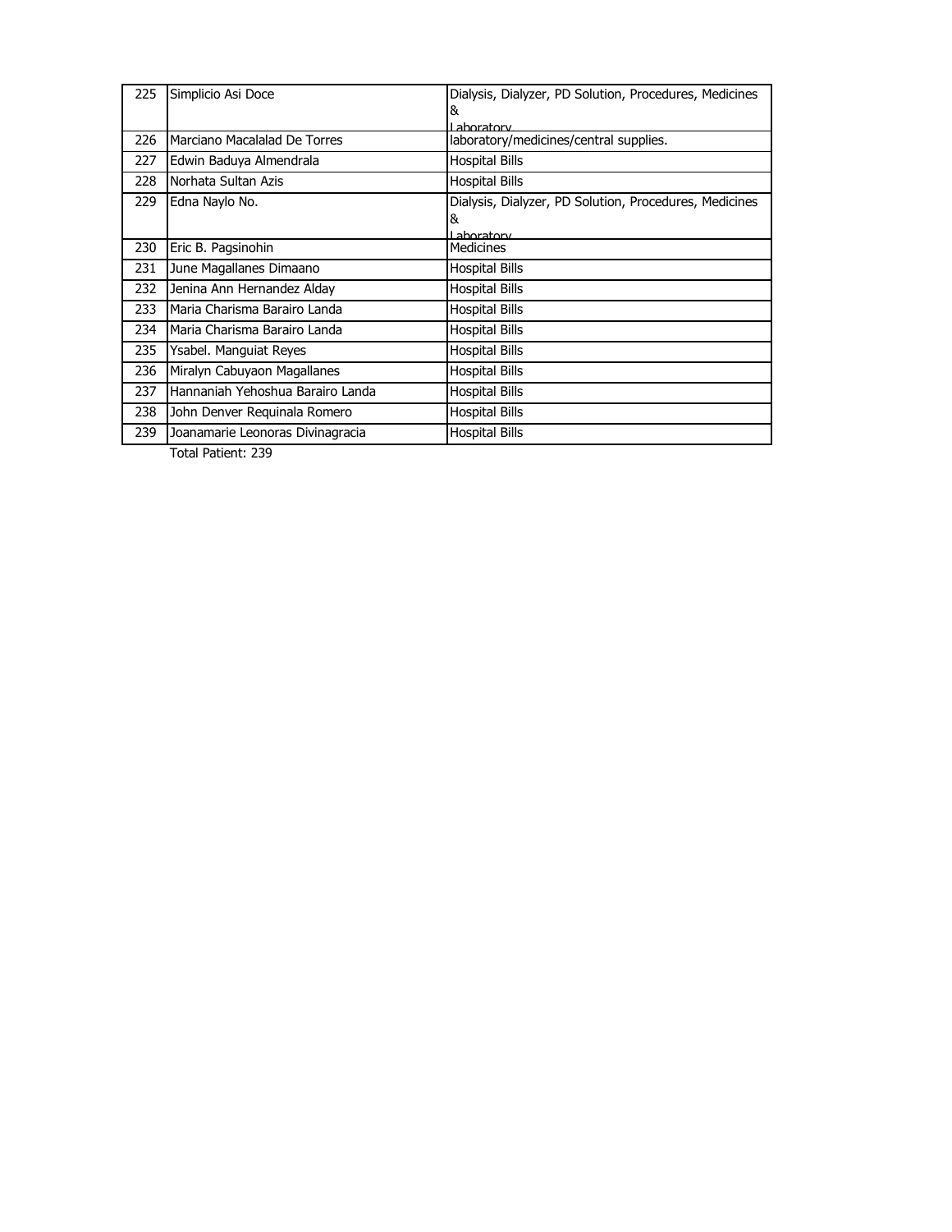| 225 | Simplicio Asi Doce | Dialysis, Dialyzer, PD Solution, Procedures, Medicines & Laboratory |
|---|---|---|
| 226 | Marciano Macalalad De Torres | laboratory/medicines/central supplies. |
| 227 | Edwin Baduya Almendrala | Hospital Bills |
| 228 | Norhata Sultan Azis | Hospital Bills |
| 229 | Edna Naylo No. | Dialysis, Dialyzer, PD Solution, Procedures, Medicines & Laboratory |
| 230 | Eric B. Pagsinohin | Medicines |
| 231 | June Magallanes Dimaano | Hospital Bills |
| 232 | Jenina Ann Hernandez Alday | Hospital Bills |
| 233 | Maria Charisma Barairo Landa | Hospital Bills |
| 234 | Maria Charisma Barairo Landa | Hospital Bills |
| 235 | Ysabel. Manguiat Reyes | Hospital Bills |
| 236 | Miralyn Cabuyaon Magallanes | Hospital Bills |
| 237 | Hannaniah Yehoshua Barairo Landa | Hospital Bills |
| 238 | John Denver Requinala Romero | Hospital Bills |
| 239 | Joanamarie Leonoras Divinagracia | Hospital Bills |

Total Patient: 239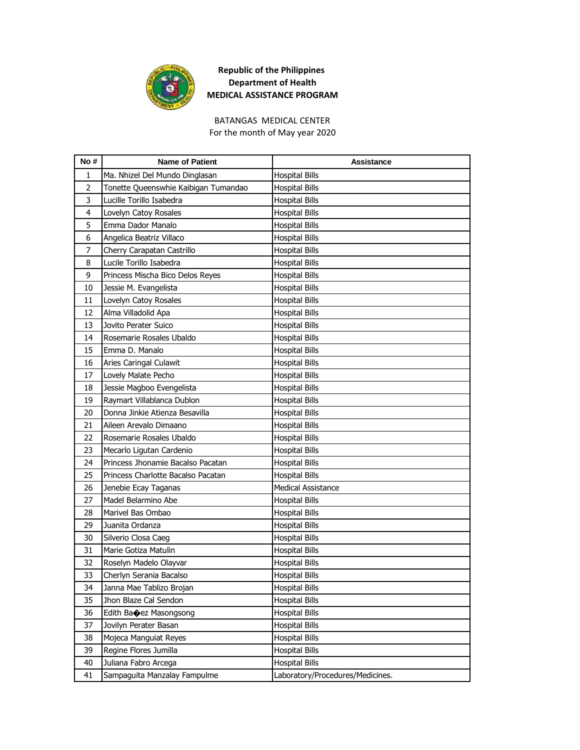**Republic of the Philippines**
**Department of Health**
**MEDICAL ASSISTANCE PROGRAM**

BATANGAS MEDICAL CENTER
For the month of May year 2020

| No # | Name of Patient | Assistance |
|---|---|---|
| 1 | Ma. Nhizel Del Mundo Dinglasan | Hospital Bills |
| 2 | Tonette Queenswhie Kaibigan Tumandao | Hospital Bills |
| 3 | Lucille Torillo Isabedra | Hospital Bills |
| 4 | Lovelyn Catoy Rosales | Hospital Bills |
| 5 | Emma Dador Manalo | Hospital Bills |
| 6 | Angelica Beatriz Villaco | Hospital Bills |
| 7 | Cherry Carapatan Castrillo | Hospital Bills |
| 8 | Lucile Torillo Isabedra | Hospital Bills |
| 9 | Princess Mischa Bico Delos Reyes | Hospital Bills |
| 10 | Jessie M. Evangelista | Hospital Bills |
| 11 | Lovelyn Catoy Rosales | Hospital Bills |
| 12 | Alma Villadolid Apa | Hospital Bills |
| 13 | Jovito Perater Suico | Hospital Bills |
| 14 | Rosemarie Rosales Ubaldo | Hospital Bills |
| 15 | Emma D. Manalo | Hospital Bills |
| 16 | Aries Caringal Culawit | Hospital Bills |
| 17 | Lovely Malate Pecho | Hospital Bills |
| 18 | Jessie Magboo Evengelista | Hospital Bills |
| 19 | Raymart Villablanca Dublon | Hospital Bills |
| 20 | Donna Jinkie Atienza Besavilla | Hospital Bills |
| 21 | Aileen Arevalo Dimaano | Hospital Bills |
| 22 | Rosemarie Rosales Ubaldo | Hospital Bills |
| 23 | Mecarlo Ligutan Cardenio | Hospital Bills |
| 24 | Princess Jhonamie Bacalso Pacatan | Hospital Bills |
| 25 | Princess Charlotte Bacalso Pacatan | Hospital Bills |
| 26 | Jenebie Ecay Taganas | Medical Assistance |
| 27 | Madel Belarmino Abe | Hospital Bills |
| 28 | Marivel Bas Ombao | Hospital Bills |
| 29 | Juanita Ordanza | Hospital Bills |
| 30 | Silverio Closa Caeg | Hospital Bills |
| 31 | Marie Gotiza Matulin | Hospital Bills |
| 32 | Roselyn Madelo Olayvar | Hospital Bills |
| 33 | Cherlyn Serania Bacalso | Hospital Bills |
| 34 | Janna Mae Tablizo Brojan | Hospital Bills |
| 35 | Jhon Blaze Cal Sendon | Hospital Bills |
| 36 | Edith Ba�ez Masongsong | Hospital Bills |
| 37 | Jovilyn Perater Basan | Hospital Bills |
| 38 | Mojeca Manguiat Reyes | Hospital Bills |
| 39 | Regine Flores Jumilla | Hospital Bills |
| 40 | Juliana Fabro Arcega | Hospital Bills |
| 41 | Sampaguita Manzalay Fampulme | Laboratory/Procedures/Medicines. |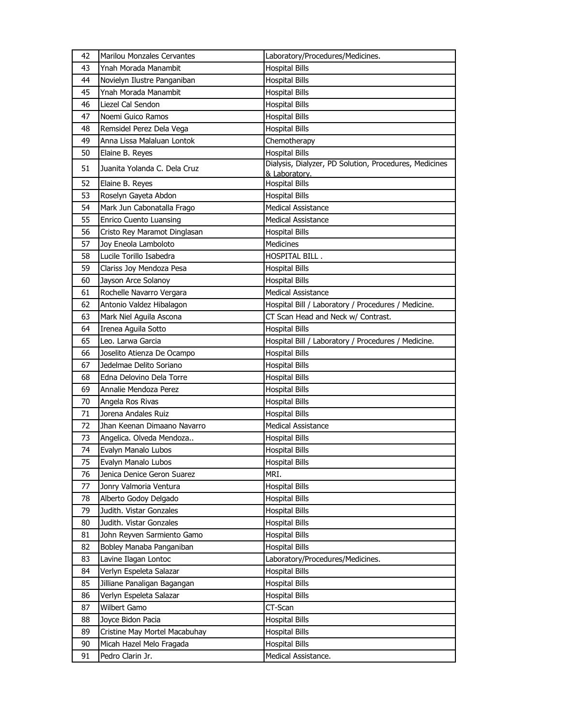| 42 | Marilou Monzales Cervantes | Laboratory/Procedures/Medicines. |
|---|---|---|
| 43 | Ynah Morada Manambit | Hospital Bills |
| 44 | Novielyn Ilustre Panganiban | Hospital Bills |
| 45 | Ynah Morada Manambit | Hospital Bills |
| 46 | Liezel Cal Sendon | Hospital Bills |
| 47 | Noemi Guico Ramos | Hospital Bills |
| 48 | Remsidel Perez Dela Vega | Hospital Bills |
| 49 | Anna Lissa Malaluan Lontok | Chemotherapy |
| 50 | Elaine B. Reyes | Hospital Bills |
| 51 | Juanita Yolanda C. Dela Cruz | Dialysis, Dialyzer, PD Solution, Procedures, Medicines & Laboratory. |
| 52 | Elaine B. Reyes | Hospital Bills |
| 53 | Roselyn Gayeta Abdon | Hospital Bills |
| 54 | Mark Jun Cabonatalla Frago | Medical Assistance |
| 55 | Enrico Cuento Luansing | Medical Assistance |
| 56 | Cristo Rey Maramot Dinglasan | Hospital Bills |
| 57 | Joy Eneola Lamboloto | Medicines |
| 58 | Lucile Torillo Isabedra | HOSPITAL BILL . |
| 59 | Clariss Joy Mendoza Pesa | Hospital Bills |
| 60 | Jayson Arce Solanoy | Hospital Bills |
| 61 | Rochelle Navarro Vergara | Medical Assistance |
| 62 | Antonio Valdez Hibalagon | Hospital Bill / Laboratory / Procedures / Medicine. |
| 63 | Mark Niel Aguila Ascona | CT Scan Head and Neck w/ Contrast. |
| 64 | Irenea Aguila Sotto | Hospital Bills |
| 65 | Leo. Larwa Garcia | Hospital Bill / Laboratory / Procedures / Medicine. |
| 66 | Joselito Atienza De Ocampo | Hospital Bills |
| 67 | Jedelmae Delito Soriano | Hospital Bills |
| 68 | Edna Delovino Dela Torre | Hospital Bills |
| 69 | Annalie Mendoza Perez | Hospital Bills |
| 70 | Angela Ros Rivas | Hospital Bills |
| 71 | Jorena Andales Ruiz | Hospital Bills |
| 72 | Jhan Keenan Dimaano Navarro | Medical Assistance |
| 73 | Angelica. Olveda Mendoza.. | Hospital Bills |
| 74 | Evalyn Manalo Lubos | Hospital Bills |
| 75 | Evalyn Manalo Lubos | Hospital Bills |
| 76 | Jenica Denice Geron Suarez | MRI. |
| 77 | Jonry Valmoria Ventura | Hospital Bills |
| 78 | Alberto Godoy Delgado | Hospital Bills |
| 79 | Judith. Vistar Gonzales | Hospital Bills |
| 80 | Judith. Vistar Gonzales | Hospital Bills |
| 81 | John Reyven Sarmiento Gamo | Hospital Bills |
| 82 | Bobley Manaba Panganiban | Hospital Bills |
| 83 | Lavine Ilagan Lontoc | Laboratory/Procedures/Medicines. |
| 84 | Verlyn Espeleta Salazar | Hospital Bills |
| 85 | Jilliane Panaligan Bagangan | Hospital Bills |
| 86 | Verlyn Espeleta Salazar | Hospital Bills |
| 87 | Wilbert Gamo | CT-Scan |
| 88 | Joyce Bidon Pacia | Hospital Bills |
| 89 | Cristine May Mortel Macabuhay | Hospital Bills |
| 90 | Micah Hazel Melo Fragada | Hospital Bills |
| 91 | Pedro Clarin Jr. | Medical Assistance. |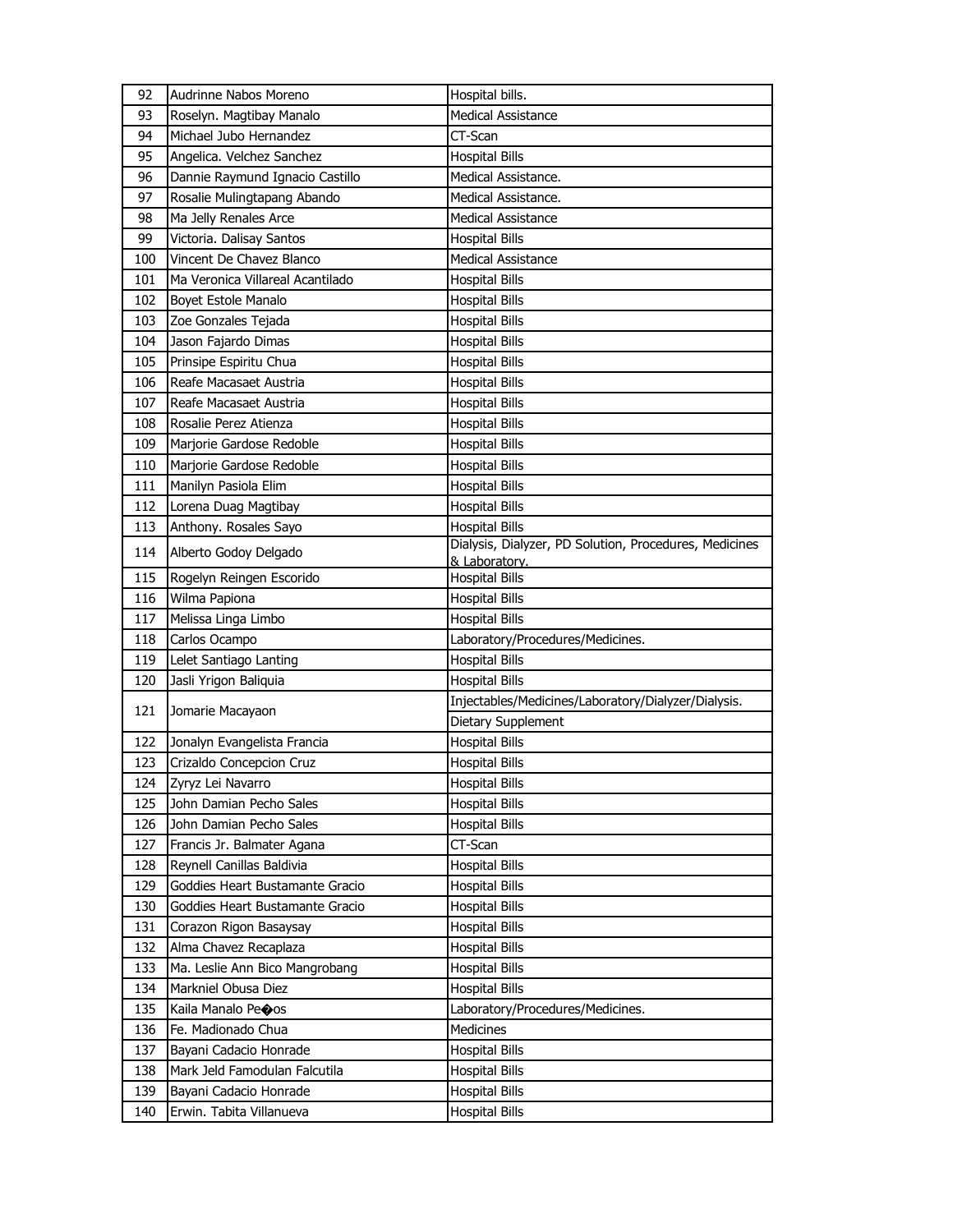| 92 | Audrinne Nabos Moreno | Hospital bills. |
|---|---|---|
| 93 | Roselyn. Magtibay Manalo | Medical Assistance |
| 94 | Michael Jubo Hernandez | CT-Scan |
| 95 | Angelica. Velchez Sanchez | Hospital Bills |
| 96 | Dannie Raymund Ignacio Castillo | Medical Assistance. |
| 97 | Rosalie Mulingtapang Abando | Medical Assistance. |
| 98 | Ma Jelly Renales Arce | Medical Assistance |
| 99 | Victoria. Dalisay Santos | Hospital Bills |
| 100 | Vincent De Chavez Blanco | Medical Assistance |
| 101 | Ma Veronica Villareal Acantilado | Hospital Bills |
| 102 | Boyet Estole Manalo | Hospital Bills |
| 103 | Zoe Gonzales Tejada | Hospital Bills |
| 104 | Jason Fajardo Dimas | Hospital Bills |
| 105 | Prinsipe Espiritu Chua | Hospital Bills |
| 106 | Reafe Macasaet Austria | Hospital Bills |
| 107 | Reafe Macasaet Austria | Hospital Bills |
| 108 | Rosalie Perez Atienza | Hospital Bills |
| 109 | Marjorie Gardose Redoble | Hospital Bills |
| 110 | Marjorie Gardose Redoble | Hospital Bills |
| 111 | Manilyn Pasiola Elim | Hospital Bills |
| 112 | Lorena Duag Magtibay | Hospital Bills |
| 113 | Anthony. Rosales Sayo | Hospital Bills |
| 114 | Alberto Godoy Delgado | Dialysis, Dialyzer, PD Solution, Procedures, Medicines & Laboratory. |
| 115 | Rogelyn Reingen Escorido | Hospital Bills |
| 116 | Wilma Papiona | Hospital Bills |
| 117 | Melissa Linga Limbo | Hospital Bills |
| 118 | Carlos Ocampo | Laboratory/Procedures/Medicines. |
| 119 | Lelet Santiago Lanting | Hospital Bills |
| 120 | Jasli Yrigon Baliquia | Hospital Bills |
| 121 | Jomarie Macayaon | Injectables/Medicines/Laboratory/Dialyzer/Dialysis. |
| | | Dietary Supplement |
| 122 | Jonalyn Evangelista Francia | Hospital Bills |
| 123 | Crizaldo Concepcion Cruz | Hospital Bills |
| 124 | Zyryz Lei Navarro | Hospital Bills |
| 125 | John Damian Pecho Sales | Hospital Bills |
| 126 | John Damian Pecho Sales | Hospital Bills |
| 127 | Francis Jr. Balmater Agana | CT-Scan |
| 128 | Reynell Canillas Baldivia | Hospital Bills |
| 129 | Goddies Heart Bustamante Gracio | Hospital Bills |
| 130 | Goddies Heart Bustamante Gracio | Hospital Bills |
| 131 | Corazon Rigon Basaysay | Hospital Bills |
| 132 | Alma Chavez Recaplaza | Hospital Bills |
| 133 | Ma. Leslie Ann Bico Mangrobang | Hospital Bills |
| 134 | Markniel Obusa Diez | Hospital Bills |
| 135 | Kaila Manalo Pe�os | Laboratory/Procedures/Medicines. |
| 136 | Fe. Madionado Chua | Medicines |
| 137 | Bayani Cadacio Honrade | Hospital Bills |
| 138 | Mark Jeld Famodulan Falcutila | Hospital Bills |
| 139 | Bayani Cadacio Honrade | Hospital Bills |
| 140 | Erwin. Tabita Villanueva | Hospital Bills |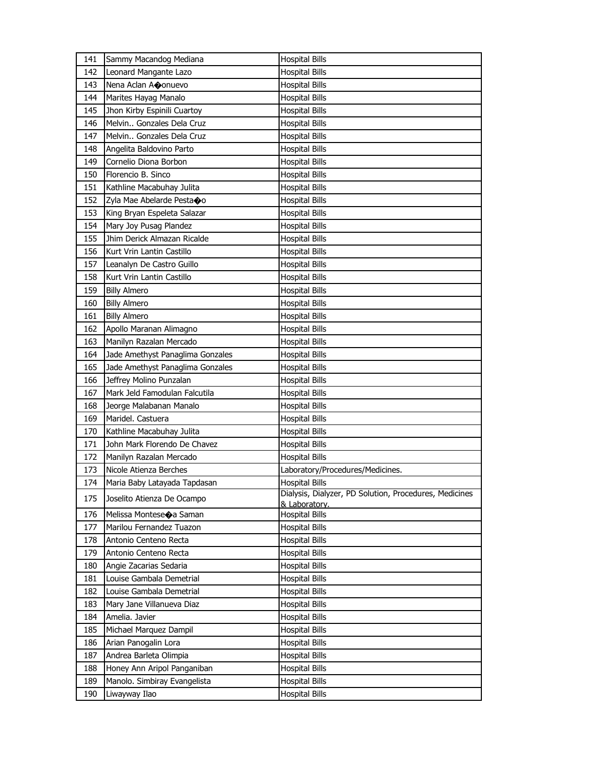| 141 | Sammy Macandog Mediana | Hospital Bills |
|---|---|---|
| 142 | Leonard Mangante Lazo | Hospital Bills |
| 143 | Nena Aclan A�onuevo | Hospital Bills |
| 144 | Marites Hayag Manalo | Hospital Bills |
| 145 | Jhon Kirby Espinili Cuartoy | Hospital Bills |
| 146 | Melvin.. Gonzales Dela Cruz | Hospital Bills |
| 147 | Melvin.. Gonzales Dela Cruz | Hospital Bills |
| 148 | Angelita Baldovino Parto | Hospital Bills |
| 149 | Cornelio Diona Borbon | Hospital Bills |
| 150 | Florencio B. Sinco | Hospital Bills |
| 151 | Kathline Macabuhay Julita | Hospital Bills |
| 152 | Zyla Mae Abelarde Pesta�o | Hospital Bills |
| 153 | King Bryan Espeleta Salazar | Hospital Bills |
| 154 | Mary Joy Pusag Plandez | Hospital Bills |
| 155 | Jhim Derick Almazan Ricalde | Hospital Bills |
| 156 | Kurt Vrin Lantin Castillo | Hospital Bills |
| 157 | Leanalyn De Castro Guillo | Hospital Bills |
| 158 | Kurt Vrin Lantin Castillo | Hospital Bills |
| 159 | Billy Almero | Hospital Bills |
| 160 | Billy Almero | Hospital Bills |
| 161 | Billy Almero | Hospital Bills |
| 162 | Apollo Maranan Alimagno | Hospital Bills |
| 163 | Manilyn Razalan Mercado | Hospital Bills |
| 164 | Jade Amethyst Panaglima Gonzales | Hospital Bills |
| 165 | Jade Amethyst Panaglima Gonzales | Hospital Bills |
| 166 | Jeffrey Molino Punzalan | Hospital Bills |
| 167 | Mark Jeld Famodulan Falcutila | Hospital Bills |
| 168 | Jeorge Malabanan Manalo | Hospital Bills |
| 169 | Maridel. Castuera | Hospital Bills |
| 170 | Kathline Macabuhay Julita | Hospital Bills |
| 171 | John Mark Florendo De Chavez | Hospital Bills |
| 172 | Manilyn Razalan Mercado | Hospital Bills |
| 173 | Nicole Atienza Berches | Laboratory/Procedures/Medicines. |
| 174 | Maria Baby Latayada Tapdasan | Hospital Bills |
| 175 | Joselito Atienza De Ocampo | Dialysis, Dialyzer, PD Solution, Procedures, Medicines & Laboratory. |
| 176 | Melissa Montese�a Saman | Hospital Bills |
| 177 | Marilou Fernandez Tuazon | Hospital Bills |
| 178 | Antonio Centeno Recta | Hospital Bills |
| 179 | Antonio Centeno Recta | Hospital Bills |
| 180 | Angie Zacarias Sedaria | Hospital Bills |
| 181 | Louise Gambala Demetrial | Hospital Bills |
| 182 | Louise Gambala Demetrial | Hospital Bills |
| 183 | Mary Jane Villanueva Diaz | Hospital Bills |
| 184 | Amelia. Javier | Hospital Bills |
| 185 | Michael Marquez Dampil | Hospital Bills |
| 186 | Arian Panogalin Lora | Hospital Bills |
| 187 | Andrea Barleta Olimpia | Hospital Bills |
| 188 | Honey Ann Aripol Panganiban | Hospital Bills |
| 189 | Manolo. Simbiray Evangelista | Hospital Bills |
| 190 | Liwayway Ilao | Hospital Bills |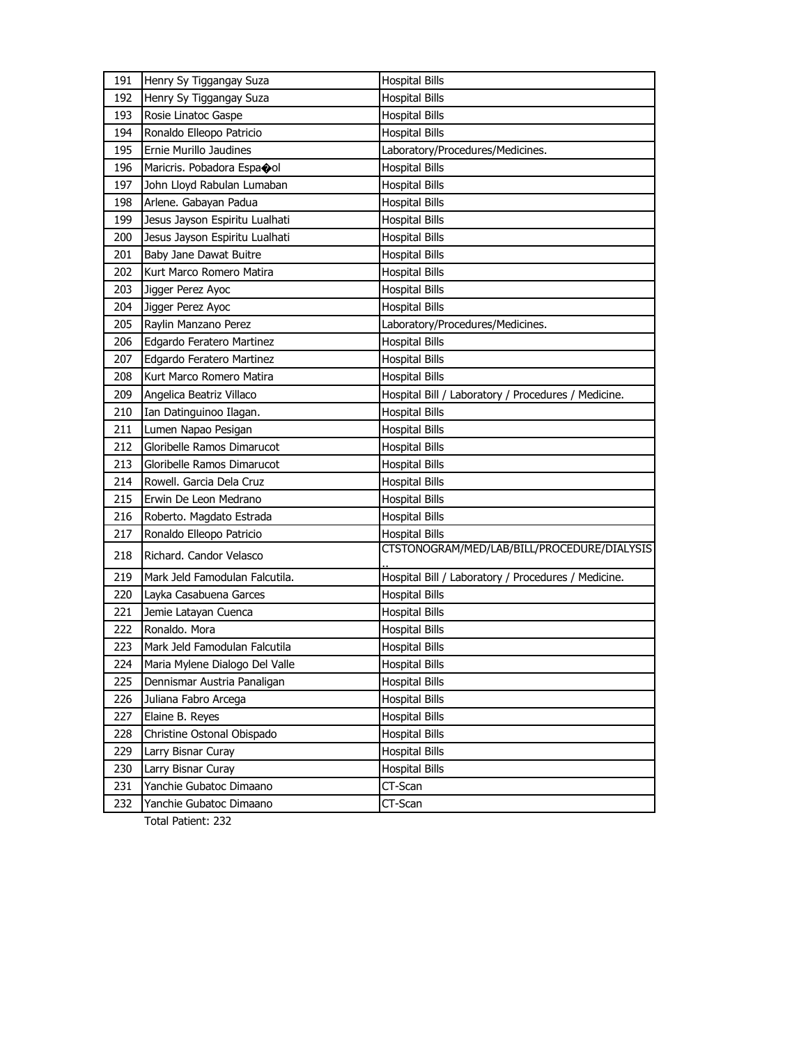| 191 | Henry Sy Tiggangay Suza | Hospital Bills |
|---|---|---|
| 192 | Henry Sy Tiggangay Suza | Hospital Bills |
| 193 | Rosie Linatoc Gaspe | Hospital Bills |
| 194 | Ronaldo Elleopo Patricio | Hospital Bills |
| 195 | Ernie Murillo Jaudines | Laboratory/Procedures/Medicines. |
| 196 | Maricris. Pobadora Espa�ol | Hospital Bills |
| 197 | John Lloyd Rabulan Lumaban | Hospital Bills |
| 198 | Arlene. Gabayan Padua | Hospital Bills |
| 199 | Jesus Jayson Espiritu Lualhati | Hospital Bills |
| 200 | Jesus Jayson Espiritu Lualhati | Hospital Bills |
| 201 | Baby Jane Dawat Buitre | Hospital Bills |
| 202 | Kurt Marco Romero Matira | Hospital Bills |
| 203 | Jigger Perez Ayoc | Hospital Bills |
| 204 | Jigger Perez Ayoc | Hospital Bills |
| 205 | Raylin Manzano Perez | Laboratory/Procedures/Medicines. |
| 206 | Edgardo Feratero Martinez | Hospital Bills |
| 207 | Edgardo Feratero Martinez | Hospital Bills |
| 208 | Kurt Marco Romero Matira | Hospital Bills |
| 209 | Angelica Beatriz Villaco | Hospital Bill / Laboratory / Procedures / Medicine. |
| 210 | Ian Datinguinoo Ilagan. | Hospital Bills |
| 211 | Lumen Napao Pesigan | Hospital Bills |
| 212 | Gloribelle Ramos Dimarucot | Hospital Bills |
| 213 | Gloribelle Ramos Dimarucot | Hospital Bills |
| 214 | Rowell. Garcia Dela Cruz | Hospital Bills |
| 215 | Erwin De Leon Medrano | Hospital Bills |
| 216 | Roberto. Magdato Estrada | Hospital Bills |
| 217 | Ronaldo Elleopo Patricio | Hospital Bills |
| 218 | Richard. Candor Velasco | CTSTONOGRAM/MED/LAB/BILL/PROCEDURE/DIALYSIS.. |
| 219 | Mark Jeld Famodulan Falcutila. | Hospital Bill / Laboratory / Procedures / Medicine. |
| 220 | Layka Casabuena Garces | Hospital Bills |
| 221 | Jemie Latayan Cuenca | Hospital Bills |
| 222 | Ronaldo. Mora | Hospital Bills |
| 223 | Mark Jeld Famodulan Falcutila | Hospital Bills |
| 224 | Maria Mylene Dialogo Del Valle | Hospital Bills |
| 225 | Dennismar Austria Panaligan | Hospital Bills |
| 226 | Juliana Fabro Arcega | Hospital Bills |
| 227 | Elaine B. Reyes | Hospital Bills |
| 228 | Christine Ostonal Obispado | Hospital Bills |
| 229 | Larry Bisnar Curay | Hospital Bills |
| 230 | Larry Bisnar Curay | Hospital Bills |
| 231 | Yanchie Gubatoc Dimaano | CT-Scan |
| 232 | Yanchie Gubatoc Dimaano | CT-Scan |

Total Patient: 232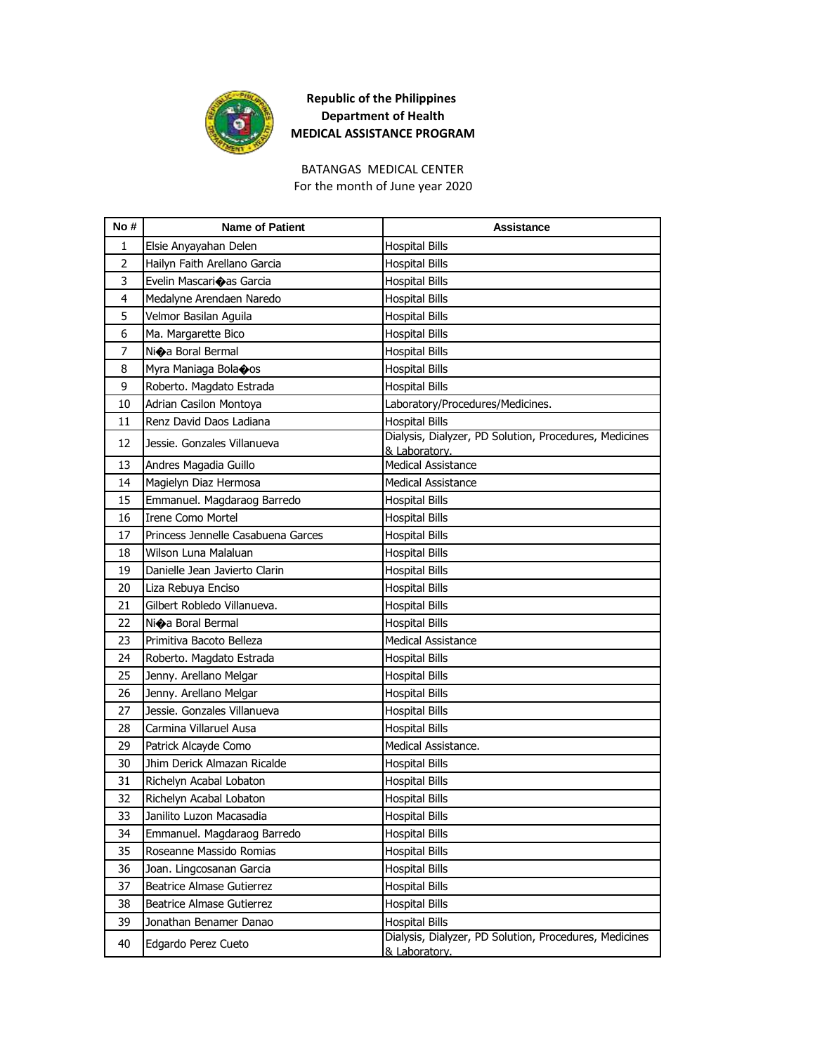**Republic of the Philippines**
**Department of Health**
**MEDICAL ASSISTANCE PROGRAM**

BATANGAS MEDICAL CENTER
For the month of June year 2020

| No # | Name of Patient | Assistance |
|---|---|---|
| 1 | Elsie Anyayahan Delen | Hospital Bills |
| 2 | Hailyn Faith Arellano Garcia | Hospital Bills |
| 3 | Evelin Mascari�as Garcia | Hospital Bills |
| 4 | Medalyne Arendaen Naredo | Hospital Bills |
| 5 | Velmor Basilan Aguila | Hospital Bills |
| 6 | Ma. Margarette Bico | Hospital Bills |
| 7 | Ni�a Boral Bermal | Hospital Bills |
| 8 | Myra Maniaga Bola�os | Hospital Bills |
| 9 | Roberto. Magdato Estrada | Hospital Bills |
| 10 | Adrian Casilon Montoya | Laboratory/Procedures/Medicines. |
| 11 | Renz David Daos Ladiana | Hospital Bills |
| 12 | Jessie. Gonzales Villanueva | Dialysis, Dialyzer, PD Solution, Procedures, Medicines & Laboratory. |
| 13 | Andres Magadia Guillo | Medical Assistance |
| 14 | Magielyn Diaz Hermosa | Medical Assistance |
| 15 | Emmanuel. Magdaraog Barredo | Hospital Bills |
| 16 | Irene Como Mortel | Hospital Bills |
| 17 | Princess Jennelle Casabuena Garces | Hospital Bills |
| 18 | Wilson Luna Malaluan | Hospital Bills |
| 19 | Danielle Jean Javierto Clarin | Hospital Bills |
| 20 | Liza Rebuya Enciso | Hospital Bills |
| 21 | Gilbert Robledo Villanueva. | Hospital Bills |
| 22 | Ni�a Boral Bermal | Hospital Bills |
| 23 | Primitiva Bacoto Belleza | Medical Assistance |
| 24 | Roberto. Magdato Estrada | Hospital Bills |
| 25 | Jenny. Arellano Melgar | Hospital Bills |
| 26 | Jenny. Arellano Melgar | Hospital Bills |
| 27 | Jessie. Gonzales Villanueva | Hospital Bills |
| 28 | Carmina Villaruel Ausa | Hospital Bills |
| 29 | Patrick Alcayde Como | Medical Assistance. |
| 30 | Jhim Derick Almazan Ricalde | Hospital Bills |
| 31 | Richelyn Acabal Lobaton | Hospital Bills |
| 32 | Richelyn Acabal Lobaton | Hospital Bills |
| 33 | Janilito Luzon Macasadia | Hospital Bills |
| 34 | Emmanuel. Magdaraog Barredo | Hospital Bills |
| 35 | Roseanne Massido Romias | Hospital Bills |
| 36 | Joan. Lingcosanan Garcia | Hospital Bills |
| 37 | Beatrice Almase Gutierrez | Hospital Bills |
| 38 | Beatrice Almase Gutierrez | Hospital Bills |
| 39 | Jonathan Benamer Danao | Hospital Bills |
| 40 | Edgardo Perez Cueto | Dialysis, Dialyzer, PD Solution, Procedures, Medicines & Laboratory. |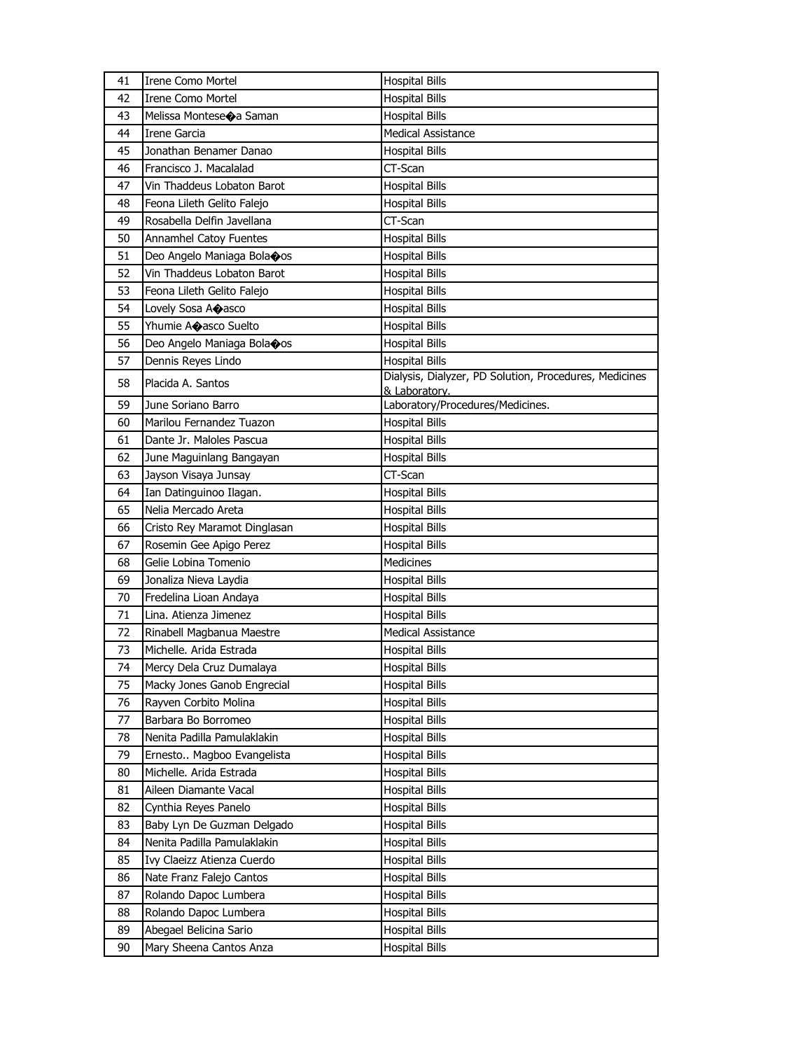| 41 | Irene Como Mortel | Hospital Bills |
|---|---|---|
| 42 | Irene Como Mortel | Hospital Bills |
| 43 | Melissa Montese�a Saman | Hospital Bills |
| 44 | Irene Garcia | Medical Assistance |
| 45 | Jonathan Benamer Danao | Hospital Bills |
| 46 | Francisco J. Macalalad | CT-Scan |
| 47 | Vin Thaddeus Lobaton Barot | Hospital Bills |
| 48 | Feona Lileth Gelito Falejo | Hospital Bills |
| 49 | Rosabella Delfin Javellana | CT-Scan |
| 50 | Annamhel Catoy Fuentes | Hospital Bills |
| 51 | Deo Angelo Maniaga Bola�os | Hospital Bills |
| 52 | Vin Thaddeus Lobaton Barot | Hospital Bills |
| 53 | Feona Lileth Gelito Falejo | Hospital Bills |
| 54 | Lovely Sosa A�asco | Hospital Bills |
| 55 | Yhumie A�asco Suelto | Hospital Bills |
| 56 | Deo Angelo Maniaga Bola�os | Hospital Bills |
| 57 | Dennis Reyes Lindo | Hospital Bills |
| 58 | Placida A. Santos | Dialysis, Dialyzer, PD Solution, Procedures, Medicines & Laboratory. |
| 59 | June Soriano Barro | Laboratory/Procedures/Medicines. |
| 60 | Marilou Fernandez Tuazon | Hospital Bills |
| 61 | Dante Jr. Maloles Pascua | Hospital Bills |
| 62 | June Maguinlang Bangayan | Hospital Bills |
| 63 | Jayson Visaya Junsay | CT-Scan |
| 64 | Ian Datinguinoo Ilagan. | Hospital Bills |
| 65 | Nelia Mercado Areta | Hospital Bills |
| 66 | Cristo Rey Maramot Dinglasan | Hospital Bills |
| 67 | Rosemin Gee Apigo Perez | Hospital Bills |
| 68 | Gelie Lobina Tomenio | Medicines |
| 69 | Jonaliza Nieva Laydia | Hospital Bills |
| 70 | Fredelina Lioan Andaya | Hospital Bills |
| 71 | Lina. Atienza Jimenez | Hospital Bills |
| 72 | Rinabell Magbanua Maestre | Medical Assistance |
| 73 | Michelle. Arida Estrada | Hospital Bills |
| 74 | Mercy Dela Cruz Dumalaya | Hospital Bills |
| 75 | Macky Jones Ganob Engrecial | Hospital Bills |
| 76 | Rayven Corbito Molina | Hospital Bills |
| 77 | Barbara Bo Borromeo | Hospital Bills |
| 78 | Nenita Padilla Pamulaklakin | Hospital Bills |
| 79 | Ernesto.. Magboo Evangelista | Hospital Bills |
| 80 | Michelle. Arida Estrada | Hospital Bills |
| 81 | Aileen Diamante Vacal | Hospital Bills |
| 82 | Cynthia Reyes Panelo | Hospital Bills |
| 83 | Baby Lyn De Guzman Delgado | Hospital Bills |
| 84 | Nenita Padilla Pamulaklakin | Hospital Bills |
| 85 | Ivy Claeizz Atienza Cuerdo | Hospital Bills |
| 86 | Nate Franz Falejo Cantos | Hospital Bills |
| 87 | Rolando Dapoc Lumbera | Hospital Bills |
| 88 | Rolando Dapoc Lumbera | Hospital Bills |
| 89 | Abegael Belicina Sario | Hospital Bills |
| 90 | Mary Sheena Cantos Anza | Hospital Bills |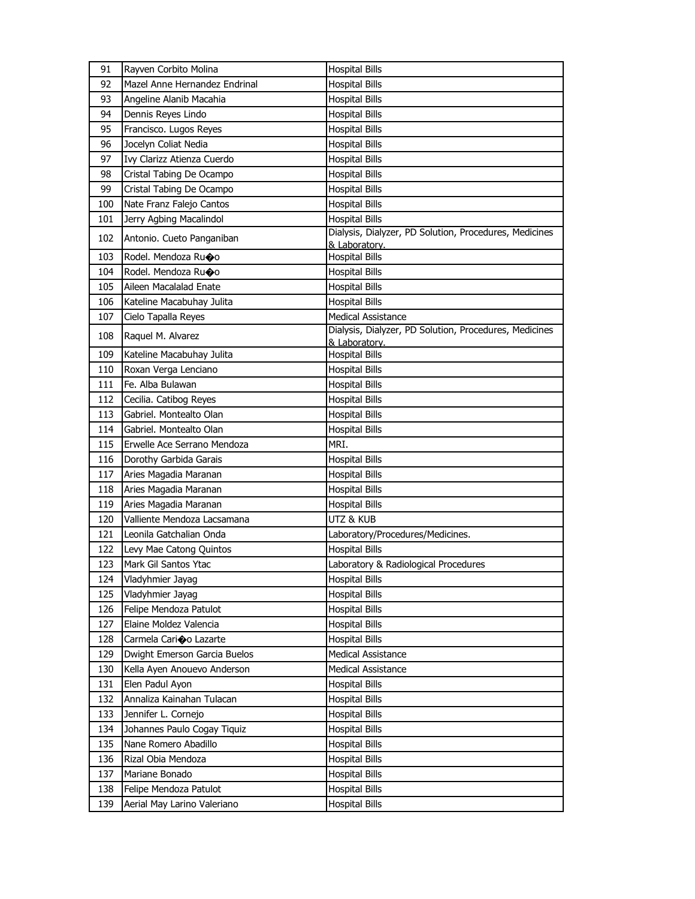| 91 | Rayven Corbito Molina | Hospital Bills |
|---|---|---|
| 92 | Mazel Anne Hernandez Endrinal | Hospital Bills |
| 93 | Angeline Alanib Macahia | Hospital Bills |
| 94 | Dennis Reyes Lindo | Hospital Bills |
| 95 | Francisco. Lugos Reyes | Hospital Bills |
| 96 | Jocelyn Coliat Nedia | Hospital Bills |
| 97 | Ivy Clarizz Atienza Cuerdo | Hospital Bills |
| 98 | Cristal Tabing De Ocampo | Hospital Bills |
| 99 | Cristal Tabing De Ocampo | Hospital Bills |
| 100 | Nate Franz Falejo Cantos | Hospital Bills |
| 101 | Jerry Agbing Macalindol | Hospital Bills |
| 102 | Antonio. Cueto Panganiban | Dialysis, Dialyzer, PD Solution, Procedures, Medicines & Laboratory. |
| 103 | Rodel. Mendoza Ru�o | Hospital Bills |
| 104 | Rodel. Mendoza Ru�o | Hospital Bills |
| 105 | Aileen Macalalad Enate | Hospital Bills |
| 106 | Kateline Macabuhay Julita | Hospital Bills |
| 107 | Cielo Tapalla Reyes | Medical Assistance |
| 108 | Raquel M. Alvarez | Dialysis, Dialyzer, PD Solution, Procedures, Medicines & Laboratory. |
| 109 | Kateline Macabuhay Julita | Hospital Bills |
| 110 | Roxan Verga Lenciano | Hospital Bills |
| 111 | Fe. Alba Bulawan | Hospital Bills |
| 112 | Cecilia. Catibog Reyes | Hospital Bills |
| 113 | Gabriel. Montealto Olan | Hospital Bills |
| 114 | Gabriel. Montealto Olan | Hospital Bills |
| 115 | Erwelle Ace Serrano Mendoza | MRI. |
| 116 | Dorothy Garbida Garais | Hospital Bills |
| 117 | Aries Magadia Maranan | Hospital Bills |
| 118 | Aries Magadia Maranan | Hospital Bills |
| 119 | Aries Magadia Maranan | Hospital Bills |
| 120 | Valliente Mendoza Lacsamana | UTZ & KUB |
| 121 | Leonila Gatchalian Onda | Laboratory/Procedures/Medicines. |
| 122 | Levy Mae Catong Quintos | Hospital Bills |
| 123 | Mark Gil Santos Ytac | Laboratory & Radiological Procedures |
| 124 | Vladyhmier Jayag | Hospital Bills |
| 125 | Vladyhmier Jayag | Hospital Bills |
| 126 | Felipe Mendoza Patulot | Hospital Bills |
| 127 | Elaine Moldez Valencia | Hospital Bills |
| 128 | Carmela Cari�o Lazarte | Hospital Bills |
| 129 | Dwight Emerson Garcia Buelos | Medical Assistance |
| 130 | Kella Ayen Anouevo Anderson | Medical Assistance |
| 131 | Elen Padul Ayon | Hospital Bills |
| 132 | Annaliza Kainahan Tulacan | Hospital Bills |
| 133 | Jennifer L. Cornejo | Hospital Bills |
| 134 | Johannes Paulo Cogay Tiquiz | Hospital Bills |
| 135 | Nane Romero Abadillo | Hospital Bills |
| 136 | Rizal Obia Mendoza | Hospital Bills |
| 137 | Mariane Bonado | Hospital Bills |
| 138 | Felipe Mendoza Patulot | Hospital Bills |
| 139 | Aerial May Larino Valeriano | Hospital Bills |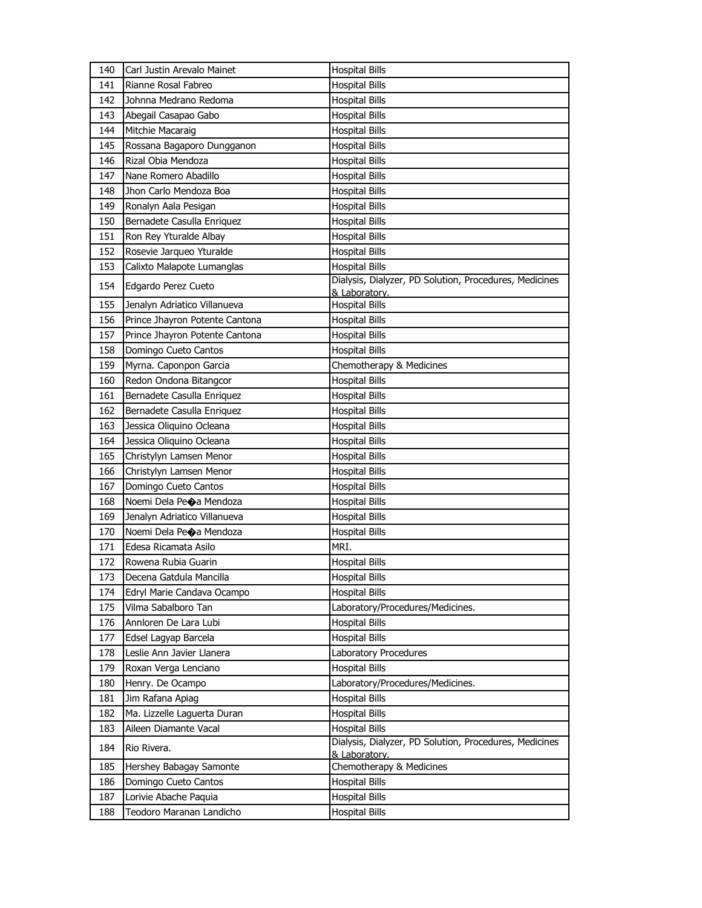| 140 | Carl Justin Arevalo Mainet | Hospital Bills |
|---|---|---|
| 141 | Rianne Rosal Fabreo | Hospital Bills |
| 142 | Johnna Medrano Redoma | Hospital Bills |
| 143 | Abegail Casapao Gabo | Hospital Bills |
| 144 | Mitchie Macaraig | Hospital Bills |
| 145 | Rossana Bagaporo Dungganon | Hospital Bills |
| 146 | Rizal Obia Mendoza | Hospital Bills |
| 147 | Nane Romero Abadillo | Hospital Bills |
| 148 | Jhon Carlo Mendoza Boa | Hospital Bills |
| 149 | Ronalyn Aala Pesigan | Hospital Bills |
| 150 | Bernadete Casulla Enriquez | Hospital Bills |
| 151 | Ron Rey Yturalde Albay | Hospital Bills |
| 152 | Rosevie Jarqueo Yturalde | Hospital Bills |
| 153 | Calixto Malapote Lumanglas | Hospital Bills |
| 154 | Edgardo Perez Cueto | Dialysis, Dialyzer, PD Solution, Procedures, Medicines & Laboratory. |
| 155 | Jenalyn Adriatico Villanueva | Hospital Bills |
| 156 | Prince Jhayron Potente Cantona | Hospital Bills |
| 157 | Prince Jhayron Potente Cantona | Hospital Bills |
| 158 | Domingo Cueto Cantos | Hospital Bills |
| 159 | Myrna. Caponpon Garcia | Chemotherapy & Medicines |
| 160 | Redon Ondona Bitangcor | Hospital Bills |
| 161 | Bernadete Casulla Enriquez | Hospital Bills |
| 162 | Bernadete Casulla Enriquez | Hospital Bills |
| 163 | Jessica Oliquino Ocleana | Hospital Bills |
| 164 | Jessica Oliquino Ocleana | Hospital Bills |
| 165 | Christylyn Lamsen Menor | Hospital Bills |
| 166 | Christylyn Lamsen Menor | Hospital Bills |
| 167 | Domingo Cueto Cantos | Hospital Bills |
| 168 | Noemi Dela Pe�a Mendoza | Hospital Bills |
| 169 | Jenalyn Adriatico Villanueva | Hospital Bills |
| 170 | Noemi Dela Pe�a Mendoza | Hospital Bills |
| 171 | Edesa Ricamata Asilo | MRI. |
| 172 | Rowena Rubia Guarin | Hospital Bills |
| 173 | Decena Gatdula Mancilla | Hospital Bills |
| 174 | Edryl Marie Candava Ocampo | Hospital Bills |
| 175 | Vilma Sabalboro Tan | Laboratory/Procedures/Medicines. |
| 176 | Annloren De Lara Lubi | Hospital Bills |
| 177 | Edsel Lagyap Barcela | Hospital Bills |
| 178 | Leslie Ann Javier Llanera | Laboratory Procedures |
| 179 | Roxan Verga Lenciano | Hospital Bills |
| 180 | Henry. De Ocampo | Laboratory/Procedures/Medicines. |
| 181 | Jim Rafana Apiag | Hospital Bills |
| 182 | Ma. Lizzelle Laguerta Duran | Hospital Bills |
| 183 | Aileen Diamante Vacal | Hospital Bills |
| 184 | Rio Rivera. | Dialysis, Dialyzer, PD Solution, Procedures, Medicines & Laboratory. |
| 185 | Hershey Babagay Samonte | Chemotherapy & Medicines |
| 186 | Domingo Cueto Cantos | Hospital Bills |
| 187 | Lorivie Abache Paquia | Hospital Bills |
| 188 | Teodoro Maranan Landicho | Hospital Bills |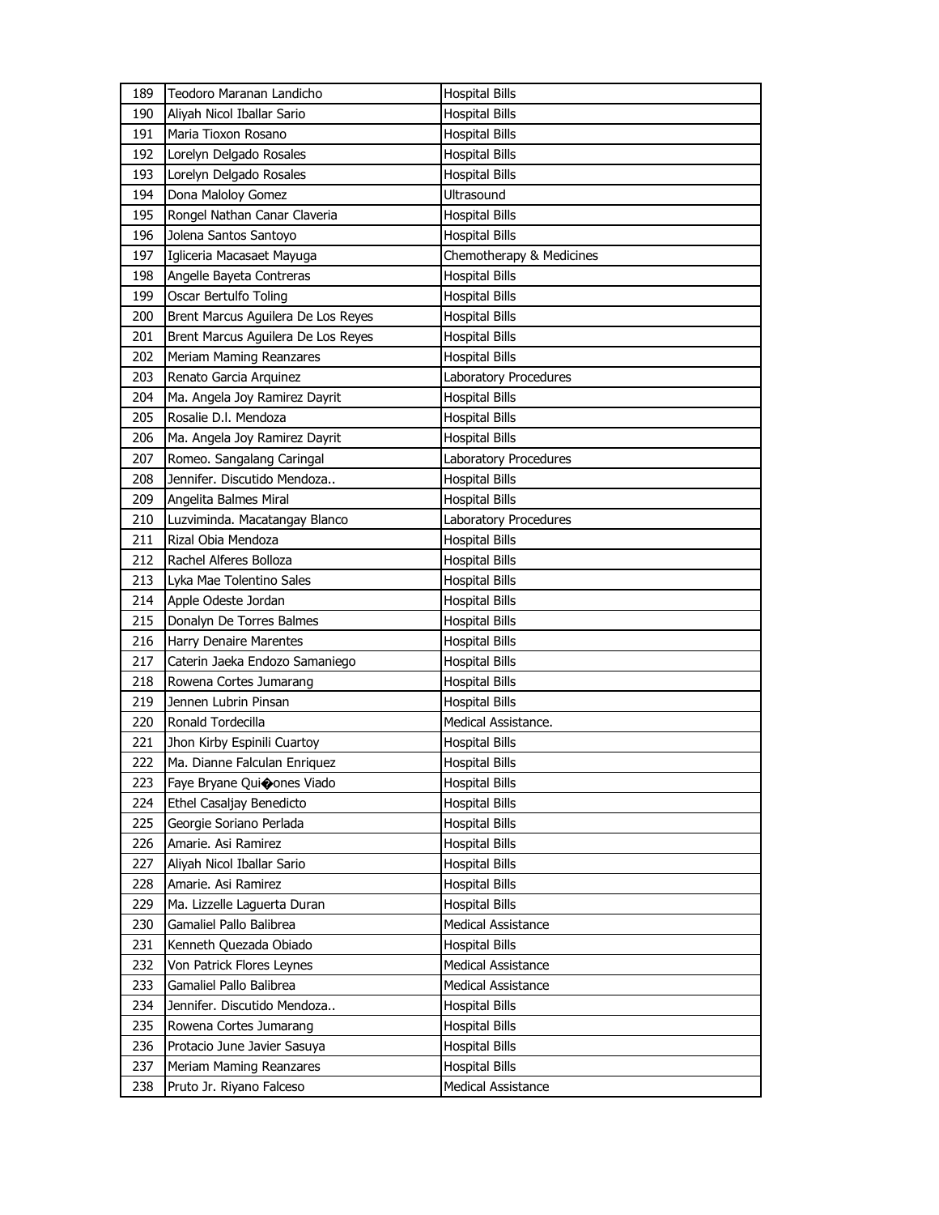| 189 | Teodoro Maranan Landicho | Hospital Bills |
|---|---|---|
| 190 | Aliyah Nicol Iballar Sario | Hospital Bills |
| 191 | Maria Tioxon Rosano | Hospital Bills |
| 192 | Lorelyn Delgado Rosales | Hospital Bills |
| 193 | Lorelyn Delgado Rosales | Hospital Bills |
| 194 | Dona Maloloy Gomez | Ultrasound |
| 195 | Rongel Nathan Canar Claveria | Hospital Bills |
| 196 | Jolena Santos Santoyo | Hospital Bills |
| 197 | Igliceria Macasaet Mayuga | Chemotherapy & Medicines |
| 198 | Angelle Bayeta Contreras | Hospital Bills |
| 199 | Oscar Bertulfo Toling | Hospital Bills |
| 200 | Brent Marcus Aguilera De Los Reyes | Hospital Bills |
| 201 | Brent Marcus Aguilera De Los Reyes | Hospital Bills |
| 202 | Meriam Maming Reanzares | Hospital Bills |
| 203 | Renato Garcia Arquinez | Laboratory Procedures |
| 204 | Ma. Angela Joy Ramirez Dayrit | Hospital Bills |
| 205 | Rosalie D.l. Mendoza | Hospital Bills |
| 206 | Ma. Angela Joy Ramirez Dayrit | Hospital Bills |
| 207 | Romeo. Sangalang Caringal | Laboratory Procedures |
| 208 | Jennifer. Discutido Mendoza.. | Hospital Bills |
| 209 | Angelita Balmes Miral | Hospital Bills |
| 210 | Luzviminda. Macatangay Blanco | Laboratory Procedures |
| 211 | Rizal Obia Mendoza | Hospital Bills |
| 212 | Rachel Alferes Bolloza | Hospital Bills |
| 213 | Lyka Mae Tolentino Sales | Hospital Bills |
| 214 | Apple Odeste Jordan | Hospital Bills |
| 215 | Donalyn De Torres Balmes | Hospital Bills |
| 216 | Harry Denaire Marentes | Hospital Bills |
| 217 | Caterin Jaeka Endozo Samaniego | Hospital Bills |
| 218 | Rowena Cortes Jumarang | Hospital Bills |
| 219 | Jennen Lubrin Pinsan | Hospital Bills |
| 220 | Ronald Tordecilla | Medical Assistance. |
| 221 | Jhon Kirby Espinili Cuartoy | Hospital Bills |
| 222 | Ma. Dianne Falculan Enriquez | Hospital Bills |
| 223 | Faye Bryane Qui�ones Viado | Hospital Bills |
| 224 | Ethel Casaljay Benedicto | Hospital Bills |
| 225 | Georgie Soriano Perlada | Hospital Bills |
| 226 | Amarie. Asi Ramirez | Hospital Bills |
| 227 | Aliyah Nicol Iballar Sario | Hospital Bills |
| 228 | Amarie. Asi Ramirez | Hospital Bills |
| 229 | Ma. Lizzelle Laguerta Duran | Hospital Bills |
| 230 | Gamaliel Pallo Balibrea | Medical Assistance |
| 231 | Kenneth Quezada Obiado | Hospital Bills |
| 232 | Von Patrick Flores Leynes | Medical Assistance |
| 233 | Gamaliel Pallo Balibrea | Medical Assistance |
| 234 | Jennifer. Discutido Mendoza.. | Hospital Bills |
| 235 | Rowena Cortes Jumarang | Hospital Bills |
| 236 | Protacio June Javier Sasuya | Hospital Bills |
| 237 | Meriam Maming Reanzares | Hospital Bills |
| 238 | Pruto Jr. Riyano Falceso | Medical Assistance |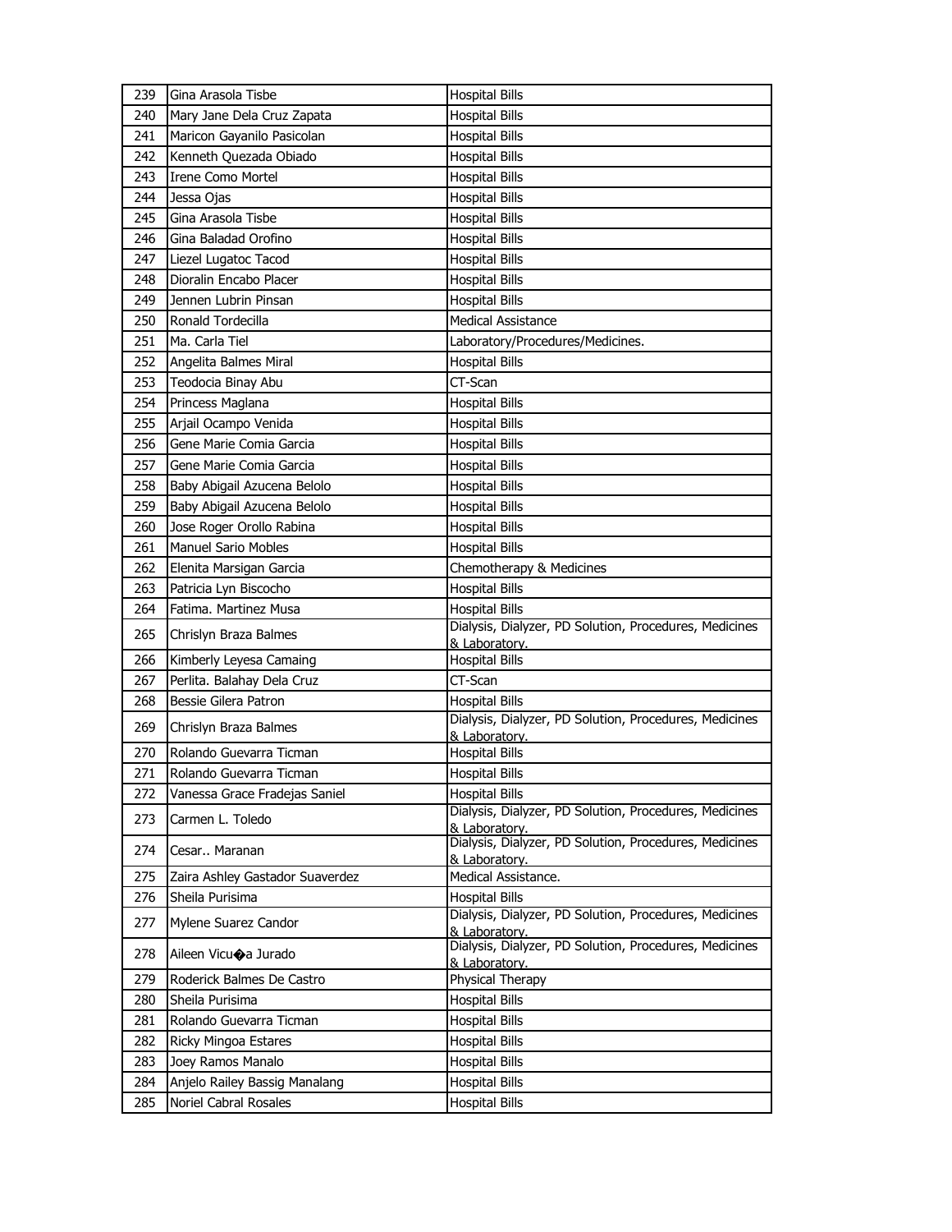| 239 | Gina Arasola Tisbe | Hospital Bills |
|---|---|---|
| 240 | Mary Jane Dela Cruz Zapata | Hospital Bills |
| 241 | Maricon Gayanilo Pasicolan | Hospital Bills |
| 242 | Kenneth Quezada Obiado | Hospital Bills |
| 243 | Irene Como Mortel | Hospital Bills |
| 244 | Jessa Ojas | Hospital Bills |
| 245 | Gina Arasola Tisbe | Hospital Bills |
| 246 | Gina Baladad Orofino | Hospital Bills |
| 247 | Liezel Lugatoc Tacod | Hospital Bills |
| 248 | Dioralin Encabo Placer | Hospital Bills |
| 249 | Jennen Lubrin Pinsan | Hospital Bills |
| 250 | Ronald Tordecilla | Medical Assistance |
| 251 | Ma. Carla Tiel | Laboratory/Procedures/Medicines. |
| 252 | Angelita Balmes Miral | Hospital Bills |
| 253 | Teodocia Binay Abu | CT-Scan |
| 254 | Princess Maglana | Hospital Bills |
| 255 | Arjail Ocampo Venida | Hospital Bills |
| 256 | Gene Marie Comia Garcia | Hospital Bills |
| 257 | Gene Marie Comia Garcia | Hospital Bills |
| 258 | Baby Abigail Azucena Belolo | Hospital Bills |
| 259 | Baby Abigail Azucena Belolo | Hospital Bills |
| 260 | Jose Roger Orollo Rabina | Hospital Bills |
| 261 | Manuel Sario Mobles | Hospital Bills |
| 262 | Elenita Marsigan Garcia | Chemotherapy & Medicines |
| 263 | Patricia Lyn Biscocho | Hospital Bills |
| 264 | Fatima. Martinez Musa | Hospital Bills |
| 265 | Chrislyn Braza Balmes | Dialysis, Dialyzer, PD Solution, Procedures, Medicines & Laboratory. |
| 266 | Kimberly Leyesa Camaing | Hospital Bills |
| 267 | Perlita. Balahay Dela Cruz | CT-Scan |
| 268 | Bessie Gilera Patron | Hospital Bills |
| 269 | Chrislyn Braza Balmes | Dialysis, Dialyzer, PD Solution, Procedures, Medicines & Laboratory. |
| 270 | Rolando Guevarra Ticman | Hospital Bills |
| 271 | Rolando Guevarra Ticman | Hospital Bills |
| 272 | Vanessa Grace Fradejas Saniel | Hospital Bills |
| 273 | Carmen L. Toledo | Dialysis, Dialyzer, PD Solution, Procedures, Medicines & Laboratory. |
| 274 | Cesar.. Maranan | Dialysis, Dialyzer, PD Solution, Procedures, Medicines & Laboratory. |
| 275 | Zaira Ashley Gastador Suaverdez | Medical Assistance. |
| 276 | Sheila Purisima | Hospital Bills |
| 277 | Mylene Suarez Candor | Dialysis, Dialyzer, PD Solution, Procedures, Medicines & Laboratory. |
| 278 | Aileen Vicu�a Jurado | Dialysis, Dialyzer, PD Solution, Procedures, Medicines & Laboratory. |
| 279 | Roderick Balmes De Castro | Physical Therapy |
| 280 | Sheila Purisima | Hospital Bills |
| 281 | Rolando Guevarra Ticman | Hospital Bills |
| 282 | Ricky Mingoa Estares | Hospital Bills |
| 283 | Joey Ramos Manalo | Hospital Bills |
| 284 | Anjelo Railey Bassig Manalang | Hospital Bills |
| 285 | Noriel Cabral Rosales | Hospital Bills |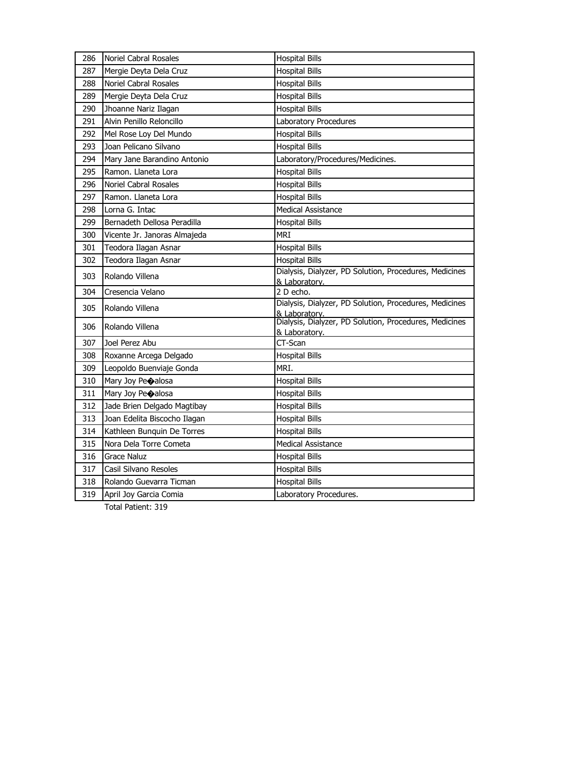| 286 | Noriel Cabral Rosales | Hospital Bills |
|---|---|---|
| 287 | Mergie Deyta Dela Cruz | Hospital Bills |
| 288 | Noriel Cabral Rosales | Hospital Bills |
| 289 | Mergie Deyta Dela Cruz | Hospital Bills |
| 290 | Jhoanne Nariz Ilagan | Hospital Bills |
| 291 | Alvin Penillo Reloncillo | Laboratory Procedures |
| 292 | Mel Rose Loy Del Mundo | Hospital Bills |
| 293 | Joan Pelicano Silvano | Hospital Bills |
| 294 | Mary Jane Barandino Antonio | Laboratory/Procedures/Medicines. |
| 295 | Ramon. Llaneta Lora | Hospital Bills |
| 296 | Noriel Cabral Rosales | Hospital Bills |
| 297 | Ramon. Llaneta Lora | Hospital Bills |
| 298 | Lorna G. Intac | Medical Assistance |
| 299 | Bernadeth Dellosa Peradilla | Hospital Bills |
| 300 | Vicente Jr. Janoras Almajeda | MRI |
| 301 | Teodora Ilagan Asnar | Hospital Bills |
| 302 | Teodora Ilagan Asnar | Hospital Bills |
| 303 | Rolando Villena | Dialysis, Dialyzer, PD Solution, Procedures, Medicines & Laboratory. |
| 304 | Cresencia Velano | 2 D echo. |
| 305 | Rolando Villena | Dialysis, Dialyzer, PD Solution, Procedures, Medicines & Laboratory. |
| 306 | Rolando Villena | Dialysis, Dialyzer, PD Solution, Procedures, Medicines & Laboratory. |
| 307 | Joel Perez Abu | CT-Scan |
| 308 | Roxanne Arcega Delgado | Hospital Bills |
| 309 | Leopoldo Buenviaje Gonda | MRI. |
| 310 | Mary Joy Pe�alosa | Hospital Bills |
| 311 | Mary Joy Pe�alosa | Hospital Bills |
| 312 | Jade Brien Delgado Magtibay | Hospital Bills |
| 313 | Joan Edelita Biscocho Ilagan | Hospital Bills |
| 314 | Kathleen Bunquin De Torres | Hospital Bills |
| 315 | Nora Dela Torre Cometa | Medical Assistance |
| 316 | Grace Naluz | Hospital Bills |
| 317 | Casil Silvano Resoles | Hospital Bills |
| 318 | Rolando Guevarra Ticman | Hospital Bills |
| 319 | April Joy Garcia Comia | Laboratory Procedures. |

Total Patient: 319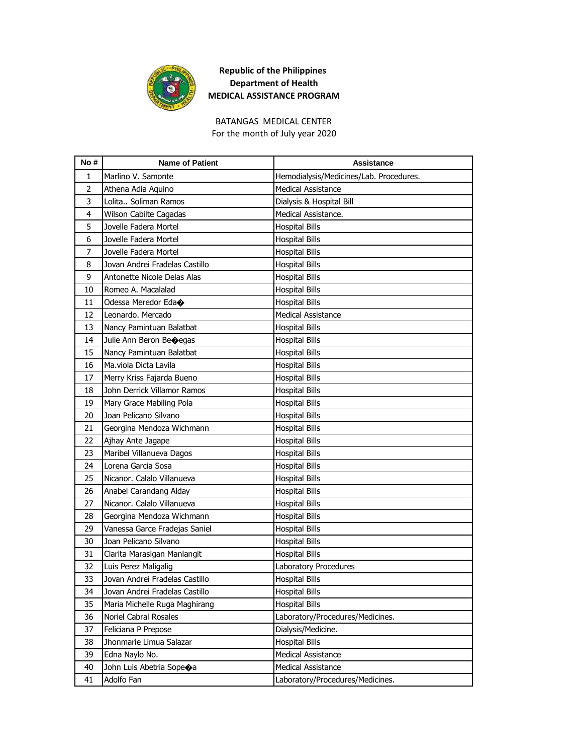**Republic of the Philippines**
**Department of Health**
**MEDICAL ASSISTANCE PROGRAM**

BATANGAS MEDICAL CENTER
For the month of July year 2020

| No # | Name of Patient | Assistance |
|---|---|---|
| 1 | Marlino V. Samonte | Hemodialysis/Medicines/Lab. Procedures. |
| 2 | Athena Adia Aquino | Medical Assistance |
| 3 | Lolita.. Soliman Ramos | Dialysis & Hospital Bill |
| 4 | Wilson Cabilte Cagadas | Medical Assistance. |
| 5 | Jovelle Fadera Mortel | Hospital Bills |
| 6 | Jovelle Fadera Mortel | Hospital Bills |
| 7 | Jovelle Fadera Mortel | Hospital Bills |
| 8 | Jovan Andrei Fradelas Castillo | Hospital Bills |
| 9 | Antonette Nicole Delas Alas | Hospital Bills |
| 10 | Romeo A. Macalalad | Hospital Bills |
| 11 | Odessa Meredor Eda� | Hospital Bills |
| 12 | Leonardo. Mercado | Medical Assistance |
| 13 | Nancy Pamintuan Balatbat | Hospital Bills |
| 14 | Julie Ann Beron Be�egas | Hospital Bills |
| 15 | Nancy Pamintuan Balatbat | Hospital Bills |
| 16 | Ma.viola Dicta Lavila | Hospital Bills |
| 17 | Merry Kriss Fajarda Bueno | Hospital Bills |
| 18 | John Derrick Villamor Ramos | Hospital Bills |
| 19 | Mary Grace Mabiling Pola | Hospital Bills |
| 20 | Joan Pelicano Silvano | Hospital Bills |
| 21 | Georgina Mendoza Wichmann | Hospital Bills |
| 22 | Ajhay Ante Jagape | Hospital Bills |
| 23 | Maribel Villanueva Dagos | Hospital Bills |
| 24 | Lorena Garcia Sosa | Hospital Bills |
| 25 | Nicanor. Calalo Villanueva | Hospital Bills |
| 26 | Anabel Carandang Alday | Hospital Bills |
| 27 | Nicanor. Calalo Villanueva | Hospital Bills |
| 28 | Georgina Mendoza Wichmann | Hospital Bills |
| 29 | Vanessa Garce Fradejas Saniel | Hospital Bills |
| 30 | Joan Pelicano Silvano | Hospital Bills |
| 31 | Clarita Marasigan Manlangit | Hospital Bills |
| 32 | Luis Perez Maligalig | Laboratory Procedures |
| 33 | Jovan Andrei Fradelas Castillo | Hospital Bills |
| 34 | Jovan Andrei Fradelas Castillo | Hospital Bills |
| 35 | Maria Michelle Ruga Maghirang | Hospital Bills |
| 36 | Noriel Cabral Rosales | Laboratory/Procedures/Medicines. |
| 37 | Feliciana P Prepose | Dialysis/Medicine. |
| 38 | Jhonmarie Limua Salazar | Hospital Bills |
| 39 | Edna Naylo No. | Medical Assistance |
| 40 | John Luis Abetria Sope�a | Medical Assistance |
| 41 | Adolfo Fan | Laboratory/Procedures/Medicines. |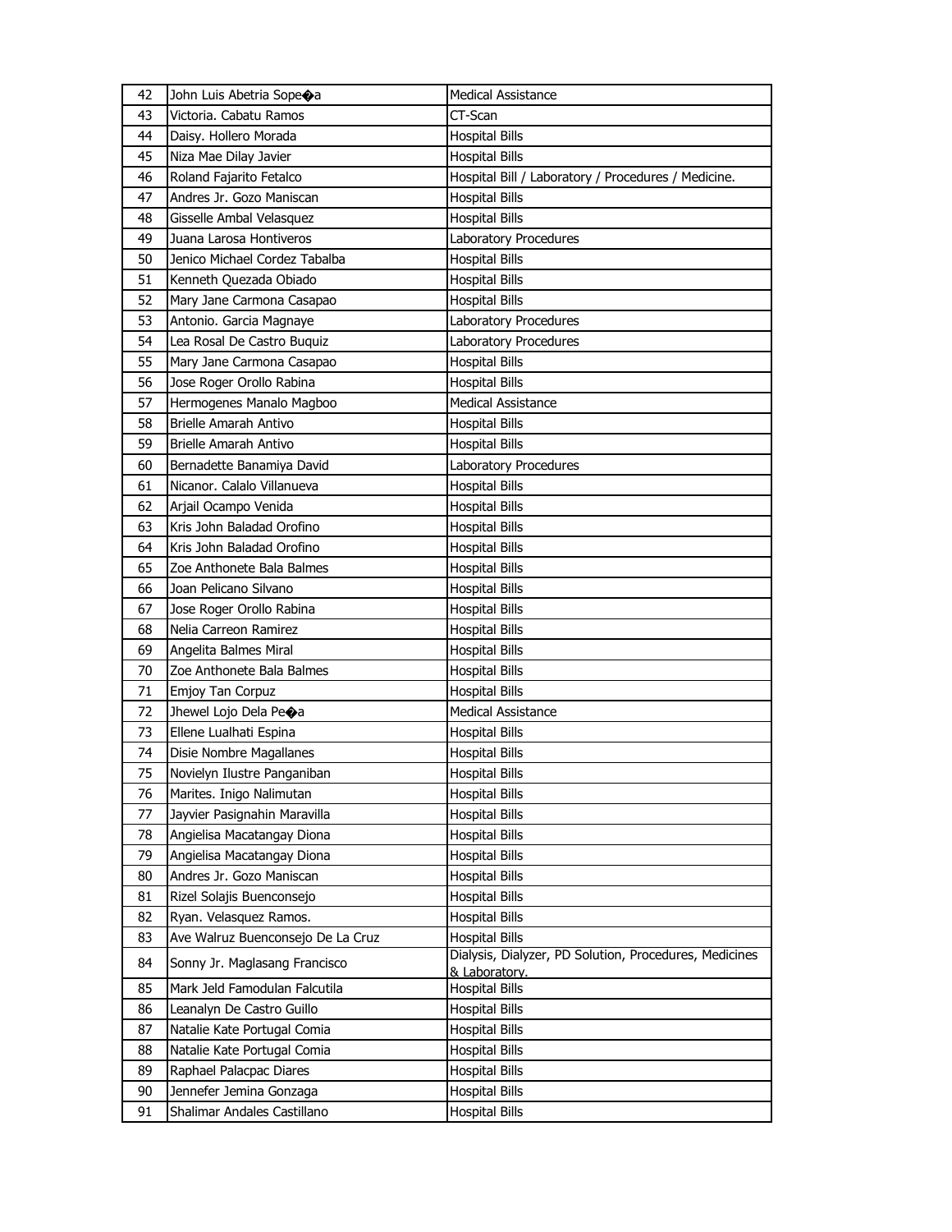| 42 | John Luis Abetria Sope�a | Medical Assistance |
|---|---|---|
| 43 | Victoria. Cabatu Ramos | CT-Scan |
| 44 | Daisy. Hollero Morada | Hospital Bills |
| 45 | Niza Mae Dilay Javier | Hospital Bills |
| 46 | Roland Fajarito Fetalco | Hospital Bill / Laboratory / Procedures / Medicine. |
| 47 | Andres Jr. Gozo Maniscan | Hospital Bills |
| 48 | Gisselle Ambal Velasquez | Hospital Bills |
| 49 | Juana Larosa Hontiveros | Laboratory Procedures |
| 50 | Jenico Michael Cordez Tabalba | Hospital Bills |
| 51 | Kenneth Quezada Obiado | Hospital Bills |
| 52 | Mary Jane Carmona Casapao | Hospital Bills |
| 53 | Antonio. Garcia Magnaye | Laboratory Procedures |
| 54 | Lea Rosal De Castro Buquiz | Laboratory Procedures |
| 55 | Mary Jane Carmona Casapao | Hospital Bills |
| 56 | Jose Roger Orollo Rabina | Hospital Bills |
| 57 | Hermogenes Manalo Magboo | Medical Assistance |
| 58 | Brielle Amarah Antivo | Hospital Bills |
| 59 | Brielle Amarah Antivo | Hospital Bills |
| 60 | Bernadette Banamiya David | Laboratory Procedures |
| 61 | Nicanor. Calalo Villanueva | Hospital Bills |
| 62 | Arjail Ocampo Venida | Hospital Bills |
| 63 | Kris John Baladad Orofino | Hospital Bills |
| 64 | Kris John Baladad Orofino | Hospital Bills |
| 65 | Zoe Anthonete Bala Balmes | Hospital Bills |
| 66 | Joan Pelicano Silvano | Hospital Bills |
| 67 | Jose Roger Orollo Rabina | Hospital Bills |
| 68 | Nelia Carreon Ramirez | Hospital Bills |
| 69 | Angelita Balmes Miral | Hospital Bills |
| 70 | Zoe Anthonete Bala Balmes | Hospital Bills |
| 71 | Emjoy Tan Corpuz | Hospital Bills |
| 72 | Jhewel Lojo Dela Pe�a | Medical Assistance |
| 73 | Ellene Lualhati Espina | Hospital Bills |
| 74 | Disie Nombre Magallanes | Hospital Bills |
| 75 | Novielyn Ilustre Panganiban | Hospital Bills |
| 76 | Marites. Inigo Nalimutan | Hospital Bills |
| 77 | Jayvier Pasignahin Maravilla | Hospital Bills |
| 78 | Angielisa Macatangay Diona | Hospital Bills |
| 79 | Angielisa Macatangay Diona | Hospital Bills |
| 80 | Andres Jr. Gozo Maniscan | Hospital Bills |
| 81 | Rizel Solajis Buenconsejo | Hospital Bills |
| 82 | Ryan. Velasquez Ramos. | Hospital Bills |
| 83 | Ave Walruz Buenconsejo De La Cruz | Hospital Bills |
| 84 | Sonny Jr. Maglasang Francisco | Dialysis, Dialyzer, PD Solution, Procedures, Medicines & Laboratory. |
| 85 | Mark Jeld Famodulan Falcutila | Hospital Bills |
| 86 | Leanalyn De Castro Guillo | Hospital Bills |
| 87 | Natalie Kate Portugal Comia | Hospital Bills |
| 88 | Natalie Kate Portugal Comia | Hospital Bills |
| 89 | Raphael Palacpac Diares | Hospital Bills |
| 90 | Jennefer Jemina Gonzaga | Hospital Bills |
| 91 | Shalimar Andales Castillano | Hospital Bills |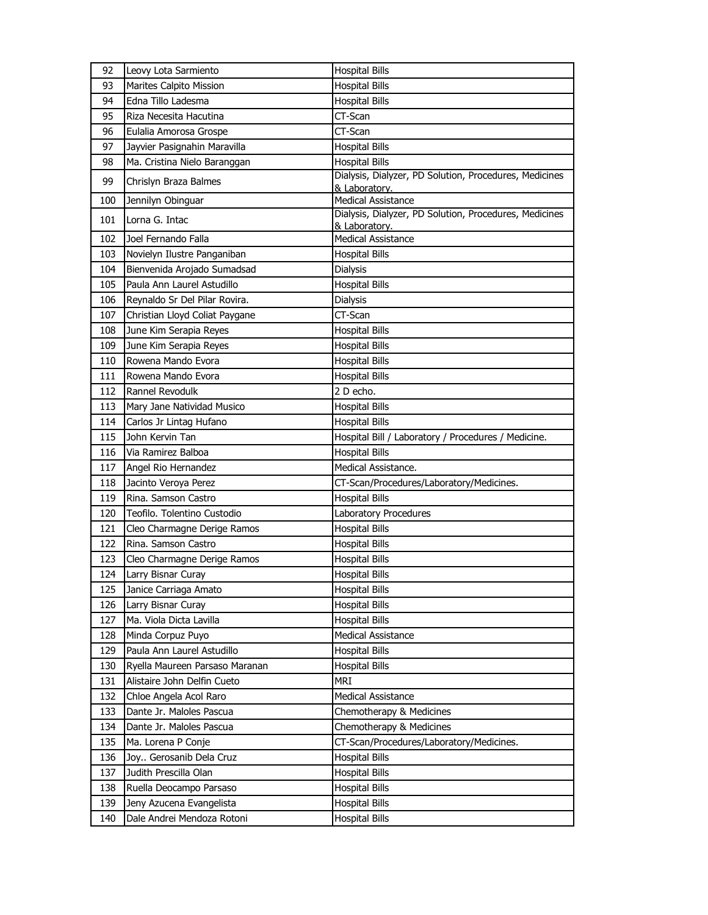| 92 | Leovy Lota Sarmiento | Hospital Bills |
|---|---|---|
| 93 | Marites Calpito Mission | Hospital Bills |
| 94 | Edna Tillo Ladesma | Hospital Bills |
| 95 | Riza Necesita Hacutina | CT-Scan |
| 96 | Eulalia Amorosa Grospe | CT-Scan |
| 97 | Jayvier Pasignahin Maravilla | Hospital Bills |
| 98 | Ma. Cristina Nielo Baranggan | Hospital Bills |
| 99 | Chrislyn Braza Balmes | Dialysis, Dialyzer, PD Solution, Procedures, Medicines & Laboratory. |
| 100 | Jennilyn Obinguar | Medical Assistance |
| 101 | Lorna G. Intac | Dialysis, Dialyzer, PD Solution, Procedures, Medicines & Laboratory. |
| 102 | Joel Fernando Falla | Medical Assistance |
| 103 | Novielyn Ilustre Panganiban | Hospital Bills |
| 104 | Bienvenida Arojado Sumadsad | Dialysis |
| 105 | Paula Ann Laurel Astudillo | Hospital Bills |
| 106 | Reynaldo Sr Del Pilar Rovira. | Dialysis |
| 107 | Christian Lloyd Coliat Paygane | CT-Scan |
| 108 | June Kim Serapia Reyes | Hospital Bills |
| 109 | June Kim Serapia Reyes | Hospital Bills |
| 110 | Rowena Mando Evora | Hospital Bills |
| 111 | Rowena Mando Evora | Hospital Bills |
| 112 | Rannel Revodulk | 2 D echo. |
| 113 | Mary Jane Natividad Musico | Hospital Bills |
| 114 | Carlos Jr Lintag Hufano | Hospital Bills |
| 115 | John Kervin Tan | Hospital Bill / Laboratory / Procedures / Medicine. |
| 116 | Via Ramirez Balboa | Hospital Bills |
| 117 | Angel Rio Hernandez | Medical Assistance. |
| 118 | Jacinto Veroya Perez | CT-Scan/Procedures/Laboratory/Medicines. |
| 119 | Rina. Samson Castro | Hospital Bills |
| 120 | Teofilo. Tolentino Custodio | Laboratory Procedures |
| 121 | Cleo Charmagne Derige Ramos | Hospital Bills |
| 122 | Rina. Samson Castro | Hospital Bills |
| 123 | Cleo Charmagne Derige Ramos | Hospital Bills |
| 124 | Larry Bisnar Curay | Hospital Bills |
| 125 | Janice Carriaga Amato | Hospital Bills |
| 126 | Larry Bisnar Curay | Hospital Bills |
| 127 | Ma. Viola Dicta Lavilla | Hospital Bills |
| 128 | Minda Corpuz Puyo | Medical Assistance |
| 129 | Paula Ann Laurel Astudillo | Hospital Bills |
| 130 | Ryella Maureen Parsaso Maranan | Hospital Bills |
| 131 | Alistaire John Delfin Cueto | MRI |
| 132 | Chloe Angela Acol Raro | Medical Assistance |
| 133 | Dante Jr. Maloles Pascua | Chemotherapy & Medicines |
| 134 | Dante Jr. Maloles Pascua | Chemotherapy & Medicines |
| 135 | Ma. Lorena P Conje | CT-Scan/Procedures/Laboratory/Medicines. |
| 136 | Joy.. Gerosanib Dela Cruz | Hospital Bills |
| 137 | Judith Prescilla Olan | Hospital Bills |
| 138 | Ruella Deocampo Parsaso | Hospital Bills |
| 139 | Jeny Azucena Evangelista | Hospital Bills |
| 140 | Dale Andrei Mendoza Rotoni | Hospital Bills |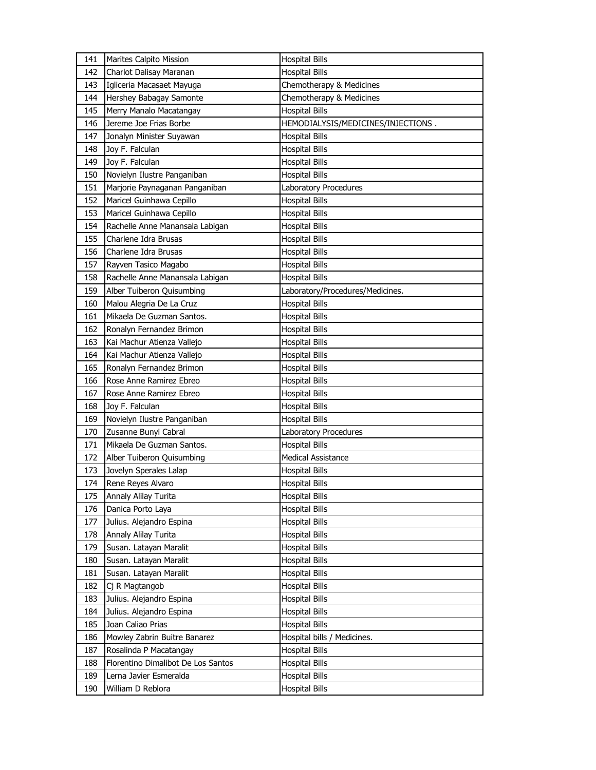| 141 | Marites Calpito Mission | Hospital Bills |
|---|---|---|
| 142 | Charlot Dalisay Maranan | Hospital Bills |
| 143 | Igliceria Macasaet Mayuga | Chemotherapy & Medicines |
| 144 | Hershey Babagay Samonte | Chemotherapy & Medicines |
| 145 | Merry Manalo Macatangay | Hospital Bills |
| 146 | Jereme Joe Frias Borbe | HEMODIALYSIS/MEDICINES/INJECTIONS . |
| 147 | Jonalyn Minister Suyawan | Hospital Bills |
| 148 | Joy F. Falculan | Hospital Bills |
| 149 | Joy F. Falculan | Hospital Bills |
| 150 | Novielyn Ilustre Panganiban | Hospital Bills |
| 151 | Marjorie Paynaganan Panganiban | Laboratory Procedures |
| 152 | Maricel Guinhawa Cepillo | Hospital Bills |
| 153 | Maricel Guinhawa Cepillo | Hospital Bills |
| 154 | Rachelle Anne Manansala Labigan | Hospital Bills |
| 155 | Charlene Idra Brusas | Hospital Bills |
| 156 | Charlene Idra Brusas | Hospital Bills |
| 157 | Rayven Tasico Magabo | Hospital Bills |
| 158 | Rachelle Anne Manansala Labigan | Hospital Bills |
| 159 | Alber Tuiberon Quisumbing | Laboratory/Procedures/Medicines. |
| 160 | Malou Alegria De La Cruz | Hospital Bills |
| 161 | Mikaela De Guzman Santos. | Hospital Bills |
| 162 | Ronalyn Fernandez Brimon | Hospital Bills |
| 163 | Kai Machur Atienza Vallejo | Hospital Bills |
| 164 | Kai Machur Atienza Vallejo | Hospital Bills |
| 165 | Ronalyn Fernandez Brimon | Hospital Bills |
| 166 | Rose Anne Ramirez Ebreo | Hospital Bills |
| 167 | Rose Anne Ramirez Ebreo | Hospital Bills |
| 168 | Joy F. Falculan | Hospital Bills |
| 169 | Novielyn Ilustre Panganiban | Hospital Bills |
| 170 | Zusanne Bunyi Cabral | Laboratory Procedures |
| 171 | Mikaela De Guzman Santos. | Hospital Bills |
| 172 | Alber Tuiberon Quisumbing | Medical Assistance |
| 173 | Jovelyn Sperales Lalap | Hospital Bills |
| 174 | Rene Reyes Alvaro | Hospital Bills |
| 175 | Annaly Alilay Turita | Hospital Bills |
| 176 | Danica Porto Laya | Hospital Bills |
| 177 | Julius. Alejandro Espina | Hospital Bills |
| 178 | Annaly Alilay Turita | Hospital Bills |
| 179 | Susan. Latayan Maralit | Hospital Bills |
| 180 | Susan. Latayan Maralit | Hospital Bills |
| 181 | Susan. Latayan Maralit | Hospital Bills |
| 182 | Cj R Magtangob | Hospital Bills |
| 183 | Julius. Alejandro Espina | Hospital Bills |
| 184 | Julius. Alejandro Espina | Hospital Bills |
| 185 | Joan Caliao Prias | Hospital Bills |
| 186 | Mowley Zabrin Buitre Banarez | Hospital bills / Medicines. |
| 187 | Rosalinda P Macatangay | Hospital Bills |
| 188 | Florentino Dimalibot De Los Santos | Hospital Bills |
| 189 | Lerna Javier Esmeralda | Hospital Bills |
| 190 | William D Reblora | Hospital Bills |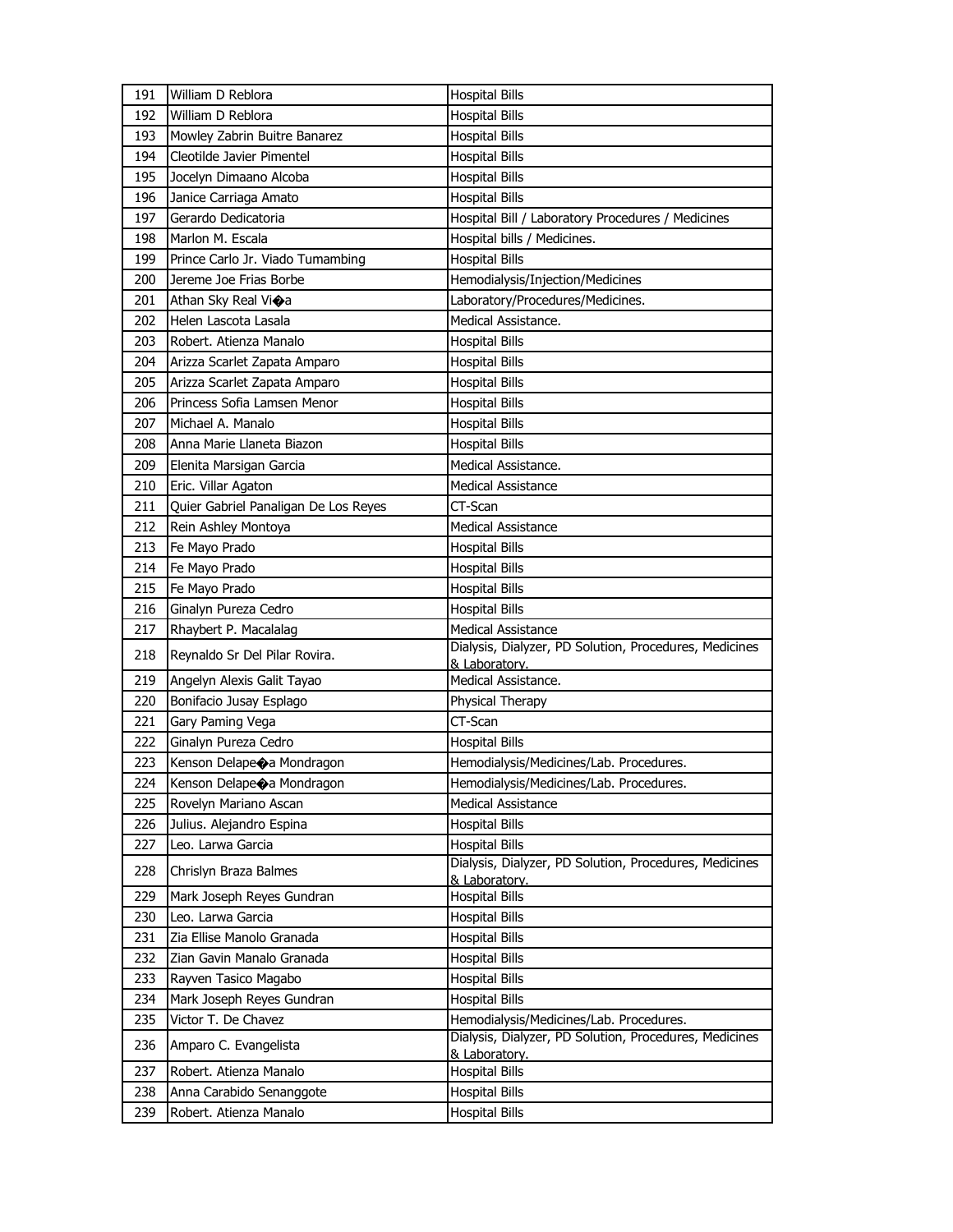| 191 | William D Reblora | Hospital Bills |
|---|---|---|
| 192 | William D Reblora | Hospital Bills |
| 193 | Mowley Zabrin Buitre Banarez | Hospital Bills |
| 194 | Cleotilde Javier Pimentel | Hospital Bills |
| 195 | Jocelyn Dimaano Alcoba | Hospital Bills |
| 196 | Janice Carriaga Amato | Hospital Bills |
| 197 | Gerardo Dedicatoria | Hospital Bill / Laboratory Procedures / Medicines |
| 198 | Marlon M. Escala | Hospital bills / Medicines. |
| 199 | Prince Carlo Jr. Viado Tumambing | Hospital Bills |
| 200 | Jereme Joe Frias Borbe | Hemodialysis/Injection/Medicines |
| 201 | Athan Sky Real Vi�a | Laboratory/Procedures/Medicines. |
| 202 | Helen Lascota Lasala | Medical Assistance. |
| 203 | Robert. Atienza Manalo | Hospital Bills |
| 204 | Arizza Scarlet Zapata Amparo | Hospital Bills |
| 205 | Arizza Scarlet Zapata Amparo | Hospital Bills |
| 206 | Princess Sofia Lamsen Menor | Hospital Bills |
| 207 | Michael A. Manalo | Hospital Bills |
| 208 | Anna Marie Llaneta Biazon | Hospital Bills |
| 209 | Elenita Marsigan Garcia | Medical Assistance. |
| 210 | Eric. Villar Agaton | Medical Assistance |
| 211 | Quier Gabriel Panaligan De Los Reyes | CT-Scan |
| 212 | Rein Ashley Montoya | Medical Assistance |
| 213 | Fe Mayo Prado | Hospital Bills |
| 214 | Fe Mayo Prado | Hospital Bills |
| 215 | Fe Mayo Prado | Hospital Bills |
| 216 | Ginalyn Pureza Cedro | Hospital Bills |
| 217 | Rhaybert P. Macalalag | Medical Assistance |
| 218 | Reynaldo Sr Del Pilar Rovira. | Dialysis, Dialyzer, PD Solution, Procedures, Medicines & Laboratory. |
| 219 | Angelyn Alexis Galit Tayao | Medical Assistance. |
| 220 | Bonifacio Jusay Esplago | Physical Therapy |
| 221 | Gary Paming Vega | CT-Scan |
| 222 | Ginalyn Pureza Cedro | Hospital Bills |
| 223 | Kenson Delape�a Mondragon | Hemodialysis/Medicines/Lab. Procedures. |
| 224 | Kenson Delape�a Mondragon | Hemodialysis/Medicines/Lab. Procedures. |
| 225 | Rovelyn Mariano Ascan | Medical Assistance |
| 226 | Julius. Alejandro Espina | Hospital Bills |
| 227 | Leo. Larwa Garcia | Hospital Bills |
| 228 | Chrislyn Braza Balmes | Dialysis, Dialyzer, PD Solution, Procedures, Medicines & Laboratory. |
| 229 | Mark Joseph Reyes Gundran | Hospital Bills |
| 230 | Leo. Larwa Garcia | Hospital Bills |
| 231 | Zia Ellise Manolo Granada | Hospital Bills |
| 232 | Zian Gavin Manalo Granada | Hospital Bills |
| 233 | Rayven Tasico Magabo | Hospital Bills |
| 234 | Mark Joseph Reyes Gundran | Hospital Bills |
| 235 | Victor T. De Chavez | Hemodialysis/Medicines/Lab. Procedures. |
| 236 | Amparo C. Evangelista | Dialysis, Dialyzer, PD Solution, Procedures, Medicines & Laboratory. |
| 237 | Robert. Atienza Manalo | Hospital Bills |
| 238 | Anna Carabido Senanggote | Hospital Bills |
| 239 | Robert. Atienza Manalo | Hospital Bills |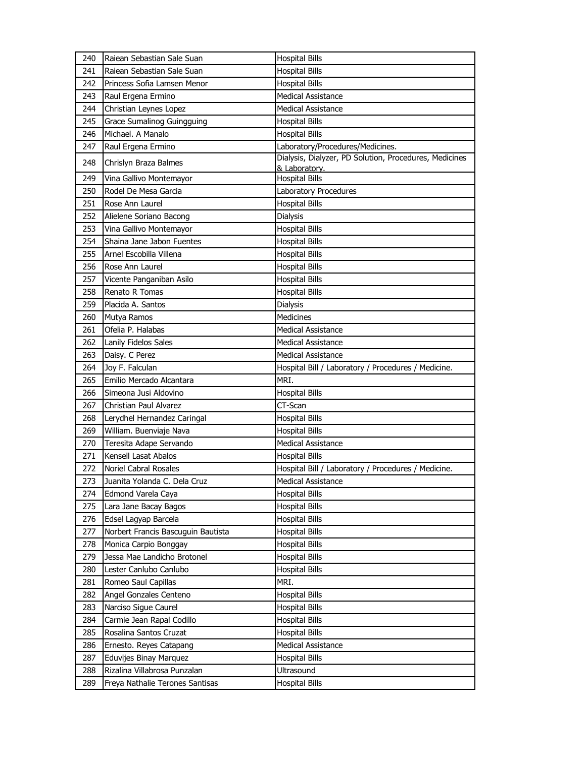| 240 | Raiean Sebastian Sale Suan | Hospital Bills |
|---|---|---|
| 241 | Raiean Sebastian Sale Suan | Hospital Bills |
| 242 | Princess Sofia Lamsen Menor | Hospital Bills |
| 243 | Raul Ergena Ermino | Medical Assistance |
| 244 | Christian Leynes Lopez | Medical Assistance |
| 245 | Grace Sumalinog Guingguing | Hospital Bills |
| 246 | Michael. A Manalo | Hospital Bills |
| 247 | Raul Ergena Ermino | Laboratory/Procedures/Medicines. |
| 248 | Chrislyn Braza Balmes | Dialysis, Dialyzer, PD Solution, Procedures, Medicines & Laboratory. |
| 249 | Vina Gallivo Montemayor | Hospital Bills |
| 250 | Rodel De Mesa Garcia | Laboratory Procedures |
| 251 | Rose Ann Laurel | Hospital Bills |
| 252 | Alielene Soriano Bacong | Dialysis |
| 253 | Vina Gallivo Montemayor | Hospital Bills |
| 254 | Shaina Jane Jabon Fuentes | Hospital Bills |
| 255 | Arnel Escobilla Villena | Hospital Bills |
| 256 | Rose Ann Laurel | Hospital Bills |
| 257 | Vicente Panganiban Asilo | Hospital Bills |
| 258 | Renato R Tomas | Hospital Bills |
| 259 | Placida A. Santos | Dialysis |
| 260 | Mutya Ramos | Medicines |
| 261 | Ofelia P. Halabas | Medical Assistance |
| 262 | Lanily Fidelos Sales | Medical Assistance |
| 263 | Daisy. C Perez | Medical Assistance |
| 264 | Joy F. Falculan | Hospital Bill / Laboratory / Procedures / Medicine. |
| 265 | Emilio Mercado Alcantara | MRI. |
| 266 | Simeona Jusi Aldovino | Hospital Bills |
| 267 | Christian Paul Alvarez | CT-Scan |
| 268 | Lerydhel Hernandez Caringal | Hospital Bills |
| 269 | William. Buenviaje Nava | Hospital Bills |
| 270 | Teresita Adape Servando | Medical Assistance |
| 271 | Kensell Lasat Abalos | Hospital Bills |
| 272 | Noriel Cabral Rosales | Hospital Bill / Laboratory / Procedures / Medicine. |
| 273 | Juanita Yolanda C. Dela Cruz | Medical Assistance |
| 274 | Edmond Varela Caya | Hospital Bills |
| 275 | Lara Jane Bacay Bagos | Hospital Bills |
| 276 | Edsel Lagyap Barcela | Hospital Bills |
| 277 | Norbert Francis Bascuguin Bautista | Hospital Bills |
| 278 | Monica Carpio Bonggay | Hospital Bills |
| 279 | Jessa Mae Landicho Brotonel | Hospital Bills |
| 280 | Lester Canlubo Canlubo | Hospital Bills |
| 281 | Romeo Saul Capillas | MRI. |
| 282 | Angel Gonzales Centeno | Hospital Bills |
| 283 | Narciso Sigue Caurel | Hospital Bills |
| 284 | Carmie Jean Rapal Codillo | Hospital Bills |
| 285 | Rosalina Santos Cruzat | Hospital Bills |
| 286 | Ernesto. Reyes Catapang | Medical Assistance |
| 287 | Eduvijes Binay Marquez | Hospital Bills |
| 288 | Rizalina Villabrosa Punzalan | Ultrasound |
| 289 | Freya Nathalie Terones Santisas | Hospital Bills |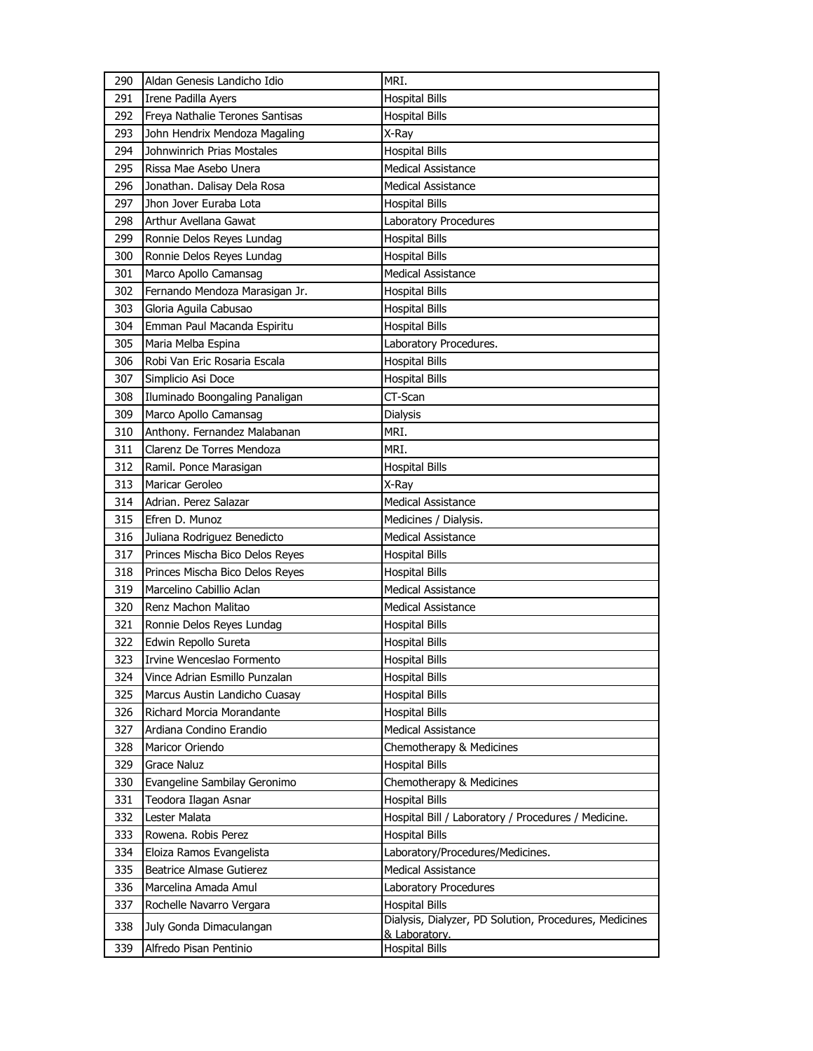| 290 | Aldan Genesis Landicho Idio | MRI. |
|---|---|---|
| 291 | Irene Padilla Ayers | Hospital Bills |
| 292 | Freya Nathalie Terones Santisas | Hospital Bills |
| 293 | John Hendrix Mendoza Magaling | X-Ray |
| 294 | Johnwinrich Prias Mostales | Hospital Bills |
| 295 | Rissa Mae Asebo Unera | Medical Assistance |
| 296 | Jonathan. Dalisay Dela Rosa | Medical Assistance |
| 297 | Jhon Jover Euraba Lota | Hospital Bills |
| 298 | Arthur Avellana Gawat | Laboratory Procedures |
| 299 | Ronnie Delos Reyes Lundag | Hospital Bills |
| 300 | Ronnie Delos Reyes Lundag | Hospital Bills |
| 301 | Marco Apollo Camansag | Medical Assistance |
| 302 | Fernando Mendoza Marasigan Jr. | Hospital Bills |
| 303 | Gloria Aguila Cabusao | Hospital Bills |
| 304 | Emman Paul Macanda Espiritu | Hospital Bills |
| 305 | Maria Melba Espina | Laboratory Procedures. |
| 306 | Robi Van Eric Rosaria Escala | Hospital Bills |
| 307 | Simplicio Asi Doce | Hospital Bills |
| 308 | Iluminado Boongaling Panaligan | CT-Scan |
| 309 | Marco Apollo Camansag | Dialysis |
| 310 | Anthony. Fernandez Malabanan | MRI. |
| 311 | Clarenz De Torres Mendoza | MRI. |
| 312 | Ramil. Ponce Marasigan | Hospital Bills |
| 313 | Maricar Geroleo | X-Ray |
| 314 | Adrian. Perez Salazar | Medical Assistance |
| 315 | Efren D. Munoz | Medicines / Dialysis. |
| 316 | Juliana Rodriguez Benedicto | Medical Assistance |
| 317 | Princes Mischa Bico Delos Reyes | Hospital Bills |
| 318 | Princes Mischa Bico Delos Reyes | Hospital Bills |
| 319 | Marcelino Cabillio Aclan | Medical Assistance |
| 320 | Renz Machon Malitao | Medical Assistance |
| 321 | Ronnie Delos Reyes Lundag | Hospital Bills |
| 322 | Edwin Repollo Sureta | Hospital Bills |
| 323 | Irvine Wenceslao Formento | Hospital Bills |
| 324 | Vince Adrian Esmillo Punzalan | Hospital Bills |
| 325 | Marcus Austin Landicho Cuasay | Hospital Bills |
| 326 | Richard Morcia Morandante | Hospital Bills |
| 327 | Ardiana Condino Erandio | Medical Assistance |
| 328 | Maricor Oriendo | Chemotherapy & Medicines |
| 329 | Grace Naluz | Hospital Bills |
| 330 | Evangeline Sambilay Geronimo | Chemotherapy & Medicines |
| 331 | Teodora Ilagan Asnar | Hospital Bills |
| 332 | Lester Malata | Hospital Bill / Laboratory / Procedures / Medicine. |
| 333 | Rowena. Robis Perez | Hospital Bills |
| 334 | Eloiza Ramos Evangelista | Laboratory/Procedures/Medicines. |
| 335 | Beatrice Almase Gutierez | Medical Assistance |
| 336 | Marcelina Amada Amul | Laboratory Procedures |
| 337 | Rochelle Navarro Vergara | Hospital Bills |
| 338 | July Gonda Dimaculangan | Dialysis, Dialyzer, PD Solution, Procedures, Medicines & Laboratory. |
| 339 | Alfredo Pisan Pentinio | Hospital Bills |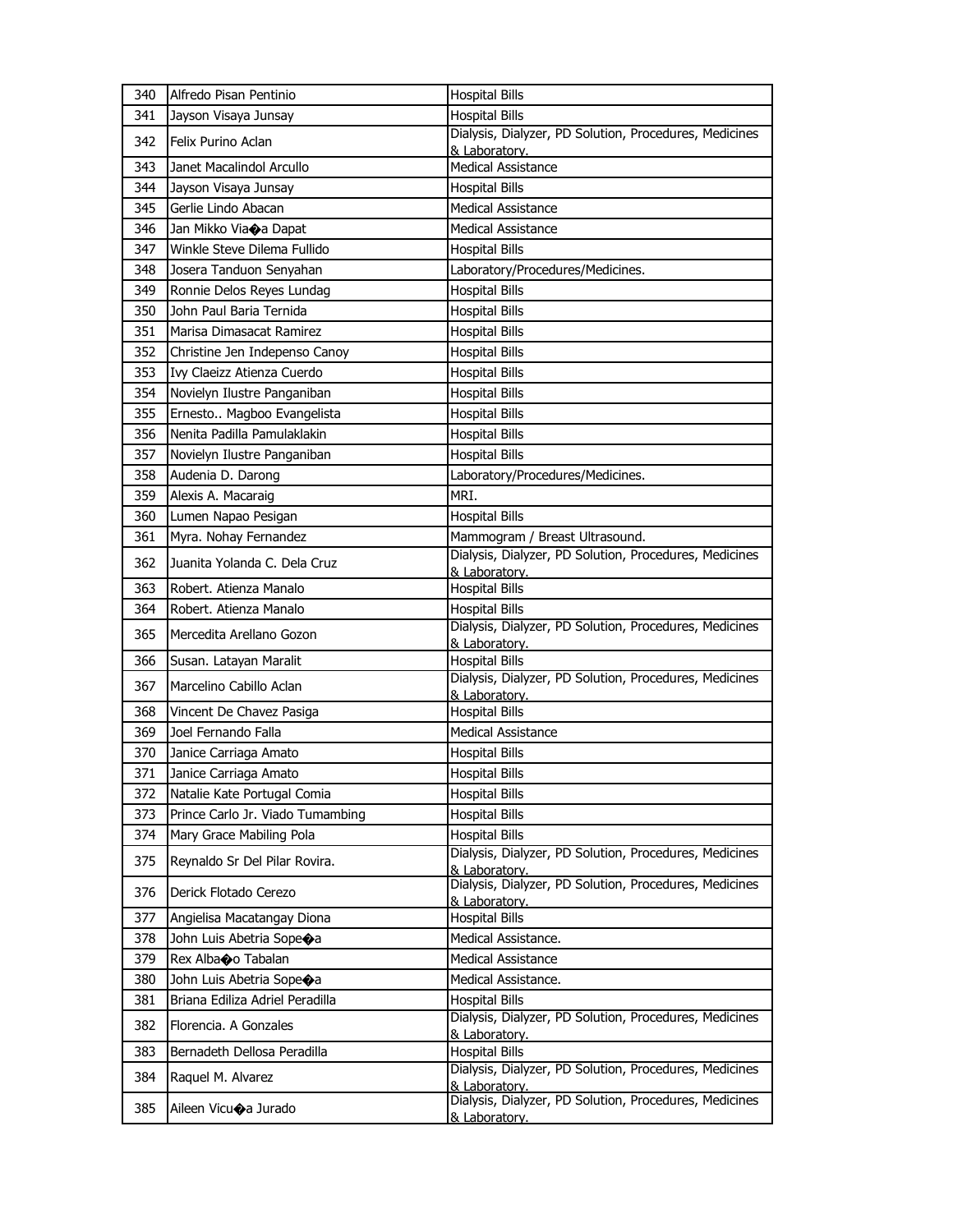| 340 | Alfredo Pisan Pentinio | Hospital Bills |
|---|---|---|
| 341 | Jayson Visaya Junsay | Hospital Bills |
| 342 | Felix Purino Aclan | Dialysis, Dialyzer, PD Solution, Procedures, Medicines & Laboratory. |
| 343 | Janet Macalindol Arcullo | Medical Assistance |
| 344 | Jayson Visaya Junsay | Hospital Bills |
| 345 | Gerlie Lindo Abacan | Medical Assistance |
| 346 | Jan Mikko Via�a Dapat | Medical Assistance |
| 347 | Winkle Steve Dilema Fullido | Hospital Bills |
| 348 | Josera Tanduon Senyahan | Laboratory/Procedures/Medicines. |
| 349 | Ronnie Delos Reyes Lundag | Hospital Bills |
| 350 | John Paul Baria Ternida | Hospital Bills |
| 351 | Marisa Dimasacat Ramirez | Hospital Bills |
| 352 | Christine Jen Indepenso Canoy | Hospital Bills |
| 353 | Ivy Claeizz Atienza Cuerdo | Hospital Bills |
| 354 | Novielyn Ilustre Panganiban | Hospital Bills |
| 355 | Ernesto.. Magboo Evangelista | Hospital Bills |
| 356 | Nenita Padilla Pamulaklakin | Hospital Bills |
| 357 | Novielyn Ilustre Panganiban | Hospital Bills |
| 358 | Audenia D. Darong | Laboratory/Procedures/Medicines. |
| 359 | Alexis A. Macaraig | MRI. |
| 360 | Lumen Napao Pesigan | Hospital Bills |
| 361 | Myra. Nohay Fernandez | Mammogram / Breast Ultrasound. |
| 362 | Juanita Yolanda C. Dela Cruz | Dialysis, Dialyzer, PD Solution, Procedures, Medicines & Laboratory. |
| 363 | Robert. Atienza Manalo | Hospital Bills |
| 364 | Robert. Atienza Manalo | Hospital Bills |
| 365 | Mercedita Arellano Gozon | Dialysis, Dialyzer, PD Solution, Procedures, Medicines & Laboratory. |
| 366 | Susan. Latayan Maralit | Hospital Bills |
| 367 | Marcelino Cabillo Aclan | Dialysis, Dialyzer, PD Solution, Procedures, Medicines & Laboratory. |
| 368 | Vincent De Chavez Pasiga | Hospital Bills |
| 369 | Joel Fernando Falla | Medical Assistance |
| 370 | Janice Carriaga Amato | Hospital Bills |
| 371 | Janice Carriaga Amato | Hospital Bills |
| 372 | Natalie Kate Portugal Comia | Hospital Bills |
| 373 | Prince Carlo Jr. Viado Tumambing | Hospital Bills |
| 374 | Mary Grace Mabiling Pola | Hospital Bills |
| 375 | Reynaldo Sr Del Pilar Rovira. | Dialysis, Dialyzer, PD Solution, Procedures, Medicines & Laboratory. |
| 376 | Derick Flotado Cerezo | Dialysis, Dialyzer, PD Solution, Procedures, Medicines & Laboratory. |
| 377 | Angielisa Macatangay Diona | Hospital Bills |
| 378 | John Luis Abetria Sope�a | Medical Assistance. |
| 379 | Rex Alba�o Tabalan | Medical Assistance |
| 380 | John Luis Abetria Sope�a | Medical Assistance. |
| 381 | Briana Ediliza Adriel Peradilla | Hospital Bills |
| 382 | Florencia. A Gonzales | Dialysis, Dialyzer, PD Solution, Procedures, Medicines & Laboratory. |
| 383 | Bernadeth Dellosa Peradilla | Hospital Bills |
| 384 | Raquel M. Alvarez | Dialysis, Dialyzer, PD Solution, Procedures, Medicines & Laboratory. |
| 385 | Aileen Vicu�a Jurado | Dialysis, Dialyzer, PD Solution, Procedures, Medicines & Laboratory. |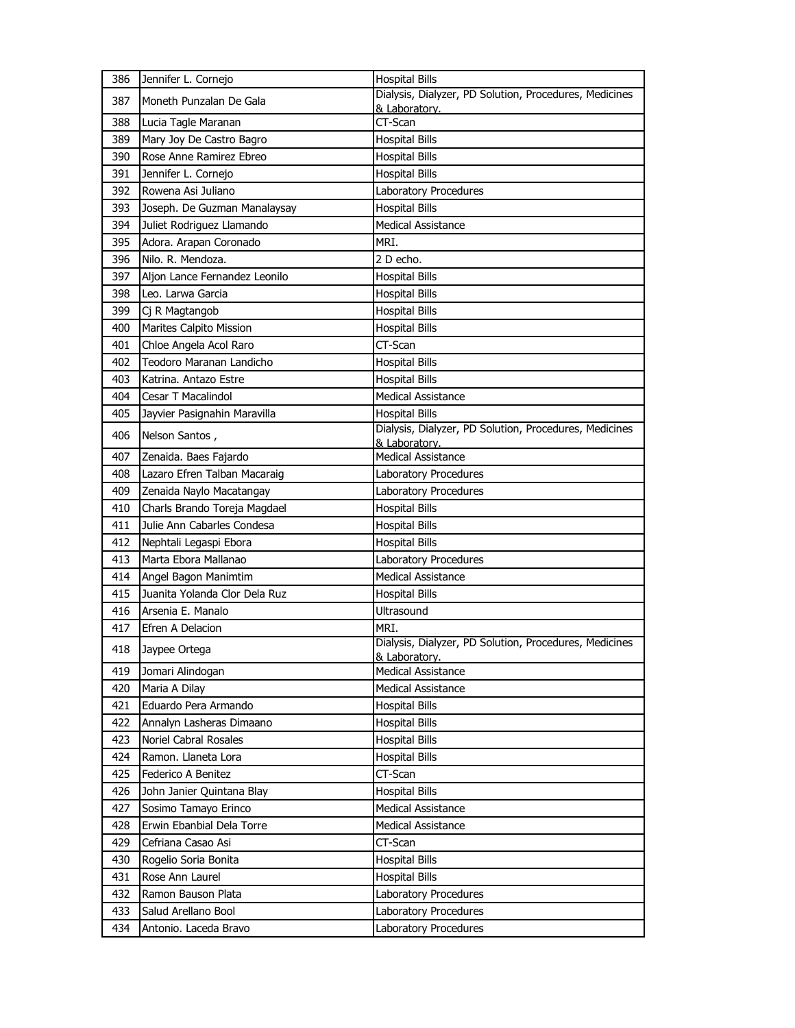| 386 | Jennifer L. Cornejo | Hospital Bills |
|---|---|---|
| 387 | Moneth Punzalan De Gala | Dialysis, Dialyzer, PD Solution, Procedures, Medicines & Laboratory. |
| 388 | Lucia Tagle Maranan | CT-Scan |
| 389 | Mary Joy De Castro Bagro | Hospital Bills |
| 390 | Rose Anne Ramirez Ebreo | Hospital Bills |
| 391 | Jennifer L. Cornejo | Hospital Bills |
| 392 | Rowena Asi Juliano | Laboratory Procedures |
| 393 | Joseph. De Guzman Manalaysay | Hospital Bills |
| 394 | Juliet Rodriguez Llamando | Medical Assistance |
| 395 | Adora. Arapan Coronado | MRI. |
| 396 | Nilo. R. Mendoza. | 2 D echo. |
| 397 | Aljon Lance Fernandez Leonilo | Hospital Bills |
| 398 | Leo. Larwa Garcia | Hospital Bills |
| 399 | Cj R Magtangob | Hospital Bills |
| 400 | Marites Calpito Mission | Hospital Bills |
| 401 | Chloe Angela Acol Raro | CT-Scan |
| 402 | Teodoro Maranan Landicho | Hospital Bills |
| 403 | Katrina. Antazo Estre | Hospital Bills |
| 404 | Cesar T Macalindol | Medical Assistance |
| 405 | Jayvier Pasignahin Maravilla | Hospital Bills |
| 406 | Nelson Santos , | Dialysis, Dialyzer, PD Solution, Procedures, Medicines & Laboratory. |
| 407 | Zenaida. Baes Fajardo | Medical Assistance |
| 408 | Lazaro Efren Talban Macaraig | Laboratory Procedures |
| 409 | Zenaida Naylo Macatangay | Laboratory Procedures |
| 410 | Charls Brando Toreja Magdael | Hospital Bills |
| 411 | Julie Ann Cabarles Condesa | Hospital Bills |
| 412 | Nephtali Legaspi Ebora | Hospital Bills |
| 413 | Marta Ebora Mallanao | Laboratory Procedures |
| 414 | Angel Bagon Manimtim | Medical Assistance |
| 415 | Juanita Yolanda Clor Dela Ruz | Hospital Bills |
| 416 | Arsenia E. Manalo | Ultrasound |
| 417 | Efren A Delacion | MRI. |
| 418 | Jaypee Ortega | Dialysis, Dialyzer, PD Solution, Procedures, Medicines & Laboratory. |
| 419 | Jomari Alindogan | Medical Assistance |
| 420 | Maria A Dilay | Medical Assistance |
| 421 | Eduardo Pera Armando | Hospital Bills |
| 422 | Annalyn Lasheras Dimaano | Hospital Bills |
| 423 | Noriel Cabral Rosales | Hospital Bills |
| 424 | Ramon. Llaneta Lora | Hospital Bills |
| 425 | Federico A Benitez | CT-Scan |
| 426 | John Janier Quintana Blay | Hospital Bills |
| 427 | Sosimo Tamayo Erinco | Medical Assistance |
| 428 | Erwin Ebanbial Dela Torre | Medical Assistance |
| 429 | Cefriana Casao Asi | CT-Scan |
| 430 | Rogelio Soria Bonita | Hospital Bills |
| 431 | Rose Ann Laurel | Hospital Bills |
| 432 | Ramon Bauson Plata | Laboratory Procedures |
| 433 | Salud Arellano Bool | Laboratory Procedures |
| 434 | Antonio. Laceda Bravo | Laboratory Procedures |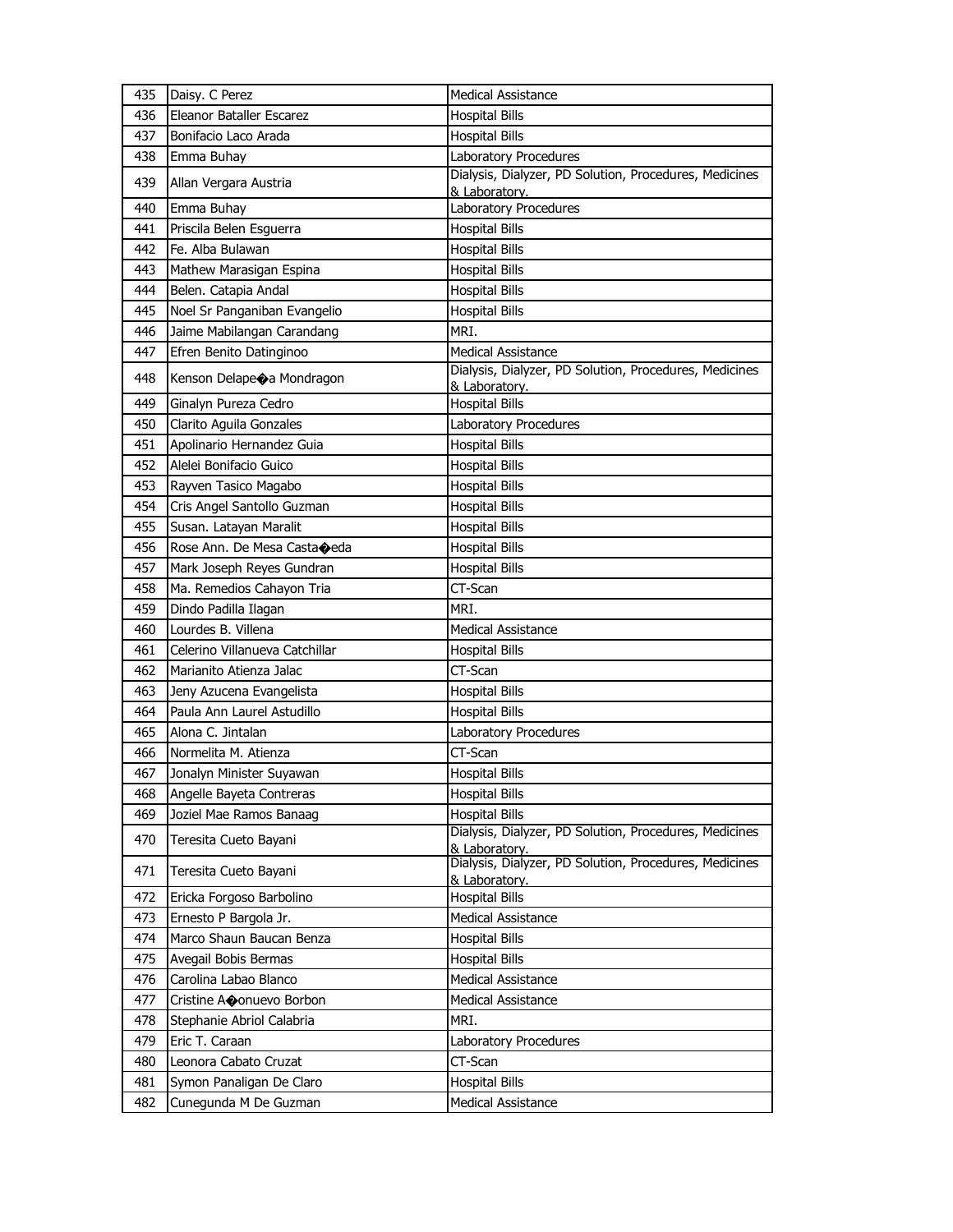| 435 | Daisy. C Perez | Medical Assistance |
|---|---|---|
| 436 | Eleanor Bataller Escarez | Hospital Bills |
| 437 | Bonifacio Laco Arada | Hospital Bills |
| 438 | Emma Buhay | Laboratory Procedures |
| 439 | Allan Vergara Austria | Dialysis, Dialyzer, PD Solution, Procedures, Medicines & Laboratory. |
| 440 | Emma Buhay | Laboratory Procedures |
| 441 | Priscila Belen Esguerra | Hospital Bills |
| 442 | Fe. Alba Bulawan | Hospital Bills |
| 443 | Mathew Marasigan Espina | Hospital Bills |
| 444 | Belen. Catapia Andal | Hospital Bills |
| 445 | Noel Sr Panganiban Evangelio | Hospital Bills |
| 446 | Jaime Mabilangan Carandang | MRI. |
| 447 | Efren Benito Datinginoo | Medical Assistance |
| 448 | Kenson Delape�a Mondragon | Dialysis, Dialyzer, PD Solution, Procedures, Medicines & Laboratory. |
| 449 | Ginalyn Pureza Cedro | Hospital Bills |
| 450 | Clarito Aguila Gonzales | Laboratory Procedures |
| 451 | Apolinario Hernandez Guia | Hospital Bills |
| 452 | Alelei Bonifacio Guico | Hospital Bills |
| 453 | Rayven Tasico Magabo | Hospital Bills |
| 454 | Cris Angel Santollo Guzman | Hospital Bills |
| 455 | Susan. Latayan Maralit | Hospital Bills |
| 456 | Rose Ann. De Mesa Casta�eda | Hospital Bills |
| 457 | Mark Joseph Reyes Gundran | Hospital Bills |
| 458 | Ma. Remedios Cahayon Tria | CT-Scan |
| 459 | Dindo Padilla Ilagan | MRI. |
| 460 | Lourdes B. Villena | Medical Assistance |
| 461 | Celerino Villanueva Catchillar | Hospital Bills |
| 462 | Marianito Atienza Jalac | CT-Scan |
| 463 | Jeny Azucena Evangelista | Hospital Bills |
| 464 | Paula Ann Laurel Astudillo | Hospital Bills |
| 465 | Alona C. Jintalan | Laboratory Procedures |
| 466 | Normelita M. Atienza | CT-Scan |
| 467 | Jonalyn Minister Suyawan | Hospital Bills |
| 468 | Angelle Bayeta Contreras | Hospital Bills |
| 469 | Joziel Mae Ramos Banaag | Hospital Bills |
| 470 | Teresita Cueto Bayani | Dialysis, Dialyzer, PD Solution, Procedures, Medicines & Laboratory. |
| 471 | Teresita Cueto Bayani | Dialysis, Dialyzer, PD Solution, Procedures, Medicines & Laboratory. |
| 472 | Ericka Forgoso Barbolino | Hospital Bills |
| 473 | Ernesto P Bargola Jr. | Medical Assistance |
| 474 | Marco Shaun Baucan Benza | Hospital Bills |
| 475 | Avegail Bobis Bermas | Hospital Bills |
| 476 | Carolina Labao Blanco | Medical Assistance |
| 477 | Cristine A�onuevo Borbon | Medical Assistance |
| 478 | Stephanie Abriol Calabria | MRI. |
| 479 | Eric T. Caraan | Laboratory Procedures |
| 480 | Leonora Cabato Cruzat | CT-Scan |
| 481 | Symon Panaligan De Claro | Hospital Bills |
| 482 | Cunegunda M De Guzman | Medical Assistance |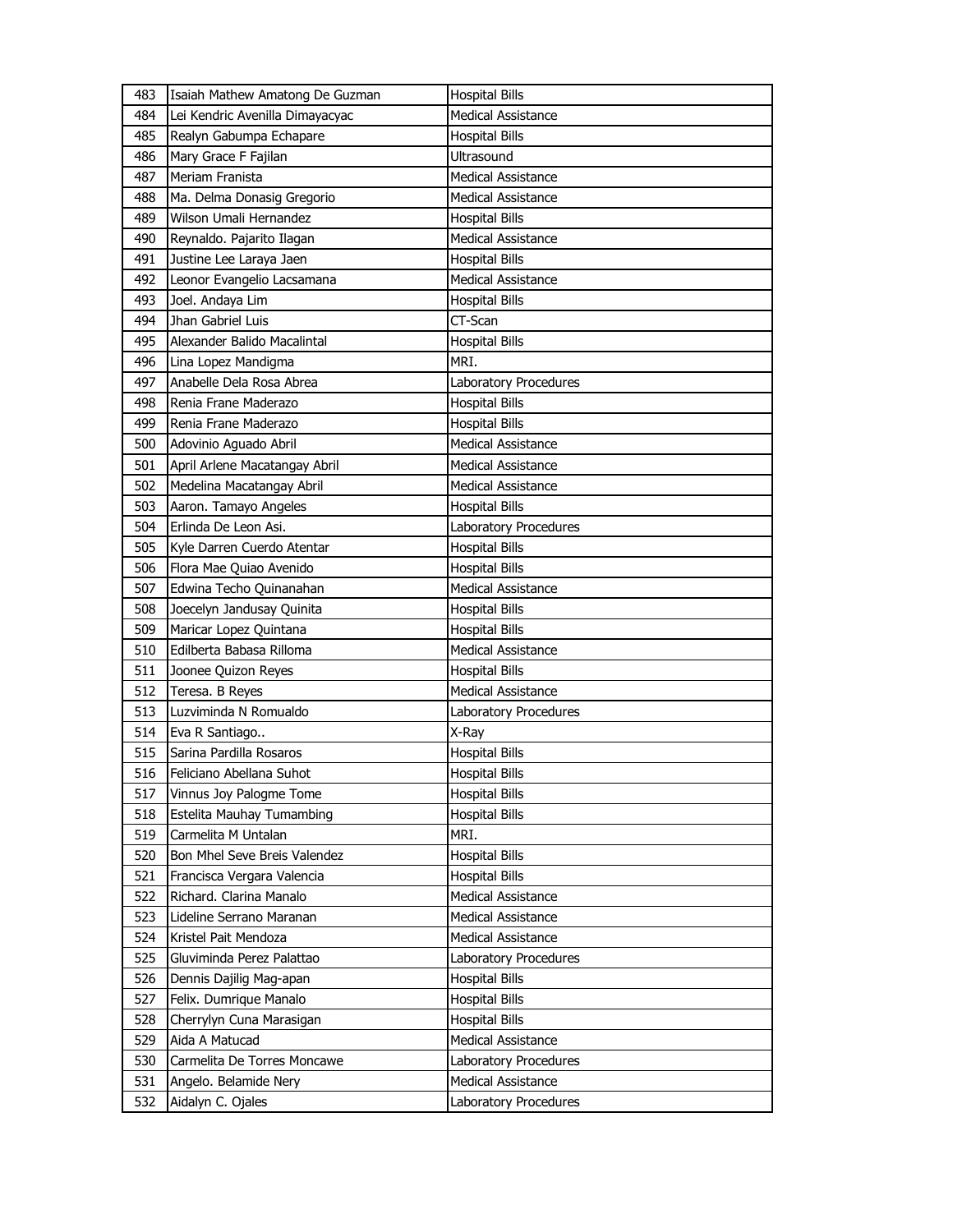| 483 | Isaiah Mathew Amatong De Guzman | Hospital Bills |
|---|---|---|
| 484 | Lei Kendric Avenilla Dimayacyac | Medical Assistance |
| 485 | Realyn Gabumpa Echapare | Hospital Bills |
| 486 | Mary Grace F Fajilan | Ultrasound |
| 487 | Meriam Franista | Medical Assistance |
| 488 | Ma. Delma Donasig Gregorio | Medical Assistance |
| 489 | Wilson Umali Hernandez | Hospital Bills |
| 490 | Reynaldo. Pajarito Ilagan | Medical Assistance |
| 491 | Justine Lee Laraya Jaen | Hospital Bills |
| 492 | Leonor Evangelio Lacsamana | Medical Assistance |
| 493 | Joel. Andaya Lim | Hospital Bills |
| 494 | Jhan Gabriel Luis | CT-Scan |
| 495 | Alexander Balido Macalintal | Hospital Bills |
| 496 | Lina Lopez Mandigma | MRI. |
| 497 | Anabelle Dela Rosa Abrea | Laboratory Procedures |
| 498 | Renia Frane Maderazo | Hospital Bills |
| 499 | Renia Frane Maderazo | Hospital Bills |
| 500 | Adovinio Aguado Abril | Medical Assistance |
| 501 | April Arlene Macatangay Abril | Medical Assistance |
| 502 | Medelina Macatangay Abril | Medical Assistance |
| 503 | Aaron. Tamayo Angeles | Hospital Bills |
| 504 | Erlinda De Leon Asi. | Laboratory Procedures |
| 505 | Kyle Darren Cuerdo Atentar | Hospital Bills |
| 506 | Flora Mae Quiao Avenido | Hospital Bills |
| 507 | Edwina Techo Quinanahan | Medical Assistance |
| 508 | Joecelyn Jandusay Quinita | Hospital Bills |
| 509 | Maricar Lopez Quintana | Hospital Bills |
| 510 | Edilberta Babasa Rilloma | Medical Assistance |
| 511 | Joonee Quizon Reyes | Hospital Bills |
| 512 | Teresa. B Reyes | Medical Assistance |
| 513 | Luzviminda N Romualdo | Laboratory Procedures |
| 514 | Eva R Santiago.. | X-Ray |
| 515 | Sarina Pardilla Rosaros | Hospital Bills |
| 516 | Feliciano Abellana Suhot | Hospital Bills |
| 517 | Vinnus Joy Palogme Tome | Hospital Bills |
| 518 | Estelita Mauhay Tumambing | Hospital Bills |
| 519 | Carmelita M Untalan | MRI. |
| 520 | Bon Mhel Seve Breis Valendez | Hospital Bills |
| 521 | Francisca Vergara Valencia | Hospital Bills |
| 522 | Richard. Clarina Manalo | Medical Assistance |
| 523 | Lideline Serrano Maranan | Medical Assistance |
| 524 | Kristel Pait Mendoza | Medical Assistance |
| 525 | Gluviminda Perez Palattao | Laboratory Procedures |
| 526 | Dennis Dajilig Mag-apan | Hospital Bills |
| 527 | Felix. Dumrique Manalo | Hospital Bills |
| 528 | Cherrylyn Cuna Marasigan | Hospital Bills |
| 529 | Aida A Matucad | Medical Assistance |
| 530 | Carmelita De Torres Moncawe | Laboratory Procedures |
| 531 | Angelo. Belamide Nery | Medical Assistance |
| 532 | Aidalyn C. Ojales | Laboratory Procedures |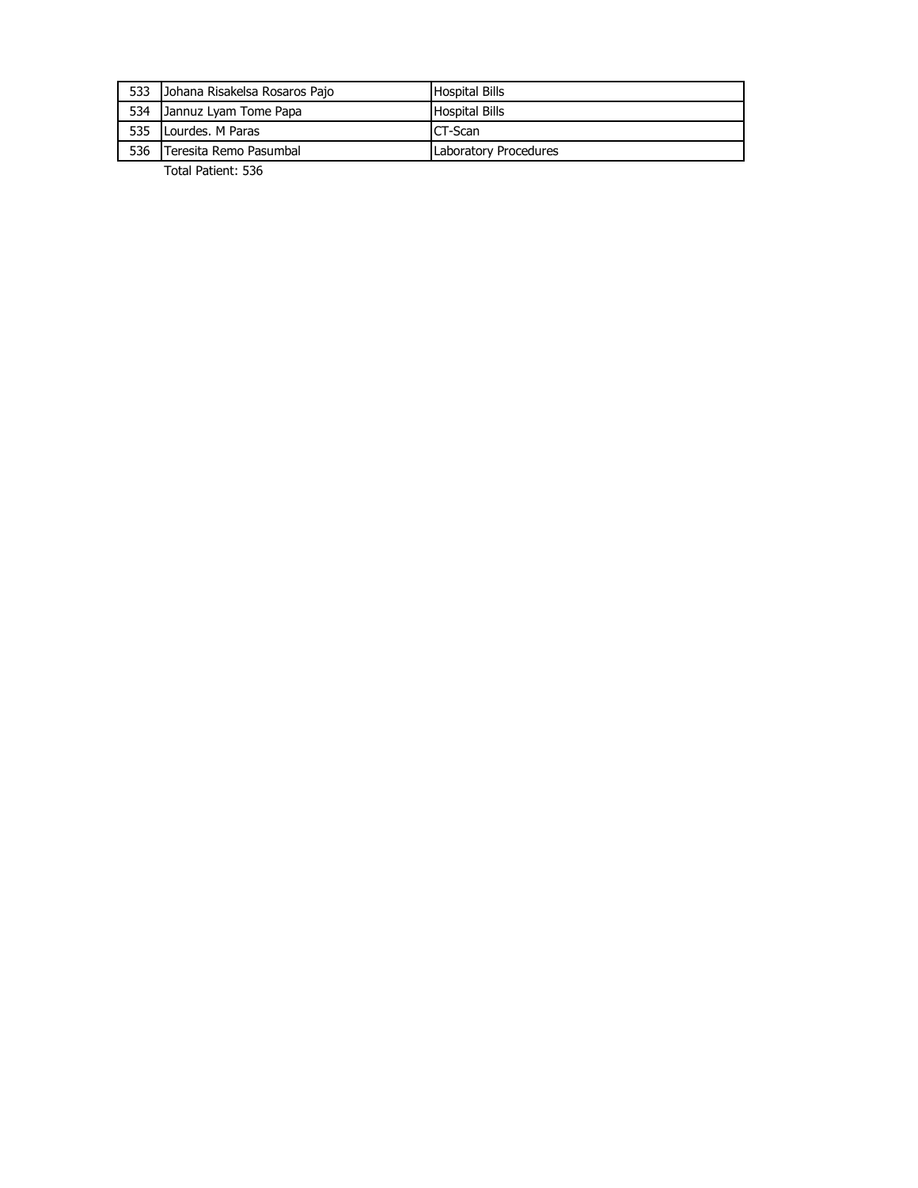| | | |
|---|---|---|
| 533 | Johana Risakelsa Rosaros Pajo | Hospital Bills |
| 534 | Jannuz Lyam Tome Papa | Hospital Bills |
| 535 | Lourdes. M Paras | CT-Scan |
| 536 | Teresita Remo Pasumbal | Laboratory Procedures |

Total Patient: 536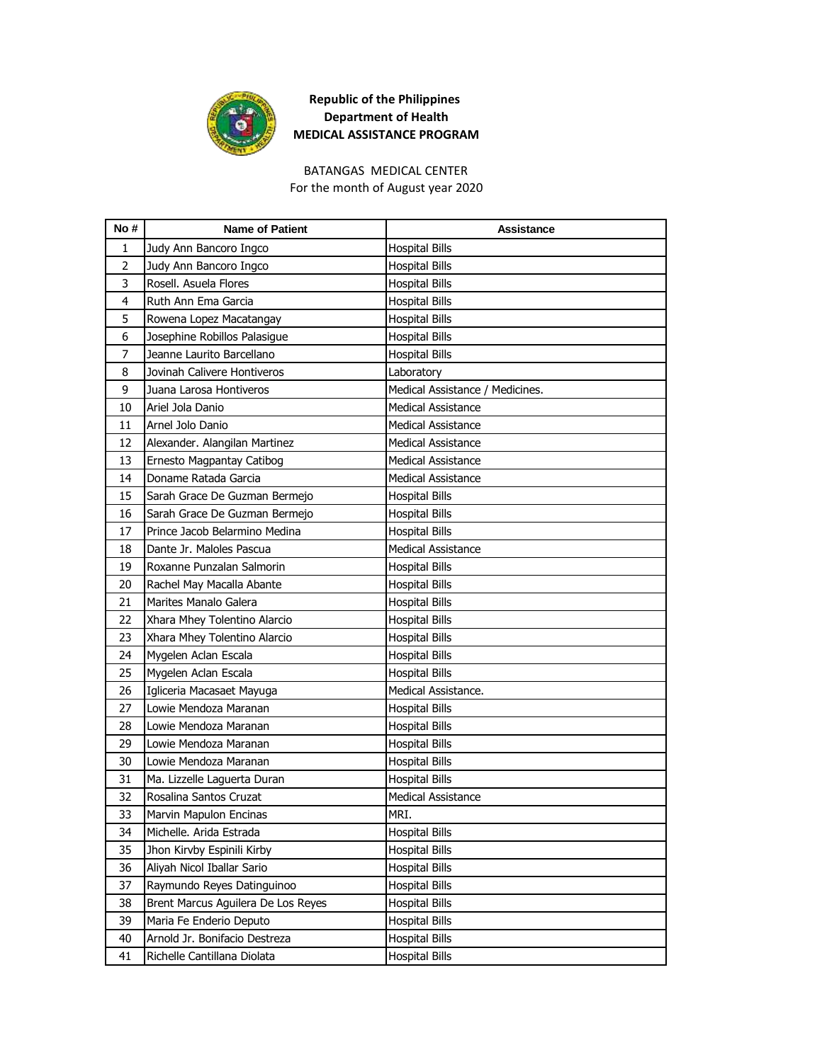**Republic of the Philippines**
**Department of Health**
**MEDICAL ASSISTANCE PROGRAM**

BATANGAS MEDICAL CENTER
For the month of August year 2020

| No # | Name of Patient | Assistance |
|---|---|---|
| 1 | Judy Ann Bancoro Ingco | Hospital Bills |
| 2 | Judy Ann Bancoro Ingco | Hospital Bills |
| 3 | Rosell. Asuela Flores | Hospital Bills |
| 4 | Ruth Ann Ema Garcia | Hospital Bills |
| 5 | Rowena Lopez Macatangay | Hospital Bills |
| 6 | Josephine Robillos Palasigue | Hospital Bills |
| 7 | Jeanne Laurito Barcellano | Hospital Bills |
| 8 | Jovinah Calivere Hontiveros | Laboratory |
| 9 | Juana Larosa Hontiveros | Medical Assistance / Medicines. |
| 10 | Ariel Jola Danio | Medical Assistance |
| 11 | Arnel Jolo Danio | Medical Assistance |
| 12 | Alexander. Alangilan Martinez | Medical Assistance |
| 13 | Ernesto Magpantay Catibog | Medical Assistance |
| 14 | Doname Ratada Garcia | Medical Assistance |
| 15 | Sarah Grace De Guzman Bermejo | Hospital Bills |
| 16 | Sarah Grace De Guzman Bermejo | Hospital Bills |
| 17 | Prince Jacob Belarmino Medina | Hospital Bills |
| 18 | Dante Jr. Maloles Pascua | Medical Assistance |
| 19 | Roxanne Punzalan Salmorin | Hospital Bills |
| 20 | Rachel May Macalla Abante | Hospital Bills |
| 21 | Marites Manalo Galera | Hospital Bills |
| 22 | Xhara Mhey Tolentino Alarcio | Hospital Bills |
| 23 | Xhara Mhey Tolentino Alarcio | Hospital Bills |
| 24 | Mygelen Aclan Escala | Hospital Bills |
| 25 | Mygelen Aclan Escala | Hospital Bills |
| 26 | Igliceria Macasaet Mayuga | Medical Assistance. |
| 27 | Lowie Mendoza Maranan | Hospital Bills |
| 28 | Lowie Mendoza Maranan | Hospital Bills |
| 29 | Lowie Mendoza Maranan | Hospital Bills |
| 30 | Lowie Mendoza Maranan | Hospital Bills |
| 31 | Ma. Lizzelle Laguerta Duran | Hospital Bills |
| 32 | Rosalina Santos Cruzat | Medical Assistance |
| 33 | Marvin Mapulon Encinas | MRI. |
| 34 | Michelle. Arida Estrada | Hospital Bills |
| 35 | Jhon Kirvby Espinili Kirby | Hospital Bills |
| 36 | Aliyah Nicol Iballar Sario | Hospital Bills |
| 37 | Raymundo Reyes Datinguinoo | Hospital Bills |
| 38 | Brent Marcus Aguilera De Los Reyes | Hospital Bills |
| 39 | Maria Fe Enderio Deputo | Hospital Bills |
| 40 | Arnold Jr. Bonifacio Destreza | Hospital Bills |
| 41 | Richelle Cantillana Diolata | Hospital Bills |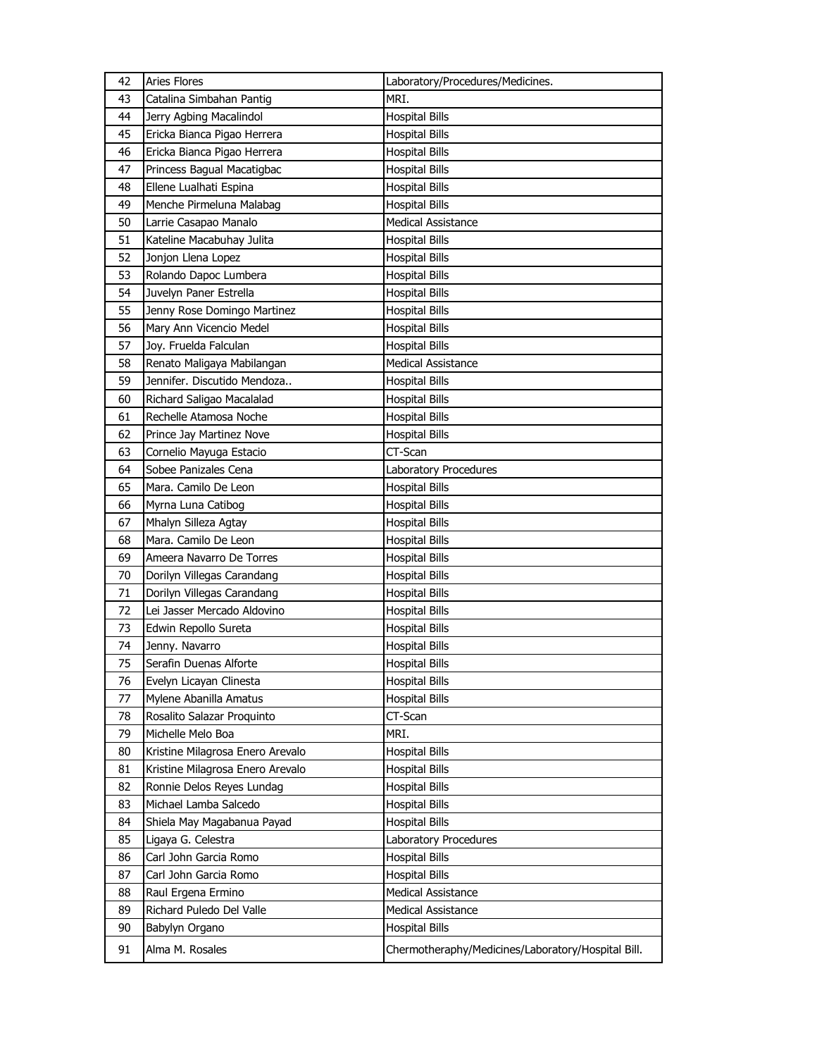| 42 | Aries Flores | Laboratory/Procedures/Medicines. |
|---|---|---|
| 43 | Catalina Simbahan Pantig | MRI. |
| 44 | Jerry Agbing Macalindol | Hospital Bills |
| 45 | Ericka Bianca Pigao Herrera | Hospital Bills |
| 46 | Ericka Bianca Pigao Herrera | Hospital Bills |
| 47 | Princess Bagual Macatigbac | Hospital Bills |
| 48 | Ellene Lualhati Espina | Hospital Bills |
| 49 | Menche Pirmeluna Malabag | Hospital Bills |
| 50 | Larrie Casapao Manalo | Medical Assistance |
| 51 | Kateline Macabuhay Julita | Hospital Bills |
| 52 | Jonjon Llena Lopez | Hospital Bills |
| 53 | Rolando Dapoc Lumbera | Hospital Bills |
| 54 | Juvelyn Paner Estrella | Hospital Bills |
| 55 | Jenny Rose Domingo Martinez | Hospital Bills |
| 56 | Mary Ann Vicencio Medel | Hospital Bills |
| 57 | Joy. Fruelda Falculan | Hospital Bills |
| 58 | Renato Maligaya Mabilangan | Medical Assistance |
| 59 | Jennifer. Discutido Mendoza.. | Hospital Bills |
| 60 | Richard Saligao Macalalad | Hospital Bills |
| 61 | Rechelle Atamosa Noche | Hospital Bills |
| 62 | Prince Jay Martinez Nove | Hospital Bills |
| 63 | Cornelio Mayuga Estacio | CT-Scan |
| 64 | Sobee Panizales Cena | Laboratory Procedures |
| 65 | Mara. Camilo De Leon | Hospital Bills |
| 66 | Myrna Luna Catibog | Hospital Bills |
| 67 | Mhalyn Silleza Agtay | Hospital Bills |
| 68 | Mara. Camilo De Leon | Hospital Bills |
| 69 | Ameera Navarro De Torres | Hospital Bills |
| 70 | Dorilyn Villegas Carandang | Hospital Bills |
| 71 | Dorilyn Villegas Carandang | Hospital Bills |
| 72 | Lei Jasser Mercado Aldovino | Hospital Bills |
| 73 | Edwin Repollo Sureta | Hospital Bills |
| 74 | Jenny. Navarro | Hospital Bills |
| 75 | Serafin Duenas Alforte | Hospital Bills |
| 76 | Evelyn Licayan Clinesta | Hospital Bills |
| 77 | Mylene Abanilla Amatus | Hospital Bills |
| 78 | Rosalito Salazar Proquinto | CT-Scan |
| 79 | Michelle Melo Boa | MRI. |
| 80 | Kristine Milagrosa Enero Arevalo | Hospital Bills |
| 81 | Kristine Milagrosa Enero Arevalo | Hospital Bills |
| 82 | Ronnie Delos Reyes Lundag | Hospital Bills |
| 83 | Michael Lamba Salcedo | Hospital Bills |
| 84 | Shiela May Magabanua Payad | Hospital Bills |
| 85 | Ligaya G. Celestra | Laboratory Procedures |
| 86 | Carl John Garcia Romo | Hospital Bills |
| 87 | Carl John Garcia Romo | Hospital Bills |
| 88 | Raul Ergena Ermino | Medical Assistance |
| 89 | Richard Puledo Del Valle | Medical Assistance |
| 90 | Babylyn Organo | Hospital Bills |
| 91 | Alma M. Rosales | Chermotheraphy/Medicines/Laboratory/Hospital Bill. |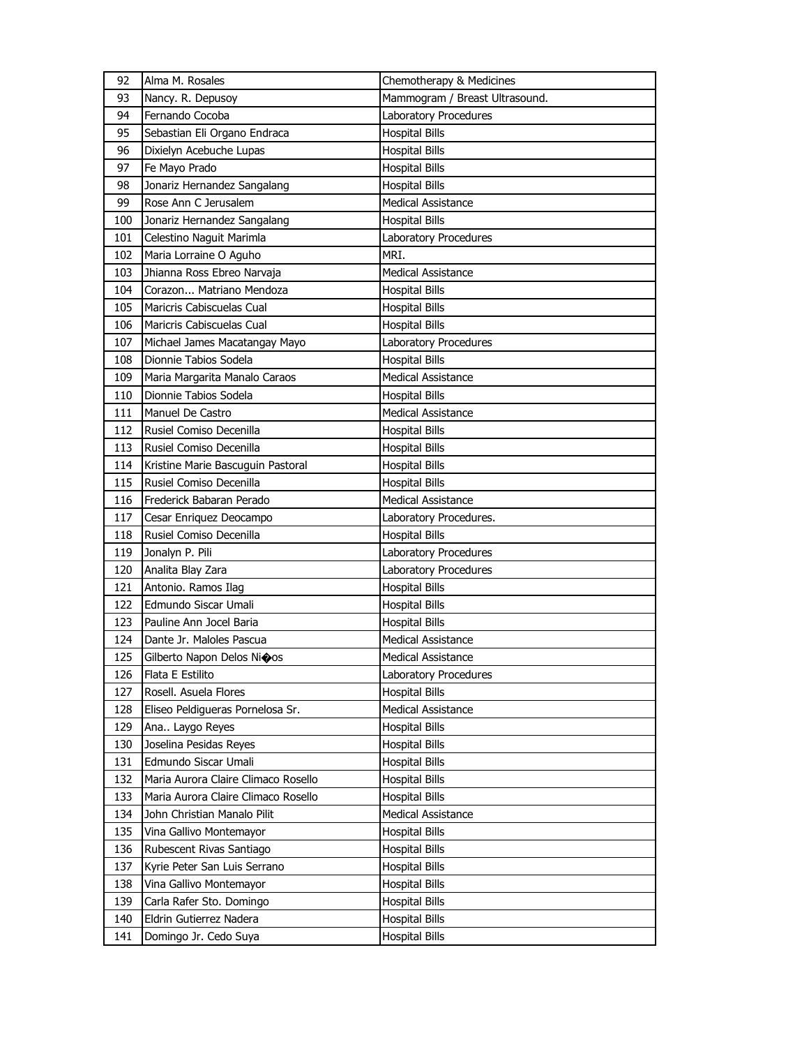| 92 | Alma M. Rosales | Chemotherapy & Medicines |
|---|---|---|
| 93 | Nancy. R. Depusoy | Mammogram / Breast Ultrasound. |
| 94 | Fernando Cocoba | Laboratory Procedures |
| 95 | Sebastian Eli Organo Endraca | Hospital Bills |
| 96 | Dixielyn Acebuche Lupas | Hospital Bills |
| 97 | Fe Mayo Prado | Hospital Bills |
| 98 | Jonariz Hernandez Sangalang | Hospital Bills |
| 99 | Rose Ann C Jerusalem | Medical Assistance |
| 100 | Jonariz Hernandez Sangalang | Hospital Bills |
| 101 | Celestino Naguit Marimla | Laboratory Procedures |
| 102 | Maria Lorraine O Aguho | MRI. |
| 103 | Jhianna Ross Ebreo Narvaja | Medical Assistance |
| 104 | Corazon... Matriano Mendoza | Hospital Bills |
| 105 | Maricris Cabiscuelas Cual | Hospital Bills |
| 106 | Maricris Cabiscuelas Cual | Hospital Bills |
| 107 | Michael James Macatangay Mayo | Laboratory Procedures |
| 108 | Dionnie Tabios Sodela | Hospital Bills |
| 109 | Maria Margarita Manalo Caraos | Medical Assistance |
| 110 | Dionnie Tabios Sodela | Hospital Bills |
| 111 | Manuel De Castro | Medical Assistance |
| 112 | Rusiel Comiso Decenilla | Hospital Bills |
| 113 | Rusiel Comiso Decenilla | Hospital Bills |
| 114 | Kristine Marie Bascuguin Pastoral | Hospital Bills |
| 115 | Rusiel Comiso Decenilla | Hospital Bills |
| 116 | Frederick Babaran Perado | Medical Assistance |
| 117 | Cesar Enriquez Deocampo | Laboratory Procedures. |
| 118 | Rusiel Comiso Decenilla | Hospital Bills |
| 119 | Jonalyn P. Pili | Laboratory Procedures |
| 120 | Analita Blay Zara | Laboratory Procedures |
| 121 | Antonio. Ramos Ilag | Hospital Bills |
| 122 | Edmundo Siscar Umali | Hospital Bills |
| 123 | Pauline Ann Jocel Baria | Hospital Bills |
| 124 | Dante Jr. Maloles Pascua | Medical Assistance |
| 125 | Gilberto Napon Delos Ni�os | Medical Assistance |
| 126 | Flata E Estilito | Laboratory Procedures |
| 127 | Rosell. Asuela Flores | Hospital Bills |
| 128 | Eliseo Peldigueras Pornelosa Sr. | Medical Assistance |
| 129 | Ana.. Laygo Reyes | Hospital Bills |
| 130 | Joselina Pesidas Reyes | Hospital Bills |
| 131 | Edmundo Siscar Umali | Hospital Bills |
| 132 | Maria Aurora Claire Climaco Rosello | Hospital Bills |
| 133 | Maria Aurora Claire Climaco Rosello | Hospital Bills |
| 134 | John Christian Manalo Pilit | Medical Assistance |
| 135 | Vina Gallivo Montemayor | Hospital Bills |
| 136 | Rubescent Rivas Santiago | Hospital Bills |
| 137 | Kyrie Peter San Luis Serrano | Hospital Bills |
| 138 | Vina Gallivo Montemayor | Hospital Bills |
| 139 | Carla Rafer Sto. Domingo | Hospital Bills |
| 140 | Eldrin Gutierrez Nadera | Hospital Bills |
| 141 | Domingo Jr. Cedo Suya | Hospital Bills |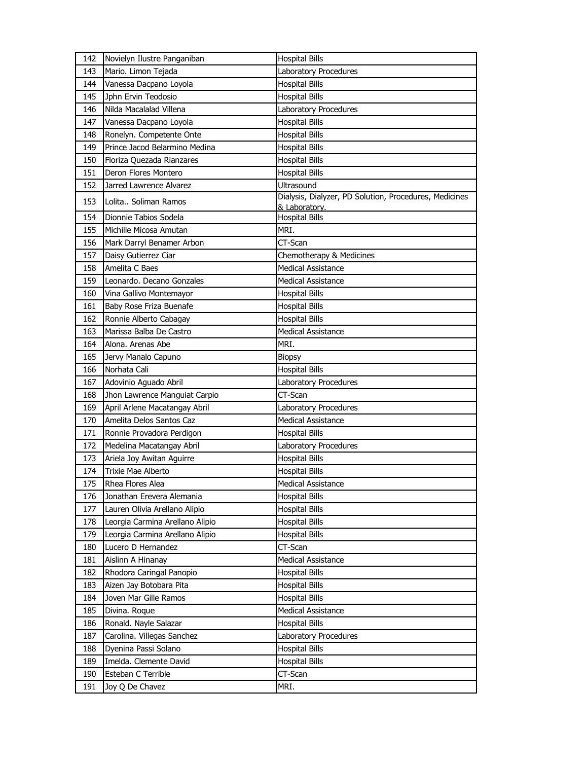| 142 | Novielyn Ilustre Panganiban | Hospital Bills |
|---|---|---|
| 143 | Mario. Limon Tejada | Laboratory Procedures |
| 144 | Vanessa Dacpano Loyola | Hospital Bills |
| 145 | Jphn Ervin Teodosio | Hospital Bills |
| 146 | Nilda Macalalad Villena | Laboratory Procedures |
| 147 | Vanessa Dacpano Loyola | Hospital Bills |
| 148 | Ronelyn. Competente Onte | Hospital Bills |
| 149 | Prince Jacod Belarmino Medina | Hospital Bills |
| 150 | Floriza Quezada Rianzares | Hospital Bills |
| 151 | Deron Flores Montero | Hospital Bills |
| 152 | Jarred Lawrence Alvarez | Ultrasound |
| 153 | Lolita.. Soliman Ramos | Dialysis, Dialyzer, PD Solution, Procedures, Medicines & Laboratory. |
| 154 | Dionnie Tabios Sodela | Hospital Bills |
| 155 | Michille Micosa Amutan | MRI. |
| 156 | Mark Darryl Benamer Arbon | CT-Scan |
| 157 | Daisy Gutierrez Ciar | Chemotherapy & Medicines |
| 158 | Amelita C Baes | Medical Assistance |
| 159 | Leonardo. Decano Gonzales | Medical Assistance |
| 160 | Vina Gallivo Montemayor | Hospital Bills |
| 161 | Baby Rose Friza Buenafe | Hospital Bills |
| 162 | Ronnie Alberto Cabagay | Hospital Bills |
| 163 | Marissa Balba De Castro | Medical Assistance |
| 164 | Alona. Arenas Abe | MRI. |
| 165 | Jervy Manalo Capuno | Biopsy |
| 166 | Norhata Cali | Hospital Bills |
| 167 | Adovinio Aguado Abril | Laboratory Procedures |
| 168 | Jhon Lawrence Manguiat Carpio | CT-Scan |
| 169 | April Arlene Macatangay Abril | Laboratory Procedures |
| 170 | Amelita Delos Santos Caz | Medical Assistance |
| 171 | Ronnie Provadora Perdigon | Hospital Bills |
| 172 | Medelina Macatangay Abril | Laboratory Procedures |
| 173 | Ariela Joy Awitan Aguirre | Hospital Bills |
| 174 | Trixie Mae Alberto | Hospital Bills |
| 175 | Rhea Flores Alea | Medical Assistance |
| 176 | Jonathan Erevera Alemania | Hospital Bills |
| 177 | Lauren Olivia Arellano Alipio | Hospital Bills |
| 178 | Leorgia Carmina Arellano Alipio | Hospital Bills |
| 179 | Leorgia Carmina Arellano Alipio | Hospital Bills |
| 180 | Lucero D Hernandez | CT-Scan |
| 181 | Aislinn A Hinanay | Medical Assistance |
| 182 | Rhodora Caringal Panopio | Hospital Bills |
| 183 | Aizen Jay Botobara Pita | Hospital Bills |
| 184 | Joven Mar Gille Ramos | Hospital Bills |
| 185 | Divina. Roque | Medical Assistance |
| 186 | Ronald. Nayle Salazar | Hospital Bills |
| 187 | Carolina. Villegas Sanchez | Laboratory Procedures |
| 188 | Dyenina Passi Solano | Hospital Bills |
| 189 | Imelda. Clemente David | Hospital Bills |
| 190 | Esteban C Terrible | CT-Scan |
| 191 | Joy Q De Chavez | MRI. |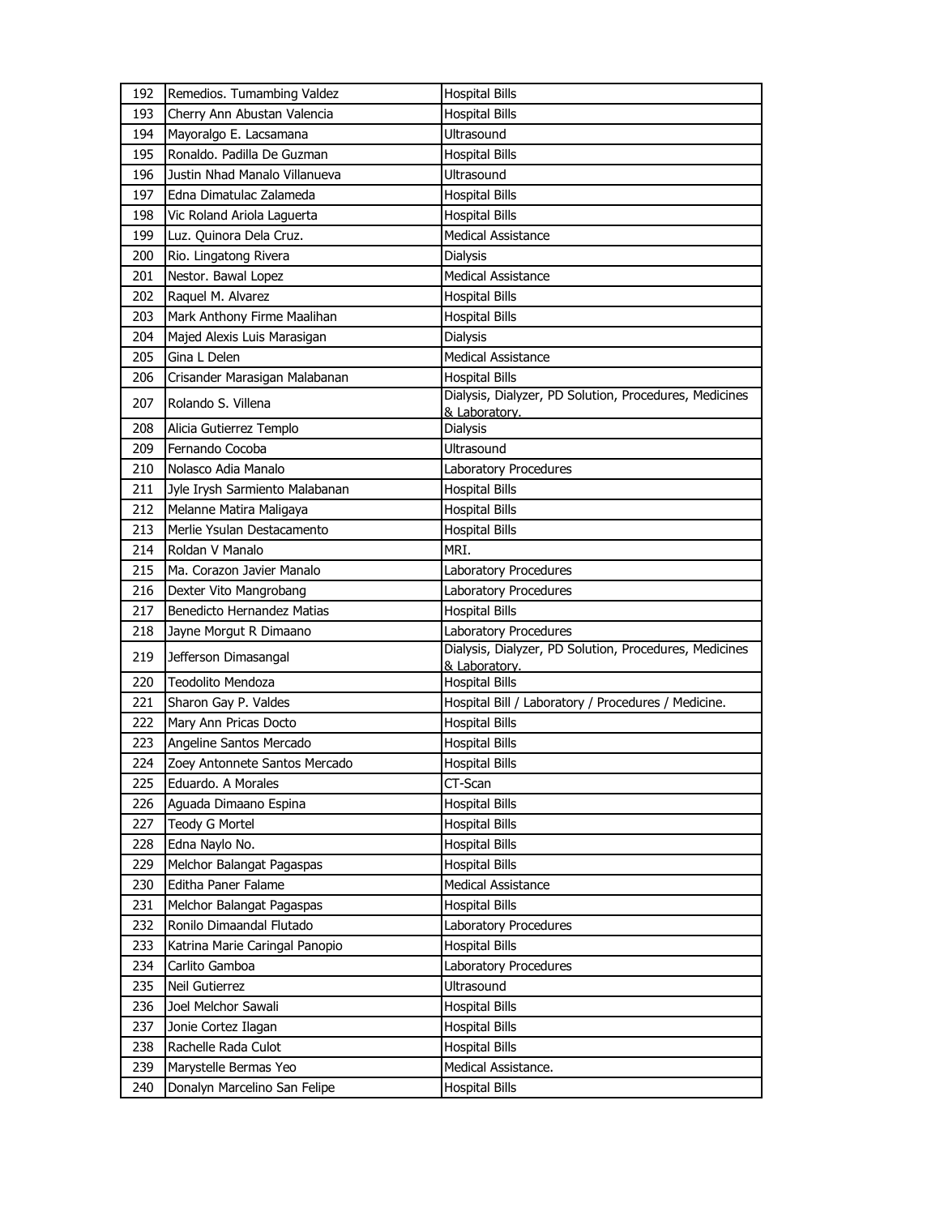| 192 | Remedios. Tumambing Valdez | Hospital Bills |
|---|---|---|
| 193 | Cherry Ann Abustan Valencia | Hospital Bills |
| 194 | Mayoralgo E. Lacsamana | Ultrasound |
| 195 | Ronaldo. Padilla De Guzman | Hospital Bills |
| 196 | Justin Nhad Manalo Villanueva | Ultrasound |
| 197 | Edna Dimatulac Zalameda | Hospital Bills |
| 198 | Vic Roland Ariola Laguerta | Hospital Bills |
| 199 | Luz. Quinora Dela Cruz. | Medical Assistance |
| 200 | Rio. Lingatong Rivera | Dialysis |
| 201 | Nestor. Bawal Lopez | Medical Assistance |
| 202 | Raquel M. Alvarez | Hospital Bills |
| 203 | Mark Anthony Firme Maalihan | Hospital Bills |
| 204 | Majed Alexis Luis Marasigan | Dialysis |
| 205 | Gina L Delen | Medical Assistance |
| 206 | Crisander Marasigan Malabanan | Hospital Bills |
| 207 | Rolando S. Villena | Dialysis, Dialyzer, PD Solution, Procedures, Medicines & Laboratory. |
| 208 | Alicia Gutierrez Templo | Dialysis |
| 209 | Fernando Cocoba | Ultrasound |
| 210 | Nolasco Adia Manalo | Laboratory Procedures |
| 211 | Jyle Irysh Sarmiento Malabanan | Hospital Bills |
| 212 | Melanne Matira Maligaya | Hospital Bills |
| 213 | Merlie Ysulan Destacamento | Hospital Bills |
| 214 | Roldan V Manalo | MRI. |
| 215 | Ma. Corazon Javier Manalo | Laboratory Procedures |
| 216 | Dexter Vito Mangrobang | Laboratory Procedures |
| 217 | Benedicto Hernandez Matias | Hospital Bills |
| 218 | Jayne Morgut R Dimaano | Laboratory Procedures |
| 219 | Jefferson Dimasangal | Dialysis, Dialyzer, PD Solution, Procedures, Medicines & Laboratory. |
| 220 | Teodolito Mendoza | Hospital Bills |
| 221 | Sharon Gay P. Valdes | Hospital Bill / Laboratory / Procedures / Medicine. |
| 222 | Mary Ann Pricas Docto | Hospital Bills |
| 223 | Angeline Santos Mercado | Hospital Bills |
| 224 | Zoey Antonnete Santos Mercado | Hospital Bills |
| 225 | Eduardo. A Morales | CT-Scan |
| 226 | Aguada Dimaano Espina | Hospital Bills |
| 227 | Teody G Mortel | Hospital Bills |
| 228 | Edna Naylo No. | Hospital Bills |
| 229 | Melchor Balangat Pagaspas | Hospital Bills |
| 230 | Editha Paner Falame | Medical Assistance |
| 231 | Melchor Balangat Pagaspas | Hospital Bills |
| 232 | Ronilo Dimaandal Flutado | Laboratory Procedures |
| 233 | Katrina Marie Caringal Panopio | Hospital Bills |
| 234 | Carlito Gamboa | Laboratory Procedures |
| 235 | Neil Gutierrez | Ultrasound |
| 236 | Joel Melchor Sawali | Hospital Bills |
| 237 | Jonie Cortez Ilagan | Hospital Bills |
| 238 | Rachelle Rada Culot | Hospital Bills |
| 239 | Marystelle Bermas Yeo | Medical Assistance. |
| 240 | Donalyn Marcelino San Felipe | Hospital Bills |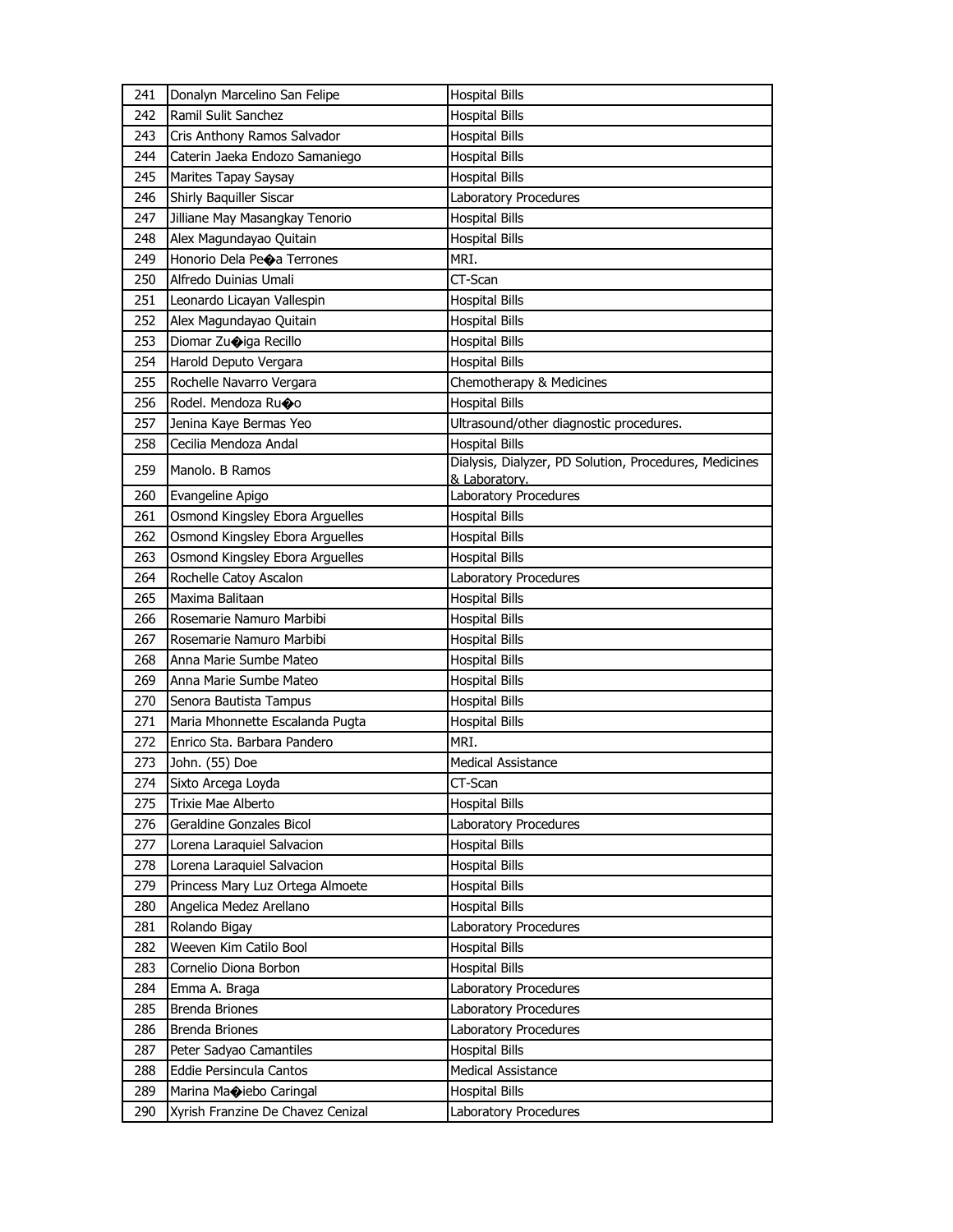| 241 | Donalyn Marcelino San Felipe | Hospital Bills |
|---|---|---|
| 242 | Ramil Sulit Sanchez | Hospital Bills |
| 243 | Cris Anthony Ramos Salvador | Hospital Bills |
| 244 | Caterin Jaeka Endozo Samaniego | Hospital Bills |
| 245 | Marites Tapay Saysay | Hospital Bills |
| 246 | Shirly Baquiller Siscar | Laboratory Procedures |
| 247 | Jilliane May Masangkay Tenorio | Hospital Bills |
| 248 | Alex Magundayao Quitain | Hospital Bills |
| 249 | Honorio Dela Pe�a Terrones | MRI. |
| 250 | Alfredo Duinias Umali | CT-Scan |
| 251 | Leonardo Licayan Vallespin | Hospital Bills |
| 252 | Alex Magundayao Quitain | Hospital Bills |
| 253 | Diomar Zu�iga Recillo | Hospital Bills |
| 254 | Harold Deputo Vergara | Hospital Bills |
| 255 | Rochelle Navarro Vergara | Chemotherapy & Medicines |
| 256 | Rodel. Mendoza Ru�o | Hospital Bills |
| 257 | Jenina Kaye Bermas Yeo | Ultrasound/other diagnostic procedures. |
| 258 | Cecilia Mendoza Andal | Hospital Bills |
| 259 | Manolo. B Ramos | Dialysis, Dialyzer, PD Solution, Procedures, Medicines & Laboratory. |
| 260 | Evangeline Apigo | Laboratory Procedures |
| 261 | Osmond Kingsley Ebora Arguelles | Hospital Bills |
| 262 | Osmond Kingsley Ebora Arguelles | Hospital Bills |
| 263 | Osmond Kingsley Ebora Arguelles | Hospital Bills |
| 264 | Rochelle Catoy Ascalon | Laboratory Procedures |
| 265 | Maxima Balitaan | Hospital Bills |
| 266 | Rosemarie Namuro Marbibi | Hospital Bills |
| 267 | Rosemarie Namuro Marbibi | Hospital Bills |
| 268 | Anna Marie Sumbe Mateo | Hospital Bills |
| 269 | Anna Marie Sumbe Mateo | Hospital Bills |
| 270 | Senora Bautista Tampus | Hospital Bills |
| 271 | Maria Mhonnette Escalanda Pugta | Hospital Bills |
| 272 | Enrico Sta. Barbara Pandero | MRI. |
| 273 | John. (55) Doe | Medical Assistance |
| 274 | Sixto Arcega Loyda | CT-Scan |
| 275 | Trixie Mae Alberto | Hospital Bills |
| 276 | Geraldine Gonzales Bicol | Laboratory Procedures |
| 277 | Lorena Laraquiel Salvacion | Hospital Bills |
| 278 | Lorena Laraquiel Salvacion | Hospital Bills |
| 279 | Princess Mary Luz Ortega Almoete | Hospital Bills |
| 280 | Angelica Medez Arellano | Hospital Bills |
| 281 | Rolando Bigay | Laboratory Procedures |
| 282 | Weeven Kim Catilo Bool | Hospital Bills |
| 283 | Cornelio Diona Borbon | Hospital Bills |
| 284 | Emma A. Braga | Laboratory Procedures |
| 285 | Brenda Briones | Laboratory Procedures |
| 286 | Brenda Briones | Laboratory Procedures |
| 287 | Peter Sadyao Camantiles | Hospital Bills |
| 288 | Eddie Persincula Cantos | Medical Assistance |
| 289 | Marina Ma�iebo Caringal | Hospital Bills |
| 290 | Xyrish Franzine De Chavez Cenizal | Laboratory Procedures |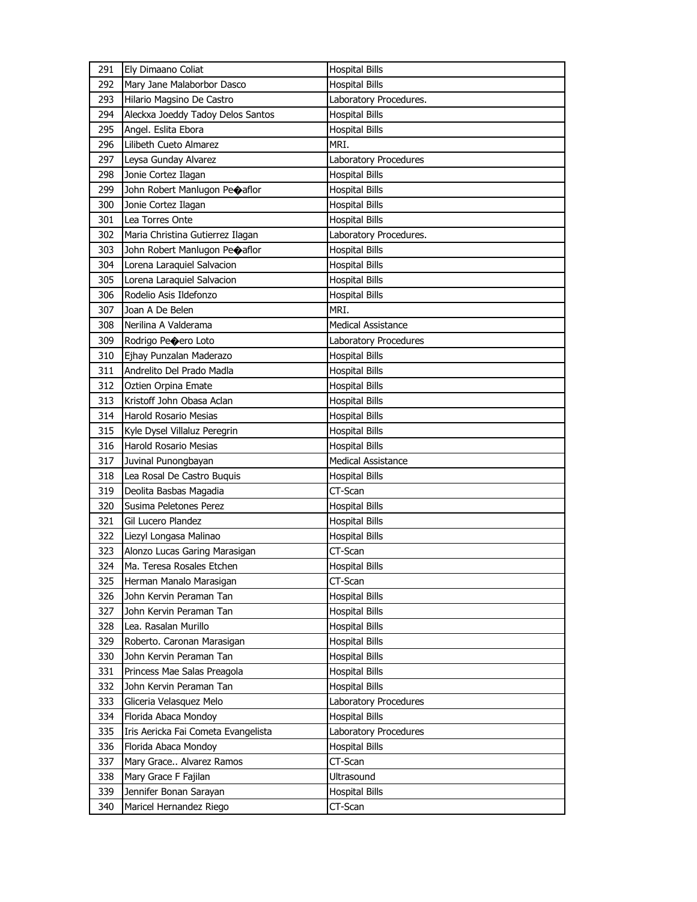| 291 | Ely Dimaano Coliat | Hospital Bills |
|---|---|---|
| 292 | Mary Jane Malaborbor Dasco | Hospital Bills |
| 293 | Hilario Magsino De Castro | Laboratory Procedures. |
| 294 | Aleckxa Joeddy Tadoy Delos Santos | Hospital Bills |
| 295 | Angel. Eslita Ebora | Hospital Bills |
| 296 | Lilibeth Cueto Almarez | MRI. |
| 297 | Leysa Gunday Alvarez | Laboratory Procedures |
| 298 | Jonie Cortez Ilagan | Hospital Bills |
| 299 | John Robert Manlugon Pe�aflor | Hospital Bills |
| 300 | Jonie Cortez Ilagan | Hospital Bills |
| 301 | Lea Torres Onte | Hospital Bills |
| 302 | Maria Christina Gutierrez Ilagan | Laboratory Procedures. |
| 303 | John Robert Manlugon Pe�aflor | Hospital Bills |
| 304 | Lorena Laraquiel Salvacion | Hospital Bills |
| 305 | Lorena Laraquiel Salvacion | Hospital Bills |
| 306 | Rodelio Asis Ildefonzo | Hospital Bills |
| 307 | Joan A De Belen | MRI. |
| 308 | Nerilina A Valderama | Medical Assistance |
| 309 | Rodrigo Pe�ero Loto | Laboratory Procedures |
| 310 | Ejhay Punzalan Maderazo | Hospital Bills |
| 311 | Andrelito Del Prado Madla | Hospital Bills |
| 312 | Oztien Orpina Emate | Hospital Bills |
| 313 | Kristoff John Obasa Aclan | Hospital Bills |
| 314 | Harold Rosario Mesias | Hospital Bills |
| 315 | Kyle Dysel Villaluz Peregrin | Hospital Bills |
| 316 | Harold Rosario Mesias | Hospital Bills |
| 317 | Juvinal Punongbayan | Medical Assistance |
| 318 | Lea Rosal De Castro Buquis | Hospital Bills |
| 319 | Deolita Basbas Magadia | CT-Scan |
| 320 | Susima Peletones Perez | Hospital Bills |
| 321 | Gil Lucero Plandez | Hospital Bills |
| 322 | Liezyl Longasa Malinao | Hospital Bills |
| 323 | Alonzo Lucas Garing Marasigan | CT-Scan |
| 324 | Ma. Teresa Rosales Etchen | Hospital Bills |
| 325 | Herman Manalo Marasigan | CT-Scan |
| 326 | John Kervin Peraman Tan | Hospital Bills |
| 327 | John Kervin Peraman Tan | Hospital Bills |
| 328 | Lea. Rasalan Murillo | Hospital Bills |
| 329 | Roberto. Caronan Marasigan | Hospital Bills |
| 330 | John Kervin Peraman Tan | Hospital Bills |
| 331 | Princess Mae Salas Preagola | Hospital Bills |
| 332 | John Kervin Peraman Tan | Hospital Bills |
| 333 | Gliceria Velasquez Melo | Laboratory Procedures |
| 334 | Florida Abaca Mondoy | Hospital Bills |
| 335 | Iris Aericka Fai Cometa Evangelista | Laboratory Procedures |
| 336 | Florida Abaca Mondoy | Hospital Bills |
| 337 | Mary Grace.. Alvarez Ramos | CT-Scan |
| 338 | Mary Grace F Fajilan | Ultrasound |
| 339 | Jennifer Bonan Sarayan | Hospital Bills |
| 340 | Maricel Hernandez Riego | CT-Scan |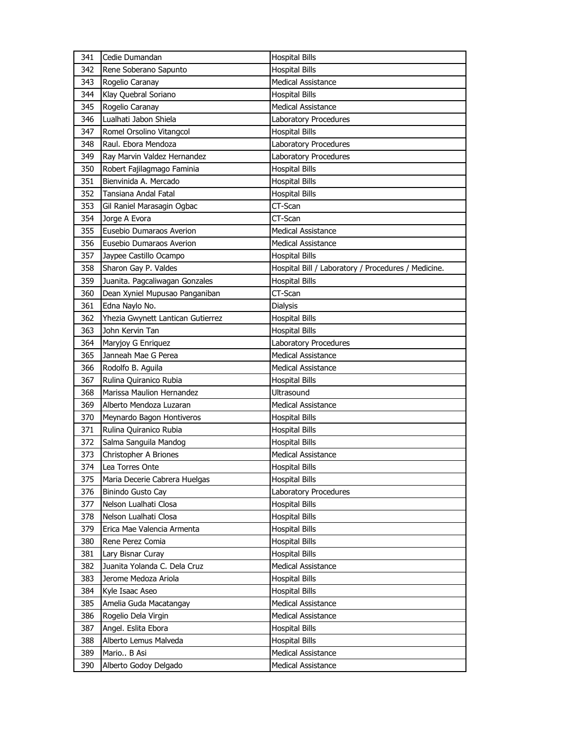| | | |
|---|---|---|
| 341 | Cedie Dumandan | Hospital Bills |
| 342 | Rene Soberano Sapunto | Hospital Bills |
| 343 | Rogelio Caranay | Medical Assistance |
| 344 | Klay Quebral Soriano | Hospital Bills |
| 345 | Rogelio Caranay | Medical Assistance |
| 346 | Lualhati Jabon Shiela | Laboratory Procedures |
| 347 | Romel Orsolino Vitangcol | Hospital Bills |
| 348 | Raul. Ebora Mendoza | Laboratory Procedures |
| 349 | Ray Marvin Valdez Hernandez | Laboratory Procedures |
| 350 | Robert Fajilagmago Faminia | Hospital Bills |
| 351 | Bienvinida A. Mercado | Hospital Bills |
| 352 | Tansiana Andal Fatal | Hospital Bills |
| 353 | Gil Raniel Marasagin Ogbac | CT-Scan |
| 354 | Jorge A Evora | CT-Scan |
| 355 | Eusebio Dumaraos Averion | Medical Assistance |
| 356 | Eusebio Dumaraos Averion | Medical Assistance |
| 357 | Jaypee Castillo Ocampo | Hospital Bills |
| 358 | Sharon Gay P. Valdes | Hospital Bill / Laboratory / Procedures / Medicine. |
| 359 | Juanita. Pagcaliwagan Gonzales | Hospital Bills |
| 360 | Dean Xyniel Mupusao Panganiban | CT-Scan |
| 361 | Edna Naylo No. | Dialysis |
| 362 | Yhezia Gwynett Lantican Gutierrez | Hospital Bills |
| 363 | John Kervin Tan | Hospital Bills |
| 364 | Maryjoy G Enriquez | Laboratory Procedures |
| 365 | Janneah Mae G Perea | Medical Assistance |
| 366 | Rodolfo B. Aguila | Medical Assistance |
| 367 | Rulina Quiranico Rubia | Hospital Bills |
| 368 | Marissa Maulion Hernandez | Ultrasound |
| 369 | Alberto Mendoza Luzaran | Medical Assistance |
| 370 | Meynardo Bagon Hontiveros | Hospital Bills |
| 371 | Rulina Quiranico Rubia | Hospital Bills |
| 372 | Salma Sanguila Mandog | Hospital Bills |
| 373 | Christopher A Briones | Medical Assistance |
| 374 | Lea Torres Onte | Hospital Bills |
| 375 | Maria Decerie Cabrera Huelgas | Hospital Bills |
| 376 | Binindo Gusto Cay | Laboratory Procedures |
| 377 | Nelson Lualhati Closa | Hospital Bills |
| 378 | Nelson Lualhati Closa | Hospital Bills |
| 379 | Erica Mae Valencia Armenta | Hospital Bills |
| 380 | Rene Perez Comia | Hospital Bills |
| 381 | Lary Bisnar Curay | Hospital Bills |
| 382 | Juanita Yolanda C. Dela Cruz | Medical Assistance |
| 383 | Jerome Medoza Ariola | Hospital Bills |
| 384 | Kyle Isaac Aseo | Hospital Bills |
| 385 | Amelia Guda Macatangay | Medical Assistance |
| 386 | Rogelio Dela Virgin | Medical Assistance |
| 387 | Angel. Eslita Ebora | Hospital Bills |
| 388 | Alberto Lemus Malveda | Hospital Bills |
| 389 | Mario.. B Asi | Medical Assistance |
| 390 | Alberto Godoy Delgado | Medical Assistance |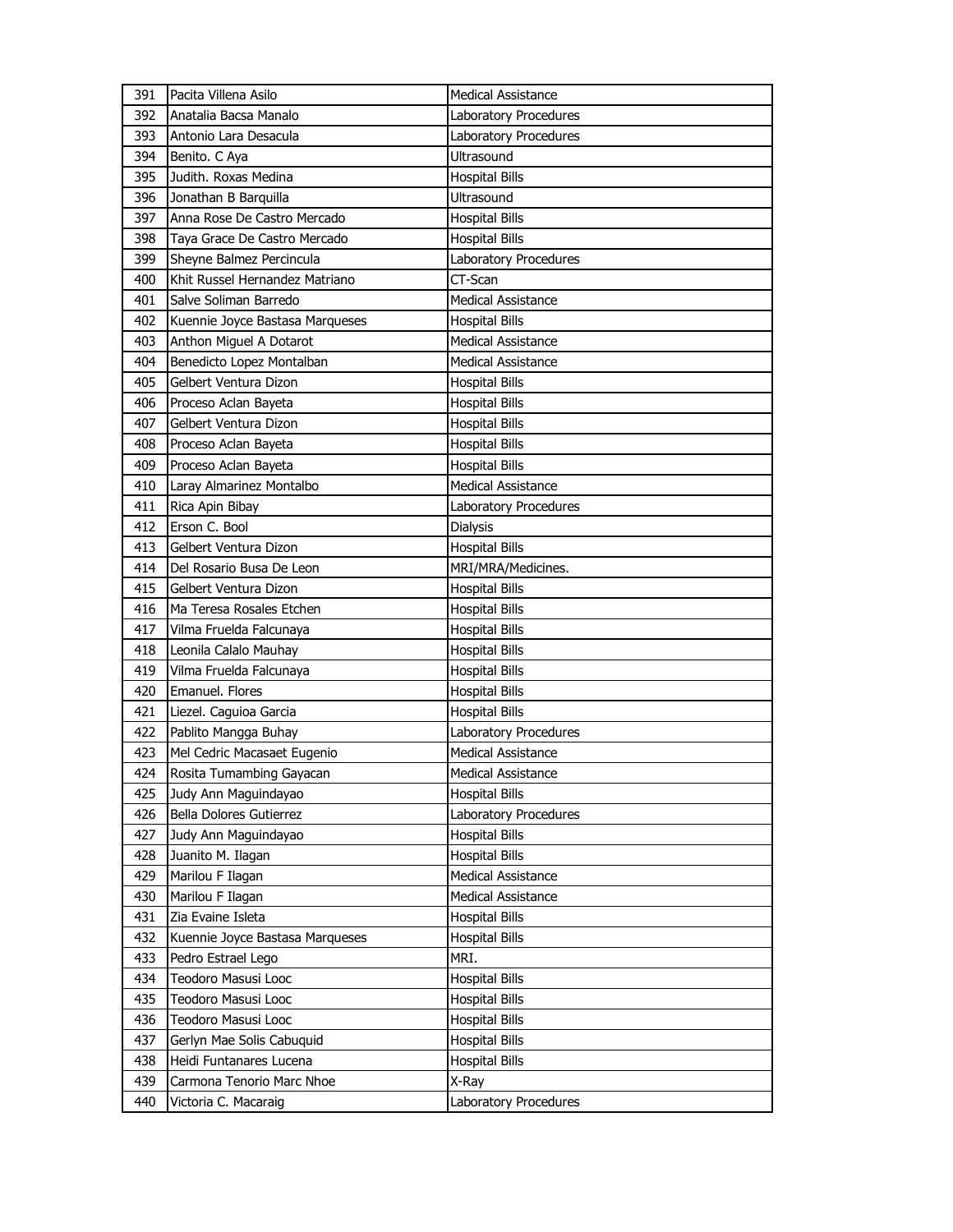| 391 | Pacita Villena Asilo | Medical Assistance |
|---|---|---|
| 392 | Anatalia Bacsa Manalo | Laboratory Procedures |
| 393 | Antonio Lara Desacula | Laboratory Procedures |
| 394 | Benito. C Aya | Ultrasound |
| 395 | Judith. Roxas Medina | Hospital Bills |
| 396 | Jonathan B Barquilla | Ultrasound |
| 397 | Anna Rose De Castro Mercado | Hospital Bills |
| 398 | Taya Grace De Castro Mercado | Hospital Bills |
| 399 | Sheyne Balmez Percincula | Laboratory Procedures |
| 400 | Khit Russel Hernandez Matriano | CT-Scan |
| 401 | Salve Soliman Barredo | Medical Assistance |
| 402 | Kuennie Joyce Bastasa Marqueses | Hospital Bills |
| 403 | Anthon Miguel A Dotarot | Medical Assistance |
| 404 | Benedicto Lopez Montalban | Medical Assistance |
| 405 | Gelbert Ventura Dizon | Hospital Bills |
| 406 | Proceso Aclan Bayeta | Hospital Bills |
| 407 | Gelbert Ventura Dizon | Hospital Bills |
| 408 | Proceso Aclan Bayeta | Hospital Bills |
| 409 | Proceso Aclan Bayeta | Hospital Bills |
| 410 | Laray Almarinez Montalbo | Medical Assistance |
| 411 | Rica Apin Bibay | Laboratory Procedures |
| 412 | Erson C. Bool | Dialysis |
| 413 | Gelbert Ventura Dizon | Hospital Bills |
| 414 | Del Rosario Busa De Leon | MRI/MRA/Medicines. |
| 415 | Gelbert Ventura Dizon | Hospital Bills |
| 416 | Ma Teresa Rosales Etchen | Hospital Bills |
| 417 | Vilma Fruelda Falcunaya | Hospital Bills |
| 418 | Leonila Calalo Mauhay | Hospital Bills |
| 419 | Vilma Fruelda Falcunaya | Hospital Bills |
| 420 | Emanuel. Flores | Hospital Bills |
| 421 | Liezel. Caguioa Garcia | Hospital Bills |
| 422 | Pablito Mangga Buhay | Laboratory Procedures |
| 423 | Mel Cedric Macasaet Eugenio | Medical Assistance |
| 424 | Rosita Tumambing Gayacan | Medical Assistance |
| 425 | Judy Ann Maguindayao | Hospital Bills |
| 426 | Bella Dolores Gutierrez | Laboratory Procedures |
| 427 | Judy Ann Maguindayao | Hospital Bills |
| 428 | Juanito M. Ilagan | Hospital Bills |
| 429 | Marilou F Ilagan | Medical Assistance |
| 430 | Marilou F Ilagan | Medical Assistance |
| 431 | Zia Evaine Isleta | Hospital Bills |
| 432 | Kuennie Joyce Bastasa Marqueses | Hospital Bills |
| 433 | Pedro Estrael Lego | MRI. |
| 434 | Teodoro Masusi Looc | Hospital Bills |
| 435 | Teodoro Masusi Looc | Hospital Bills |
| 436 | Teodoro Masusi Looc | Hospital Bills |
| 437 | Gerlyn Mae Solis Cabuquid | Hospital Bills |
| 438 | Heidi Funtanares Lucena | Hospital Bills |
| 439 | Carmona Tenorio Marc Nhoe | X-Ray |
| 440 | Victoria C. Macaraig | Laboratory Procedures |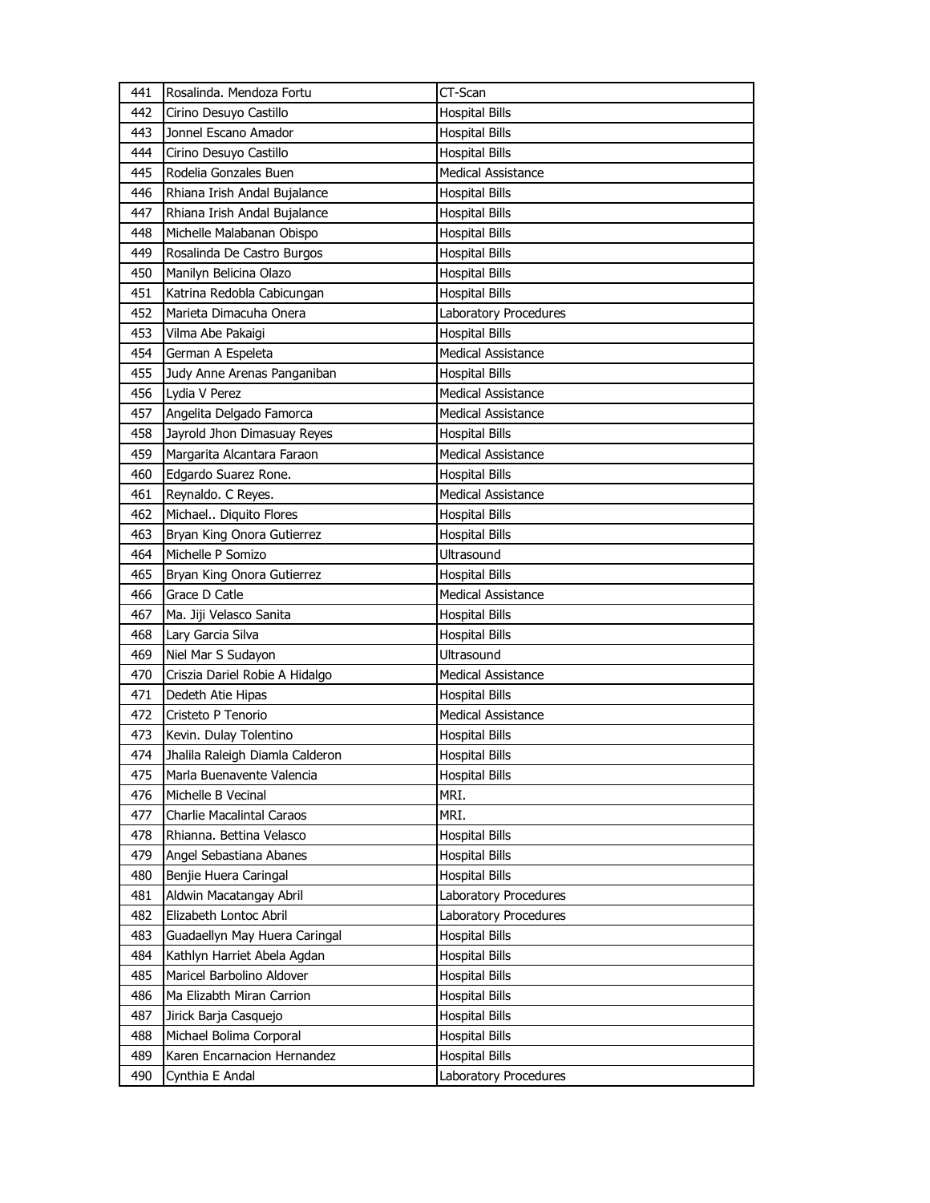| 441 | Rosalinda. Mendoza Fortu | CT-Scan |
|---|---|---|
| 442 | Cirino Desuyo Castillo | Hospital Bills |
| 443 | Jonnel Escano Amador | Hospital Bills |
| 444 | Cirino Desuyo Castillo | Hospital Bills |
| 445 | Rodelia Gonzales Buen | Medical Assistance |
| 446 | Rhiana Irish Andal Bujalance | Hospital Bills |
| 447 | Rhiana Irish Andal Bujalance | Hospital Bills |
| 448 | Michelle Malabanan Obispo | Hospital Bills |
| 449 | Rosalinda De Castro Burgos | Hospital Bills |
| 450 | Manilyn Belicina Olazo | Hospital Bills |
| 451 | Katrina Redobla Cabicungan | Hospital Bills |
| 452 | Marieta Dimacuha Onera | Laboratory Procedures |
| 453 | Vilma Abe Pakaigi | Hospital Bills |
| 454 | German A Espeleta | Medical Assistance |
| 455 | Judy Anne Arenas Panganiban | Hospital Bills |
| 456 | Lydia V Perez | Medical Assistance |
| 457 | Angelita Delgado Famorca | Medical Assistance |
| 458 | Jayrold Jhon Dimasuay Reyes | Hospital Bills |
| 459 | Margarita Alcantara Faraon | Medical Assistance |
| 460 | Edgardo Suarez Rone. | Hospital Bills |
| 461 | Reynaldo. C Reyes. | Medical Assistance |
| 462 | Michael.. Diquito Flores | Hospital Bills |
| 463 | Bryan King Onora Gutierrez | Hospital Bills |
| 464 | Michelle P Somizo | Ultrasound |
| 465 | Bryan King Onora Gutierrez | Hospital Bills |
| 466 | Grace D Catle | Medical Assistance |
| 467 | Ma. Jiji Velasco Sanita | Hospital Bills |
| 468 | Lary Garcia Silva | Hospital Bills |
| 469 | Niel Mar S Sudayon | Ultrasound |
| 470 | Criszia Dariel Robie A Hidalgo | Medical Assistance |
| 471 | Dedeth Atie Hipas | Hospital Bills |
| 472 | Cristeto P Tenorio | Medical Assistance |
| 473 | Kevin. Dulay Tolentino | Hospital Bills |
| 474 | Jhalila Raleigh Diamla Calderon | Hospital Bills |
| 475 | Marla Buenavente Valencia | Hospital Bills |
| 476 | Michelle B Vecinal | MRI. |
| 477 | Charlie Macalintal Caraos | MRI. |
| 478 | Rhianna. Bettina Velasco | Hospital Bills |
| 479 | Angel Sebastiana Abanes | Hospital Bills |
| 480 | Benjie Huera Caringal | Hospital Bills |
| 481 | Aldwin Macatangay Abril | Laboratory Procedures |
| 482 | Elizabeth Lontoc Abril | Laboratory Procedures |
| 483 | Guadaellyn May Huera Caringal | Hospital Bills |
| 484 | Kathlyn Harriet Abela Agdan | Hospital Bills |
| 485 | Maricel Barbolino Aldover | Hospital Bills |
| 486 | Ma Elizabth Miran Carrion | Hospital Bills |
| 487 | Jirick Barja Casquejo | Hospital Bills |
| 488 | Michael Bolima Corporal | Hospital Bills |
| 489 | Karen Encarnacion Hernandez | Hospital Bills |
| 490 | Cynthia E Andal | Laboratory Procedures |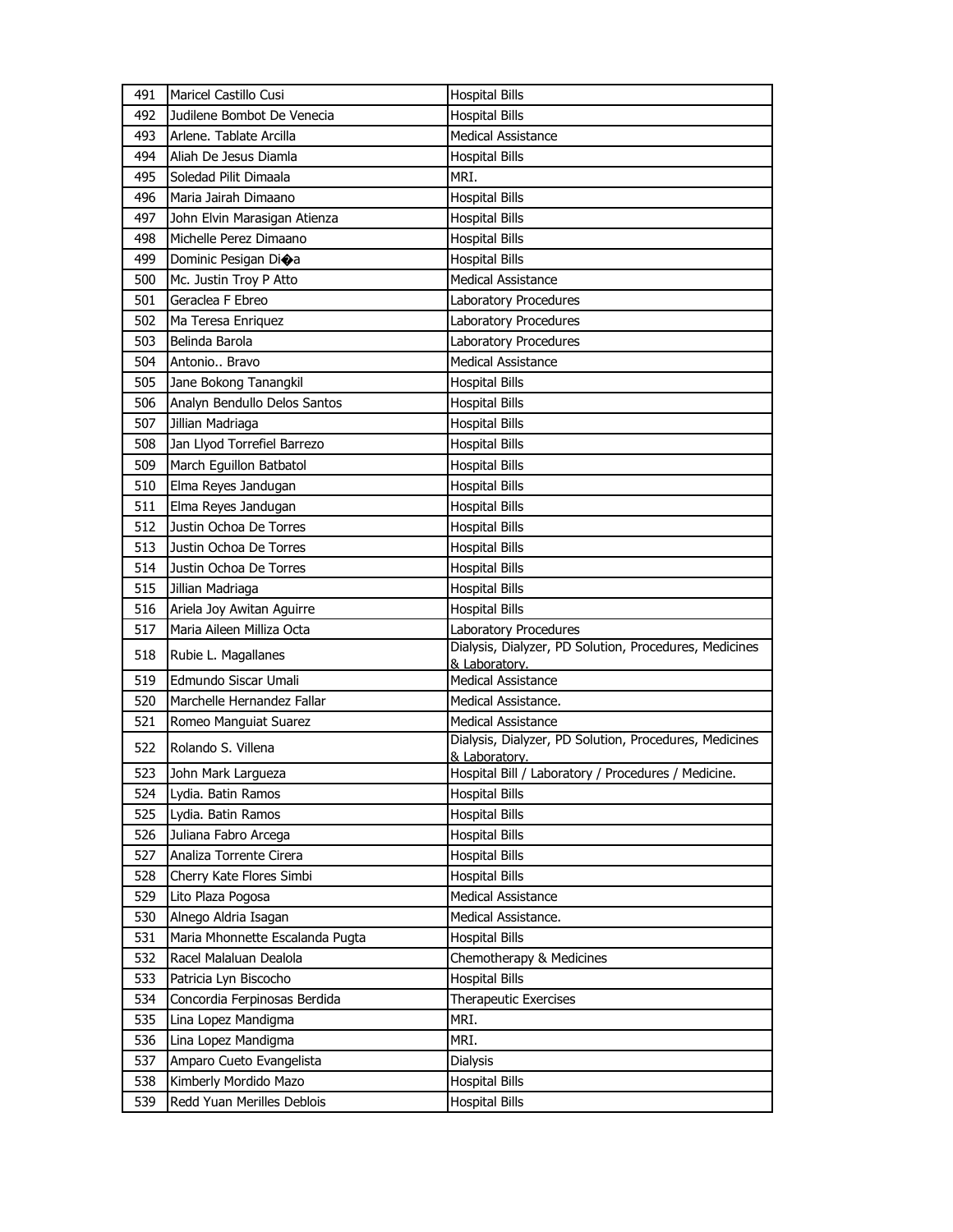| 491 | Maricel Castillo Cusi | Hospital Bills |
|---|---|---|
| 492 | Judilene Bombot De Venecia | Hospital Bills |
| 493 | Arlene. Tablate Arcilla | Medical Assistance |
| 494 | Aliah De Jesus Diamla | Hospital Bills |
| 495 | Soledad Pilit Dimaala | MRI. |
| 496 | Maria Jairah Dimaano | Hospital Bills |
| 497 | John Elvin Marasigan Atienza | Hospital Bills |
| 498 | Michelle Perez Dimaano | Hospital Bills |
| 499 | Dominic Pesigan Di�a | Hospital Bills |
| 500 | Mc. Justin Troy P Atto | Medical Assistance |
| 501 | Geraclea F Ebreo | Laboratory Procedures |
| 502 | Ma Teresa Enriquez | Laboratory Procedures |
| 503 | Belinda Barola | Laboratory Procedures |
| 504 | Antonio.. Bravo | Medical Assistance |
| 505 | Jane Bokong Tanangkil | Hospital Bills |
| 506 | Analyn Bendullo Delos Santos | Hospital Bills |
| 507 | Jillian Madriaga | Hospital Bills |
| 508 | Jan Llyod Torrefiel Barrezo | Hospital Bills |
| 509 | March Eguillon Batbatol | Hospital Bills |
| 510 | Elma Reyes Jandugan | Hospital Bills |
| 511 | Elma Reyes Jandugan | Hospital Bills |
| 512 | Justin Ochoa De Torres | Hospital Bills |
| 513 | Justin Ochoa De Torres | Hospital Bills |
| 514 | Justin Ochoa De Torres | Hospital Bills |
| 515 | Jillian Madriaga | Hospital Bills |
| 516 | Ariela Joy Awitan Aguirre | Hospital Bills |
| 517 | Maria Aileen Milliza Octa | Laboratory Procedures |
| 518 | Rubie L. Magallanes | Dialysis, Dialyzer, PD Solution, Procedures, Medicines & Laboratory. |
| 519 | Edmundo Siscar Umali | Medical Assistance |
| 520 | Marchelle Hernandez Fallar | Medical Assistance. |
| 521 | Romeo Manguiat Suarez | Medical Assistance |
| 522 | Rolando S. Villena | Dialysis, Dialyzer, PD Solution, Procedures, Medicines & Laboratory. |
| 523 | John Mark Largueza | Hospital Bill / Laboratory / Procedures / Medicine. |
| 524 | Lydia. Batin Ramos | Hospital Bills |
| 525 | Lydia. Batin Ramos | Hospital Bills |
| 526 | Juliana Fabro Arcega | Hospital Bills |
| 527 | Analiza Torrente Cirera | Hospital Bills |
| 528 | Cherry Kate Flores Simbi | Hospital Bills |
| 529 | Lito Plaza Pogosa | Medical Assistance |
| 530 | Alnego Aldria Isagan | Medical Assistance. |
| 531 | Maria Mhonnette Escalanda Pugta | Hospital Bills |
| 532 | Racel Malaluan Dealola | Chemotherapy & Medicines |
| 533 | Patricia Lyn Biscocho | Hospital Bills |
| 534 | Concordia Ferpinosas Berdida | Therapeutic Exercises |
| 535 | Lina Lopez Mandigma | MRI. |
| 536 | Lina Lopez Mandigma | MRI. |
| 537 | Amparo Cueto Evangelista | Dialysis |
| 538 | Kimberly Mordido Mazo | Hospital Bills |
| 539 | Redd Yuan Merilles Deblois | Hospital Bills |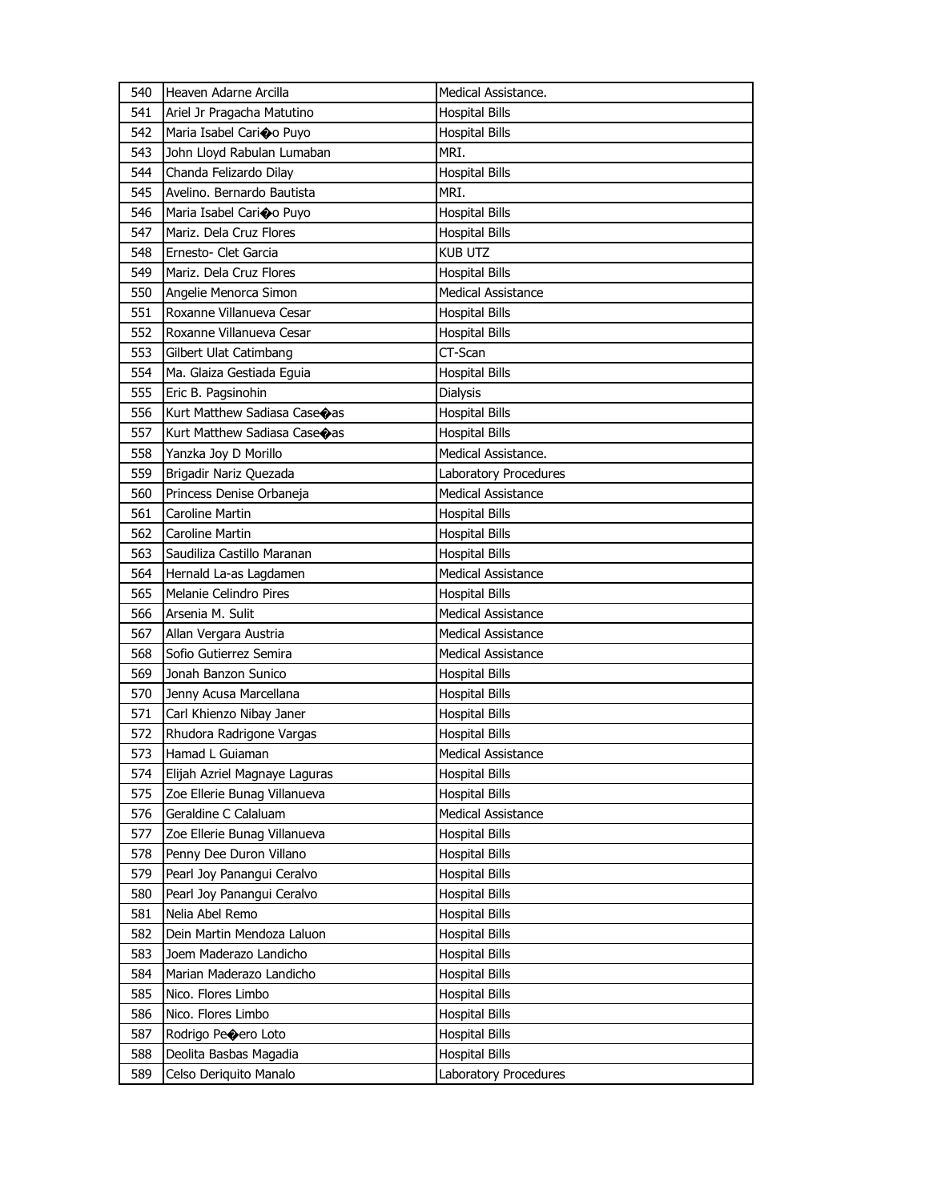| 540 | Heaven Adarne Arcilla | Medical Assistance. |
|---|---|---|
| 541 | Ariel Jr Pragacha Matutino | Hospital Bills |
| 542 | Maria Isabel Cari�o Puyo | Hospital Bills |
| 543 | John Lloyd Rabulan Lumaban | MRI. |
| 544 | Chanda Felizardo Dilay | Hospital Bills |
| 545 | Avelino. Bernardo Bautista | MRI. |
| 546 | Maria Isabel Cari�o Puyo | Hospital Bills |
| 547 | Mariz. Dela Cruz Flores | Hospital Bills |
| 548 | Ernesto- Clet Garcia | KUB UTZ |
| 549 | Mariz. Dela Cruz Flores | Hospital Bills |
| 550 | Angelie Menorca Simon | Medical Assistance |
| 551 | Roxanne Villanueva Cesar | Hospital Bills |
| 552 | Roxanne Villanueva Cesar | Hospital Bills |
| 553 | Gilbert Ulat Catimbang | CT-Scan |
| 554 | Ma. Glaiza Gestiada Eguia | Hospital Bills |
| 555 | Eric B. Pagsinohin | Dialysis |
| 556 | Kurt Matthew Sadiasa Case�as | Hospital Bills |
| 557 | Kurt Matthew Sadiasa Case�as | Hospital Bills |
| 558 | Yanzka Joy D Morillo | Medical Assistance. |
| 559 | Brigadir Nariz Quezada | Laboratory Procedures |
| 560 | Princess Denise Orbaneja | Medical Assistance |
| 561 | Caroline Martin | Hospital Bills |
| 562 | Caroline Martin | Hospital Bills |
| 563 | Saudiliza Castillo Maranan | Hospital Bills |
| 564 | Hernald La-as Lagdamen | Medical Assistance |
| 565 | Melanie Celindro Pires | Hospital Bills |
| 566 | Arsenia M. Sulit | Medical Assistance |
| 567 | Allan Vergara Austria | Medical Assistance |
| 568 | Sofio Gutierrez Semira | Medical Assistance |
| 569 | Jonah Banzon Sunico | Hospital Bills |
| 570 | Jenny Acusa Marcellana | Hospital Bills |
| 571 | Carl Khienzo Nibay Janer | Hospital Bills |
| 572 | Rhudora Radrigone Vargas | Hospital Bills |
| 573 | Hamad L Guiaman | Medical Assistance |
| 574 | Elijah Azriel Magnaye Laguras | Hospital Bills |
| 575 | Zoe Ellerie Bunag Villanueva | Hospital Bills |
| 576 | Geraldine C Calaluam | Medical Assistance |
| 577 | Zoe Ellerie Bunag Villanueva | Hospital Bills |
| 578 | Penny Dee Duron Villano | Hospital Bills |
| 579 | Pearl Joy Panangui Ceralvo | Hospital Bills |
| 580 | Pearl Joy Panangui Ceralvo | Hospital Bills |
| 581 | Nelia Abel Remo | Hospital Bills |
| 582 | Dein Martin Mendoza Laluon | Hospital Bills |
| 583 | Joem Maderazo Landicho | Hospital Bills |
| 584 | Marian Maderazo Landicho | Hospital Bills |
| 585 | Nico. Flores Limbo | Hospital Bills |
| 586 | Nico. Flores Limbo | Hospital Bills |
| 587 | Rodrigo Pe�ero Loto | Hospital Bills |
| 588 | Deolita Basbas Magadia | Hospital Bills |
| 589 | Celso Deriquito Manalo | Laboratory Procedures |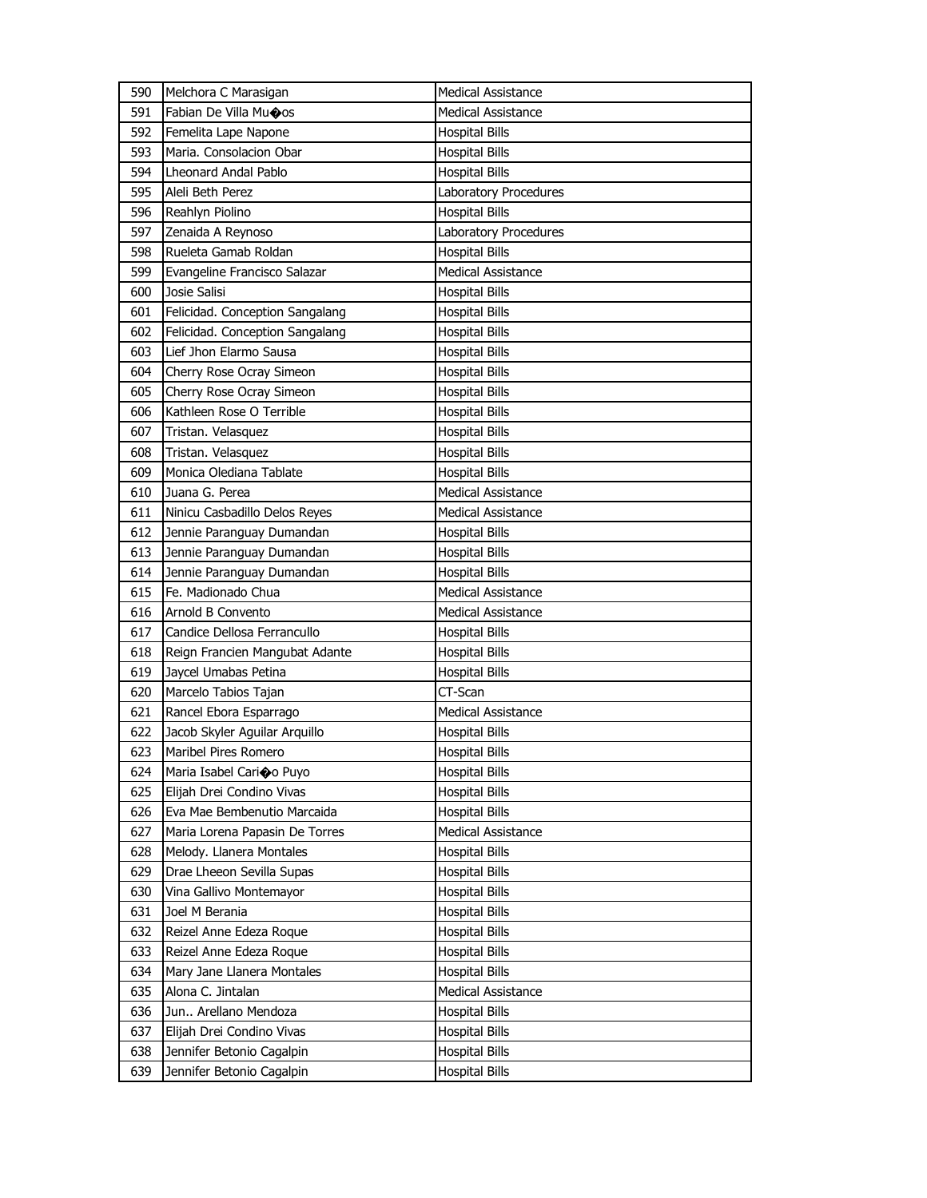| 590 | Melchora C Marasigan | Medical Assistance |
|---|---|---|
| 591 | Fabian De Villa Mu�os | Medical Assistance |
| 592 | Femelita Lape Napone | Hospital Bills |
| 593 | Maria. Consolacion Obar | Hospital Bills |
| 594 | Lheonard Andal Pablo | Hospital Bills |
| 595 | Aleli Beth Perez | Laboratory Procedures |
| 596 | Reahlyn Piolino | Hospital Bills |
| 597 | Zenaida A Reynoso | Laboratory Procedures |
| 598 | Rueleta Gamab Roldan | Hospital Bills |
| 599 | Evangeline Francisco Salazar | Medical Assistance |
| 600 | Josie Salisi | Hospital Bills |
| 601 | Felicidad. Conception Sangalang | Hospital Bills |
| 602 | Felicidad. Conception Sangalang | Hospital Bills |
| 603 | Lief Jhon Elarmo Sausa | Hospital Bills |
| 604 | Cherry Rose Ocray Simeon | Hospital Bills |
| 605 | Cherry Rose Ocray Simeon | Hospital Bills |
| 606 | Kathleen Rose O Terrible | Hospital Bills |
| 607 | Tristan. Velasquez | Hospital Bills |
| 608 | Tristan. Velasquez | Hospital Bills |
| 609 | Monica Olediana Tablate | Hospital Bills |
| 610 | Juana G. Perea | Medical Assistance |
| 611 | Ninicu Casbadillo Delos Reyes | Medical Assistance |
| 612 | Jennie Paranguay Dumandan | Hospital Bills |
| 613 | Jennie Paranguay Dumandan | Hospital Bills |
| 614 | Jennie Paranguay Dumandan | Hospital Bills |
| 615 | Fe. Madionado Chua | Medical Assistance |
| 616 | Arnold B Convento | Medical Assistance |
| 617 | Candice Dellosa Ferrancullo | Hospital Bills |
| 618 | Reign Francien Mangubat Adante | Hospital Bills |
| 619 | Jaycel Umabas Petina | Hospital Bills |
| 620 | Marcelo Tabios Tajan | CT-Scan |
| 621 | Rancel Ebora Esparrago | Medical Assistance |
| 622 | Jacob Skyler Aguilar Arquillo | Hospital Bills |
| 623 | Maribel Pires Romero | Hospital Bills |
| 624 | Maria Isabel Cari�o Puyo | Hospital Bills |
| 625 | Elijah Drei Condino Vivas | Hospital Bills |
| 626 | Eva Mae Bembenutio Marcaida | Hospital Bills |
| 627 | Maria Lorena Papasin De Torres | Medical Assistance |
| 628 | Melody. Llanera Montales | Hospital Bills |
| 629 | Drae Lheeon Sevilla Supas | Hospital Bills |
| 630 | Vina Gallivo Montemayor | Hospital Bills |
| 631 | Joel M Berania | Hospital Bills |
| 632 | Reizel Anne Edeza Roque | Hospital Bills |
| 633 | Reizel Anne Edeza Roque | Hospital Bills |
| 634 | Mary Jane Llanera Montales | Hospital Bills |
| 635 | Alona C. Jintalan | Medical Assistance |
| 636 | Jun.. Arellano Mendoza | Hospital Bills |
| 637 | Elijah Drei Condino Vivas | Hospital Bills |
| 638 | Jennifer Betonio Cagalpin | Hospital Bills |
| 639 | Jennifer Betonio Cagalpin | Hospital Bills |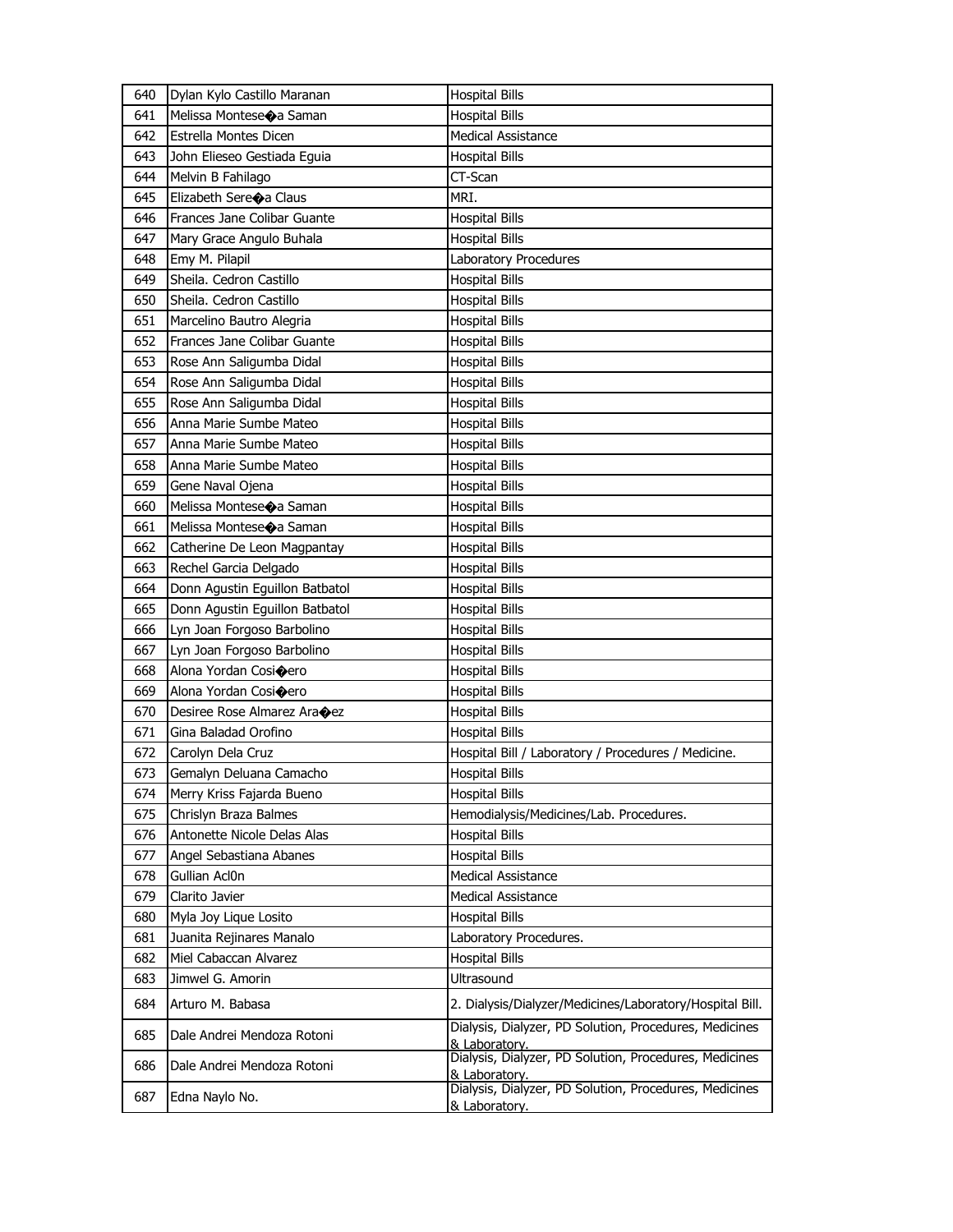| 640 | Dylan Kylo Castillo Maranan | Hospital Bills |
|---|---|---|
| 641 | Melissa Montese�a Saman | Hospital Bills |
| 642 | Estrella Montes Dicen | Medical Assistance |
| 643 | John Elieseo Gestiada Eguia | Hospital Bills |
| 644 | Melvin B Fahilago | CT-Scan |
| 645 | Elizabeth Sere�a Claus | MRI. |
| 646 | Frances Jane Colibar Guante | Hospital Bills |
| 647 | Mary Grace Angulo Buhala | Hospital Bills |
| 648 | Emy M. Pilapil | Laboratory Procedures |
| 649 | Sheila. Cedron Castillo | Hospital Bills |
| 650 | Sheila. Cedron Castillo | Hospital Bills |
| 651 | Marcelino Bautro Alegria | Hospital Bills |
| 652 | Frances Jane Colibar Guante | Hospital Bills |
| 653 | Rose Ann Saligumba Didal | Hospital Bills |
| 654 | Rose Ann Saligumba Didal | Hospital Bills |
| 655 | Rose Ann Saligumba Didal | Hospital Bills |
| 656 | Anna Marie Sumbe Mateo | Hospital Bills |
| 657 | Anna Marie Sumbe Mateo | Hospital Bills |
| 658 | Anna Marie Sumbe Mateo | Hospital Bills |
| 659 | Gene Naval Ojena | Hospital Bills |
| 660 | Melissa Montese�a Saman | Hospital Bills |
| 661 | Melissa Montese�a Saman | Hospital Bills |
| 662 | Catherine De Leon Magpantay | Hospital Bills |
| 663 | Rechel Garcia Delgado | Hospital Bills |
| 664 | Donn Agustin Eguillon Batbatol | Hospital Bills |
| 665 | Donn Agustin Eguillon Batbatol | Hospital Bills |
| 666 | Lyn Joan Forgoso Barbolino | Hospital Bills |
| 667 | Lyn Joan Forgoso Barbolino | Hospital Bills |
| 668 | Alona Yordan Cosi�ero | Hospital Bills |
| 669 | Alona Yordan Cosi�ero | Hospital Bills |
| 670 | Desiree Rose Almarez Ara�ez | Hospital Bills |
| 671 | Gina Baladad Orofino | Hospital Bills |
| 672 | Carolyn Dela Cruz | Hospital Bill / Laboratory / Procedures / Medicine. |
| 673 | Gemalyn Deluana Camacho | Hospital Bills |
| 674 | Merry Kriss Fajarda Bueno | Hospital Bills |
| 675 | Chrislyn Braza Balmes | Hemodialysis/Medicines/Lab. Procedures. |
| 676 | Antonette Nicole Delas Alas | Hospital Bills |
| 677 | Angel Sebastiana Abanes | Hospital Bills |
| 678 | Gullian Acl0n | Medical Assistance |
| 679 | Clarito Javier | Medical Assistance |
| 680 | Myla Joy Lique Losito | Hospital Bills |
| 681 | Juanita Rejinares Manalo | Laboratory Procedures. |
| 682 | Miel Cabaccan Alvarez | Hospital Bills |
| 683 | Jimwel G. Amorin | Ultrasound |
| 684 | Arturo M. Babasa | 2. Dialysis/Dialyzer/Medicines/Laboratory/Hospital Bill. |
| 685 | Dale Andrei Mendoza Rotoni | Dialysis, Dialyzer, PD Solution, Procedures, Medicines & Laboratory. |
| 686 | Dale Andrei Mendoza Rotoni | Dialysis, Dialyzer, PD Solution, Procedures, Medicines & Laboratory. |
| 687 | Edna Naylo No. | Dialysis, Dialyzer, PD Solution, Procedures, Medicines & Laboratory. |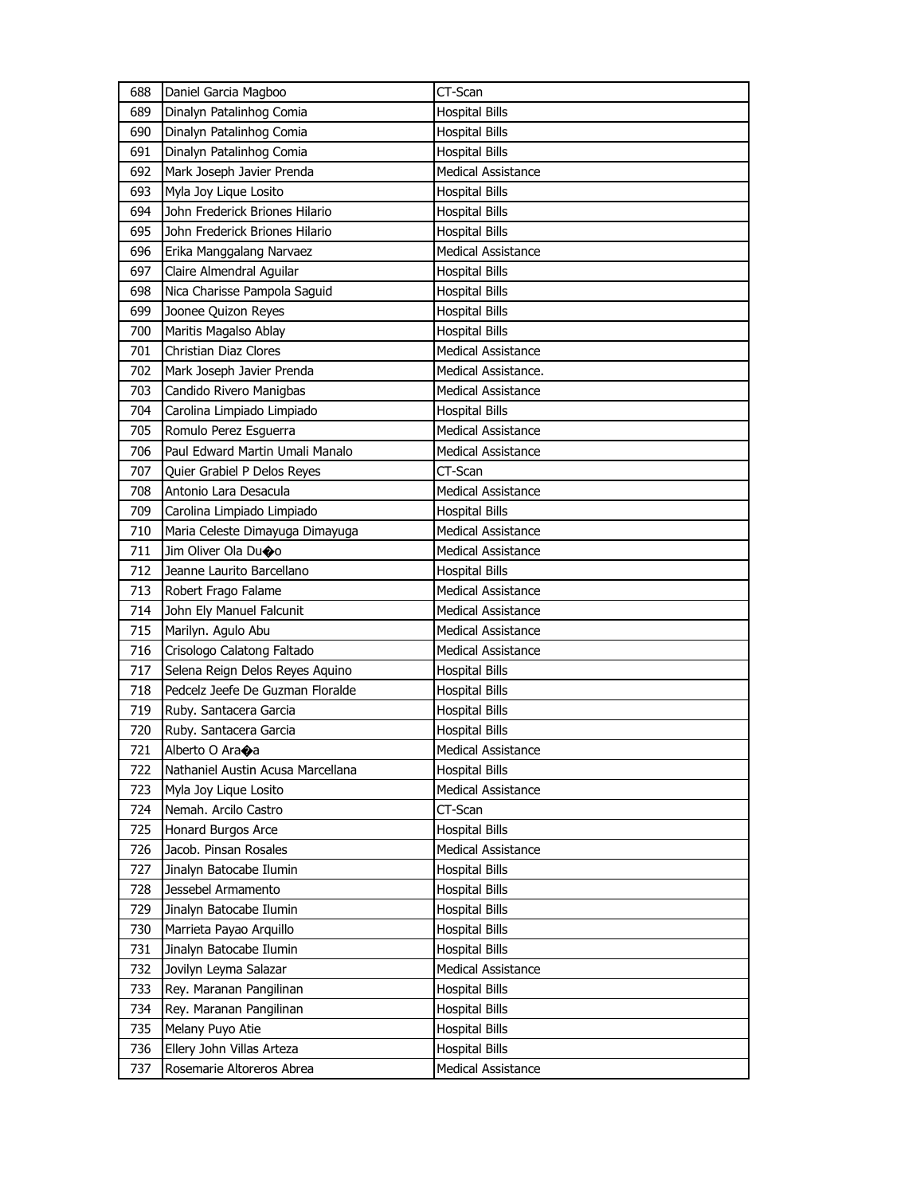| | | |
|---|---|---|
| 688 | Daniel Garcia Magboo | CT-Scan |
| 689 | Dinalyn Patalinhog Comia | Hospital Bills |
| 690 | Dinalyn Patalinhog Comia | Hospital Bills |
| 691 | Dinalyn Patalinhog Comia | Hospital Bills |
| 692 | Mark Joseph Javier Prenda | Medical Assistance |
| 693 | Myla Joy Lique Losito | Hospital Bills |
| 694 | John Frederick Briones Hilario | Hospital Bills |
| 695 | John Frederick Briones Hilario | Hospital Bills |
| 696 | Erika Manggalang Narvaez | Medical Assistance |
| 697 | Claire Almendral Aguilar | Hospital Bills |
| 698 | Nica Charisse Pampola Saguid | Hospital Bills |
| 699 | Joonee Quizon Reyes | Hospital Bills |
| 700 | Maritis Magalso Ablay | Hospital Bills |
| 701 | Christian Diaz Clores | Medical Assistance |
| 702 | Mark Joseph Javier Prenda | Medical Assistance. |
| 703 | Candido Rivero Manigbas | Medical Assistance |
| 704 | Carolina Limpiado Limpiado | Hospital Bills |
| 705 | Romulo Perez Esguerra | Medical Assistance |
| 706 | Paul Edward Martin Umali Manalo | Medical Assistance |
| 707 | Quier Grabiel P Delos Reyes | CT-Scan |
| 708 | Antonio Lara Desacula | Medical Assistance |
| 709 | Carolina Limpiado Limpiado | Hospital Bills |
| 710 | Maria Celeste Dimayuga Dimayuga | Medical Assistance |
| 711 | Jim Oliver Ola Du�o | Medical Assistance |
| 712 | Jeanne Laurito Barcellano | Hospital Bills |
| 713 | Robert Frago Falame | Medical Assistance |
| 714 | John Ely Manuel Falcunit | Medical Assistance |
| 715 | Marilyn. Agulo Abu | Medical Assistance |
| 716 | Crisologo Calatong Faltado | Medical Assistance |
| 717 | Selena Reign Delos Reyes Aquino | Hospital Bills |
| 718 | Pedcelz Jeefe De Guzman Floralde | Hospital Bills |
| 719 | Ruby. Santacera Garcia | Hospital Bills |
| 720 | Ruby. Santacera Garcia | Hospital Bills |
| 721 | Alberto O Ara�a | Medical Assistance |
| 722 | Nathaniel Austin Acusa Marcellana | Hospital Bills |
| 723 | Myla Joy Lique Losito | Medical Assistance |
| 724 | Nemah. Arcilo Castro | CT-Scan |
| 725 | Honard Burgos Arce | Hospital Bills |
| 726 | Jacob. Pinsan Rosales | Medical Assistance |
| 727 | Jinalyn Batocabe Ilumin | Hospital Bills |
| 728 | Jessebel Armamento | Hospital Bills |
| 729 | Jinalyn Batocabe Ilumin | Hospital Bills |
| 730 | Marrieta Payao Arquillo | Hospital Bills |
| 731 | Jinalyn Batocabe Ilumin | Hospital Bills |
| 732 | Jovilyn Leyma Salazar | Medical Assistance |
| 733 | Rey. Maranan Pangilinan | Hospital Bills |
| 734 | Rey. Maranan Pangilinan | Hospital Bills |
| 735 | Melany Puyo Atie | Hospital Bills |
| 736 | Ellery John Villas Arteza | Hospital Bills |
| 737 | Rosemarie Altoreros Abrea | Medical Assistance |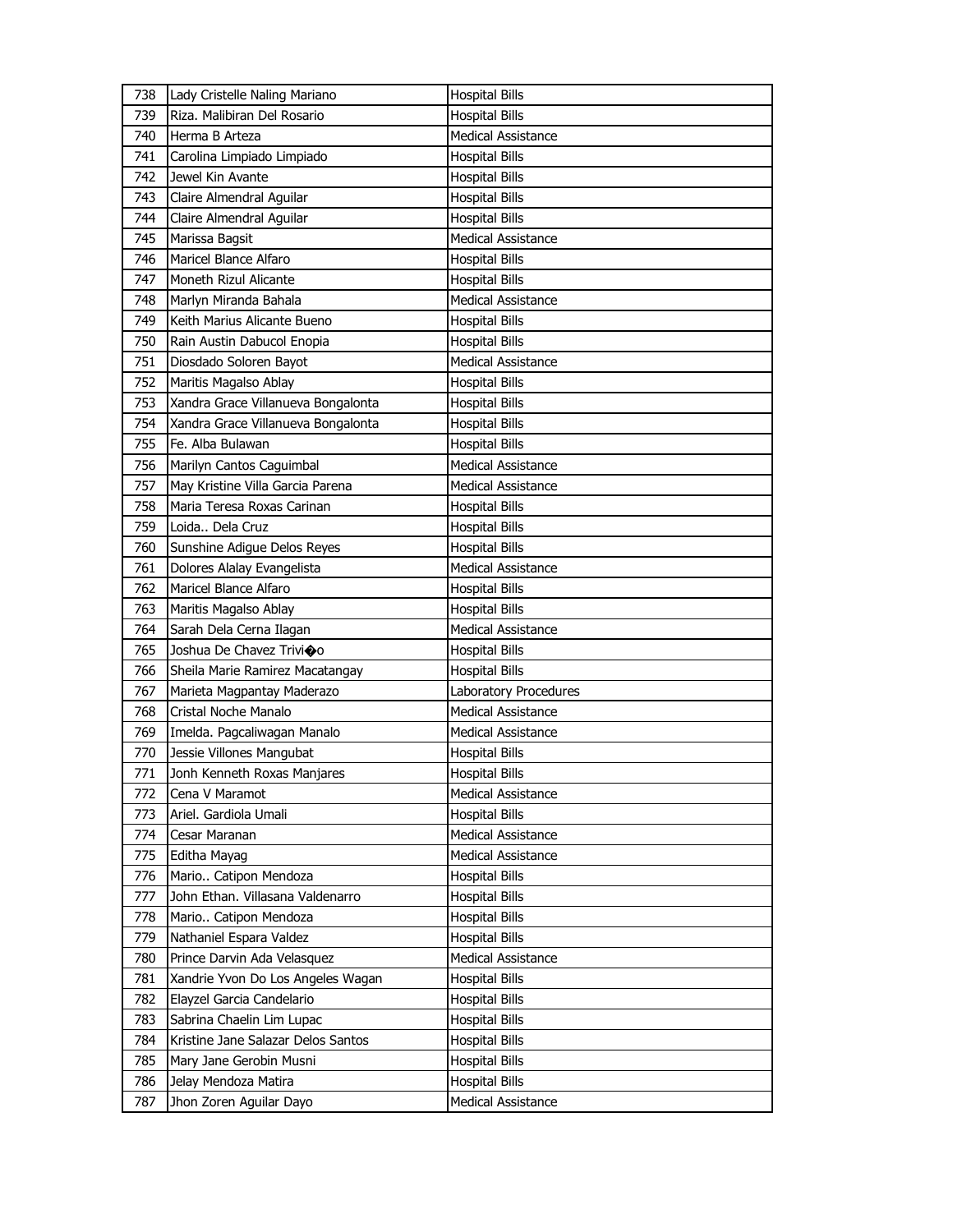| 738 | Lady Cristelle Naling Mariano | Hospital Bills |
|---|---|---|
| 739 | Riza. Malibiran Del Rosario | Hospital Bills |
| 740 | Herma B Arteza | Medical Assistance |
| 741 | Carolina Limpiado Limpiado | Hospital Bills |
| 742 | Jewel Kin Avante | Hospital Bills |
| 743 | Claire Almendral Aguilar | Hospital Bills |
| 744 | Claire Almendral Aguilar | Hospital Bills |
| 745 | Marissa Bagsit | Medical Assistance |
| 746 | Maricel Blance Alfaro | Hospital Bills |
| 747 | Moneth Rizul Alicante | Hospital Bills |
| 748 | Marlyn Miranda Bahala | Medical Assistance |
| 749 | Keith Marius Alicante Bueno | Hospital Bills |
| 750 | Rain Austin Dabucol Enopia | Hospital Bills |
| 751 | Diosdado Soloren Bayot | Medical Assistance |
| 752 | Maritis Magalso Ablay | Hospital Bills |
| 753 | Xandra Grace Villanueva Bongalonta | Hospital Bills |
| 754 | Xandra Grace Villanueva Bongalonta | Hospital Bills |
| 755 | Fe. Alba Bulawan | Hospital Bills |
| 756 | Marilyn Cantos Caguimbal | Medical Assistance |
| 757 | May Kristine Villa Garcia Parena | Medical Assistance |
| 758 | Maria Teresa Roxas Carinan | Hospital Bills |
| 759 | Loida.. Dela Cruz | Hospital Bills |
| 760 | Sunshine Adigue Delos Reyes | Hospital Bills |
| 761 | Dolores Alalay Evangelista | Medical Assistance |
| 762 | Maricel Blance Alfaro | Hospital Bills |
| 763 | Maritis Magalso Ablay | Hospital Bills |
| 764 | Sarah Dela Cerna Ilagan | Medical Assistance |
| 765 | Joshua De Chavez Trivi�o | Hospital Bills |
| 766 | Sheila Marie Ramirez Macatangay | Hospital Bills |
| 767 | Marieta Magpantay Maderazo | Laboratory Procedures |
| 768 | Cristal Noche Manalo | Medical Assistance |
| 769 | Imelda. Pagcaliwagan Manalo | Medical Assistance |
| 770 | Jessie Villones Mangubat | Hospital Bills |
| 771 | Jonh Kenneth Roxas Manjares | Hospital Bills |
| 772 | Cena V Maramot | Medical Assistance |
| 773 | Ariel. Gardiola Umali | Hospital Bills |
| 774 | Cesar Maranan | Medical Assistance |
| 775 | Editha Mayag | Medical Assistance |
| 776 | Mario.. Catipon Mendoza | Hospital Bills |
| 777 | John Ethan. Villasana Valdenarro | Hospital Bills |
| 778 | Mario.. Catipon Mendoza | Hospital Bills |
| 779 | Nathaniel Espara Valdez | Hospital Bills |
| 780 | Prince Darvin Ada Velasquez | Medical Assistance |
| 781 | Xandrie Yvon Do Los Angeles Wagan | Hospital Bills |
| 782 | Elayzel Garcia Candelario | Hospital Bills |
| 783 | Sabrina Chaelin Lim Lupac | Hospital Bills |
| 784 | Kristine Jane Salazar Delos Santos | Hospital Bills |
| 785 | Mary Jane Gerobin Musni | Hospital Bills |
| 786 | Jelay Mendoza Matira | Hospital Bills |
| 787 | Jhon Zoren Aguilar Dayo | Medical Assistance |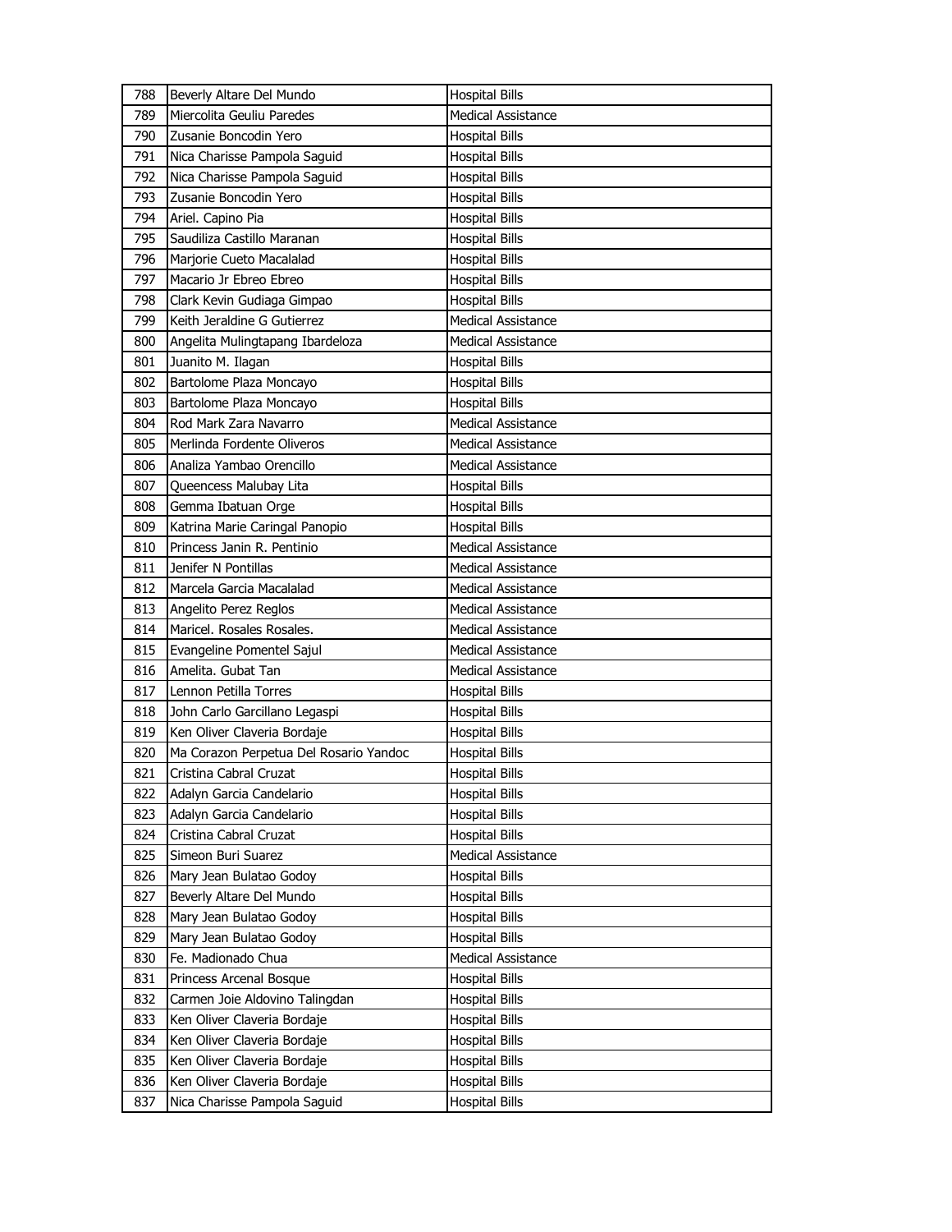| 788 | Beverly Altare Del Mundo | Hospital Bills |
|---|---|---|
| 789 | Miercolita Geuliu Paredes | Medical Assistance |
| 790 | Zusanie Boncodin Yero | Hospital Bills |
| 791 | Nica Charisse Pampola Saguid | Hospital Bills |
| 792 | Nica Charisse Pampola Saguid | Hospital Bills |
| 793 | Zusanie Boncodin Yero | Hospital Bills |
| 794 | Ariel. Capino Pia | Hospital Bills |
| 795 | Saudiliza Castillo Maranan | Hospital Bills |
| 796 | Marjorie Cueto Macalalad | Hospital Bills |
| 797 | Macario Jr Ebreo Ebreo | Hospital Bills |
| 798 | Clark Kevin Gudiaga Gimpao | Hospital Bills |
| 799 | Keith Jeraldine G Gutierrez | Medical Assistance |
| 800 | Angelita Mulingtapang Ibardeloza | Medical Assistance |
| 801 | Juanito M. Ilagan | Hospital Bills |
| 802 | Bartolome Plaza Moncayo | Hospital Bills |
| 803 | Bartolome Plaza Moncayo | Hospital Bills |
| 804 | Rod Mark Zara Navarro | Medical Assistance |
| 805 | Merlinda Fordente Oliveros | Medical Assistance |
| 806 | Analiza Yambao Orencillo | Medical Assistance |
| 807 | Queencess Malubay Lita | Hospital Bills |
| 808 | Gemma Ibatuan Orge | Hospital Bills |
| 809 | Katrina Marie Caringal Panopio | Hospital Bills |
| 810 | Princess Janin R. Pentinio | Medical Assistance |
| 811 | Jenifer N Pontillas | Medical Assistance |
| 812 | Marcela Garcia Macalalad | Medical Assistance |
| 813 | Angelito Perez Reglos | Medical Assistance |
| 814 | Maricel. Rosales Rosales. | Medical Assistance |
| 815 | Evangeline Pomentel Sajul | Medical Assistance |
| 816 | Amelita. Gubat Tan | Medical Assistance |
| 817 | Lennon Petilla Torres | Hospital Bills |
| 818 | John Carlo Garcillano Legaspi | Hospital Bills |
| 819 | Ken Oliver Claveria Bordaje | Hospital Bills |
| 820 | Ma Corazon Perpetua Del Rosario Yandoc | Hospital Bills |
| 821 | Cristina Cabral Cruzat | Hospital Bills |
| 822 | Adalyn Garcia Candelario | Hospital Bills |
| 823 | Adalyn Garcia Candelario | Hospital Bills |
| 824 | Cristina Cabral Cruzat | Hospital Bills |
| 825 | Simeon Buri Suarez | Medical Assistance |
| 826 | Mary Jean Bulatao Godoy | Hospital Bills |
| 827 | Beverly Altare Del Mundo | Hospital Bills |
| 828 | Mary Jean Bulatao Godoy | Hospital Bills |
| 829 | Mary Jean Bulatao Godoy | Hospital Bills |
| 830 | Fe. Madionado Chua | Medical Assistance |
| 831 | Princess Arcenal Bosque | Hospital Bills |
| 832 | Carmen Joie Aldovino Talingdan | Hospital Bills |
| 833 | Ken Oliver Claveria Bordaje | Hospital Bills |
| 834 | Ken Oliver Claveria Bordaje | Hospital Bills |
| 835 | Ken Oliver Claveria Bordaje | Hospital Bills |
| 836 | Ken Oliver Claveria Bordaje | Hospital Bills |
| 837 | Nica Charisse Pampola Saguid | Hospital Bills |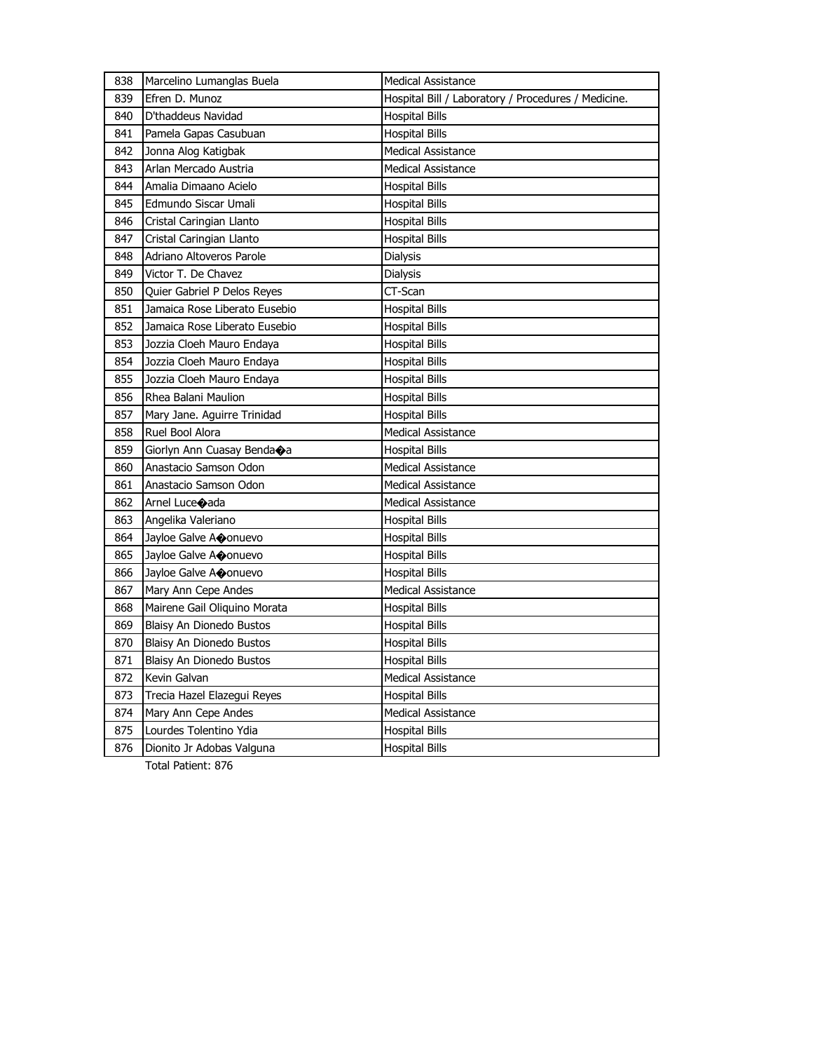| | | |
|---|---|---|
| 838 | Marcelino Lumanglas Buela | Medical Assistance |
| 839 | Efren D. Munoz | Hospital Bill / Laboratory / Procedures / Medicine. |
| 840 | D'thaddeus Navidad | Hospital Bills |
| 841 | Pamela Gapas Casubuan | Hospital Bills |
| 842 | Jonna Alog Katigbak | Medical Assistance |
| 843 | Arlan Mercado Austria | Medical Assistance |
| 844 | Amalia Dimaano Acielo | Hospital Bills |
| 845 | Edmundo Siscar Umali | Hospital Bills |
| 846 | Cristal Caringian Llanto | Hospital Bills |
| 847 | Cristal Caringian Llanto | Hospital Bills |
| 848 | Adriano Altoveros Parole | Dialysis |
| 849 | Victor T. De Chavez | Dialysis |
| 850 | Quier Gabriel P Delos Reyes | CT-Scan |
| 851 | Jamaica Rose Liberato Eusebio | Hospital Bills |
| 852 | Jamaica Rose Liberato Eusebio | Hospital Bills |
| 853 | Jozzia Cloeh Mauro Endaya | Hospital Bills |
| 854 | Jozzia Cloeh Mauro Endaya | Hospital Bills |
| 855 | Jozzia Cloeh Mauro Endaya | Hospital Bills |
| 856 | Rhea Balani Maulion | Hospital Bills |
| 857 | Mary Jane. Aguirre Trinidad | Hospital Bills |
| 858 | Ruel Bool Alora | Medical Assistance |
| 859 | Giorlyn Ann Cuasay Benda�a | Hospital Bills |
| 860 | Anastacio Samson Odon | Medical Assistance |
| 861 | Anastacio Samson Odon | Medical Assistance |
| 862 | Arnel Luce�ada | Medical Assistance |
| 863 | Angelika Valeriano | Hospital Bills |
| 864 | Jayloe Galve A�onuevo | Hospital Bills |
| 865 | Jayloe Galve A�onuevo | Hospital Bills |
| 866 | Jayloe Galve A�onuevo | Hospital Bills |
| 867 | Mary Ann Cepe Andes | Medical Assistance |
| 868 | Mairene Gail Oliquino Morata | Hospital Bills |
| 869 | Blaisy An Dionedo Bustos | Hospital Bills |
| 870 | Blaisy An Dionedo Bustos | Hospital Bills |
| 871 | Blaisy An Dionedo Bustos | Hospital Bills |
| 872 | Kevin Galvan | Medical Assistance |
| 873 | Trecia Hazel Elazegui Reyes | Hospital Bills |
| 874 | Mary Ann Cepe Andes | Medical Assistance |
| 875 | Lourdes Tolentino Ydia | Hospital Bills |
| 876 | Dionito Jr Adobas Valguna | Hospital Bills |

Total Patient: 876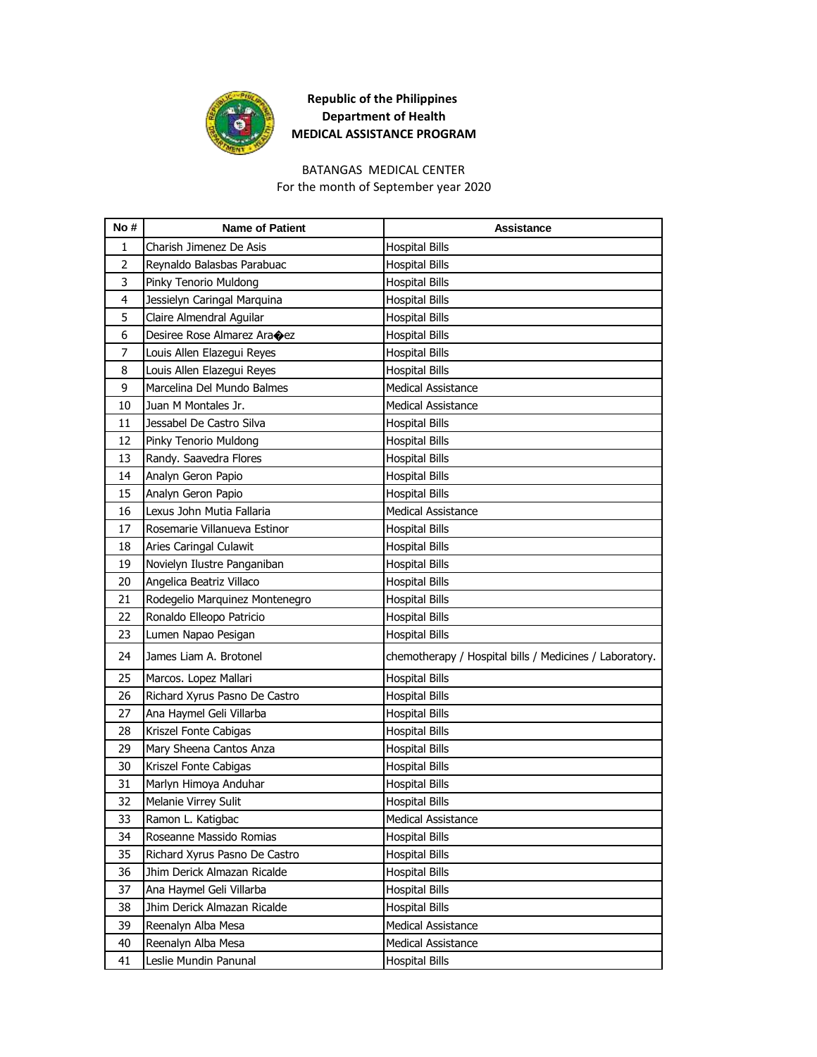**Republic of the Philippines**
**Department of Health**
**MEDICAL ASSISTANCE PROGRAM**

BATANGAS MEDICAL CENTER
For the month of September year 2020

| No # | Name of Patient | Assistance |
|---|---|---|
| 1 | Charish Jimenez De Asis | Hospital Bills |
| 2 | Reynaldo Balasbas Parabuac | Hospital Bills |
| 3 | Pinky Tenorio Muldong | Hospital Bills |
| 4 | Jessielyn Caringal Marquina | Hospital Bills |
| 5 | Claire Almendral Aguilar | Hospital Bills |
| 6 | Desiree Rose Almarez Ara�ez | Hospital Bills |
| 7 | Louis Allen Elazegui Reyes | Hospital Bills |
| 8 | Louis Allen Elazegui Reyes | Hospital Bills |
| 9 | Marcelina Del Mundo Balmes | Medical Assistance |
| 10 | Juan M Montales Jr. | Medical Assistance |
| 11 | Jessabel De Castro Silva | Hospital Bills |
| 12 | Pinky Tenorio Muldong | Hospital Bills |
| 13 | Randy. Saavedra Flores | Hospital Bills |
| 14 | Analyn Geron Papio | Hospital Bills |
| 15 | Analyn Geron Papio | Hospital Bills |
| 16 | Lexus John Mutia Fallaria | Medical Assistance |
| 17 | Rosemarie Villanueva Estinor | Hospital Bills |
| 18 | Aries Caringal Culawit | Hospital Bills |
| 19 | Novielyn Ilustre Panganiban | Hospital Bills |
| 20 | Angelica Beatriz Villaco | Hospital Bills |
| 21 | Rodegelio Marquinez Montenegro | Hospital Bills |
| 22 | Ronaldo Elleopo Patricio | Hospital Bills |
| 23 | Lumen Napao Pesigan | Hospital Bills |
| 24 | James Liam A. Brotonel | chemotherapy / Hospital bills / Medicines / Laboratory. |
| 25 | Marcos. Lopez Mallari | Hospital Bills |
| 26 | Richard Xyrus Pasno De Castro | Hospital Bills |
| 27 | Ana Haymel Geli Villarba | Hospital Bills |
| 28 | Kriszel Fonte Cabigas | Hospital Bills |
| 29 | Mary Sheena Cantos Anza | Hospital Bills |
| 30 | Kriszel Fonte Cabigas | Hospital Bills |
| 31 | Marlyn Himoya Anduhar | Hospital Bills |
| 32 | Melanie Virrey Sulit | Hospital Bills |
| 33 | Ramon L. Katigbac | Medical Assistance |
| 34 | Roseanne Massido Romias | Hospital Bills |
| 35 | Richard Xyrus Pasno De Castro | Hospital Bills |
| 36 | Jhim Derick Almazan Ricalde | Hospital Bills |
| 37 | Ana Haymel Geli Villarba | Hospital Bills |
| 38 | Jhim Derick Almazan Ricalde | Hospital Bills |
| 39 | Reenalyn Alba Mesa | Medical Assistance |
| 40 | Reenalyn Alba Mesa | Medical Assistance |
| 41 | Leslie Mundin Panunal | Hospital Bills |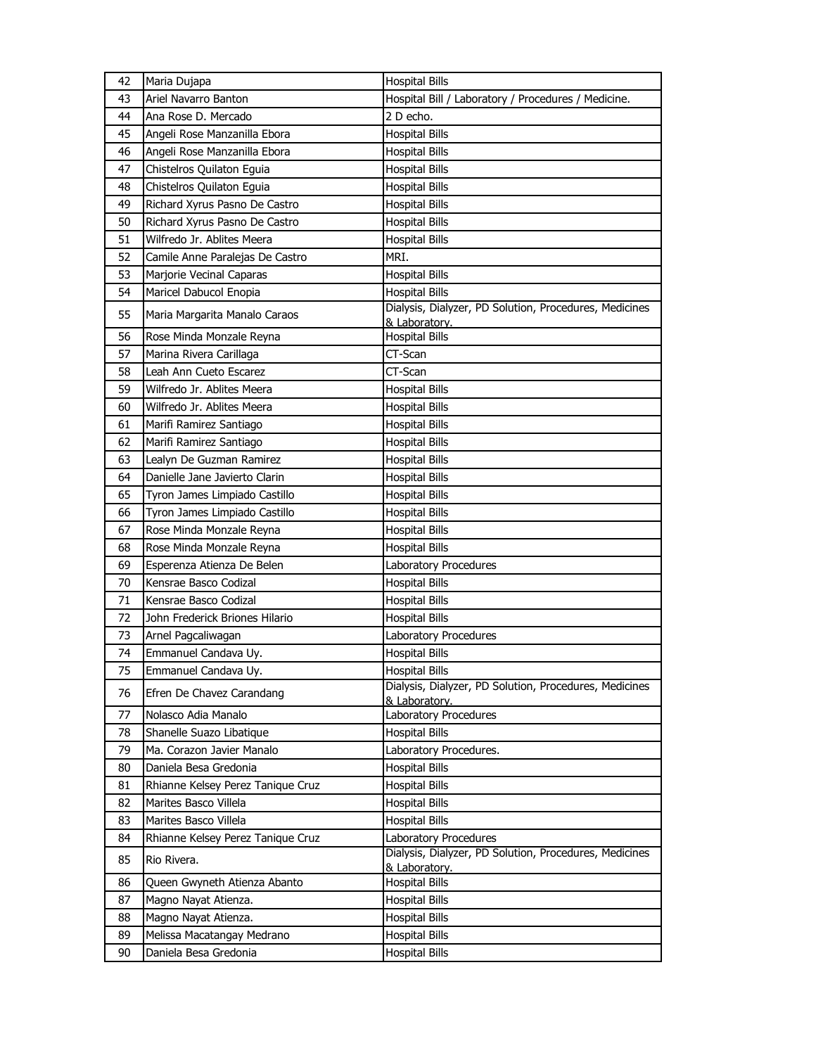| 42 | Maria Dujapa | Hospital Bills |
|---|---|---|
| 43 | Ariel Navarro Banton | Hospital Bill / Laboratory / Procedures / Medicine. |
| 44 | Ana Rose D. Mercado | 2 D echo. |
| 45 | Angeli Rose Manzanilla Ebora | Hospital Bills |
| 46 | Angeli Rose Manzanilla Ebora | Hospital Bills |
| 47 | Chistelros Quilaton Eguia | Hospital Bills |
| 48 | Chistelros Quilaton Eguia | Hospital Bills |
| 49 | Richard Xyrus Pasno De Castro | Hospital Bills |
| 50 | Richard Xyrus Pasno De Castro | Hospital Bills |
| 51 | Wilfredo Jr. Ablites Meera | Hospital Bills |
| 52 | Camile Anne Paralejas De Castro | MRI. |
| 53 | Marjorie Vecinal Caparas | Hospital Bills |
| 54 | Maricel Dabucol Enopia | Hospital Bills |
| 55 | Maria Margarita Manalo Caraos | Dialysis, Dialyzer, PD Solution, Procedures, Medicines & Laboratory. |
| 56 | Rose Minda Monzale Reyna | Hospital Bills |
| 57 | Marina Rivera Carillaga | CT-Scan |
| 58 | Leah Ann Cueto Escarez | CT-Scan |
| 59 | Wilfredo Jr. Ablites Meera | Hospital Bills |
| 60 | Wilfredo Jr. Ablites Meera | Hospital Bills |
| 61 | Marifi Ramirez Santiago | Hospital Bills |
| 62 | Marifi Ramirez Santiago | Hospital Bills |
| 63 | Lealyn De Guzman Ramirez | Hospital Bills |
| 64 | Danielle Jane Javierto Clarin | Hospital Bills |
| 65 | Tyron James Limpiado Castillo | Hospital Bills |
| 66 | Tyron James Limpiado Castillo | Hospital Bills |
| 67 | Rose Minda Monzale Reyna | Hospital Bills |
| 68 | Rose Minda Monzale Reyna | Hospital Bills |
| 69 | Esperenza Atienza De Belen | Laboratory Procedures |
| 70 | Kensrae Basco Codizal | Hospital Bills |
| 71 | Kensrae Basco Codizal | Hospital Bills |
| 72 | John Frederick Briones Hilario | Hospital Bills |
| 73 | Arnel Pagcaliwagan | Laboratory Procedures |
| 74 | Emmanuel Candava Uy. | Hospital Bills |
| 75 | Emmanuel Candava Uy. | Hospital Bills |
| 76 | Efren De Chavez Carandang | Dialysis, Dialyzer, PD Solution, Procedures, Medicines & Laboratory. |
| 77 | Nolasco Adia Manalo | Laboratory Procedures |
| 78 | Shanelle Suazo Libatique | Hospital Bills |
| 79 | Ma. Corazon Javier Manalo | Laboratory Procedures. |
| 80 | Daniela Besa Gredonia | Hospital Bills |
| 81 | Rhianne Kelsey Perez Tanique Cruz | Hospital Bills |
| 82 | Marites Basco Villela | Hospital Bills |
| 83 | Marites Basco Villela | Hospital Bills |
| 84 | Rhianne Kelsey Perez Tanique Cruz | Laboratory Procedures |
| 85 | Rio Rivera. | Dialysis, Dialyzer, PD Solution, Procedures, Medicines & Laboratory. |
| 86 | Queen Gwyneth Atienza Abanto | Hospital Bills |
| 87 | Magno Nayat Atienza. | Hospital Bills |
| 88 | Magno Nayat Atienza. | Hospital Bills |
| 89 | Melissa Macatangay Medrano | Hospital Bills |
| 90 | Daniela Besa Gredonia | Hospital Bills |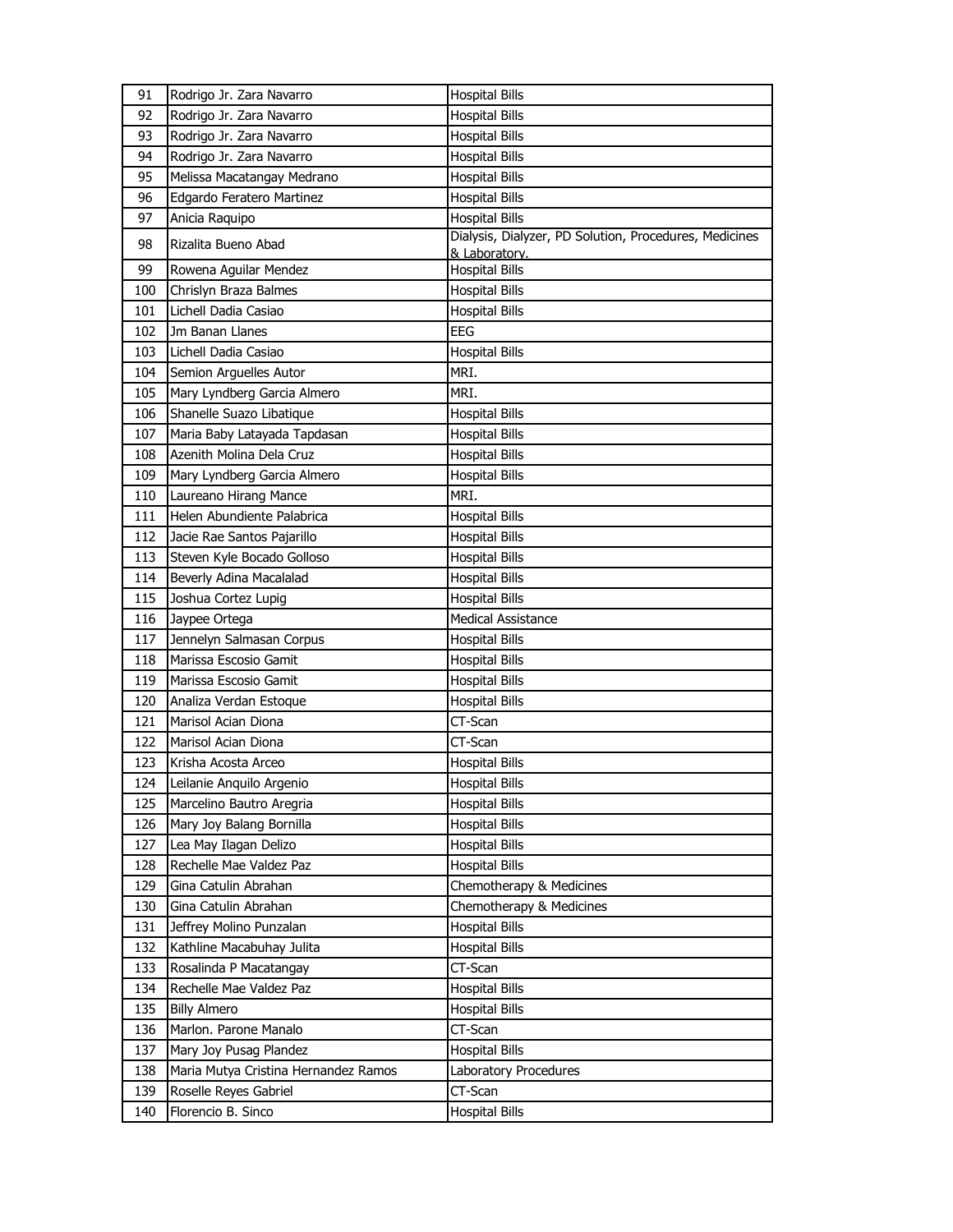| 91 | Rodrigo Jr. Zara Navarro | Hospital Bills |
|---|---|---|
| 92 | Rodrigo Jr. Zara Navarro | Hospital Bills |
| 93 | Rodrigo Jr. Zara Navarro | Hospital Bills |
| 94 | Rodrigo Jr. Zara Navarro | Hospital Bills |
| 95 | Melissa Macatangay Medrano | Hospital Bills |
| 96 | Edgardo Feratero Martinez | Hospital Bills |
| 97 | Anicia Raquipo | Hospital Bills |
| 98 | Rizalita Bueno Abad | Dialysis, Dialyzer, PD Solution, Procedures, Medicines & Laboratory. |
| 99 | Rowena Aguilar Mendez | Hospital Bills |
| 100 | Chrislyn Braza Balmes | Hospital Bills |
| 101 | Lichell Dadia Casiao | Hospital Bills |
| 102 | Jm Banan Llanes | EEG |
| 103 | Lichell Dadia Casiao | Hospital Bills |
| 104 | Semion Arguelles Autor | MRI. |
| 105 | Mary Lyndberg Garcia Almero | MRI. |
| 106 | Shanelle Suazo Libatique | Hospital Bills |
| 107 | Maria Baby Latayada Tapdasan | Hospital Bills |
| 108 | Azenith Molina Dela Cruz | Hospital Bills |
| 109 | Mary Lyndberg Garcia Almero | Hospital Bills |
| 110 | Laureano Hirang Mance | MRI. |
| 111 | Helen Abundiente Palabrica | Hospital Bills |
| 112 | Jacie Rae Santos Pajarillo | Hospital Bills |
| 113 | Steven Kyle Bocado Golloso | Hospital Bills |
| 114 | Beverly Adina Macalalad | Hospital Bills |
| 115 | Joshua Cortez Lupig | Hospital Bills |
| 116 | Jaypee Ortega | Medical Assistance |
| 117 | Jennelyn Salmasan Corpus | Hospital Bills |
| 118 | Marissa Escosio Gamit | Hospital Bills |
| 119 | Marissa Escosio Gamit | Hospital Bills |
| 120 | Analiza Verdan Estoque | Hospital Bills |
| 121 | Marisol Acian Diona | CT-Scan |
| 122 | Marisol Acian Diona | CT-Scan |
| 123 | Krisha Acosta Arceo | Hospital Bills |
| 124 | Leilanie Anquilo Argenio | Hospital Bills |
| 125 | Marcelino Bautro Aregria | Hospital Bills |
| 126 | Mary Joy Balang Bornilla | Hospital Bills |
| 127 | Lea May Ilagan Delizo | Hospital Bills |
| 128 | Rechelle Mae Valdez Paz | Hospital Bills |
| 129 | Gina Catulin Abrahan | Chemotherapy & Medicines |
| 130 | Gina Catulin Abrahan | Chemotherapy & Medicines |
| 131 | Jeffrey Molino Punzalan | Hospital Bills |
| 132 | Kathline Macabuhay Julita | Hospital Bills |
| 133 | Rosalinda P Macatangay | CT-Scan |
| 134 | Rechelle Mae Valdez Paz | Hospital Bills |
| 135 | Billy Almero | Hospital Bills |
| 136 | Marlon. Parone Manalo | CT-Scan |
| 137 | Mary Joy Pusag Plandez | Hospital Bills |
| 138 | Maria Mutya Cristina Hernandez Ramos | Laboratory Procedures |
| 139 | Roselle Reyes Gabriel | CT-Scan |
| 140 | Florencio B. Sinco | Hospital Bills |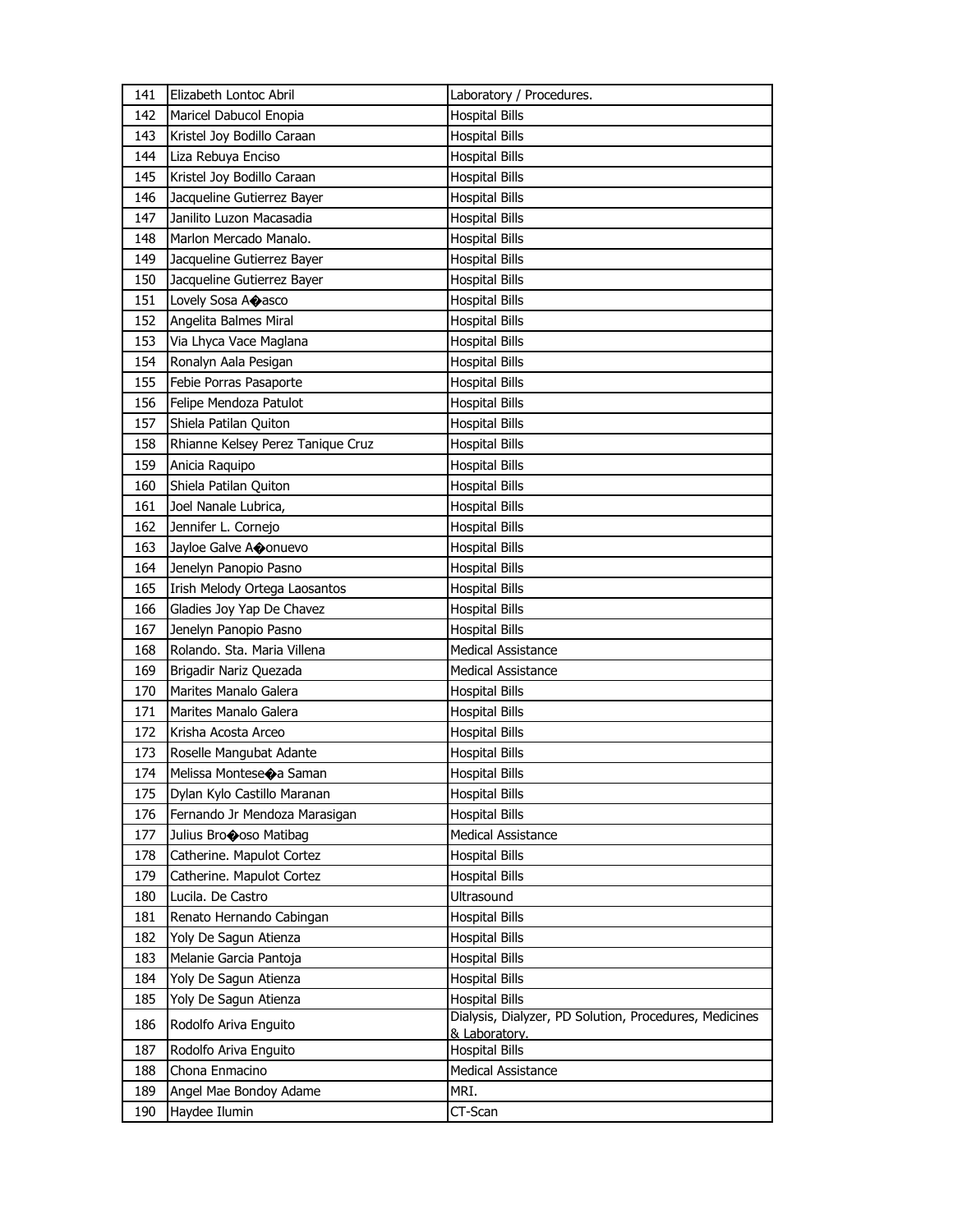| 141 | Elizabeth Lontoc Abril | Laboratory / Procedures. |
|---|---|---|
| 142 | Maricel Dabucol Enopia | Hospital Bills |
| 143 | Kristel Joy Bodillo Caraan | Hospital Bills |
| 144 | Liza Rebuya Enciso | Hospital Bills |
| 145 | Kristel Joy Bodillo Caraan | Hospital Bills |
| 146 | Jacqueline Gutierrez Bayer | Hospital Bills |
| 147 | Janilito Luzon Macasadia | Hospital Bills |
| 148 | Marlon Mercado Manalo. | Hospital Bills |
| 149 | Jacqueline Gutierrez Bayer | Hospital Bills |
| 150 | Jacqueline Gutierrez Bayer | Hospital Bills |
| 151 | Lovely Sosa A�asco | Hospital Bills |
| 152 | Angelita Balmes Miral | Hospital Bills |
| 153 | Via Lhyca Vace Maglana | Hospital Bills |
| 154 | Ronalyn Aala Pesigan | Hospital Bills |
| 155 | Febie Porras Pasaporte | Hospital Bills |
| 156 | Felipe Mendoza Patulot | Hospital Bills |
| 157 | Shiela Patilan Quiton | Hospital Bills |
| 158 | Rhianne Kelsey Perez Tanique Cruz | Hospital Bills |
| 159 | Anicia Raquipo | Hospital Bills |
| 160 | Shiela Patilan Quiton | Hospital Bills |
| 161 | Joel Nanale Lubrica, | Hospital Bills |
| 162 | Jennifer L. Cornejo | Hospital Bills |
| 163 | Jayloe Galve A�onuevo | Hospital Bills |
| 164 | Jenelyn Panopio Pasno | Hospital Bills |
| 165 | Irish Melody Ortega Laosantos | Hospital Bills |
| 166 | Gladies Joy Yap De Chavez | Hospital Bills |
| 167 | Jenelyn Panopio Pasno | Hospital Bills |
| 168 | Rolando. Sta. Maria Villena | Medical Assistance |
| 169 | Brigadir Nariz Quezada | Medical Assistance |
| 170 | Marites Manalo Galera | Hospital Bills |
| 171 | Marites Manalo Galera | Hospital Bills |
| 172 | Krisha Acosta Arceo | Hospital Bills |
| 173 | Roselle Mangubat Adante | Hospital Bills |
| 174 | Melissa Montese�a Saman | Hospital Bills |
| 175 | Dylan Kylo Castillo Maranan | Hospital Bills |
| 176 | Fernando Jr Mendoza Marasigan | Hospital Bills |
| 177 | Julius Bro�oso Matibag | Medical Assistance |
| 178 | Catherine. Mapulot Cortez | Hospital Bills |
| 179 | Catherine. Mapulot Cortez | Hospital Bills |
| 180 | Lucila. De Castro | Ultrasound |
| 181 | Renato Hernando Cabingan | Hospital Bills |
| 182 | Yoly De Sagun Atienza | Hospital Bills |
| 183 | Melanie Garcia Pantoja | Hospital Bills |
| 184 | Yoly De Sagun Atienza | Hospital Bills |
| 185 | Yoly De Sagun Atienza | Hospital Bills |
| 186 | Rodolfo Ariva Enguito | Dialysis, Dialyzer, PD Solution, Procedures, Medicines & Laboratory. |
| 187 | Rodolfo Ariva Enguito | Hospital Bills |
| 188 | Chona Enmacino | Medical Assistance |
| 189 | Angel Mae Bondoy Adame | MRI. |
| 190 | Haydee Ilumin | CT-Scan |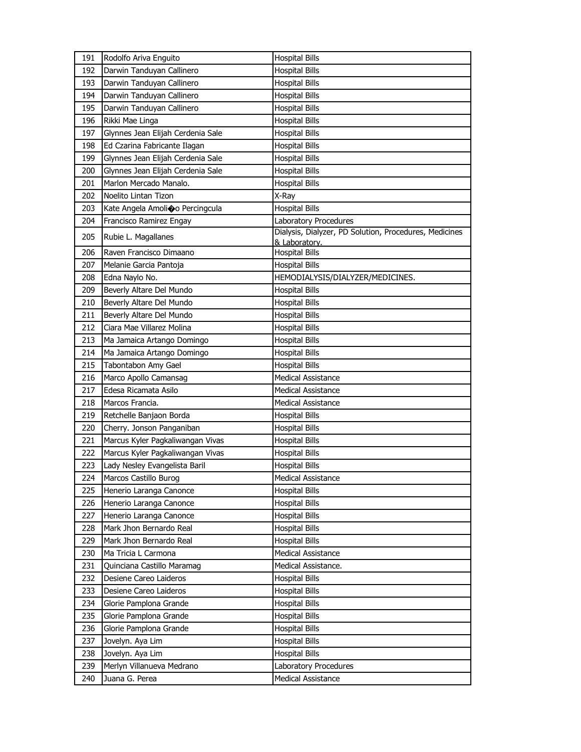| 191 | Rodolfo Ariva Enguito | Hospital Bills |
|---|---|---|
| 192 | Darwin Tanduyan Callinero | Hospital Bills |
| 193 | Darwin Tanduyan Callinero | Hospital Bills |
| 194 | Darwin Tanduyan Callinero | Hospital Bills |
| 195 | Darwin Tanduyan Callinero | Hospital Bills |
| 196 | Rikki Mae Linga | Hospital Bills |
| 197 | Glynnes Jean Elijah Cerdenia Sale | Hospital Bills |
| 198 | Ed Czarina Fabricante Ilagan | Hospital Bills |
| 199 | Glynnes Jean Elijah Cerdenia Sale | Hospital Bills |
| 200 | Glynnes Jean Elijah Cerdenia Sale | Hospital Bills |
| 201 | Marlon Mercado Manalo. | Hospital Bills |
| 202 | Noelito Lintan Tizon | X-Ray |
| 203 | Kate Angela Amoli�o Percingcula | Hospital Bills |
| 204 | Francisco Ramirez Engay | Laboratory Procedures |
| 205 | Rubie L. Magallanes | Dialysis, Dialyzer, PD Solution, Procedures, Medicines & Laboratory. |
| 206 | Raven Francisco Dimaano | Hospital Bills |
| 207 | Melanie Garcia Pantoja | Hospital Bills |
| 208 | Edna Naylo No. | HEMODIALYSIS/DIALYZER/MEDICINES. |
| 209 | Beverly Altare Del Mundo | Hospital Bills |
| 210 | Beverly Altare Del Mundo | Hospital Bills |
| 211 | Beverly Altare Del Mundo | Hospital Bills |
| 212 | Ciara Mae Villarez Molina | Hospital Bills |
| 213 | Ma Jamaica Artango Domingo | Hospital Bills |
| 214 | Ma Jamaica Artango Domingo | Hospital Bills |
| 215 | Tabontabon Amy Gael | Hospital Bills |
| 216 | Marco Apollo Camansag | Medical Assistance |
| 217 | Edesa Ricamata Asilo | Medical Assistance |
| 218 | Marcos Francia. | Medical Assistance |
| 219 | Retchelle Banjaon Borda | Hospital Bills |
| 220 | Cherry. Jonson Panganiban | Hospital Bills |
| 221 | Marcus Kyler Pagkaliwangan Vivas | Hospital Bills |
| 222 | Marcus Kyler Pagkaliwangan Vivas | Hospital Bills |
| 223 | Lady Nesley Evangelista Baril | Hospital Bills |
| 224 | Marcos Castillo Burog | Medical Assistance |
| 225 | Henerio Laranga Canonce | Hospital Bills |
| 226 | Henerio Laranga Canonce | Hospital Bills |
| 227 | Henerio Laranga Canonce | Hospital Bills |
| 228 | Mark Jhon Bernardo Real | Hospital Bills |
| 229 | Mark Jhon Bernardo Real | Hospital Bills |
| 230 | Ma Tricia L Carmona | Medical Assistance |
| 231 | Quinciana Castillo Maramag | Medical Assistance. |
| 232 | Desiene Careo Laideros | Hospital Bills |
| 233 | Desiene Careo Laideros | Hospital Bills |
| 234 | Glorie Pamplona Grande | Hospital Bills |
| 235 | Glorie Pamplona Grande | Hospital Bills |
| 236 | Glorie Pamplona Grande | Hospital Bills |
| 237 | Jovelyn. Aya Lim | Hospital Bills |
| 238 | Jovelyn. Aya Lim | Hospital Bills |
| 239 | Merlyn Villanueva Medrano | Laboratory Procedures |
| 240 | Juana G. Perea | Medical Assistance |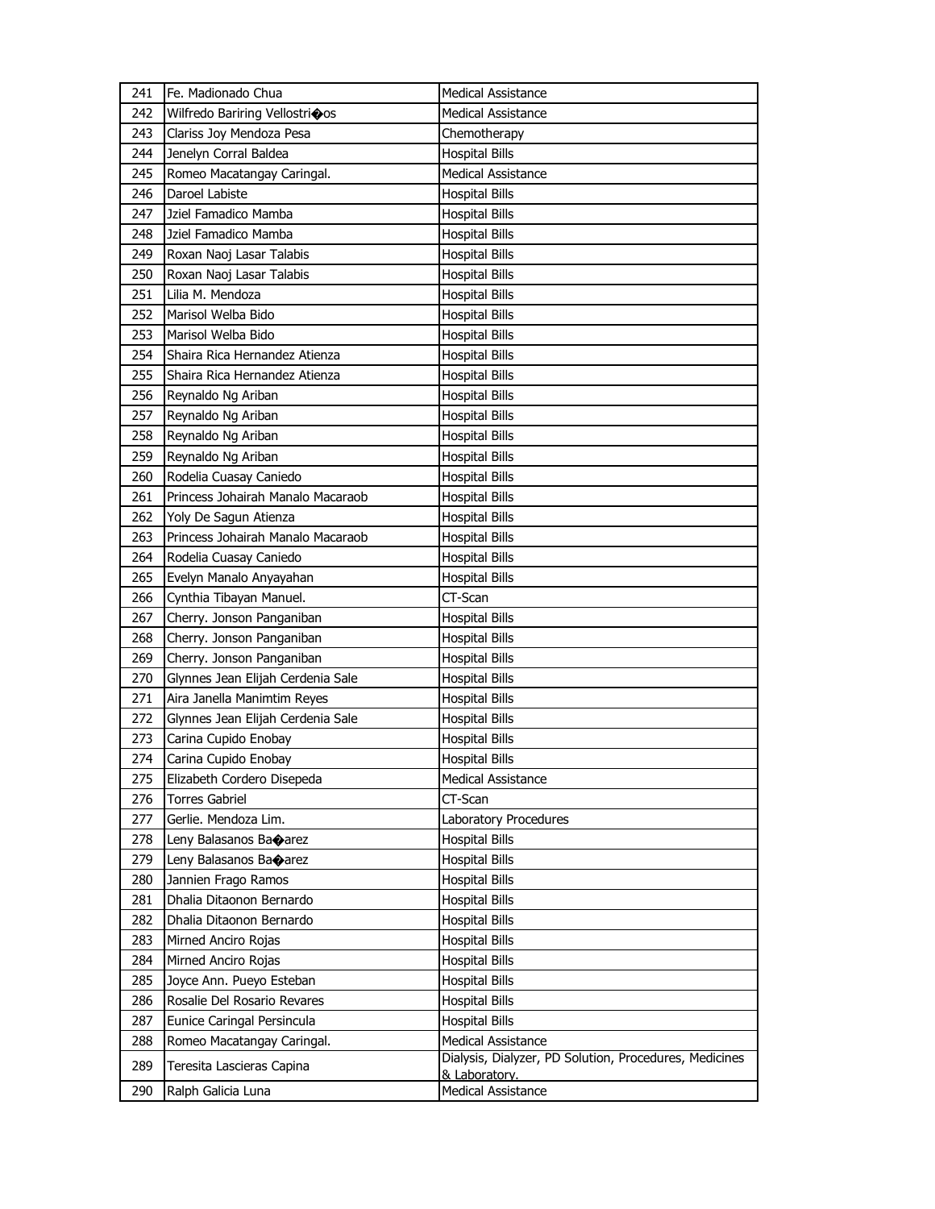| 241 | Fe. Madionado Chua | Medical Assistance |
|---|---|---|
| 242 | Wilfredo Bariring Vellostri�os | Medical Assistance |
| 243 | Clariss Joy Mendoza Pesa | Chemotherapy |
| 244 | Jenelyn Corral Baldea | Hospital Bills |
| 245 | Romeo Macatangay Caringal. | Medical Assistance |
| 246 | Daroel Labiste | Hospital Bills |
| 247 | Jziel Famadico Mamba | Hospital Bills |
| 248 | Jziel Famadico Mamba | Hospital Bills |
| 249 | Roxan Naoj Lasar Talabis | Hospital Bills |
| 250 | Roxan Naoj Lasar Talabis | Hospital Bills |
| 251 | Lilia M. Mendoza | Hospital Bills |
| 252 | Marisol Welba Bido | Hospital Bills |
| 253 | Marisol Welba Bido | Hospital Bills |
| 254 | Shaira Rica Hernandez Atienza | Hospital Bills |
| 255 | Shaira Rica Hernandez Atienza | Hospital Bills |
| 256 | Reynaldo Ng Ariban | Hospital Bills |
| 257 | Reynaldo Ng Ariban | Hospital Bills |
| 258 | Reynaldo Ng Ariban | Hospital Bills |
| 259 | Reynaldo Ng Ariban | Hospital Bills |
| 260 | Rodelia Cuasay Caniedo | Hospital Bills |
| 261 | Princess Johairah Manalo Macaraob | Hospital Bills |
| 262 | Yoly De Sagun Atienza | Hospital Bills |
| 263 | Princess Johairah Manalo Macaraob | Hospital Bills |
| 264 | Rodelia Cuasay Caniedo | Hospital Bills |
| 265 | Evelyn Manalo Anyayahan | Hospital Bills |
| 266 | Cynthia Tibayan Manuel. | CT-Scan |
| 267 | Cherry. Jonson Panganiban | Hospital Bills |
| 268 | Cherry. Jonson Panganiban | Hospital Bills |
| 269 | Cherry. Jonson Panganiban | Hospital Bills |
| 270 | Glynnes Jean Elijah Cerdenia Sale | Hospital Bills |
| 271 | Aira Janella Manimtim Reyes | Hospital Bills |
| 272 | Glynnes Jean Elijah Cerdenia Sale | Hospital Bills |
| 273 | Carina Cupido Enobay | Hospital Bills |
| 274 | Carina Cupido Enobay | Hospital Bills |
| 275 | Elizabeth Cordero Disepeda | Medical Assistance |
| 276 | Torres Gabriel | CT-Scan |
| 277 | Gerlie. Mendoza Lim. | Laboratory Procedures |
| 278 | Leny Balasanos Ba�arez | Hospital Bills |
| 279 | Leny Balasanos Ba�arez | Hospital Bills |
| 280 | Jannien Frago Ramos | Hospital Bills |
| 281 | Dhalia Ditaonon Bernardo | Hospital Bills |
| 282 | Dhalia Ditaonon Bernardo | Hospital Bills |
| 283 | Mirned Anciro Rojas | Hospital Bills |
| 284 | Mirned Anciro Rojas | Hospital Bills |
| 285 | Joyce Ann. Pueyo Esteban | Hospital Bills |
| 286 | Rosalie Del Rosario Revares | Hospital Bills |
| 287 | Eunice Caringal Persincula | Hospital Bills |
| 288 | Romeo Macatangay Caringal. | Medical Assistance |
| 289 | Teresita Lascieras Capina | Dialysis, Dialyzer, PD Solution, Procedures, Medicines & Laboratory. |
| 290 | Ralph Galicia Luna | Medical Assistance |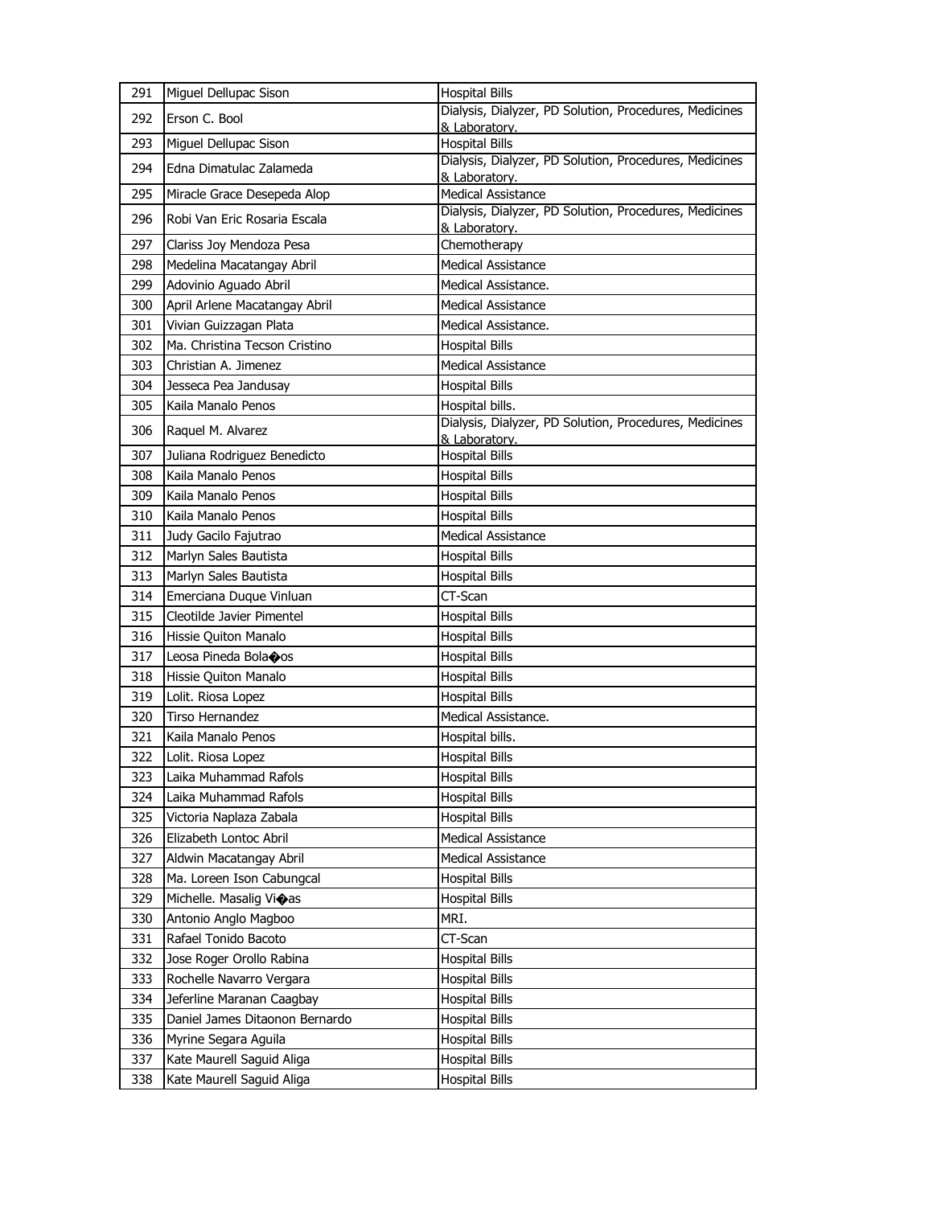| 291 | Miguel Dellupac Sison | Hospital Bills |
|---|---|---|
| 292 | Erson C. Bool | Dialysis, Dialyzer, PD Solution, Procedures, Medicines & Laboratory. |
| 293 | Miguel Dellupac Sison | Hospital Bills |
| 294 | Edna Dimatulac Zalameda | Dialysis, Dialyzer, PD Solution, Procedures, Medicines & Laboratory. |
| 295 | Miracle Grace Desepeda Alop | Medical Assistance |
| 296 | Robi Van Eric Rosaria Escala | Dialysis, Dialyzer, PD Solution, Procedures, Medicines & Laboratory. |
| 297 | Clariss Joy Mendoza Pesa | Chemotherapy |
| 298 | Medelina Macatangay Abril | Medical Assistance |
| 299 | Adovinio Aguado Abril | Medical Assistance. |
| 300 | April Arlene Macatangay Abril | Medical Assistance |
| 301 | Vivian Guizzagan Plata | Medical Assistance. |
| 302 | Ma. Christina Tecson Cristino | Hospital Bills |
| 303 | Christian A. Jimenez | Medical Assistance |
| 304 | Jesseca Pea Jandusay | Hospital Bills |
| 305 | Kaila Manalo Penos | Hospital bills. |
| 306 | Raquel M. Alvarez | Dialysis, Dialyzer, PD Solution, Procedures, Medicines & Laboratory. |
| 307 | Juliana Rodriguez Benedicto | Hospital Bills |
| 308 | Kaila Manalo Penos | Hospital Bills |
| 309 | Kaila Manalo Penos | Hospital Bills |
| 310 | Kaila Manalo Penos | Hospital Bills |
| 311 | Judy Gacilo Fajutrao | Medical Assistance |
| 312 | Marlyn Sales Bautista | Hospital Bills |
| 313 | Marlyn Sales Bautista | Hospital Bills |
| 314 | Emerciana Duque Vinluan | CT-Scan |
| 315 | Cleotilde Javier Pimentel | Hospital Bills |
| 316 | Hissie Quiton Manalo | Hospital Bills |
| 317 | Leosa Pineda Bola�os | Hospital Bills |
| 318 | Hissie Quiton Manalo | Hospital Bills |
| 319 | Lolit. Riosa Lopez | Hospital Bills |
| 320 | Tirso Hernandez | Medical Assistance. |
| 321 | Kaila Manalo Penos | Hospital bills. |
| 322 | Lolit. Riosa Lopez | Hospital Bills |
| 323 | Laika Muhammad Rafols | Hospital Bills |
| 324 | Laika Muhammad Rafols | Hospital Bills |
| 325 | Victoria Naplaza Zabala | Hospital Bills |
| 326 | Elizabeth Lontoc Abril | Medical Assistance |
| 327 | Aldwin Macatangay Abril | Medical Assistance |
| 328 | Ma. Loreen Ison Cabungcal | Hospital Bills |
| 329 | Michelle. Masalig Vi�as | Hospital Bills |
| 330 | Antonio Anglo Magboo | MRI. |
| 331 | Rafael Tonido Bacoto | CT-Scan |
| 332 | Jose Roger Orollo Rabina | Hospital Bills |
| 333 | Rochelle Navarro Vergara | Hospital Bills |
| 334 | Jeferline Maranan Caagbay | Hospital Bills |
| 335 | Daniel James Ditaonon Bernardo | Hospital Bills |
| 336 | Myrine Segara Aguila | Hospital Bills |
| 337 | Kate Maurell Saguid Aliga | Hospital Bills |
| 338 | Kate Maurell Saguid Aliga | Hospital Bills |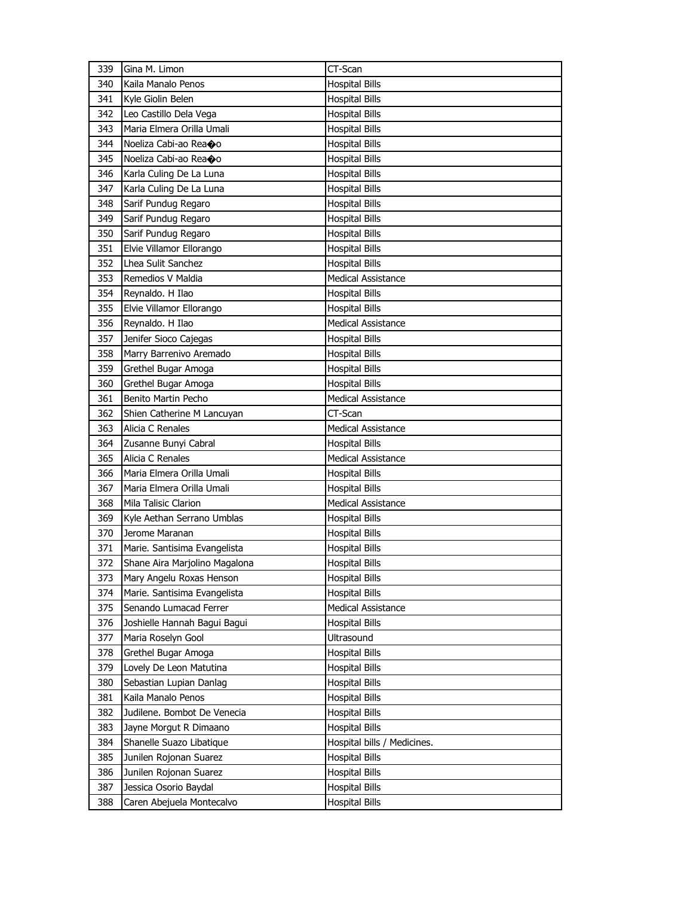| | | |
|---|---|---|
| 339 | Gina M. Limon | CT-Scan |
| 340 | Kaila Manalo Penos | Hospital Bills |
| 341 | Kyle Giolin Belen | Hospital Bills |
| 342 | Leo Castillo Dela Vega | Hospital Bills |
| 343 | Maria Elmera Orilla Umali | Hospital Bills |
| 344 | Noeliza Cabi-ao Rea�o | Hospital Bills |
| 345 | Noeliza Cabi-ao Rea�o | Hospital Bills |
| 346 | Karla Culing De La Luna | Hospital Bills |
| 347 | Karla Culing De La Luna | Hospital Bills |
| 348 | Sarif Pundug Regaro | Hospital Bills |
| 349 | Sarif Pundug Regaro | Hospital Bills |
| 350 | Sarif Pundug Regaro | Hospital Bills |
| 351 | Elvie Villamor Ellorango | Hospital Bills |
| 352 | Lhea Sulit Sanchez | Hospital Bills |
| 353 | Remedios V Maldia | Medical Assistance |
| 354 | Reynaldo. H Ilao | Hospital Bills |
| 355 | Elvie Villamor Ellorango | Hospital Bills |
| 356 | Reynaldo. H Ilao | Medical Assistance |
| 357 | Jenifer Sioco Cajegas | Hospital Bills |
| 358 | Marry Barrenivo Aremado | Hospital Bills |
| 359 | Grethel Bugar Amoga | Hospital Bills |
| 360 | Grethel Bugar Amoga | Hospital Bills |
| 361 | Benito Martin Pecho | Medical Assistance |
| 362 | Shien Catherine M Lancuyan | CT-Scan |
| 363 | Alicia C Renales | Medical Assistance |
| 364 | Zusanne Bunyi Cabral | Hospital Bills |
| 365 | Alicia C Renales | Medical Assistance |
| 366 | Maria Elmera Orilla Umali | Hospital Bills |
| 367 | Maria Elmera Orilla Umali | Hospital Bills |
| 368 | Mila Talisic Clarion | Medical Assistance |
| 369 | Kyle Aethan Serrano Umblas | Hospital Bills |
| 370 | Jerome Maranan | Hospital Bills |
| 371 | Marie. Santisima Evangelista | Hospital Bills |
| 372 | Shane Aira Marjolino Magalona | Hospital Bills |
| 373 | Mary Angelu Roxas Henson | Hospital Bills |
| 374 | Marie. Santisima Evangelista | Hospital Bills |
| 375 | Senando Lumacad Ferrer | Medical Assistance |
| 376 | Joshielle Hannah Bagui Bagui | Hospital Bills |
| 377 | Maria Roselyn Gool | Ultrasound |
| 378 | Grethel Bugar Amoga | Hospital Bills |
| 379 | Lovely De Leon Matutina | Hospital Bills |
| 380 | Sebastian Lupian Danlag | Hospital Bills |
| 381 | Kaila Manalo Penos | Hospital Bills |
| 382 | Judilene. Bombot De Venecia | Hospital Bills |
| 383 | Jayne Morgut R Dimaano | Hospital Bills |
| 384 | Shanelle Suazo Libatique | Hospital bills / Medicines. |
| 385 | Junilen Rojonan Suarez | Hospital Bills |
| 386 | Junilen Rojonan Suarez | Hospital Bills |
| 387 | Jessica Osorio Baydal | Hospital Bills |
| 388 | Caren Abejuela Montecalvo | Hospital Bills |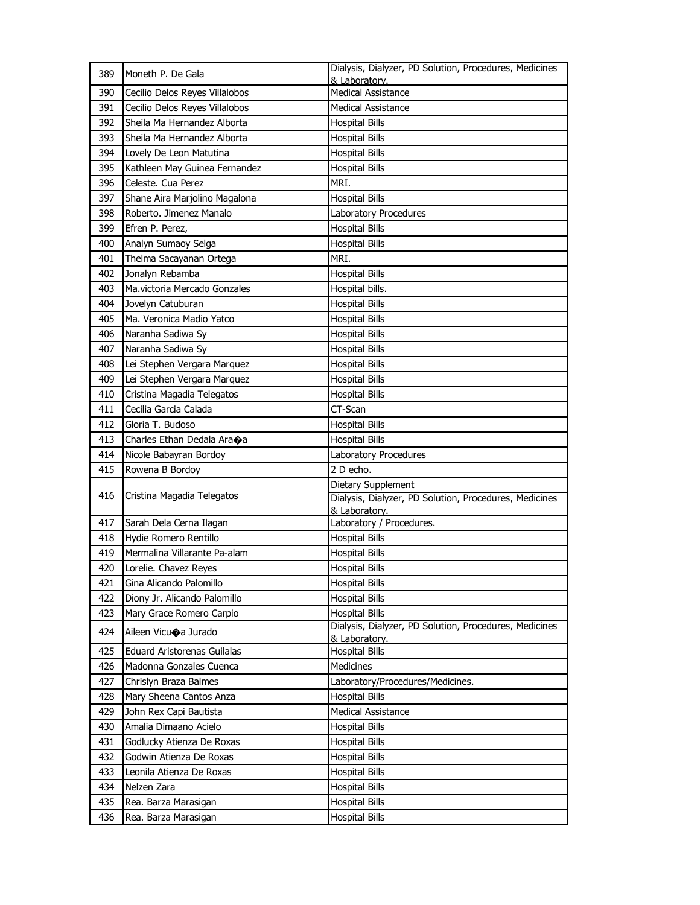| 389 | Moneth P. De Gala | Dialysis, Dialyzer, PD Solution, Procedures, Medicines & Laboratory. |
|---|---|---|
| 390 | Cecilio Delos Reyes Villalobos | Medical Assistance |
| 391 | Cecilio Delos Reyes Villalobos | Medical Assistance |
| 392 | Sheila Ma Hernandez Alborta | Hospital Bills |
| 393 | Sheila Ma Hernandez Alborta | Hospital Bills |
| 394 | Lovely De Leon Matutina | Hospital Bills |
| 395 | Kathleen May Guinea Fernandez | Hospital Bills |
| 396 | Celeste. Cua Perez | MRI. |
| 397 | Shane Aira Marjolino Magalona | Hospital Bills |
| 398 | Roberto. Jimenez Manalo | Laboratory Procedures |
| 399 | Efren P. Perez, | Hospital Bills |
| 400 | Analyn Sumaoy Selga | Hospital Bills |
| 401 | Thelma Sacayanan Ortega | MRI. |
| 402 | Jonalyn Rebamba | Hospital Bills |
| 403 | Ma.victoria Mercado Gonzales | Hospital bills. |
| 404 | Jovelyn Catuburan | Hospital Bills |
| 405 | Ma. Veronica Madio Yatco | Hospital Bills |
| 406 | Naranha Sadiwa Sy | Hospital Bills |
| 407 | Naranha Sadiwa Sy | Hospital Bills |
| 408 | Lei Stephen Vergara Marquez | Hospital Bills |
| 409 | Lei Stephen Vergara Marquez | Hospital Bills |
| 410 | Cristina Magadia Telegatos | Hospital Bills |
| 411 | Cecilia Garcia Calada | CT-Scan |
| 412 | Gloria T. Budoso | Hospital Bills |
| 413 | Charles Ethan Dedala Ara�a | Hospital Bills |
| 414 | Nicole Babayran Bordoy | Laboratory Procedures |
| 415 | Rowena B Bordoy | 2 D echo. |
| 416 | Cristina Magadia Telegatos | Dietary Supplement<br>Dialysis, Dialyzer, PD Solution, Procedures, Medicines & Laboratory. |
| 417 | Sarah Dela Cerna Ilagan | Laboratory / Procedures. |
| 418 | Hydie Romero Rentillo | Hospital Bills |
| 419 | Mermalina Villarante Pa-alam | Hospital Bills |
| 420 | Lorelie. Chavez Reyes | Hospital Bills |
| 421 | Gina Alicando Palomillo | Hospital Bills |
| 422 | Diony Jr. Alicando Palomillo | Hospital Bills |
| 423 | Mary Grace Romero Carpio | Hospital Bills |
| 424 | Aileen Vicu�a Jurado | Dialysis, Dialyzer, PD Solution, Procedures, Medicines & Laboratory. |
| 425 | Eduard Aristorenas Guilalas | Hospital Bills |
| 426 | Madonna Gonzales Cuenca | Medicines |
| 427 | Chrislyn Braza Balmes | Laboratory/Procedures/Medicines. |
| 428 | Mary Sheena Cantos Anza | Hospital Bills |
| 429 | John Rex Capi Bautista | Medical Assistance |
| 430 | Amalia Dimaano Acielo | Hospital Bills |
| 431 | Godlucky Atienza De Roxas | Hospital Bills |
| 432 | Godwin Atienza De Roxas | Hospital Bills |
| 433 | Leonila Atienza De Roxas | Hospital Bills |
| 434 | Nelzen Zara | Hospital Bills |
| 435 | Rea. Barza Marasigan | Hospital Bills |
| 436 | Rea. Barza Marasigan | Hospital Bills |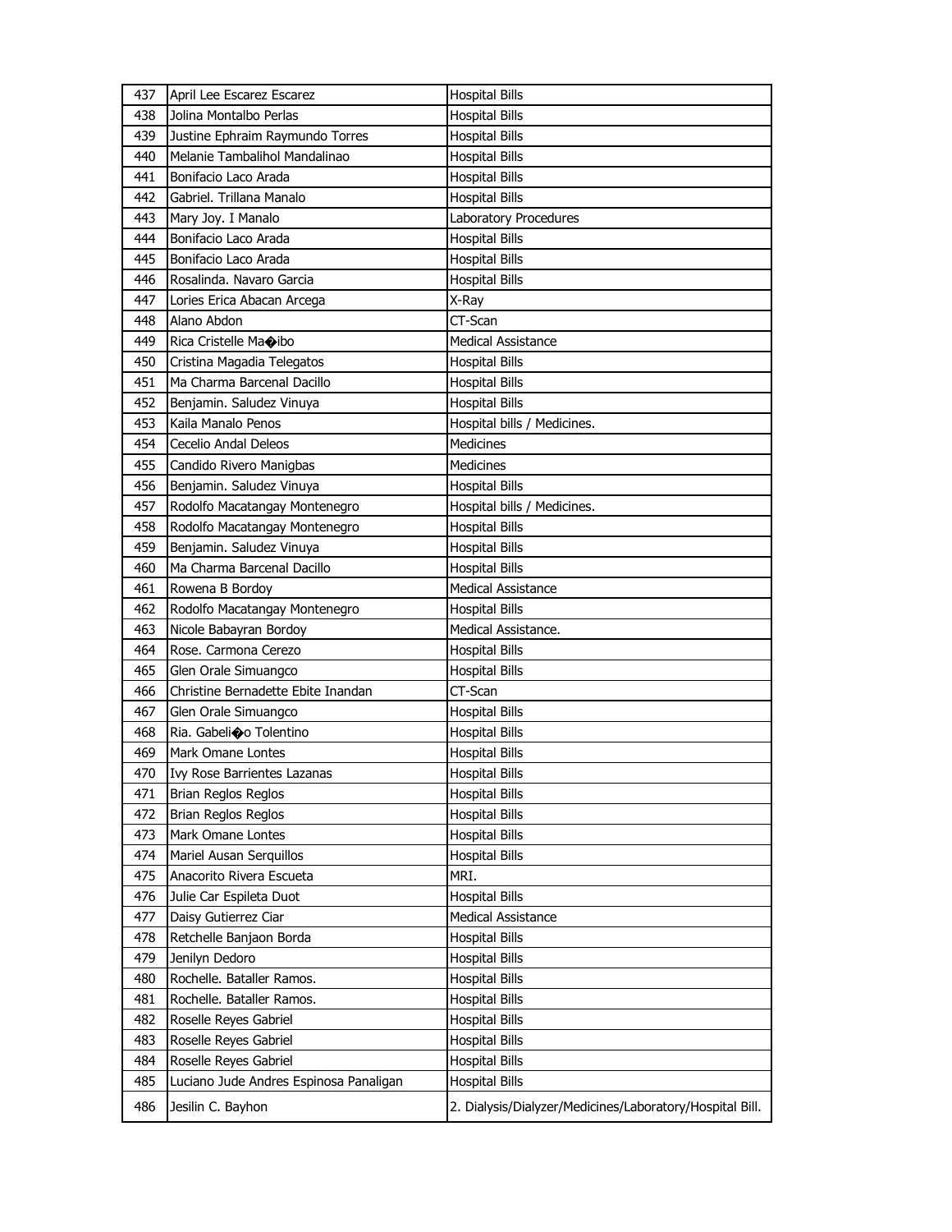| 437 | April Lee Escarez Escarez | Hospital Bills |
|---|---|---|
| 438 | Jolina Montalbo Perlas | Hospital Bills |
| 439 | Justine Ephraim Raymundo Torres | Hospital Bills |
| 440 | Melanie Tambalihol Mandalinao | Hospital Bills |
| 441 | Bonifacio Laco Arada | Hospital Bills |
| 442 | Gabriel. Trillana Manalo | Hospital Bills |
| 443 | Mary Joy. I Manalo | Laboratory Procedures |
| 444 | Bonifacio Laco Arada | Hospital Bills |
| 445 | Bonifacio Laco Arada | Hospital Bills |
| 446 | Rosalinda. Navaro Garcia | Hospital Bills |
| 447 | Lories Erica Abacan Arcega | X-Ray |
| 448 | Alano Abdon | CT-Scan |
| 449 | Rica Cristelle Ma�ibo | Medical Assistance |
| 450 | Cristina Magadia Telegatos | Hospital Bills |
| 451 | Ma Charma Barcenal Dacillo | Hospital Bills |
| 452 | Benjamin. Saludez Vinuya | Hospital Bills |
| 453 | Kaila Manalo Penos | Hospital bills / Medicines. |
| 454 | Cecelio Andal Deleos | Medicines |
| 455 | Candido Rivero Manigbas | Medicines |
| 456 | Benjamin. Saludez Vinuya | Hospital Bills |
| 457 | Rodolfo Macatangay Montenegro | Hospital bills / Medicines. |
| 458 | Rodolfo Macatangay Montenegro | Hospital Bills |
| 459 | Benjamin. Saludez Vinuya | Hospital Bills |
| 460 | Ma Charma Barcenal Dacillo | Hospital Bills |
| 461 | Rowena B Bordoy | Medical Assistance |
| 462 | Rodolfo Macatangay Montenegro | Hospital Bills |
| 463 | Nicole Babayran Bordoy | Medical Assistance. |
| 464 | Rose. Carmona Cerezo | Hospital Bills |
| 465 | Glen Orale Simuangco | Hospital Bills |
| 466 | Christine Bernadette Ebite Inandan | CT-Scan |
| 467 | Glen Orale Simuangco | Hospital Bills |
| 468 | Ria. Gabeli�o Tolentino | Hospital Bills |
| 469 | Mark Omane Lontes | Hospital Bills |
| 470 | Ivy Rose Barrientes Lazanas | Hospital Bills |
| 471 | Brian Reglos Reglos | Hospital Bills |
| 472 | Brian Reglos Reglos | Hospital Bills |
| 473 | Mark Omane Lontes | Hospital Bills |
| 474 | Mariel Ausan Serquillos | Hospital Bills |
| 475 | Anacorito Rivera Escueta | MRI. |
| 476 | Julie Car Espileta Duot | Hospital Bills |
| 477 | Daisy Gutierrez Ciar | Medical Assistance |
| 478 | Retchelle Banjaon Borda | Hospital Bills |
| 479 | Jenilyn Dedoro | Hospital Bills |
| 480 | Rochelle. Bataller Ramos. | Hospital Bills |
| 481 | Rochelle. Bataller Ramos. | Hospital Bills |
| 482 | Roselle Reyes Gabriel | Hospital Bills |
| 483 | Roselle Reyes Gabriel | Hospital Bills |
| 484 | Roselle Reyes Gabriel | Hospital Bills |
| 485 | Luciano Jude Andres Espinosa Panaligan | Hospital Bills |
| 486 | Jesilin C. Bayhon | 2. Dialysis/Dialyzer/Medicines/Laboratory/Hospital Bill. |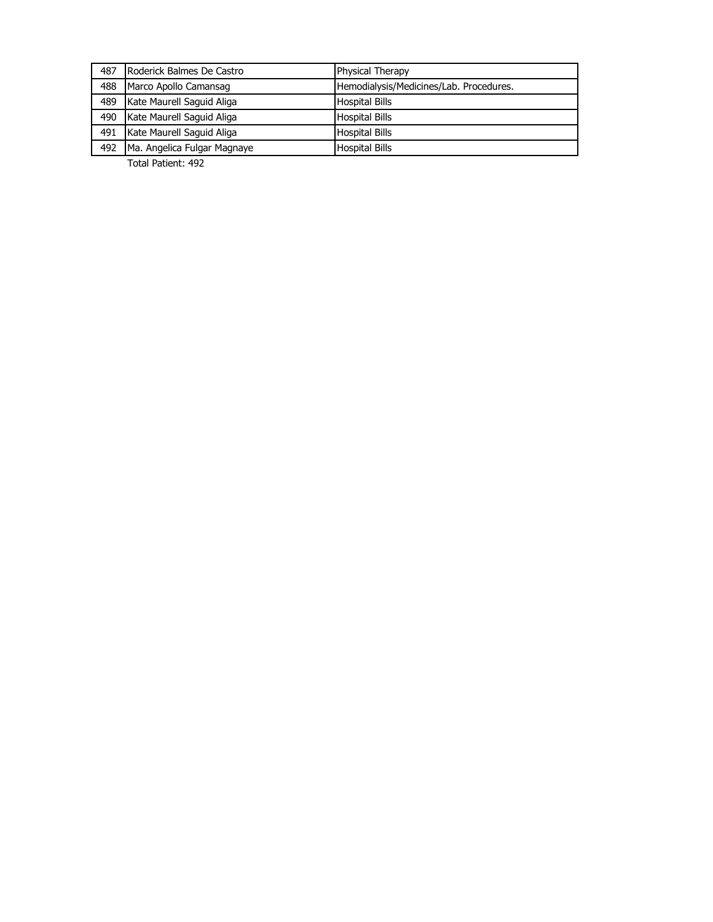| 487 | Roderick Balmes De Castro | Physical Therapy |
|---|---|---|
| 488 | Marco Apollo Camansag | Hemodialysis/Medicines/Lab. Procedures. |
| 489 | Kate Maurell Saguid Aliga | Hospital Bills |
| 490 | Kate Maurell Saguid Aliga | Hospital Bills |
| 491 | Kate Maurell Saguid Aliga | Hospital Bills |
| 492 | Ma. Angelica Fulgar Magnaye | Hospital Bills |

Total Patient: 492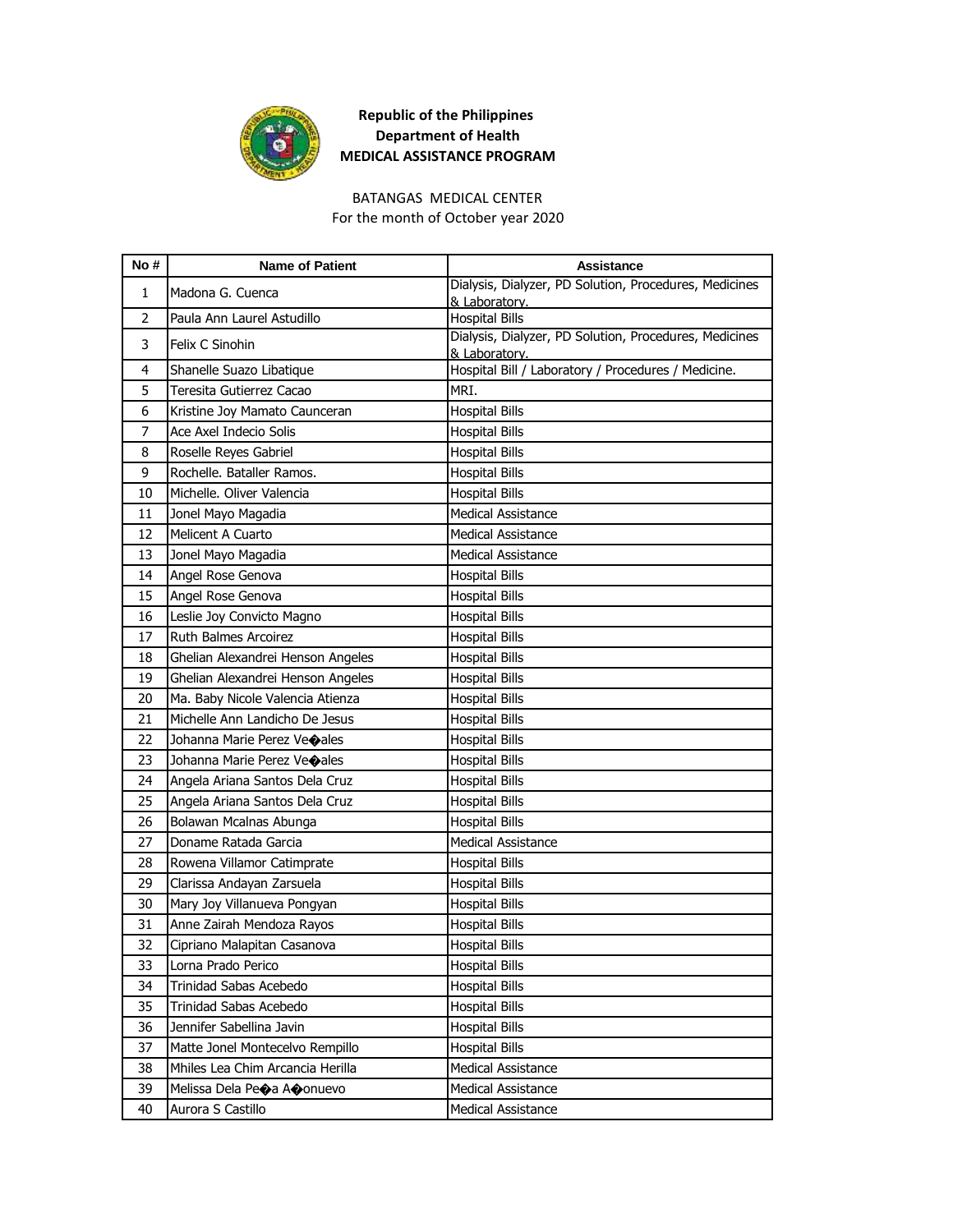**Republic of the Philippines**
**Department of Health**
**MEDICAL ASSISTANCE PROGRAM**

BATANGAS MEDICAL CENTER
For the month of October year 2020

| No # | Name of Patient | Assistance |
|---|---|---|
| 1 | Madona G. Cuenca | Dialysis, Dialyzer, PD Solution, Procedures, Medicines & Laboratory. |
| 2 | Paula Ann Laurel Astudillo | Hospital Bills |
| 3 | Felix C Sinohin | Dialysis, Dialyzer, PD Solution, Procedures, Medicines & Laboratory. |
| 4 | Shanelle Suazo Libatique | Hospital Bill / Laboratory / Procedures / Medicine. |
| 5 | Teresita Gutierrez Cacao | MRI. |
| 6 | Kristine Joy Mamato Caunceran | Hospital Bills |
| 7 | Ace Axel Indecio Solis | Hospital Bills |
| 8 | Roselle Reyes Gabriel | Hospital Bills |
| 9 | Rochelle. Bataller Ramos. | Hospital Bills |
| 10 | Michelle. Oliver Valencia | Hospital Bills |
| 11 | Jonel Mayo Magadia | Medical Assistance |
| 12 | Melicent A Cuarto | Medical Assistance |
| 13 | Jonel Mayo Magadia | Medical Assistance |
| 14 | Angel Rose Genova | Hospital Bills |
| 15 | Angel Rose Genova | Hospital Bills |
| 16 | Leslie Joy Convicto Magno | Hospital Bills |
| 17 | Ruth Balmes Arcoirez | Hospital Bills |
| 18 | Ghelian Alexandrei Henson Angeles | Hospital Bills |
| 19 | Ghelian Alexandrei Henson Angeles | Hospital Bills |
| 20 | Ma. Baby Nicole Valencia Atienza | Hospital Bills |
| 21 | Michelle Ann Landicho De Jesus | Hospital Bills |
| 22 | Johanna Marie Perez Ve�ales | Hospital Bills |
| 23 | Johanna Marie Perez Ve�ales | Hospital Bills |
| 24 | Angela Ariana Santos Dela Cruz | Hospital Bills |
| 25 | Angela Ariana Santos Dela Cruz | Hospital Bills |
| 26 | Bolawan Mcalnas Abunga | Hospital Bills |
| 27 | Doname Ratada Garcia | Medical Assistance |
| 28 | Rowena Villamor Catimprate | Hospital Bills |
| 29 | Clarissa Andayan Zarsuela | Hospital Bills |
| 30 | Mary Joy Villanueva Pongyan | Hospital Bills |
| 31 | Anne Zairah Mendoza Rayos | Hospital Bills |
| 32 | Cipriano Malapitan Casanova | Hospital Bills |
| 33 | Lorna Prado Perico | Hospital Bills |
| 34 | Trinidad Sabas Acebedo | Hospital Bills |
| 35 | Trinidad Sabas Acebedo | Hospital Bills |
| 36 | Jennifer Sabellina Javin | Hospital Bills |
| 37 | Matte Jonel Montecelvo Rempillo | Hospital Bills |
| 38 | Mhiles Lea Chim Arcancia Herilla | Medical Assistance |
| 39 | Melissa Dela Pe�a A�onuevo | Medical Assistance |
| 40 | Aurora S Castillo | Medical Assistance |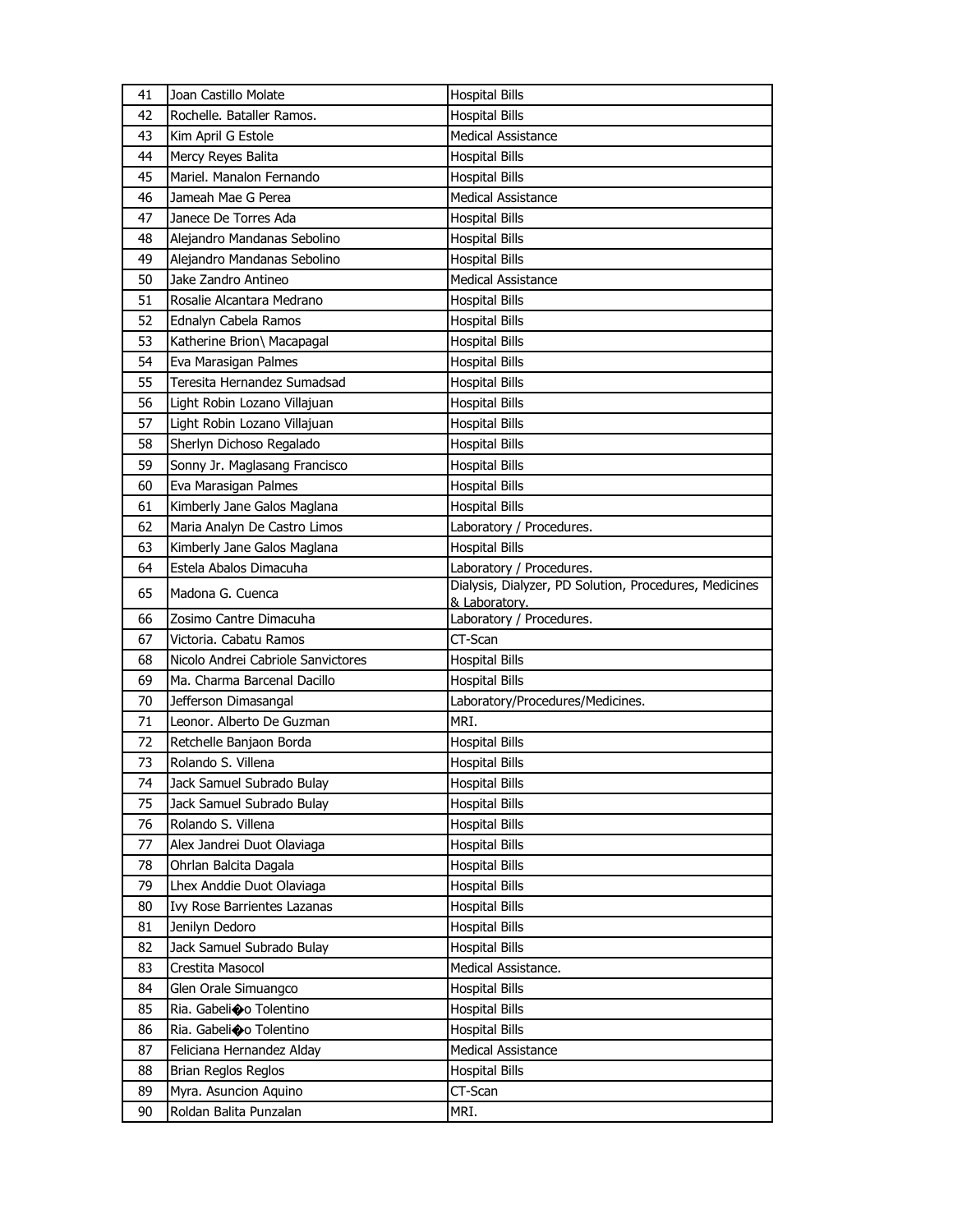| 41 | Joan Castillo Molate | Hospital Bills |
|---|---|---|
| 42 | Rochelle. Bataller Ramos. | Hospital Bills |
| 43 | Kim April G Estole | Medical Assistance |
| 44 | Mercy Reyes Balita | Hospital Bills |
| 45 | Mariel. Manalon Fernando | Hospital Bills |
| 46 | Jameah Mae G Perea | Medical Assistance |
| 47 | Janece De Torres Ada | Hospital Bills |
| 48 | Alejandro Mandanas Sebolino | Hospital Bills |
| 49 | Alejandro Mandanas Sebolino | Hospital Bills |
| 50 | Jake Zandro Antineo | Medical Assistance |
| 51 | Rosalie Alcantara Medrano | Hospital Bills |
| 52 | Ednalyn Cabela Ramos | Hospital Bills |
| 53 | Katherine Brion\ Macapagal | Hospital Bills |
| 54 | Eva Marasigan Palmes | Hospital Bills |
| 55 | Teresita Hernandez Sumadsad | Hospital Bills |
| 56 | Light Robin Lozano Villajuan | Hospital Bills |
| 57 | Light Robin Lozano Villajuan | Hospital Bills |
| 58 | Sherlyn Dichoso Regalado | Hospital Bills |
| 59 | Sonny Jr. Maglasang Francisco | Hospital Bills |
| 60 | Eva Marasigan Palmes | Hospital Bills |
| 61 | Kimberly Jane Galos Maglana | Hospital Bills |
| 62 | Maria Analyn De Castro Limos | Laboratory / Procedures. |
| 63 | Kimberly Jane Galos Maglana | Hospital Bills |
| 64 | Estela Abalos Dimacuha | Laboratory / Procedures. |
| 65 | Madona G. Cuenca | Dialysis, Dialyzer, PD Solution, Procedures, Medicines & Laboratory. |
| 66 | Zosimo Cantre Dimacuha | Laboratory / Procedures. |
| 67 | Victoria. Cabatu Ramos | CT-Scan |
| 68 | Nicolo Andrei Cabriole Sanvictores | Hospital Bills |
| 69 | Ma. Charma Barcenal Dacillo | Hospital Bills |
| 70 | Jefferson Dimasangal | Laboratory/Procedures/Medicines. |
| 71 | Leonor. Alberto De Guzman | MRI. |
| 72 | Retchelle Banjaon Borda | Hospital Bills |
| 73 | Rolando S. Villena | Hospital Bills |
| 74 | Jack Samuel Subrado Bulay | Hospital Bills |
| 75 | Jack Samuel Subrado Bulay | Hospital Bills |
| 76 | Rolando S. Villena | Hospital Bills |
| 77 | Alex Jandrei Duot Olaviaga | Hospital Bills |
| 78 | Ohrlan Balcita Dagala | Hospital Bills |
| 79 | Lhex Anddie Duot Olaviaga | Hospital Bills |
| 80 | Ivy Rose Barrientes Lazanas | Hospital Bills |
| 81 | Jenilyn Dedoro | Hospital Bills |
| 82 | Jack Samuel Subrado Bulay | Hospital Bills |
| 83 | Crestita Masocol | Medical Assistance. |
| 84 | Glen Orale Simuangco | Hospital Bills |
| 85 | Ria. Gabeli�o Tolentino | Hospital Bills |
| 86 | Ria. Gabeli�o Tolentino | Hospital Bills |
| 87 | Feliciana Hernandez Alday | Medical Assistance |
| 88 | Brian Reglos Reglos | Hospital Bills |
| 89 | Myra. Asuncion Aquino | CT-Scan |
| 90 | Roldan Balita Punzalan | MRI. |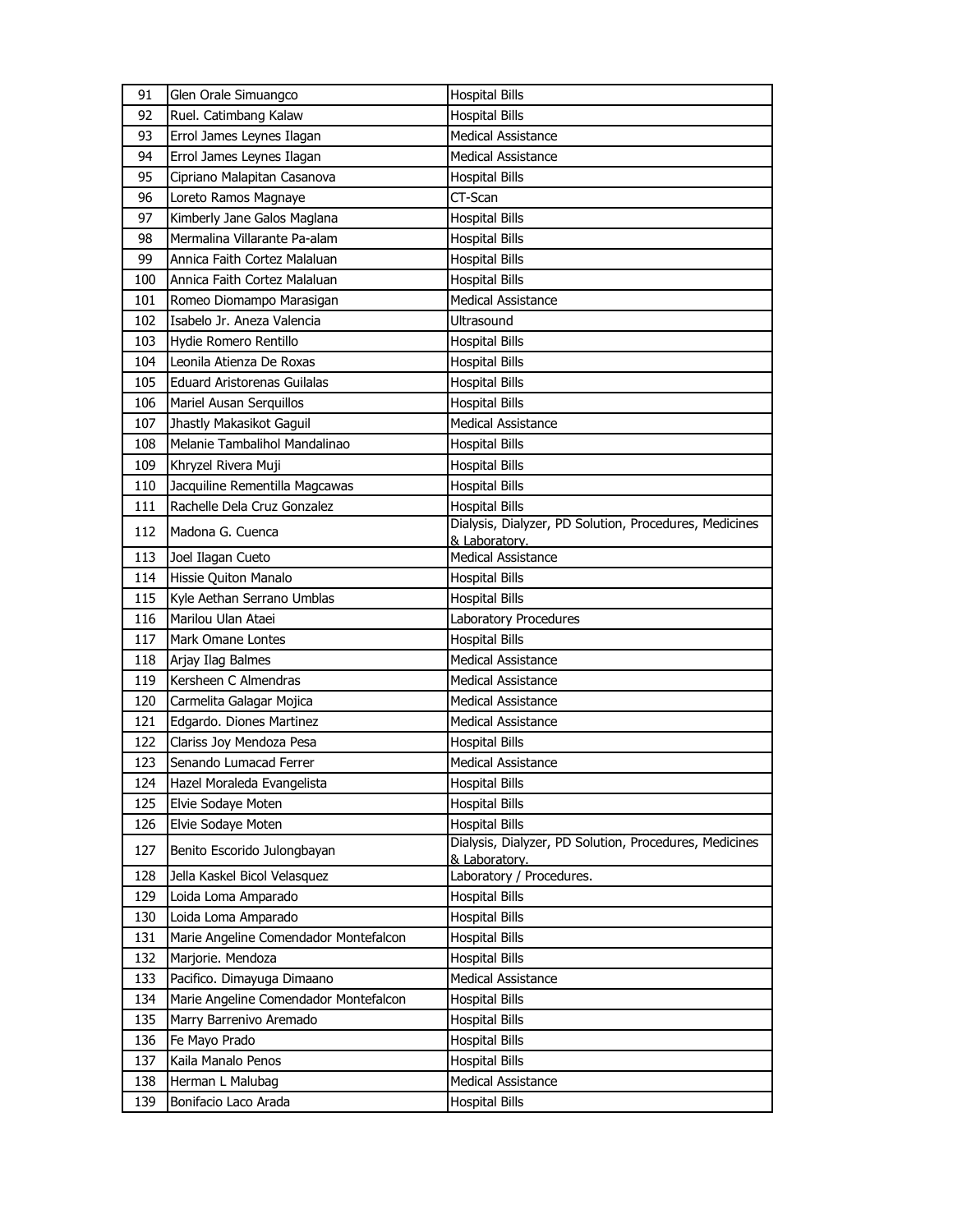| 91 | Glen Orale Simuangco | Hospital Bills |
|---|---|---|
| 92 | Ruel. Catimbang Kalaw | Hospital Bills |
| 93 | Errol James Leynes Ilagan | Medical Assistance |
| 94 | Errol James Leynes Ilagan | Medical Assistance |
| 95 | Cipriano Malapitan Casanova | Hospital Bills |
| 96 | Loreto Ramos Magnaye | CT-Scan |
| 97 | Kimberly Jane Galos Maglana | Hospital Bills |
| 98 | Mermalina Villarante Pa-alam | Hospital Bills |
| 99 | Annica Faith Cortez Malaluan | Hospital Bills |
| 100 | Annica Faith Cortez Malaluan | Hospital Bills |
| 101 | Romeo Diomampo Marasigan | Medical Assistance |
| 102 | Isabelo Jr. Aneza Valencia | Ultrasound |
| 103 | Hydie Romero Rentillo | Hospital Bills |
| 104 | Leonila Atienza De Roxas | Hospital Bills |
| 105 | Eduard Aristorenas Guilalas | Hospital Bills |
| 106 | Mariel Ausan Serquillos | Hospital Bills |
| 107 | Jhastly Makasikot Gaguil | Medical Assistance |
| 108 | Melanie Tambalihol Mandalinao | Hospital Bills |
| 109 | Khryzel Rivera Muji | Hospital Bills |
| 110 | Jacquiline Rementilla Magcawas | Hospital Bills |
| 111 | Rachelle Dela Cruz Gonzalez | Hospital Bills |
| 112 | Madona G. Cuenca | Dialysis, Dialyzer, PD Solution, Procedures, Medicines & Laboratory. |
| 113 | Joel Ilagan Cueto | Medical Assistance |
| 114 | Hissie Quiton Manalo | Hospital Bills |
| 115 | Kyle Aethan Serrano Umblas | Hospital Bills |
| 116 | Marilou Ulan Ataei | Laboratory Procedures |
| 117 | Mark Omane Lontes | Hospital Bills |
| 118 | Arjay Ilag Balmes | Medical Assistance |
| 119 | Kersheen C Almendras | Medical Assistance |
| 120 | Carmelita Galagar Mojica | Medical Assistance |
| 121 | Edgardo. Diones Martinez | Medical Assistance |
| 122 | Clariss Joy Mendoza Pesa | Hospital Bills |
| 123 | Senando Lumacad Ferrer | Medical Assistance |
| 124 | Hazel Moraleda Evangelista | Hospital Bills |
| 125 | Elvie Sodaye Moten | Hospital Bills |
| 126 | Elvie Sodaye Moten | Hospital Bills |
| 127 | Benito Escorido Julongbayan | Dialysis, Dialyzer, PD Solution, Procedures, Medicines & Laboratory. |
| 128 | Jella Kaskel Bicol Velasquez | Laboratory / Procedures. |
| 129 | Loida Loma Amparado | Hospital Bills |
| 130 | Loida Loma Amparado | Hospital Bills |
| 131 | Marie Angeline Comendador Montefalcon | Hospital Bills |
| 132 | Marjorie. Mendoza | Hospital Bills |
| 133 | Pacifico. Dimayuga Dimaano | Medical Assistance |
| 134 | Marie Angeline Comendador Montefalcon | Hospital Bills |
| 135 | Marry Barrenivo Aremado | Hospital Bills |
| 136 | Fe Mayo Prado | Hospital Bills |
| 137 | Kaila Manalo Penos | Hospital Bills |
| 138 | Herman L Malubag | Medical Assistance |
| 139 | Bonifacio Laco Arada | Hospital Bills |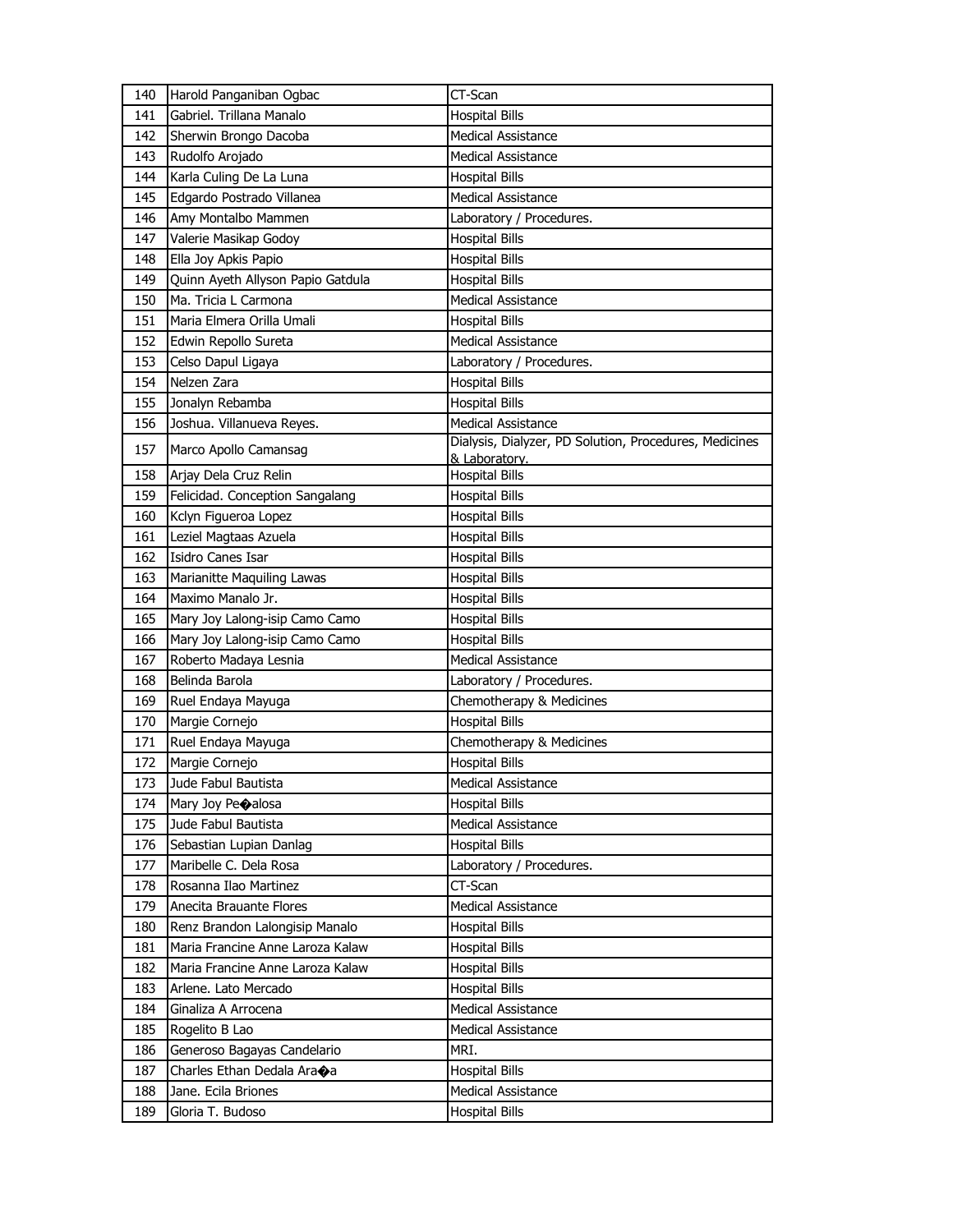| 140 | Harold Panganiban Ogbac | CT-Scan |
|---|---|---|
| 141 | Gabriel. Trillana Manalo | Hospital Bills |
| 142 | Sherwin Brongo Dacoba | Medical Assistance |
| 143 | Rudolfo Arojado | Medical Assistance |
| 144 | Karla Culing De La Luna | Hospital Bills |
| 145 | Edgardo Postrado Villanea | Medical Assistance |
| 146 | Amy Montalbo Mammen | Laboratory / Procedures. |
| 147 | Valerie Masikap Godoy | Hospital Bills |
| 148 | Ella Joy Apkis Papio | Hospital Bills |
| 149 | Quinn Ayeth Allyson Papio Gatdula | Hospital Bills |
| 150 | Ma. Tricia L Carmona | Medical Assistance |
| 151 | Maria Elmera Orilla Umali | Hospital Bills |
| 152 | Edwin Repollo Sureta | Medical Assistance |
| 153 | Celso Dapul Ligaya | Laboratory / Procedures. |
| 154 | Nelzen Zara | Hospital Bills |
| 155 | Jonalyn Rebamba | Hospital Bills |
| 156 | Joshua. Villanueva Reyes. | Medical Assistance |
| 157 | Marco Apollo Camansag | Dialysis, Dialyzer, PD Solution, Procedures, Medicines & Laboratory. |
| 158 | Arjay Dela Cruz Relin | Hospital Bills |
| 159 | Felicidad. Conception Sangalang | Hospital Bills |
| 160 | Kclyn Figueroa Lopez | Hospital Bills |
| 161 | Leziel Magtaas Azuela | Hospital Bills |
| 162 | Isidro Canes Isar | Hospital Bills |
| 163 | Marianitte Maquiling Lawas | Hospital Bills |
| 164 | Maximo Manalo Jr. | Hospital Bills |
| 165 | Mary Joy Lalong-isip Camo Camo | Hospital Bills |
| 166 | Mary Joy Lalong-isip Camo Camo | Hospital Bills |
| 167 | Roberto Madaya Lesnia | Medical Assistance |
| 168 | Belinda Barola | Laboratory / Procedures. |
| 169 | Ruel Endaya Mayuga | Chemotherapy & Medicines |
| 170 | Margie Cornejo | Hospital Bills |
| 171 | Ruel Endaya Mayuga | Chemotherapy & Medicines |
| 172 | Margie Cornejo | Hospital Bills |
| 173 | Jude Fabul Bautista | Medical Assistance |
| 174 | Mary Joy Pe�alosa | Hospital Bills |
| 175 | Jude Fabul Bautista | Medical Assistance |
| 176 | Sebastian Lupian Danlag | Hospital Bills |
| 177 | Maribelle C. Dela Rosa | Laboratory / Procedures. |
| 178 | Rosanna Ilao Martinez | CT-Scan |
| 179 | Anecita Brauante Flores | Medical Assistance |
| 180 | Renz Brandon Lalongisip Manalo | Hospital Bills |
| 181 | Maria Francine Anne Laroza Kalaw | Hospital Bills |
| 182 | Maria Francine Anne Laroza Kalaw | Hospital Bills |
| 183 | Arlene. Lato Mercado | Hospital Bills |
| 184 | Ginaliza A Arrocena | Medical Assistance |
| 185 | Rogelito B Lao | Medical Assistance |
| 186 | Generoso Bagayas Candelario | MRI. |
| 187 | Charles Ethan Dedala Ara�a | Hospital Bills |
| 188 | Jane. Ecila Briones | Medical Assistance |
| 189 | Gloria T. Budoso | Hospital Bills |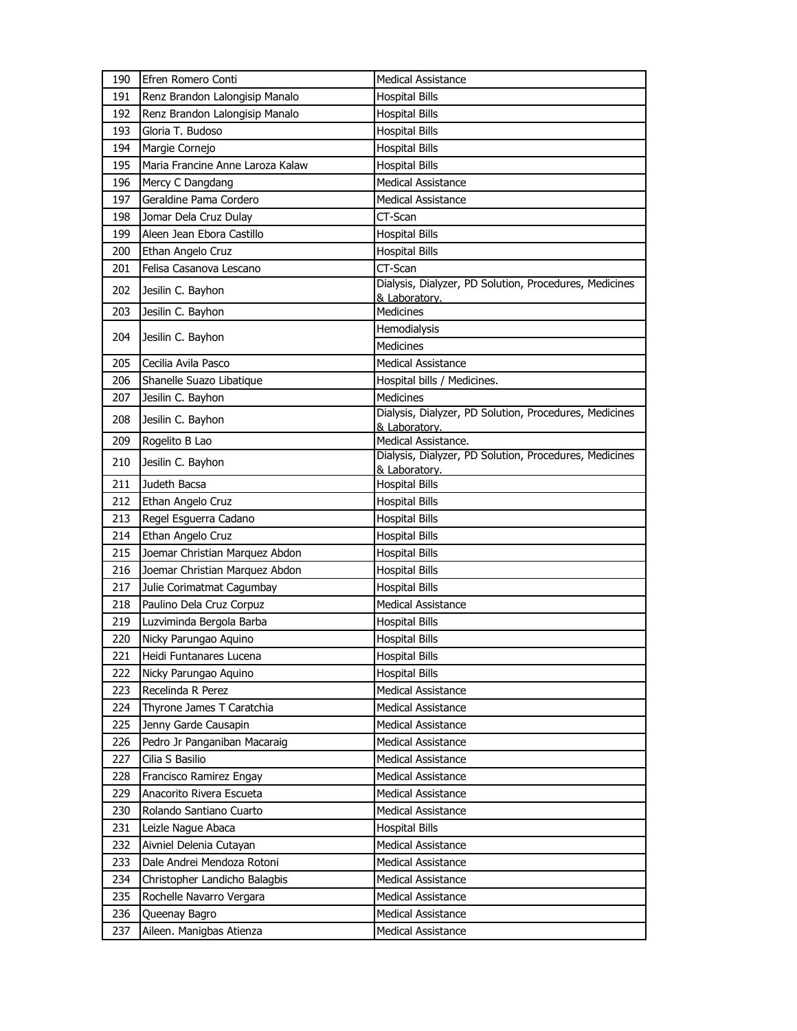| 190 | Efren Romero Conti | Medical Assistance |
|---|---|---|
| 191 | Renz Brandon Lalongisip Manalo | Hospital Bills |
| 192 | Renz Brandon Lalongisip Manalo | Hospital Bills |
| 193 | Gloria T. Budoso | Hospital Bills |
| 194 | Margie Cornejo | Hospital Bills |
| 195 | Maria Francine Anne Laroza Kalaw | Hospital Bills |
| 196 | Mercy C Dangdang | Medical Assistance |
| 197 | Geraldine Pama Cordero | Medical Assistance |
| 198 | Jomar Dela Cruz Dulay | CT-Scan |
| 199 | Aleen Jean Ebora Castillo | Hospital Bills |
| 200 | Ethan Angelo Cruz | Hospital Bills |
| 201 | Felisa Casanova Lescano | CT-Scan |
| 202 | Jesilin C. Bayhon | Dialysis, Dialyzer, PD Solution, Procedures, Medicines & Laboratory. |
| 203 | Jesilin C. Bayhon | Medicines |
| 204 | Jesilin C. Bayhon | Hemodialysis |
| | | Medicines |
| 205 | Cecilia Avila Pasco | Medical Assistance |
| 206 | Shanelle Suazo Libatique | Hospital bills / Medicines. |
| 207 | Jesilin C. Bayhon | Medicines |
| 208 | Jesilin C. Bayhon | Dialysis, Dialyzer, PD Solution, Procedures, Medicines & Laboratory. |
| 209 | Rogelito B Lao | Medical Assistance. |
| 210 | Jesilin C. Bayhon | Dialysis, Dialyzer, PD Solution, Procedures, Medicines & Laboratory. |
| 211 | Judeth Bacsa | Hospital Bills |
| 212 | Ethan Angelo Cruz | Hospital Bills |
| 213 | Regel Esguerra Cadano | Hospital Bills |
| 214 | Ethan Angelo Cruz | Hospital Bills |
| 215 | Joemar Christian Marquez Abdon | Hospital Bills |
| 216 | Joemar Christian Marquez Abdon | Hospital Bills |
| 217 | Julie Corimatmat Cagumbay | Hospital Bills |
| 218 | Paulino Dela Cruz Corpuz | Medical Assistance |
| 219 | Luzviminda Bergola Barba | Hospital Bills |
| 220 | Nicky Parungao Aquino | Hospital Bills |
| 221 | Heidi Funtanares Lucena | Hospital Bills |
| 222 | Nicky Parungao Aquino | Hospital Bills |
| 223 | Recelinda R Perez | Medical Assistance |
| 224 | Thyrone James T Caratchia | Medical Assistance |
| 225 | Jenny Garde Causapin | Medical Assistance |
| 226 | Pedro Jr Panganiban Macaraig | Medical Assistance |
| 227 | Cilia S Basilio | Medical Assistance |
| 228 | Francisco Ramirez Engay | Medical Assistance |
| 229 | Anacorito Rivera Escueta | Medical Assistance |
| 230 | Rolando Santiano Cuarto | Medical Assistance |
| 231 | Leizle Nague Abaca | Hospital Bills |
| 232 | Aivniel Delenia Cutayan | Medical Assistance |
| 233 | Dale Andrei Mendoza Rotoni | Medical Assistance |
| 234 | Christopher Landicho Balagbis | Medical Assistance |
| 235 | Rochelle Navarro Vergara | Medical Assistance |
| 236 | Queenay Bagro | Medical Assistance |
| 237 | Aileen. Manigbas Atienza | Medical Assistance |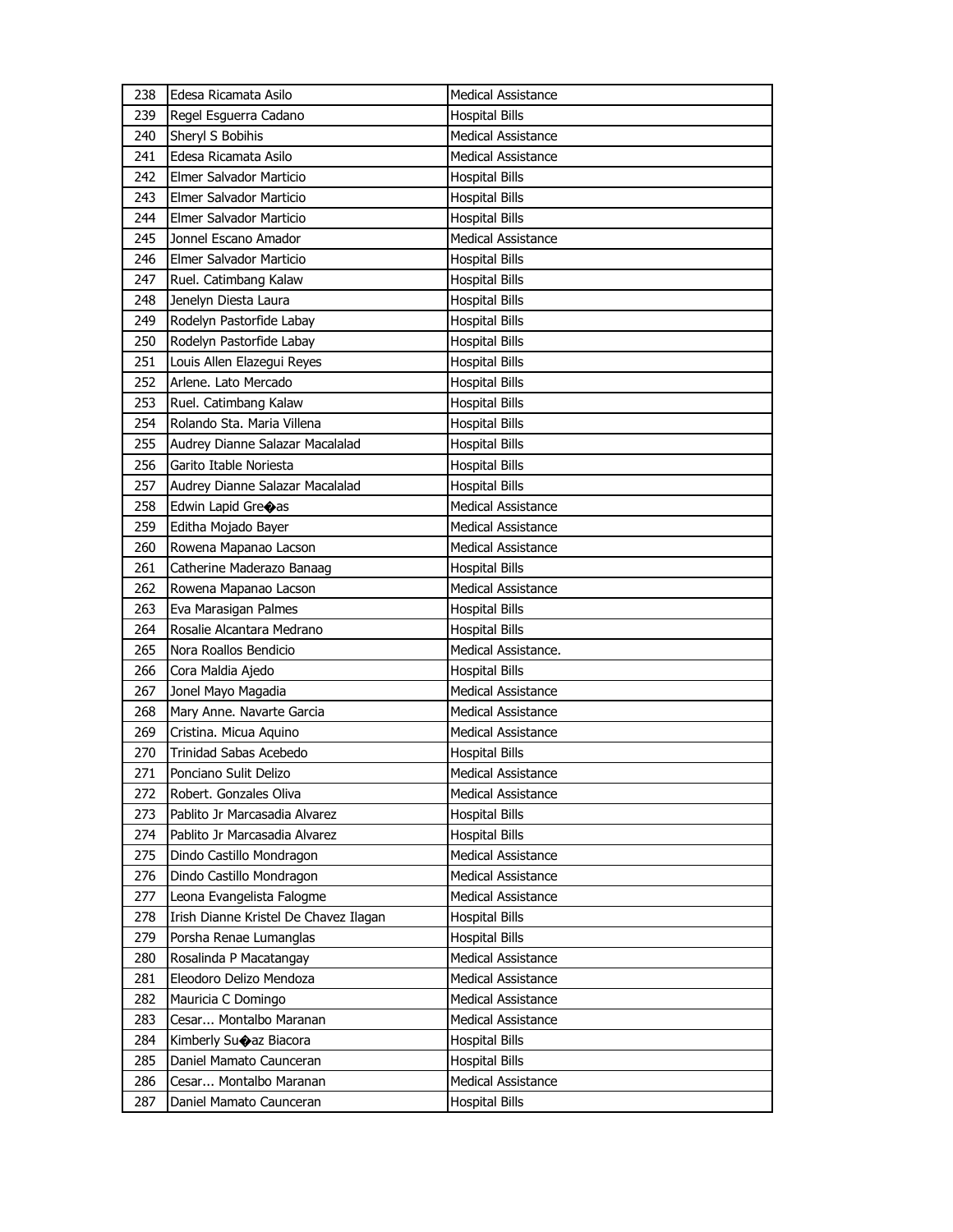| 238 | Edesa Ricamata Asilo | Medical Assistance |
|---|---|---|
| 239 | Regel Esguerra Cadano | Hospital Bills |
| 240 | Sheryl S Bobihis | Medical Assistance |
| 241 | Edesa Ricamata Asilo | Medical Assistance |
| 242 | Elmer Salvador Marticio | Hospital Bills |
| 243 | Elmer Salvador Marticio | Hospital Bills |
| 244 | Elmer Salvador Marticio | Hospital Bills |
| 245 | Jonnel Escano Amador | Medical Assistance |
| 246 | Elmer Salvador Marticio | Hospital Bills |
| 247 | Ruel. Catimbang Kalaw | Hospital Bills |
| 248 | Jenelyn Diesta Laura | Hospital Bills |
| 249 | Rodelyn Pastorfide Labay | Hospital Bills |
| 250 | Rodelyn Pastorfide Labay | Hospital Bills |
| 251 | Louis Allen Elazegui Reyes | Hospital Bills |
| 252 | Arlene. Lato Mercado | Hospital Bills |
| 253 | Ruel. Catimbang Kalaw | Hospital Bills |
| 254 | Rolando Sta. Maria Villena | Hospital Bills |
| 255 | Audrey Dianne Salazar Macalalad | Hospital Bills |
| 256 | Garito Itable Noriesta | Hospital Bills |
| 257 | Audrey Dianne Salazar Macalalad | Hospital Bills |
| 258 | Edwin Lapid Gre�as | Medical Assistance |
| 259 | Editha Mojado Bayer | Medical Assistance |
| 260 | Rowena Mapanao Lacson | Medical Assistance |
| 261 | Catherine Maderazo Banaag | Hospital Bills |
| 262 | Rowena Mapanao Lacson | Medical Assistance |
| 263 | Eva Marasigan Palmes | Hospital Bills |
| 264 | Rosalie Alcantara Medrano | Hospital Bills |
| 265 | Nora Roallos Bendicio | Medical Assistance. |
| 266 | Cora Maldia Ajedo | Hospital Bills |
| 267 | Jonel Mayo Magadia | Medical Assistance |
| 268 | Mary Anne. Navarte Garcia | Medical Assistance |
| 269 | Cristina. Micua Aquino | Medical Assistance |
| 270 | Trinidad Sabas Acebedo | Hospital Bills |
| 271 | Ponciano Sulit Delizo | Medical Assistance |
| 272 | Robert. Gonzales Oliva | Medical Assistance |
| 273 | Pablito Jr Marcasadia Alvarez | Hospital Bills |
| 274 | Pablito Jr Marcasadia Alvarez | Hospital Bills |
| 275 | Dindo Castillo Mondragon | Medical Assistance |
| 276 | Dindo Castillo Mondragon | Medical Assistance |
| 277 | Leona Evangelista Falogme | Medical Assistance |
| 278 | Irish Dianne Kristel De Chavez Ilagan | Hospital Bills |
| 279 | Porsha Renae Lumanglas | Hospital Bills |
| 280 | Rosalinda P Macatangay | Medical Assistance |
| 281 | Eleodoro Delizo Mendoza | Medical Assistance |
| 282 | Mauricia C Domingo | Medical Assistance |
| 283 | Cesar... Montalbo Maranan | Medical Assistance |
| 284 | Kimberly Su�az Biacora | Hospital Bills |
| 285 | Daniel Mamato Caunceran | Hospital Bills |
| 286 | Cesar... Montalbo Maranan | Medical Assistance |
| 287 | Daniel Mamato Caunceran | Hospital Bills |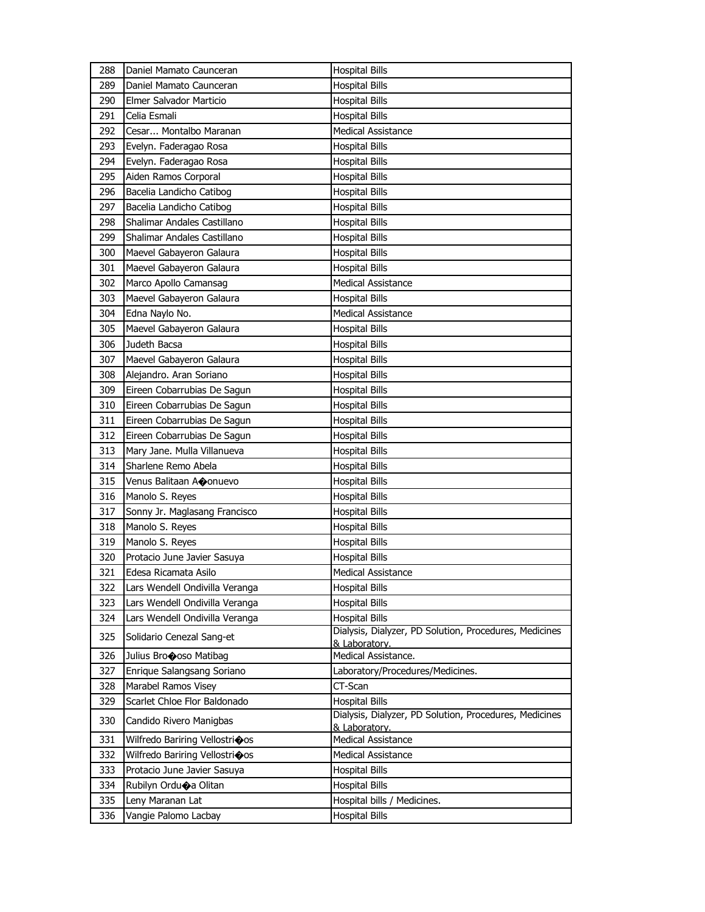| 288 | Daniel Mamato Caunceran | Hospital Bills |
|---|---|---|
| 289 | Daniel Mamato Caunceran | Hospital Bills |
| 290 | Elmer Salvador Marticio | Hospital Bills |
| 291 | Celia Esmali | Hospital Bills |
| 292 | Cesar... Montalbo Maranan | Medical Assistance |
| 293 | Evelyn. Faderagao Rosa | Hospital Bills |
| 294 | Evelyn. Faderagao Rosa | Hospital Bills |
| 295 | Aiden Ramos Corporal | Hospital Bills |
| 296 | Bacelia Landicho Catibog | Hospital Bills |
| 297 | Bacelia Landicho Catibog | Hospital Bills |
| 298 | Shalimar Andales Castillano | Hospital Bills |
| 299 | Shalimar Andales Castillano | Hospital Bills |
| 300 | Maevel Gabayeron Galaura | Hospital Bills |
| 301 | Maevel Gabayeron Galaura | Hospital Bills |
| 302 | Marco Apollo Camansag | Medical Assistance |
| 303 | Maevel Gabayeron Galaura | Hospital Bills |
| 304 | Edna Naylo No. | Medical Assistance |
| 305 | Maevel Gabayeron Galaura | Hospital Bills |
| 306 | Judeth Bacsa | Hospital Bills |
| 307 | Maevel Gabayeron Galaura | Hospital Bills |
| 308 | Alejandro. Aran Soriano | Hospital Bills |
| 309 | Eireen Cobarrubias De Sagun | Hospital Bills |
| 310 | Eireen Cobarrubias De Sagun | Hospital Bills |
| 311 | Eireen Cobarrubias De Sagun | Hospital Bills |
| 312 | Eireen Cobarrubias De Sagun | Hospital Bills |
| 313 | Mary Jane. Mulla Villanueva | Hospital Bills |
| 314 | Sharlene Remo Abela | Hospital Bills |
| 315 | Venus Balitaan A�onuevo | Hospital Bills |
| 316 | Manolo S. Reyes | Hospital Bills |
| 317 | Sonny Jr. Maglasang Francisco | Hospital Bills |
| 318 | Manolo S. Reyes | Hospital Bills |
| 319 | Manolo S. Reyes | Hospital Bills |
| 320 | Protacio June Javier Sasuya | Hospital Bills |
| 321 | Edesa Ricamata Asilo | Medical Assistance |
| 322 | Lars Wendell Ondivilla Veranga | Hospital Bills |
| 323 | Lars Wendell Ondivilla Veranga | Hospital Bills |
| 324 | Lars Wendell Ondivilla Veranga | Hospital Bills |
| 325 | Solidario Cenezal Sang-et | Dialysis, Dialyzer, PD Solution, Procedures, Medicines & Laboratory. |
| 326 | Julius Bro�oso Matibag | Medical Assistance. |
| 327 | Enrique Salangsang Soriano | Laboratory/Procedures/Medicines. |
| 328 | Marabel Ramos Visey | CT-Scan |
| 329 | Scarlet Chloe Flor Baldonado | Hospital Bills |
| 330 | Candido Rivero Manigbas | Dialysis, Dialyzer, PD Solution, Procedures, Medicines & Laboratory. |
| 331 | Wilfredo Bariring Vellostri�os | Medical Assistance |
| 332 | Wilfredo Bariring Vellostri�os | Medical Assistance |
| 333 | Protacio June Javier Sasuya | Hospital Bills |
| 334 | Rubilyn Ordu�a Olitan | Hospital Bills |
| 335 | Leny Maranan Lat | Hospital bills / Medicines. |
| 336 | Vangie Palomo Lacbay | Hospital Bills |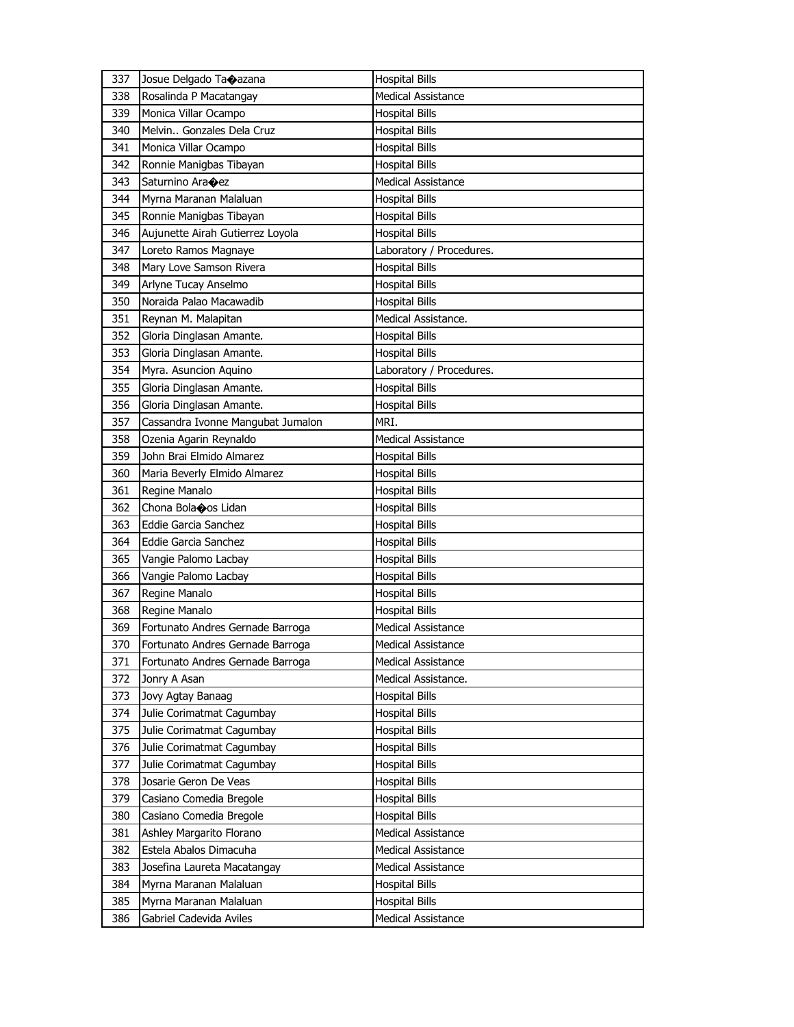| 337 | Josue Delgado Ta�azana | Hospital Bills |
|---|---|---|
| 338 | Rosalinda P Macatangay | Medical Assistance |
| 339 | Monica Villar Ocampo | Hospital Bills |
| 340 | Melvin.. Gonzales Dela Cruz | Hospital Bills |
| 341 | Monica Villar Ocampo | Hospital Bills |
| 342 | Ronnie Manigbas Tibayan | Hospital Bills |
| 343 | Saturnino Ara�ez | Medical Assistance |
| 344 | Myrna Maranan Malaluan | Hospital Bills |
| 345 | Ronnie Manigbas Tibayan | Hospital Bills |
| 346 | Aujunette Airah Gutierrez Loyola | Hospital Bills |
| 347 | Loreto Ramos Magnaye | Laboratory / Procedures. |
| 348 | Mary Love Samson Rivera | Hospital Bills |
| 349 | Arlyne Tucay Anselmo | Hospital Bills |
| 350 | Noraida Palao Macawadib | Hospital Bills |
| 351 | Reynan M. Malapitan | Medical Assistance. |
| 352 | Gloria Dinglasan Amante. | Hospital Bills |
| 353 | Gloria Dinglasan Amante. | Hospital Bills |
| 354 | Myra. Asuncion Aquino | Laboratory / Procedures. |
| 355 | Gloria Dinglasan Amante. | Hospital Bills |
| 356 | Gloria Dinglasan Amante. | Hospital Bills |
| 357 | Cassandra Ivonne Mangubat Jumalon | MRI. |
| 358 | Ozenia Agarin Reynaldo | Medical Assistance |
| 359 | John Brai Elmido Almarez | Hospital Bills |
| 360 | Maria Beverly Elmido Almarez | Hospital Bills |
| 361 | Regine Manalo | Hospital Bills |
| 362 | Chona Bola�os Lidan | Hospital Bills |
| 363 | Eddie Garcia Sanchez | Hospital Bills |
| 364 | Eddie Garcia Sanchez | Hospital Bills |
| 365 | Vangie Palomo Lacbay | Hospital Bills |
| 366 | Vangie Palomo Lacbay | Hospital Bills |
| 367 | Regine Manalo | Hospital Bills |
| 368 | Regine Manalo | Hospital Bills |
| 369 | Fortunato Andres Gernade Barroga | Medical Assistance |
| 370 | Fortunato Andres Gernade Barroga | Medical Assistance |
| 371 | Fortunato Andres Gernade Barroga | Medical Assistance |
| 372 | Jonry A Asan | Medical Assistance. |
| 373 | Jovy Agtay Banaag | Hospital Bills |
| 374 | Julie Corimatmat Cagumbay | Hospital Bills |
| 375 | Julie Corimatmat Cagumbay | Hospital Bills |
| 376 | Julie Corimatmat Cagumbay | Hospital Bills |
| 377 | Julie Corimatmat Cagumbay | Hospital Bills |
| 378 | Josarie Geron De Veas | Hospital Bills |
| 379 | Casiano Comedia Bregole | Hospital Bills |
| 380 | Casiano Comedia Bregole | Hospital Bills |
| 381 | Ashley Margarito Florano | Medical Assistance |
| 382 | Estela Abalos Dimacuha | Medical Assistance |
| 383 | Josefina Laureta Macatangay | Medical Assistance |
| 384 | Myrna Maranan Malaluan | Hospital Bills |
| 385 | Myrna Maranan Malaluan | Hospital Bills |
| 386 | Gabriel Cadevida Aviles | Medical Assistance |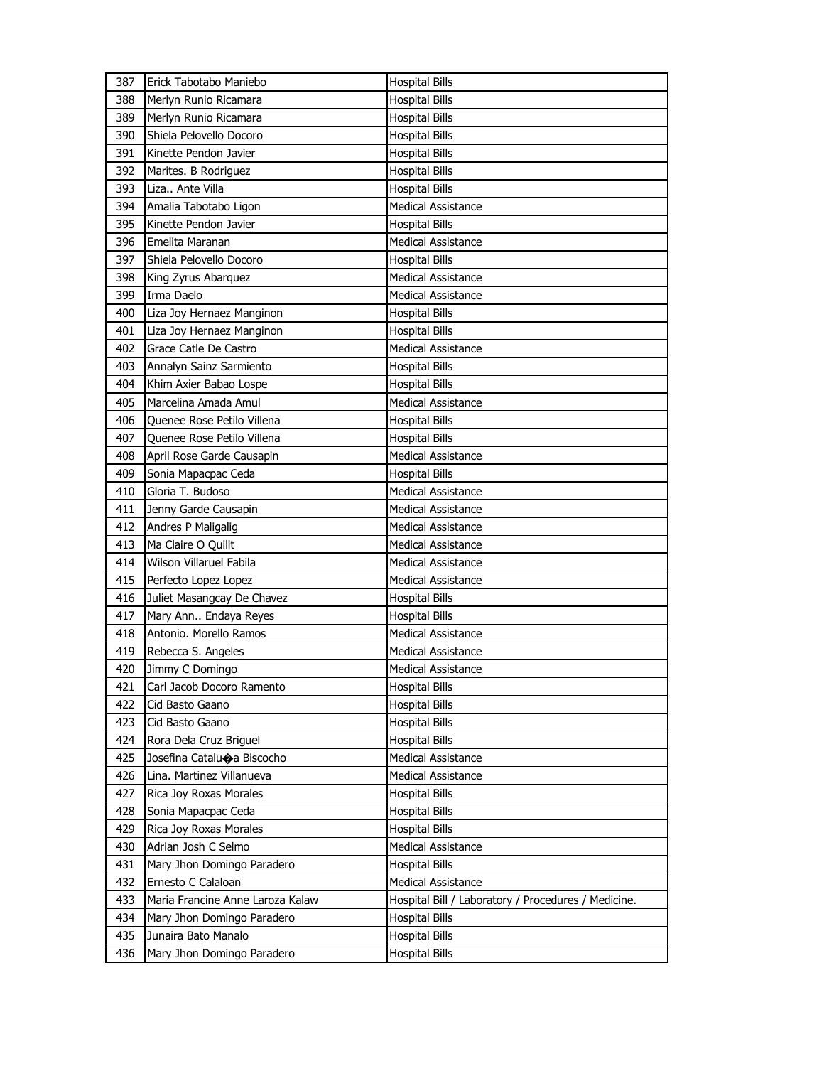| 387 | Erick Tabotabo Maniebo | Hospital Bills |
|---|---|---|
| 388 | Merlyn Runio Ricamara | Hospital Bills |
| 389 | Merlyn Runio Ricamara | Hospital Bills |
| 390 | Shiela Pelovello Docoro | Hospital Bills |
| 391 | Kinette Pendon Javier | Hospital Bills |
| 392 | Marites. B Rodriguez | Hospital Bills |
| 393 | Liza.. Ante Villa | Hospital Bills |
| 394 | Amalia Tabotabo Ligon | Medical Assistance |
| 395 | Kinette Pendon Javier | Hospital Bills |
| 396 | Emelita Maranan | Medical Assistance |
| 397 | Shiela Pelovello Docoro | Hospital Bills |
| 398 | King Zyrus Abarquez | Medical Assistance |
| 399 | Irma Daelo | Medical Assistance |
| 400 | Liza Joy Hernaez Manginon | Hospital Bills |
| 401 | Liza Joy Hernaez Manginon | Hospital Bills |
| 402 | Grace Catle De Castro | Medical Assistance |
| 403 | Annalyn Sainz Sarmiento | Hospital Bills |
| 404 | Khim Axier Babao Lospe | Hospital Bills |
| 405 | Marcelina Amada Amul | Medical Assistance |
| 406 | Quenee Rose Petilo Villena | Hospital Bills |
| 407 | Quenee Rose Petilo Villena | Hospital Bills |
| 408 | April Rose Garde Causapin | Medical Assistance |
| 409 | Sonia Mapacpac Ceda | Hospital Bills |
| 410 | Gloria T. Budoso | Medical Assistance |
| 411 | Jenny Garde Causapin | Medical Assistance |
| 412 | Andres P Maligalig | Medical Assistance |
| 413 | Ma Claire O Quilit | Medical Assistance |
| 414 | Wilson Villaruel Fabila | Medical Assistance |
| 415 | Perfecto Lopez Lopez | Medical Assistance |
| 416 | Juliet Masangcay De Chavez | Hospital Bills |
| 417 | Mary Ann.. Endaya Reyes | Hospital Bills |
| 418 | Antonio. Morello Ramos | Medical Assistance |
| 419 | Rebecca S. Angeles | Medical Assistance |
| 420 | Jimmy C Domingo | Medical Assistance |
| 421 | Carl Jacob Docoro Ramento | Hospital Bills |
| 422 | Cid Basto Gaano | Hospital Bills |
| 423 | Cid Basto Gaano | Hospital Bills |
| 424 | Rora Dela Cruz Briguel | Hospital Bills |
| 425 | Josefina Catalu�a Biscocho | Medical Assistance |
| 426 | Lina. Martinez Villanueva | Medical Assistance |
| 427 | Rica Joy Roxas Morales | Hospital Bills |
| 428 | Sonia Mapacpac Ceda | Hospital Bills |
| 429 | Rica Joy Roxas Morales | Hospital Bills |
| 430 | Adrian Josh C Selmo | Medical Assistance |
| 431 | Mary Jhon Domingo Paradero | Hospital Bills |
| 432 | Ernesto C Calaloan | Medical Assistance |
| 433 | Maria Francine Anne Laroza Kalaw | Hospital Bill / Laboratory / Procedures / Medicine. |
| 434 | Mary Jhon Domingo Paradero | Hospital Bills |
| 435 | Junaira Bato Manalo | Hospital Bills |
| 436 | Mary Jhon Domingo Paradero | Hospital Bills |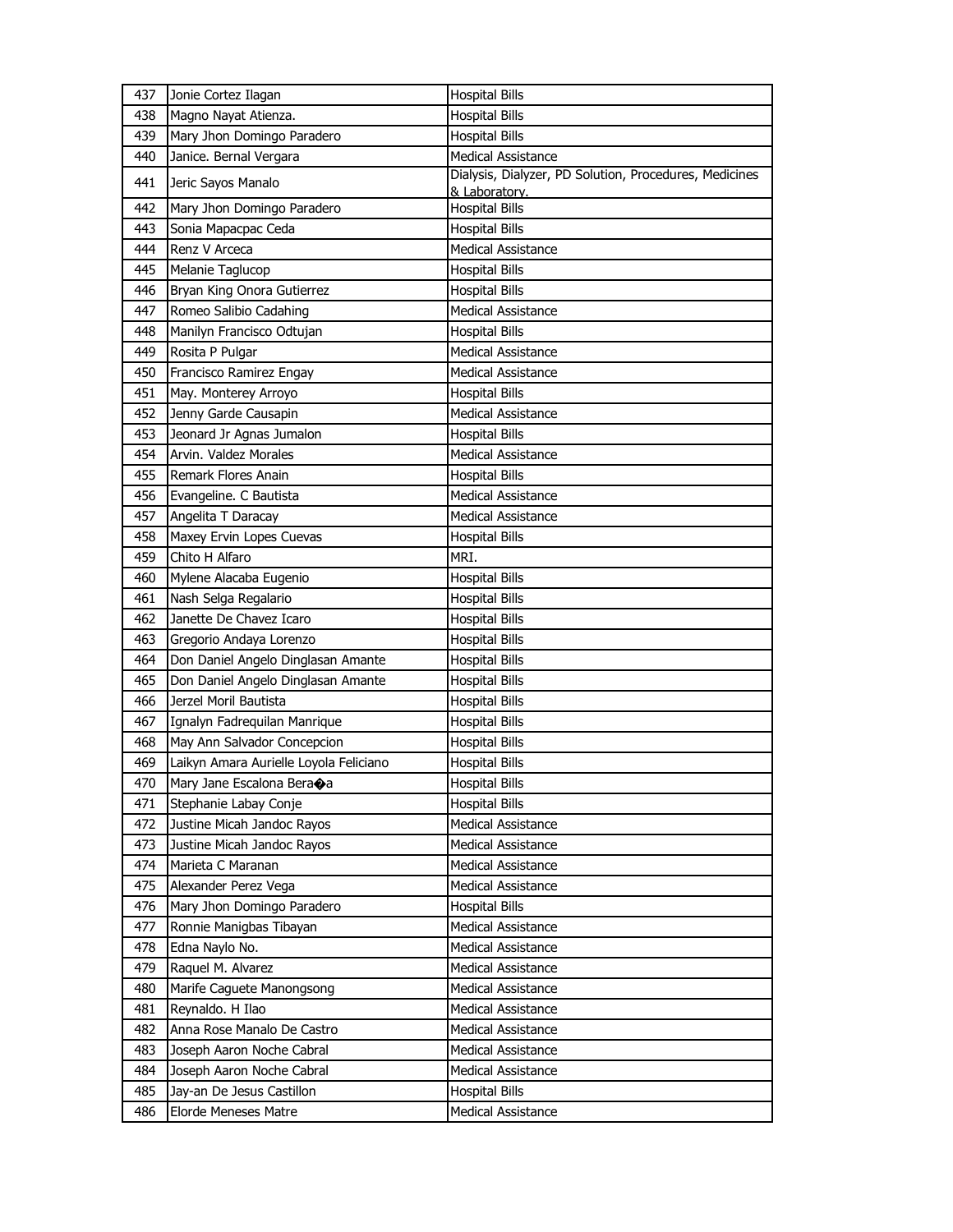| 437 | Jonie Cortez Ilagan | Hospital Bills |
|---|---|---|
| 438 | Magno Nayat Atienza. | Hospital Bills |
| 439 | Mary Jhon Domingo Paradero | Hospital Bills |
| 440 | Janice. Bernal Vergara | Medical Assistance |
| 441 | Jeric Sayos Manalo | Dialysis, Dialyzer, PD Solution, Procedures, Medicines & Laboratory. |
| 442 | Mary Jhon Domingo Paradero | Hospital Bills |
| 443 | Sonia Mapacpac Ceda | Hospital Bills |
| 444 | Renz V Arceca | Medical Assistance |
| 445 | Melanie Taglucop | Hospital Bills |
| 446 | Bryan King Onora Gutierrez | Hospital Bills |
| 447 | Romeo Salibio Cadahing | Medical Assistance |
| 448 | Manilyn Francisco Odtujan | Hospital Bills |
| 449 | Rosita P Pulgar | Medical Assistance |
| 450 | Francisco Ramirez Engay | Medical Assistance |
| 451 | May. Monterey Arroyo | Hospital Bills |
| 452 | Jenny Garde Causapin | Medical Assistance |
| 453 | Jeonard Jr Agnas Jumalon | Hospital Bills |
| 454 | Arvin. Valdez Morales | Medical Assistance |
| 455 | Remark Flores Anain | Hospital Bills |
| 456 | Evangeline. C Bautista | Medical Assistance |
| 457 | Angelita T Daracay | Medical Assistance |
| 458 | Maxey Ervin Lopes Cuevas | Hospital Bills |
| 459 | Chito H Alfaro | MRI. |
| 460 | Mylene Alacaba Eugenio | Hospital Bills |
| 461 | Nash Selga Regalario | Hospital Bills |
| 462 | Janette De Chavez Icaro | Hospital Bills |
| 463 | Gregorio Andaya Lorenzo | Hospital Bills |
| 464 | Don Daniel Angelo Dinglasan Amante | Hospital Bills |
| 465 | Don Daniel Angelo Dinglasan Amante | Hospital Bills |
| 466 | Jerzel Moril Bautista | Hospital Bills |
| 467 | Ignalyn Fadrequilan Manrique | Hospital Bills |
| 468 | May Ann Salvador Concepcion | Hospital Bills |
| 469 | Laikyn Amara Aurielle Loyola Feliciano | Hospital Bills |
| 470 | Mary Jane Escalona Bera�a | Hospital Bills |
| 471 | Stephanie Labay Conje | Hospital Bills |
| 472 | Justine Micah Jandoc Rayos | Medical Assistance |
| 473 | Justine Micah Jandoc Rayos | Medical Assistance |
| 474 | Marieta C Maranan | Medical Assistance |
| 475 | Alexander Perez Vega | Medical Assistance |
| 476 | Mary Jhon Domingo Paradero | Hospital Bills |
| 477 | Ronnie Manigbas Tibayan | Medical Assistance |
| 478 | Edna Naylo No. | Medical Assistance |
| 479 | Raquel M. Alvarez | Medical Assistance |
| 480 | Marife Caguete Manongsong | Medical Assistance |
| 481 | Reynaldo. H Ilao | Medical Assistance |
| 482 | Anna Rose Manalo De Castro | Medical Assistance |
| 483 | Joseph Aaron Noche Cabral | Medical Assistance |
| 484 | Joseph Aaron Noche Cabral | Medical Assistance |
| 485 | Jay-an De Jesus Castillon | Hospital Bills |
| 486 | Elorde Meneses Matre | Medical Assistance |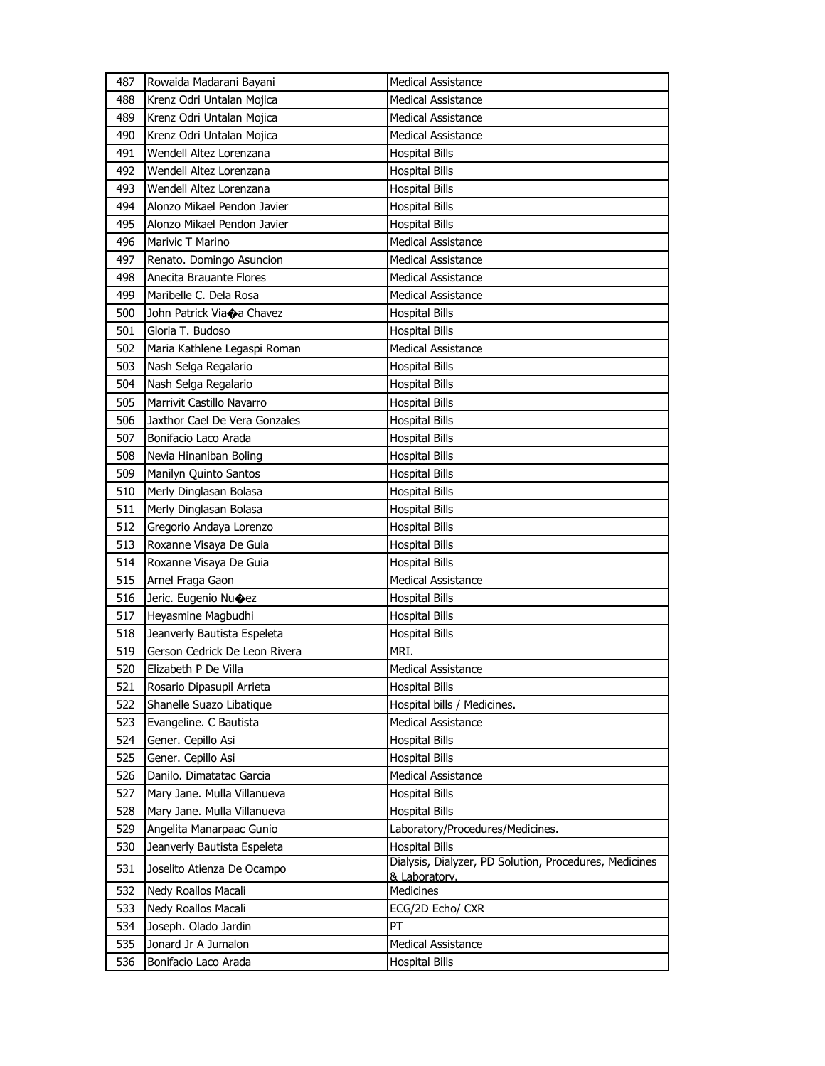| 487 | Rowaida Madarani Bayani | Medical Assistance |
|---|---|---|
| 488 | Krenz Odri Untalan Mojica | Medical Assistance |
| 489 | Krenz Odri Untalan Mojica | Medical Assistance |
| 490 | Krenz Odri Untalan Mojica | Medical Assistance |
| 491 | Wendell Altez Lorenzana | Hospital Bills |
| 492 | Wendell Altez Lorenzana | Hospital Bills |
| 493 | Wendell Altez Lorenzana | Hospital Bills |
| 494 | Alonzo Mikael Pendon Javier | Hospital Bills |
| 495 | Alonzo Mikael Pendon Javier | Hospital Bills |
| 496 | Marivic T Marino | Medical Assistance |
| 497 | Renato. Domingo Asuncion | Medical Assistance |
| 498 | Anecita Brauante Flores | Medical Assistance |
| 499 | Maribelle C. Dela Rosa | Medical Assistance |
| 500 | John Patrick Via�a Chavez | Hospital Bills |
| 501 | Gloria T. Budoso | Hospital Bills |
| 502 | Maria Kathlene Legaspi Roman | Medical Assistance |
| 503 | Nash Selga Regalario | Hospital Bills |
| 504 | Nash Selga Regalario | Hospital Bills |
| 505 | Marrivit Castillo Navarro | Hospital Bills |
| 506 | Jaxthor Cael De Vera Gonzales | Hospital Bills |
| 507 | Bonifacio Laco Arada | Hospital Bills |
| 508 | Nevia Hinaniban Boling | Hospital Bills |
| 509 | Manilyn Quinto Santos | Hospital Bills |
| 510 | Merly Dinglasan Bolasa | Hospital Bills |
| 511 | Merly Dinglasan Bolasa | Hospital Bills |
| 512 | Gregorio Andaya Lorenzo | Hospital Bills |
| 513 | Roxanne Visaya De Guia | Hospital Bills |
| 514 | Roxanne Visaya De Guia | Hospital Bills |
| 515 | Arnel Fraga Gaon | Medical Assistance |
| 516 | Jeric. Eugenio Nu�ez | Hospital Bills |
| 517 | Heyasmine Magbudhi | Hospital Bills |
| 518 | Jeanverly Bautista Espeleta | Hospital Bills |
| 519 | Gerson Cedrick De Leon Rivera | MRI. |
| 520 | Elizabeth P De Villa | Medical Assistance |
| 521 | Rosario Dipasupil Arrieta | Hospital Bills |
| 522 | Shanelle Suazo Libatique | Hospital bills / Medicines. |
| 523 | Evangeline. C Bautista | Medical Assistance |
| 524 | Gener. Cepillo Asi | Hospital Bills |
| 525 | Gener. Cepillo Asi | Hospital Bills |
| 526 | Danilo. Dimatatac Garcia | Medical Assistance |
| 527 | Mary Jane. Mulla Villanueva | Hospital Bills |
| 528 | Mary Jane. Mulla Villanueva | Hospital Bills |
| 529 | Angelita Manarpaac Gunio | Laboratory/Procedures/Medicines. |
| 530 | Jeanverly Bautista Espeleta | Hospital Bills |
| 531 | Joselito Atienza De Ocampo | Dialysis, Dialyzer, PD Solution, Procedures, Medicines & Laboratory. |
| 532 | Nedy Roallos Macali | Medicines |
| 533 | Nedy Roallos Macali | ECG/2D Echo/ CXR |
| 534 | Joseph. Olado Jardin | PT |
| 535 | Jonard Jr A Jumalon | Medical Assistance |
| 536 | Bonifacio Laco Arada | Hospital Bills |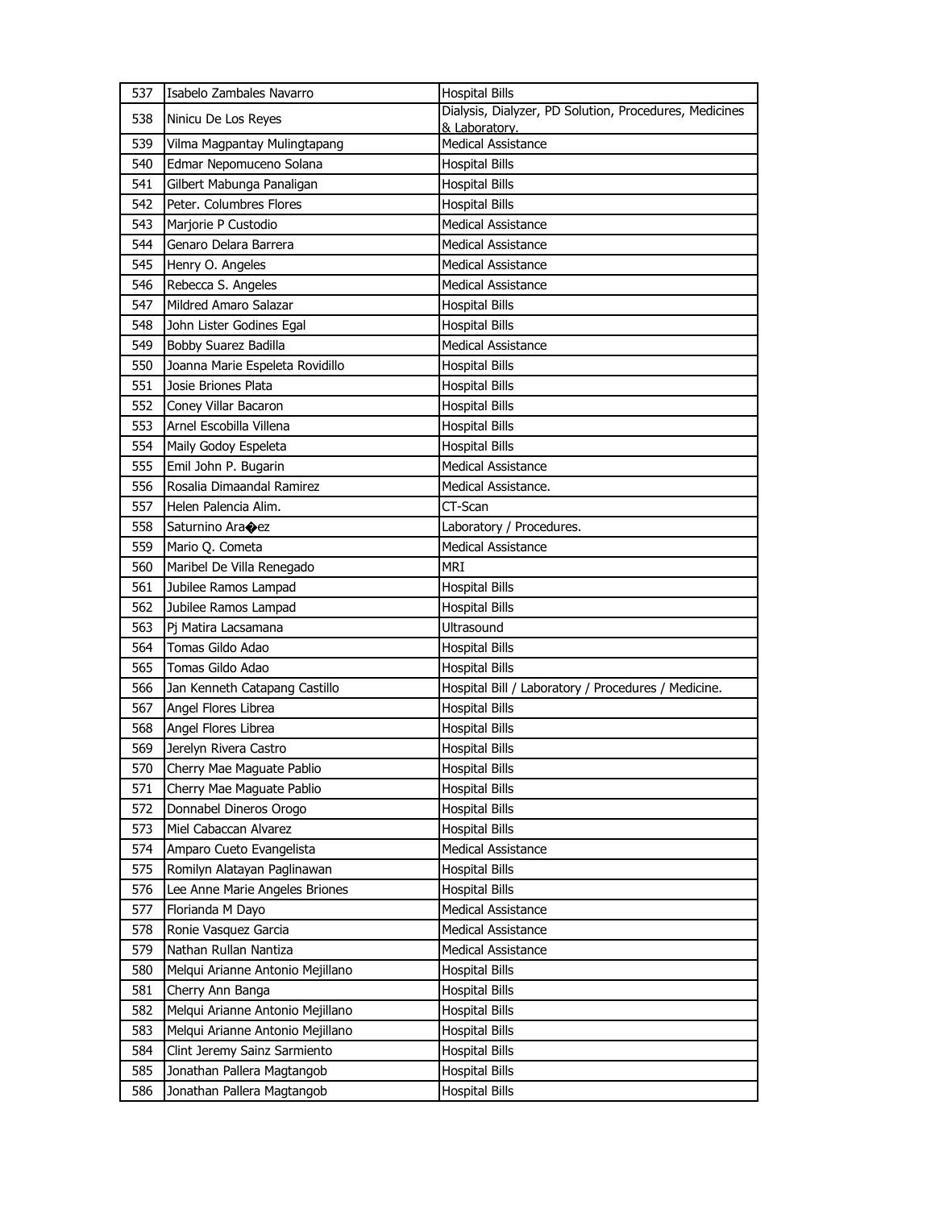| 537 | Isabelo Zambales Navarro | Hospital Bills |
|---|---|---|
| 538 | Ninicu De Los Reyes | Dialysis, Dialyzer, PD Solution, Procedures, Medicines & Laboratory. |
| 539 | Vilma Magpantay Mulingtapang | Medical Assistance |
| 540 | Edmar Nepomuceno Solana | Hospital Bills |
| 541 | Gilbert Mabunga Panaligan | Hospital Bills |
| 542 | Peter. Columbres Flores | Hospital Bills |
| 543 | Marjorie P Custodio | Medical Assistance |
| 544 | Genaro Delara Barrera | Medical Assistance |
| 545 | Henry O. Angeles | Medical Assistance |
| 546 | Rebecca S. Angeles | Medical Assistance |
| 547 | Mildred Amaro Salazar | Hospital Bills |
| 548 | John Lister Godines Egal | Hospital Bills |
| 549 | Bobby Suarez Badilla | Medical Assistance |
| 550 | Joanna Marie Espeleta Rovidillo | Hospital Bills |
| 551 | Josie Briones Plata | Hospital Bills |
| 552 | Coney Villar Bacaron | Hospital Bills |
| 553 | Arnel Escobilla Villena | Hospital Bills |
| 554 | Maily Godoy Espeleta | Hospital Bills |
| 555 | Emil John P. Bugarin | Medical Assistance |
| 556 | Rosalia Dimaandal Ramirez | Medical Assistance. |
| 557 | Helen Palencia Alim. | CT-Scan |
| 558 | Saturnino Ara�ez | Laboratory / Procedures. |
| 559 | Mario Q. Cometa | Medical Assistance |
| 560 | Maribel De Villa Renegado | MRI |
| 561 | Jubilee Ramos Lampad | Hospital Bills |
| 562 | Jubilee Ramos Lampad | Hospital Bills |
| 563 | Pj Matira Lacsamana | Ultrasound |
| 564 | Tomas Gildo Adao | Hospital Bills |
| 565 | Tomas Gildo Adao | Hospital Bills |
| 566 | Jan Kenneth Catapang Castillo | Hospital Bill / Laboratory / Procedures / Medicine. |
| 567 | Angel Flores Librea | Hospital Bills |
| 568 | Angel Flores Librea | Hospital Bills |
| 569 | Jerelyn Rivera Castro | Hospital Bills |
| 570 | Cherry Mae Maguate Pablio | Hospital Bills |
| 571 | Cherry Mae Maguate Pablio | Hospital Bills |
| 572 | Donnabel Dineros Orogo | Hospital Bills |
| 573 | Miel Cabaccan Alvarez | Hospital Bills |
| 574 | Amparo Cueto Evangelista | Medical Assistance |
| 575 | Romilyn Alatayan Paglinawan | Hospital Bills |
| 576 | Lee Anne Marie Angeles Briones | Hospital Bills |
| 577 | Florianda M Dayo | Medical Assistance |
| 578 | Ronie Vasquez Garcia | Medical Assistance |
| 579 | Nathan Rullan Nantiza | Medical Assistance |
| 580 | Melqui Arianne Antonio Mejillano | Hospital Bills |
| 581 | Cherry Ann Banga | Hospital Bills |
| 582 | Melqui Arianne Antonio Mejillano | Hospital Bills |
| 583 | Melqui Arianne Antonio Mejillano | Hospital Bills |
| 584 | Clint Jeremy Sainz Sarmiento | Hospital Bills |
| 585 | Jonathan Pallera Magtangob | Hospital Bills |
| 586 | Jonathan Pallera Magtangob | Hospital Bills |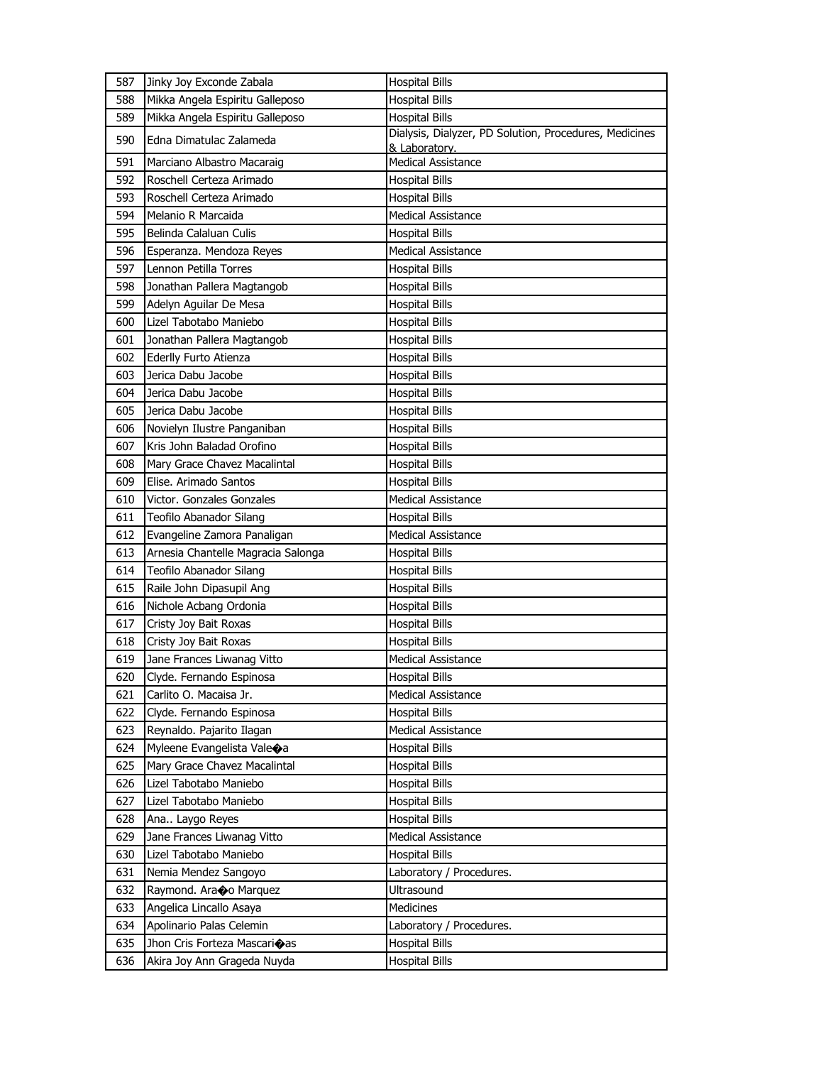| 587 | Jinky Joy Exconde Zabala | Hospital Bills |
|---|---|---|
| 588 | Mikka Angela Espiritu Galleposo | Hospital Bills |
| 589 | Mikka Angela Espiritu Galleposo | Hospital Bills |
| 590 | Edna Dimatulac Zalameda | Dialysis, Dialyzer, PD Solution, Procedures, Medicines & Laboratory. |
| 591 | Marciano Albastro Macaraig | Medical Assistance |
| 592 | Roschell Certeza Arimado | Hospital Bills |
| 593 | Roschell Certeza Arimado | Hospital Bills |
| 594 | Melanio R Marcaida | Medical Assistance |
| 595 | Belinda Calaluan Culis | Hospital Bills |
| 596 | Esperanza. Mendoza Reyes | Medical Assistance |
| 597 | Lennon Petilla Torres | Hospital Bills |
| 598 | Jonathan Pallera Magtangob | Hospital Bills |
| 599 | Adelyn Aguilar De Mesa | Hospital Bills |
| 600 | Lizel Tabotabo Maniebo | Hospital Bills |
| 601 | Jonathan Pallera Magtangob | Hospital Bills |
| 602 | Ederlly Furto Atienza | Hospital Bills |
| 603 | Jerica Dabu Jacobe | Hospital Bills |
| 604 | Jerica Dabu Jacobe | Hospital Bills |
| 605 | Jerica Dabu Jacobe | Hospital Bills |
| 606 | Novielyn Ilustre Panganiban | Hospital Bills |
| 607 | Kris John Baladad Orofino | Hospital Bills |
| 608 | Mary Grace Chavez Macalintal | Hospital Bills |
| 609 | Elise. Arimado Santos | Hospital Bills |
| 610 | Victor. Gonzales Gonzales | Medical Assistance |
| 611 | Teofilo Abanador Silang | Hospital Bills |
| 612 | Evangeline Zamora Panaligan | Medical Assistance |
| 613 | Arnesia Chantelle Magracia Salonga | Hospital Bills |
| 614 | Teofilo Abanador Silang | Hospital Bills |
| 615 | Raile John Dipasupil Ang | Hospital Bills |
| 616 | Nichole Acbang Ordonia | Hospital Bills |
| 617 | Cristy Joy Bait Roxas | Hospital Bills |
| 618 | Cristy Joy Bait Roxas | Hospital Bills |
| 619 | Jane Frances Liwanag Vitto | Medical Assistance |
| 620 | Clyde. Fernando Espinosa | Hospital Bills |
| 621 | Carlito O. Macaisa Jr. | Medical Assistance |
| 622 | Clyde. Fernando Espinosa | Hospital Bills |
| 623 | Reynaldo. Pajarito Ilagan | Medical Assistance |
| 624 | Myleene Evangelista Vale�a | Hospital Bills |
| 625 | Mary Grace Chavez Macalintal | Hospital Bills |
| 626 | Lizel Tabotabo Maniebo | Hospital Bills |
| 627 | Lizel Tabotabo Maniebo | Hospital Bills |
| 628 | Ana.. Laygo Reyes | Hospital Bills |
| 629 | Jane Frances Liwanag Vitto | Medical Assistance |
| 630 | Lizel Tabotabo Maniebo | Hospital Bills |
| 631 | Nemia Mendez Sangoyo | Laboratory / Procedures. |
| 632 | Raymond. Ara�o Marquez | Ultrasound |
| 633 | Angelica Lincallo Asaya | Medicines |
| 634 | Apolinario Palas Celemin | Laboratory / Procedures. |
| 635 | Jhon Cris Forteza Mascari�as | Hospital Bills |
| 636 | Akira Joy Ann Grageda Nuyda | Hospital Bills |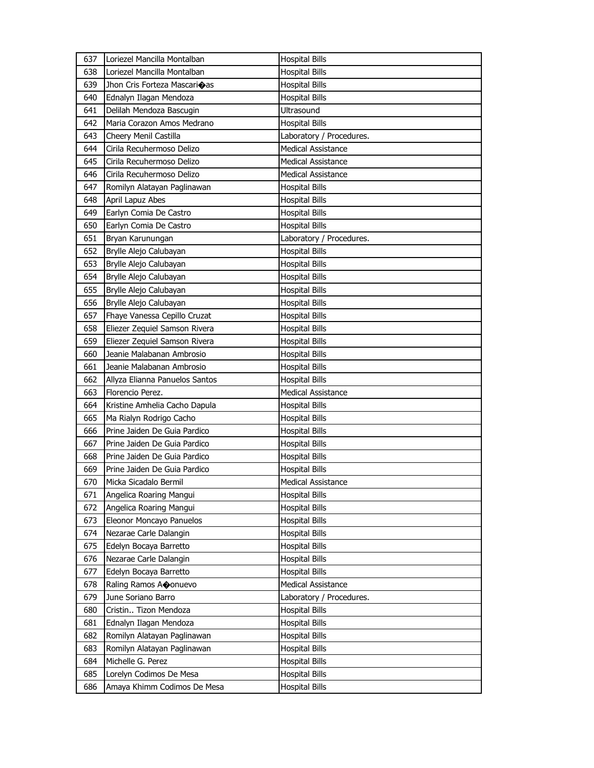| 637 | Loriezel Mancilla Montalban | Hospital Bills |
|---|---|---|
| 638 | Loriezel Mancilla Montalban | Hospital Bills |
| 639 | Jhon Cris Forteza Mascari�as | Hospital Bills |
| 640 | Ednalyn Ilagan Mendoza | Hospital Bills |
| 641 | Delilah Mendoza Bascugin | Ultrasound |
| 642 | Maria Corazon Amos Medrano | Hospital Bills |
| 643 | Cheery Menil Castilla | Laboratory / Procedures. |
| 644 | Cirila Recuhermoso Delizo | Medical Assistance |
| 645 | Cirila Recuhermoso Delizo | Medical Assistance |
| 646 | Cirila Recuhermoso Delizo | Medical Assistance |
| 647 | Romilyn Alatayan Paglinawan | Hospital Bills |
| 648 | April Lapuz Abes | Hospital Bills |
| 649 | Earlyn Comia De Castro | Hospital Bills |
| 650 | Earlyn Comia De Castro | Hospital Bills |
| 651 | Bryan Karunungan | Laboratory / Procedures. |
| 652 | Brylle Alejo Calubayan | Hospital Bills |
| 653 | Brylle Alejo Calubayan | Hospital Bills |
| 654 | Brylle Alejo Calubayan | Hospital Bills |
| 655 | Brylle Alejo Calubayan | Hospital Bills |
| 656 | Brylle Alejo Calubayan | Hospital Bills |
| 657 | Fhaye Vanessa Cepillo Cruzat | Hospital Bills |
| 658 | Eliezer Zequiel Samson Rivera | Hospital Bills |
| 659 | Eliezer Zequiel Samson Rivera | Hospital Bills |
| 660 | Jeanie Malabanan Ambrosio | Hospital Bills |
| 661 | Jeanie Malabanan Ambrosio | Hospital Bills |
| 662 | Allyza Elianna Panuelos Santos | Hospital Bills |
| 663 | Florencio Perez. | Medical Assistance |
| 664 | Kristine Amhelia Cacho Dapula | Hospital Bills |
| 665 | Ma Rialyn Rodrigo Cacho | Hospital Bills |
| 666 | Prine Jaiden De Guia Pardico | Hospital Bills |
| 667 | Prine Jaiden De Guia Pardico | Hospital Bills |
| 668 | Prine Jaiden De Guia Pardico | Hospital Bills |
| 669 | Prine Jaiden De Guia Pardico | Hospital Bills |
| 670 | Micka Sicadalo Bermil | Medical Assistance |
| 671 | Angelica Roaring Mangui | Hospital Bills |
| 672 | Angelica Roaring Mangui | Hospital Bills |
| 673 | Eleonor Moncayo Panuelos | Hospital Bills |
| 674 | Nezarae Carle Dalangin | Hospital Bills |
| 675 | Edelyn Bocaya Barretto | Hospital Bills |
| 676 | Nezarae Carle Dalangin | Hospital Bills |
| 677 | Edelyn Bocaya Barretto | Hospital Bills |
| 678 | Raling Ramos A�onuevo | Medical Assistance |
| 679 | June Soriano Barro | Laboratory / Procedures. |
| 680 | Cristin.. Tizon Mendoza | Hospital Bills |
| 681 | Ednalyn Ilagan Mendoza | Hospital Bills |
| 682 | Romilyn Alatayan Paglinawan | Hospital Bills |
| 683 | Romilyn Alatayan Paglinawan | Hospital Bills |
| 684 | Michelle G. Perez | Hospital Bills |
| 685 | Lorelyn Codimos De Mesa | Hospital Bills |
| 686 | Amaya Khimm Codimos De Mesa | Hospital Bills |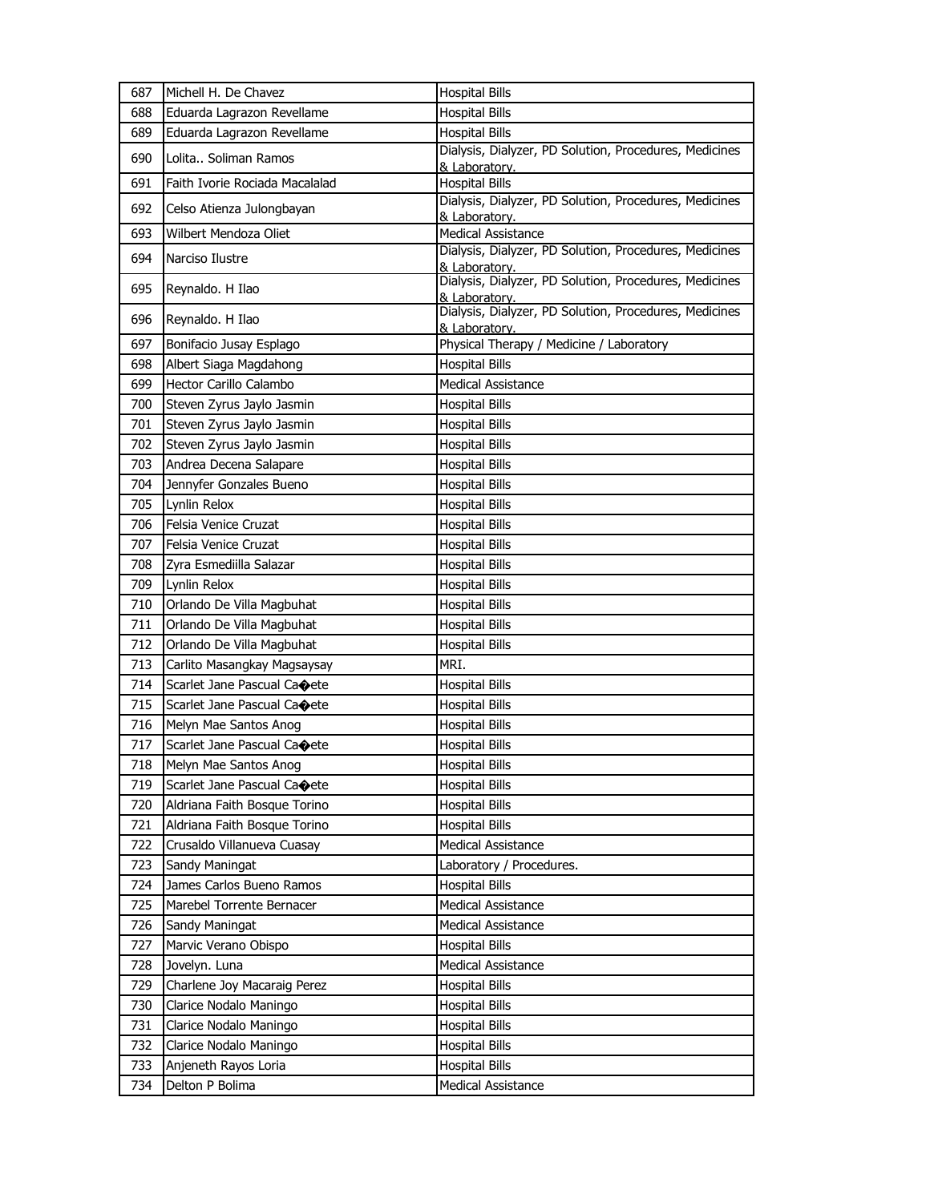| 687 | Michell H. De Chavez | Hospital Bills |
|---|---|---|
| 688 | Eduarda Lagrazon Revellame | Hospital Bills |
| 689 | Eduarda Lagrazon Revellame | Hospital Bills |
| 690 | Lolita.. Soliman Ramos | Dialysis, Dialyzer, PD Solution, Procedures, Medicines & Laboratory. |
| 691 | Faith Ivorie Rociada Macalalad | Hospital Bills |
| 692 | Celso Atienza Julongbayan | Dialysis, Dialyzer, PD Solution, Procedures, Medicines & Laboratory. |
| 693 | Wilbert Mendoza Oliet | Medical Assistance |
| 694 | Narciso Ilustre | Dialysis, Dialyzer, PD Solution, Procedures, Medicines & Laboratory. |
| 695 | Reynaldo. H Ilao | Dialysis, Dialyzer, PD Solution, Procedures, Medicines & Laboratory. |
| 696 | Reynaldo. H Ilao | Dialysis, Dialyzer, PD Solution, Procedures, Medicines & Laboratory. |
| 697 | Bonifacio Jusay Esplago | Physical Therapy / Medicine / Laboratory |
| 698 | Albert Siaga Magdahong | Hospital Bills |
| 699 | Hector Carillo Calambo | Medical Assistance |
| 700 | Steven Zyrus Jaylo Jasmin | Hospital Bills |
| 701 | Steven Zyrus Jaylo Jasmin | Hospital Bills |
| 702 | Steven Zyrus Jaylo Jasmin | Hospital Bills |
| 703 | Andrea Decena Salapare | Hospital Bills |
| 704 | Jennyfer Gonzales Bueno | Hospital Bills |
| 705 | Lynlin Relox | Hospital Bills |
| 706 | Felsia Venice Cruzat | Hospital Bills |
| 707 | Felsia Venice Cruzat | Hospital Bills |
| 708 | Zyra Esmediilla Salazar | Hospital Bills |
| 709 | Lynlin Relox | Hospital Bills |
| 710 | Orlando De Villa Magbuhat | Hospital Bills |
| 711 | Orlando De Villa Magbuhat | Hospital Bills |
| 712 | Orlando De Villa Magbuhat | Hospital Bills |
| 713 | Carlito Masangkay Magsaysay | MRI. |
| 714 | Scarlet Jane Pascual Ca�ete | Hospital Bills |
| 715 | Scarlet Jane Pascual Ca�ete | Hospital Bills |
| 716 | Melyn Mae Santos Anog | Hospital Bills |
| 717 | Scarlet Jane Pascual Ca�ete | Hospital Bills |
| 718 | Melyn Mae Santos Anog | Hospital Bills |
| 719 | Scarlet Jane Pascual Ca�ete | Hospital Bills |
| 720 | Aldriana Faith Bosque Torino | Hospital Bills |
| 721 | Aldriana Faith Bosque Torino | Hospital Bills |
| 722 | Crusaldo Villanueva Cuasay | Medical Assistance |
| 723 | Sandy Maningat | Laboratory / Procedures. |
| 724 | James Carlos Bueno Ramos | Hospital Bills |
| 725 | Marebel Torrente Bernacer | Medical Assistance |
| 726 | Sandy Maningat | Medical Assistance |
| 727 | Marvic Verano Obispo | Hospital Bills |
| 728 | Jovelyn. Luna | Medical Assistance |
| 729 | Charlene Joy Macaraig Perez | Hospital Bills |
| 730 | Clarice Nodalo Maningo | Hospital Bills |
| 731 | Clarice Nodalo Maningo | Hospital Bills |
| 732 | Clarice Nodalo Maningo | Hospital Bills |
| 733 | Anjeneth Rayos Loria | Hospital Bills |
| 734 | Delton P Bolima | Medical Assistance |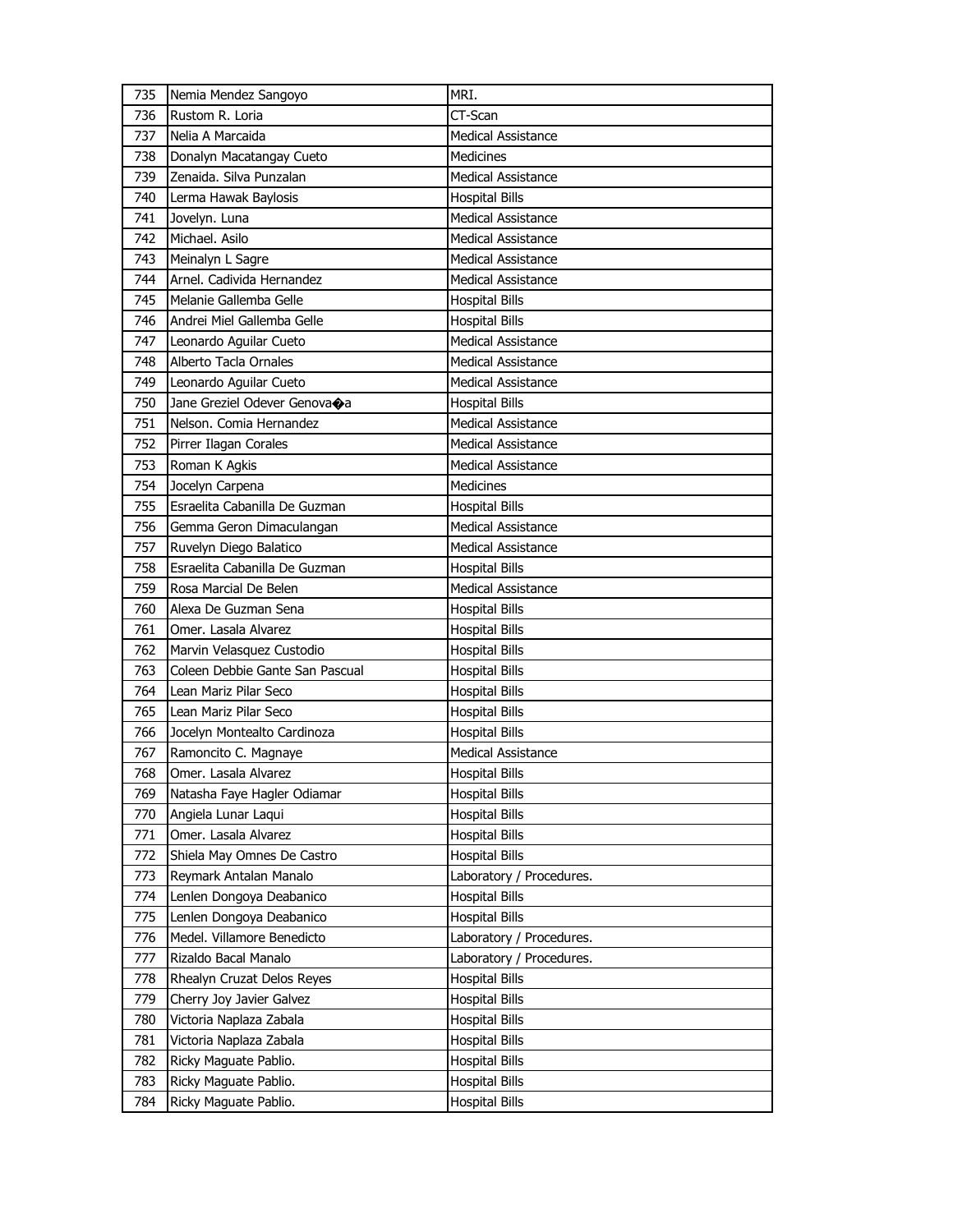| 735 | Nemia Mendez Sangoyo | MRI. |
|---|---|---|
| 736 | Rustom R. Loria | CT-Scan |
| 737 | Nelia A Marcaida | Medical Assistance |
| 738 | Donalyn Macatangay Cueto | Medicines |
| 739 | Zenaida. Silva Punzalan | Medical Assistance |
| 740 | Lerma Hawak Baylosis | Hospital Bills |
| 741 | Jovelyn. Luna | Medical Assistance |
| 742 | Michael. Asilo | Medical Assistance |
| 743 | Meinalyn L Sagre | Medical Assistance |
| 744 | Arnel. Cadivida Hernandez | Medical Assistance |
| 745 | Melanie Gallemba Gelle | Hospital Bills |
| 746 | Andrei Miel Gallemba Gelle | Hospital Bills |
| 747 | Leonardo Aguilar Cueto | Medical Assistance |
| 748 | Alberto Tacla Ornales | Medical Assistance |
| 749 | Leonardo Aguilar Cueto | Medical Assistance |
| 750 | Jane Greziel Odever Genova�a | Hospital Bills |
| 751 | Nelson. Comia Hernandez | Medical Assistance |
| 752 | Pirrer Ilagan Corales | Medical Assistance |
| 753 | Roman K Agkis | Medical Assistance |
| 754 | Jocelyn Carpena | Medicines |
| 755 | Esraelita Cabanilla De Guzman | Hospital Bills |
| 756 | Gemma Geron Dimaculangan | Medical Assistance |
| 757 | Ruvelyn Diego Balatico | Medical Assistance |
| 758 | Esraelita Cabanilla De Guzman | Hospital Bills |
| 759 | Rosa Marcial De Belen | Medical Assistance |
| 760 | Alexa De Guzman Sena | Hospital Bills |
| 761 | Omer. Lasala Alvarez | Hospital Bills |
| 762 | Marvin Velasquez Custodio | Hospital Bills |
| 763 | Coleen Debbie Gante San Pascual | Hospital Bills |
| 764 | Lean Mariz Pilar Seco | Hospital Bills |
| 765 | Lean Mariz Pilar Seco | Hospital Bills |
| 766 | Jocelyn Montealto Cardinoza | Hospital Bills |
| 767 | Ramoncito C. Magnaye | Medical Assistance |
| 768 | Omer. Lasala Alvarez | Hospital Bills |
| 769 | Natasha Faye Hagler Odiamar | Hospital Bills |
| 770 | Angiela Lunar Laqui | Hospital Bills |
| 771 | Omer. Lasala Alvarez | Hospital Bills |
| 772 | Shiela May Omnes De Castro | Hospital Bills |
| 773 | Reymark Antalan Manalo | Laboratory / Procedures. |
| 774 | Lenlen Dongoya Deabanico | Hospital Bills |
| 775 | Lenlen Dongoya Deabanico | Hospital Bills |
| 776 | Medel. Villamore Benedicto | Laboratory / Procedures. |
| 777 | Rizaldo Bacal Manalo | Laboratory / Procedures. |
| 778 | Rhealyn Cruzat Delos Reyes | Hospital Bills |
| 779 | Cherry Joy Javier Galvez | Hospital Bills |
| 780 | Victoria Naplaza Zabala | Hospital Bills |
| 781 | Victoria Naplaza Zabala | Hospital Bills |
| 782 | Ricky Maguate Pablio. | Hospital Bills |
| 783 | Ricky Maguate Pablio. | Hospital Bills |
| 784 | Ricky Maguate Pablio. | Hospital Bills |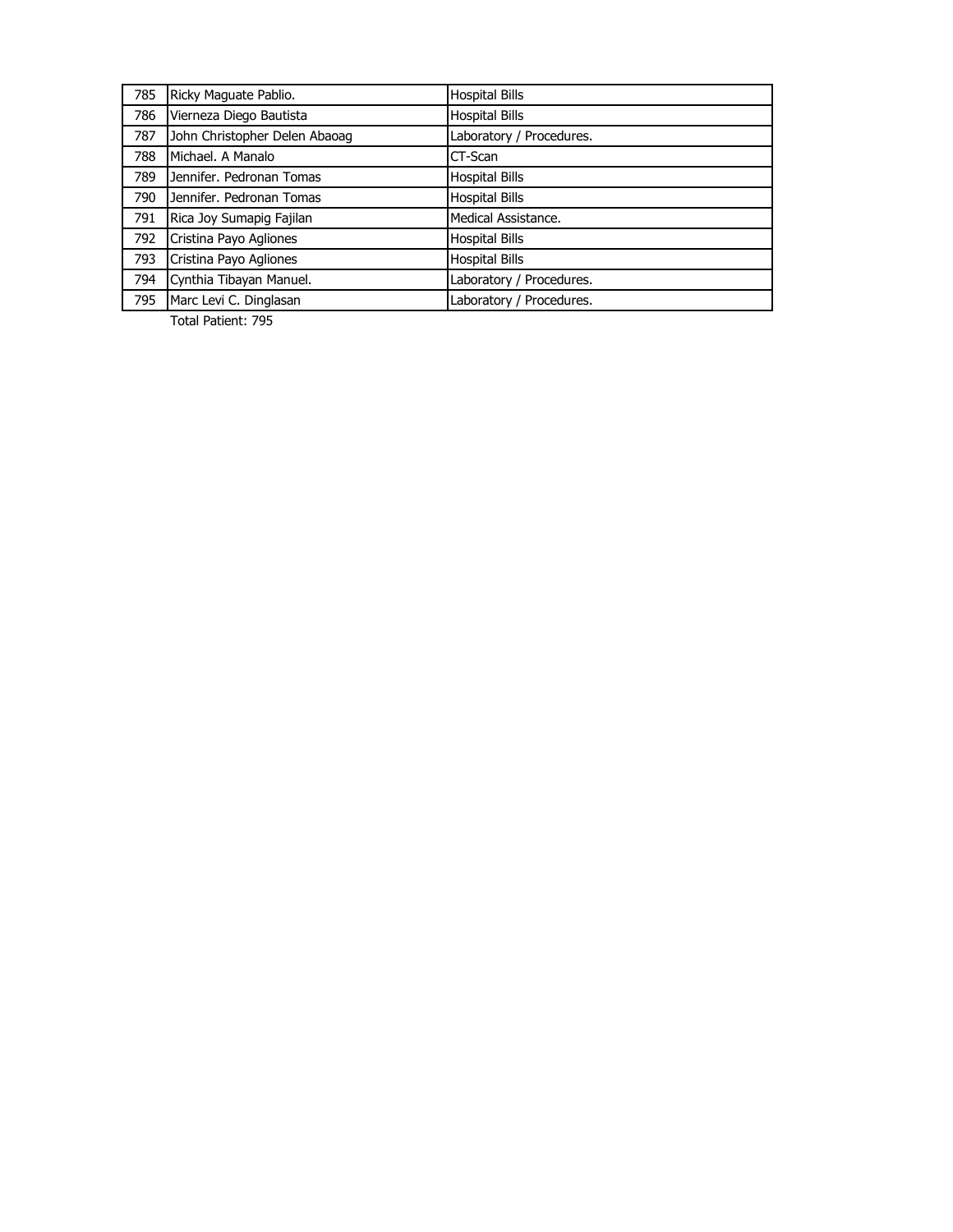| | | |
|---|---|---|
| 785 | Ricky Maguate Pablio. | Hospital Bills |
| 786 | Vierneza Diego Bautista | Hospital Bills |
| 787 | John Christopher Delen Abaoag | Laboratory / Procedures. |
| 788 | Michael. A Manalo | CT-Scan |
| 789 | Jennifer. Pedronan Tomas | Hospital Bills |
| 790 | Jennifer. Pedronan Tomas | Hospital Bills |
| 791 | Rica Joy Sumapig Fajilan | Medical Assistance. |
| 792 | Cristina Payo Agliones | Hospital Bills |
| 793 | Cristina Payo Agliones | Hospital Bills |
| 794 | Cynthia Tibayan Manuel. | Laboratory / Procedures. |
| 795 | Marc Levi C. Dinglasan | Laboratory / Procedures. |

Total Patient: 795